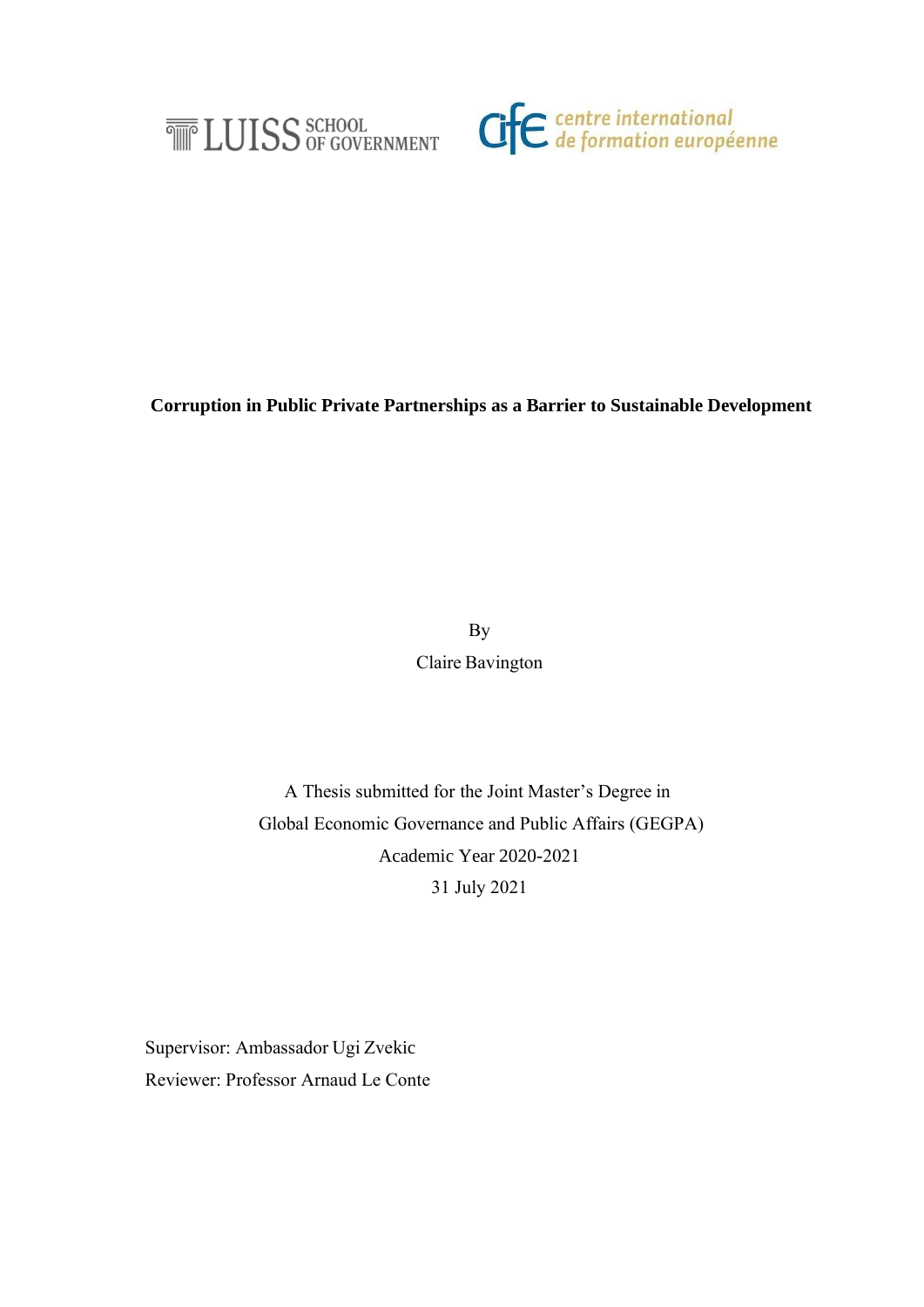LUISS SCHOOL OF GOVERNMENT

centre international de formation européenne

**Corruption in Public Private Partnerships as a Barrier to Sustainable Development**

By

Claire Bavington

A Thesis submitted for the Joint Master's Degree in
Global Economic Governance and Public Affairs (GEGPA)
Academic Year 2020-2021
31 July 2021

Supervisor: Ambassador Ugi Zvekic
Reviewer: Professor Arnaud Le Conte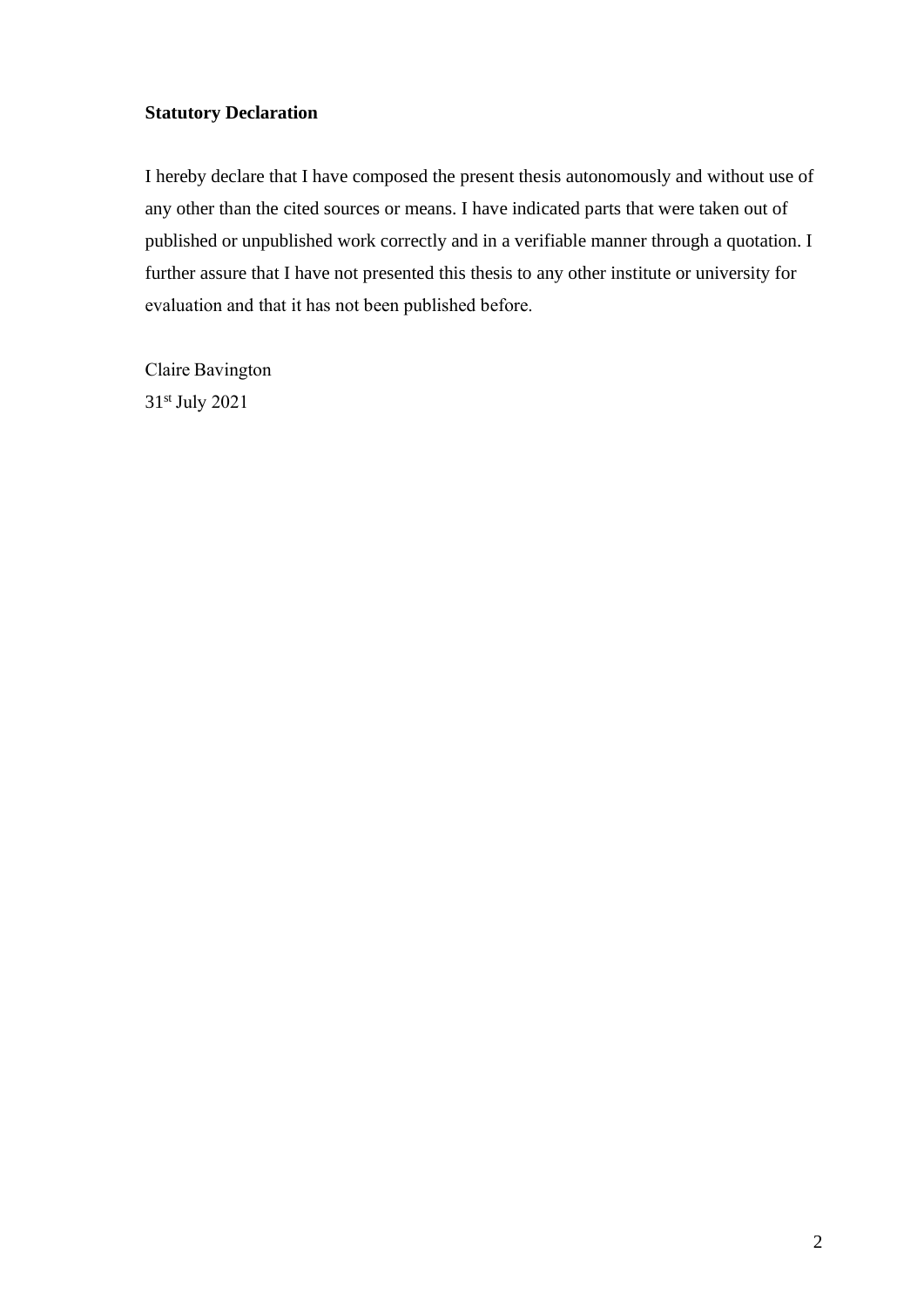**Statutory Declaration**

I hereby declare that I have composed the present thesis autonomously and without use of any other than the cited sources or means. I have indicated parts that were taken out of published or unpublished work correctly and in a verifiable manner through a quotation. I further assure that I have not presented this thesis to any other institute or university for evaluation and that it has not been published before.

Claire Bavington
31st July 2021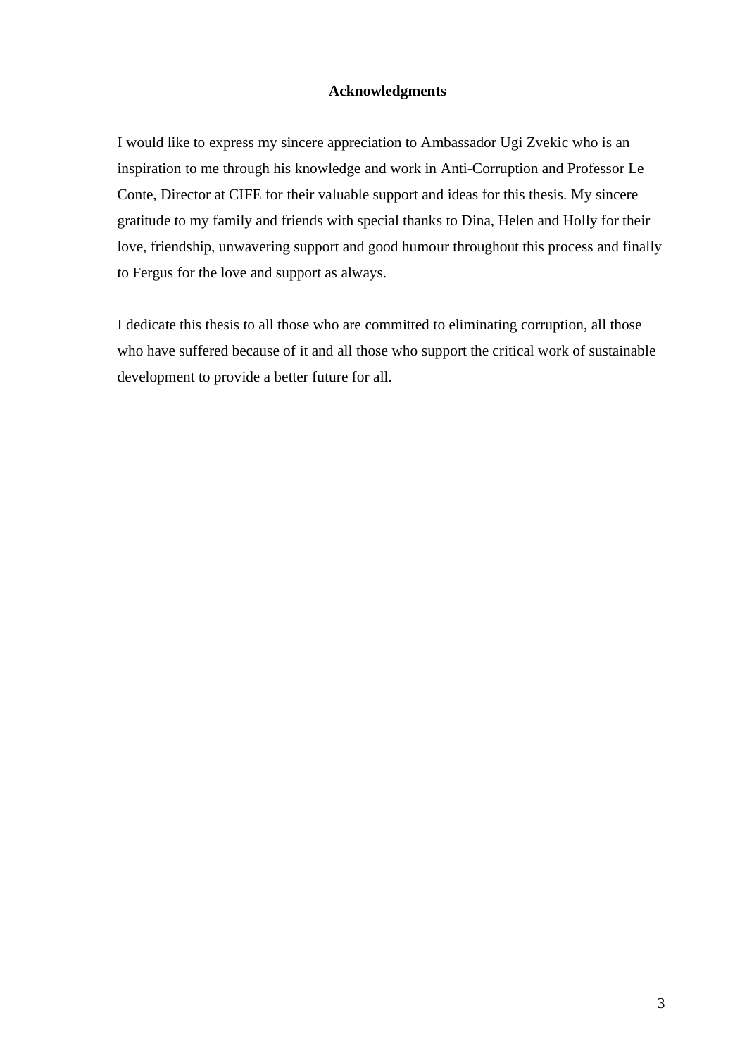## Acknowledgments

I would like to express my sincere appreciation to Ambassador Ugi Zvekic who is an inspiration to me through his knowledge and work in Anti-Corruption and Professor Le Conte, Director at CIFE for their valuable support and ideas for this thesis. My sincere gratitude to my family and friends with special thanks to Dina, Helen and Holly for their love, friendship, unwavering support and good humour throughout this process and finally to Fergus for the love and support as always.

I dedicate this thesis to all those who are committed to eliminating corruption, all those who have suffered because of it and all those who support the critical work of sustainable development to provide a better future for all.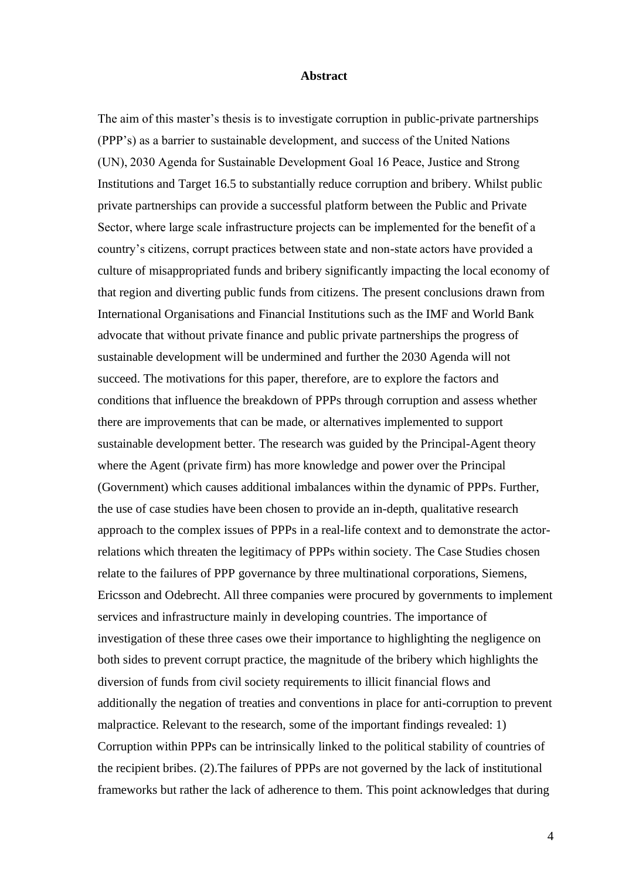# Abstract

The aim of this master's thesis is to investigate corruption in public-private partnerships (PPP's) as a barrier to sustainable development, and success of the United Nations (UN), 2030 Agenda for Sustainable Development Goal 16 Peace, Justice and Strong Institutions and Target 16.5 to substantially reduce corruption and bribery. Whilst public private partnerships can provide a successful platform between the Public and Private Sector, where large scale infrastructure projects can be implemented for the benefit of a country's citizens, corrupt practices between state and non-state actors have provided a culture of misappropriated funds and bribery significantly impacting the local economy of that region and diverting public funds from citizens. The present conclusions drawn from International Organisations and Financial Institutions such as the IMF and World Bank advocate that without private finance and public private partnerships the progress of sustainable development will be undermined and further the 2030 Agenda will not succeed. The motivations for this paper, therefore, are to explore the factors and conditions that influence the breakdown of PPPs through corruption and assess whether there are improvements that can be made, or alternatives implemented to support sustainable development better. The research was guided by the Principal-Agent theory where the Agent (private firm) has more knowledge and power over the Principal (Government) which causes additional imbalances within the dynamic of PPPs. Further, the use of case studies have been chosen to provide an in-depth, qualitative research approach to the complex issues of PPPs in a real-life context and to demonstrate the actor-relations which threaten the legitimacy of PPPs within society. The Case Studies chosen relate to the failures of PPP governance by three multinational corporations, Siemens, Ericsson and Odebrecht. All three companies were procured by governments to implement services and infrastructure mainly in developing countries. The importance of investigation of these three cases owe their importance to highlighting the negligence on both sides to prevent corrupt practice, the magnitude of the bribery which highlights the diversion of funds from civil society requirements to illicit financial flows and additionally the negation of treaties and conventions in place for anti-corruption to prevent malpractice. Relevant to the research, some of the important findings revealed: 1) Corruption within PPPs can be intrinsically linked to the political stability of countries of the recipient bribes. (2).The failures of PPPs are not governed by the lack of institutional frameworks but rather the lack of adherence to them. This point acknowledges that during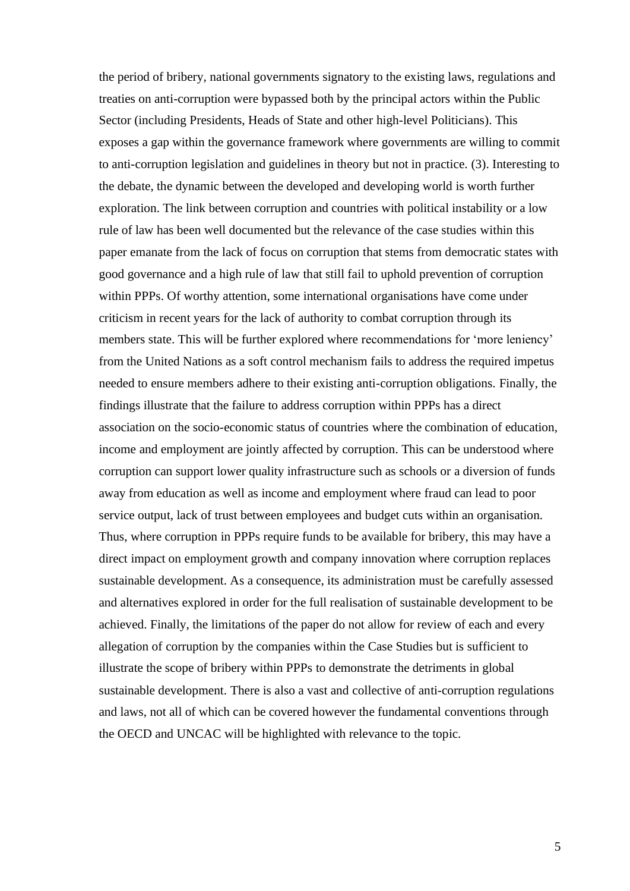the period of bribery, national governments signatory to the existing laws, regulations and treaties on anti-corruption were bypassed both by the principal actors within the Public Sector (including Presidents, Heads of State and other high-level Politicians). This exposes a gap within the governance framework where governments are willing to commit to anti-corruption legislation and guidelines in theory but not in practice. (3). Interesting to the debate, the dynamic between the developed and developing world is worth further exploration. The link between corruption and countries with political instability or a low rule of law has been well documented but the relevance of the case studies within this paper emanate from the lack of focus on corruption that stems from democratic states with good governance and a high rule of law that still fail to uphold prevention of corruption within PPPs. Of worthy attention, some international organisations have come under criticism in recent years for the lack of authority to combat corruption through its members state. This will be further explored where recommendations for 'more leniency' from the United Nations as a soft control mechanism fails to address the required impetus needed to ensure members adhere to their existing anti-corruption obligations. Finally, the findings illustrate that the failure to address corruption within PPPs has a direct association on the socio-economic status of countries where the combination of education, income and employment are jointly affected by corruption. This can be understood where corruption can support lower quality infrastructure such as schools or a diversion of funds away from education as well as income and employment where fraud can lead to poor service output, lack of trust between employees and budget cuts within an organisation. Thus, where corruption in PPPs require funds to be available for bribery, this may have a direct impact on employment growth and company innovation where corruption replaces sustainable development. As a consequence, its administration must be carefully assessed and alternatives explored in order for the full realisation of sustainable development to be achieved. Finally, the limitations of the paper do not allow for review of each and every allegation of corruption by the companies within the Case Studies but is sufficient to illustrate the scope of bribery within PPPs to demonstrate the detriments in global sustainable development. There is also a vast and collective of anti-corruption regulations and laws, not all of which can be covered however the fundamental conventions through the OECD and UNCAC will be highlighted with relevance to the topic.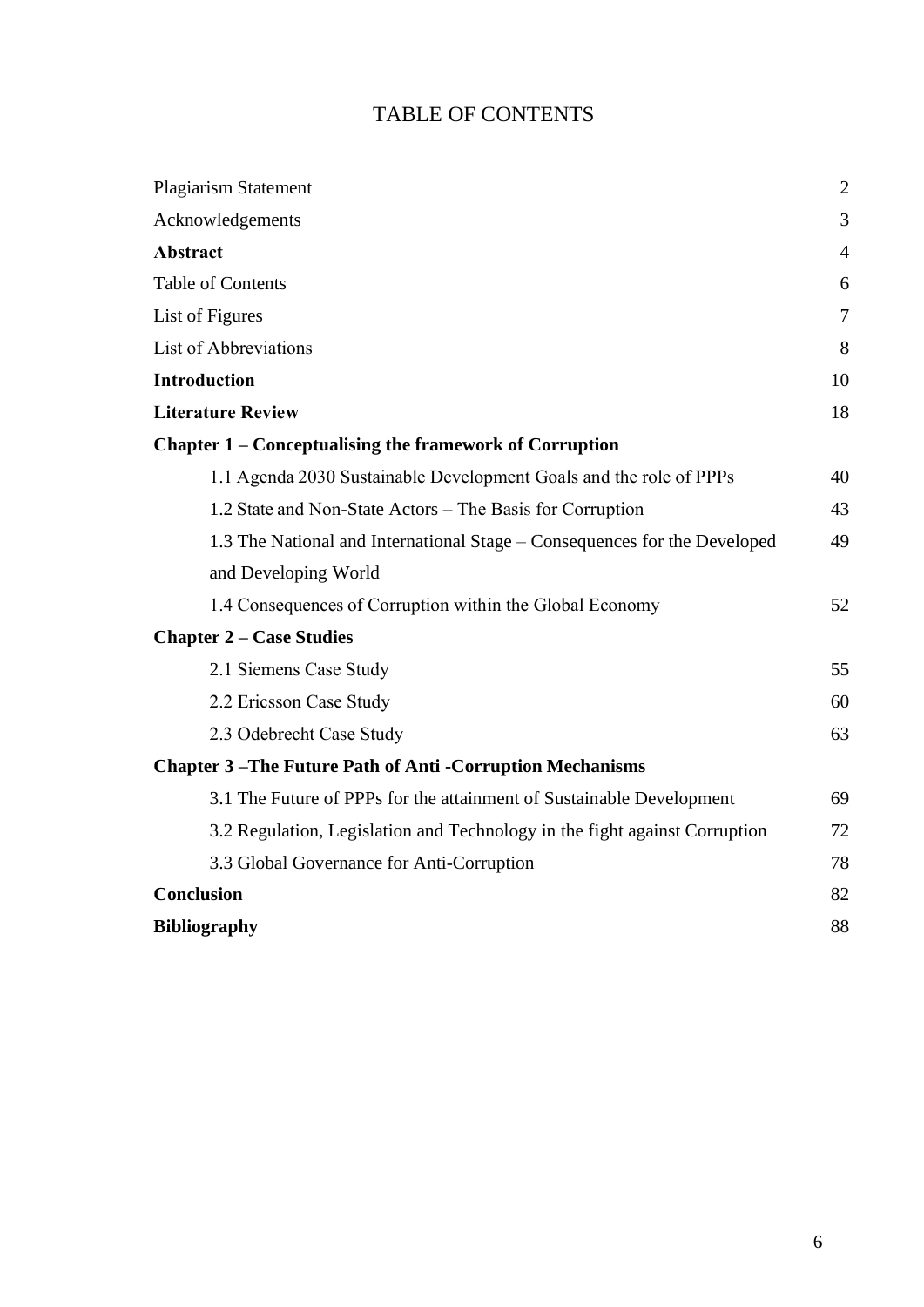# TABLE OF CONTENTS

| | |
|---|---|
| Plagiarism Statement | 2 |
| Acknowledgements | 3 |
| **Abstract** | 4 |
| Table of Contents | 6 |
| List of Figures | 7 |
| List of Abbreviations | 8 |
| **Introduction** | 10 |
| **Literature Review** | 18 |
| **Chapter 1 – Conceptualising the framework of Corruption** | |
| 1.1 Agenda 2030 Sustainable Development Goals and the role of PPPs | 40 |
| 1.2 State and Non-State Actors – The Basis for Corruption | 43 |
| 1.3 The National and International Stage – Consequences for the Developed and Developing World | 49 |
| 1.4 Consequences of Corruption within the Global Economy | 52 |
| **Chapter 2 – Case Studies** | |
| 2.1 Siemens Case Study | 55 |
| 2.2 Ericsson Case Study | 60 |
| 2.3 Odebrecht Case Study | 63 |
| **Chapter 3 –The Future Path of Anti -Corruption Mechanisms** | |
| 3.1 The Future of PPPs for the attainment of Sustainable Development | 69 |
| 3.2 Regulation, Legislation and Technology in the fight against Corruption | 72 |
| 3.3 Global Governance for Anti-Corruption | 78 |
| **Conclusion** | 82 |
| **Bibliography** | 88 |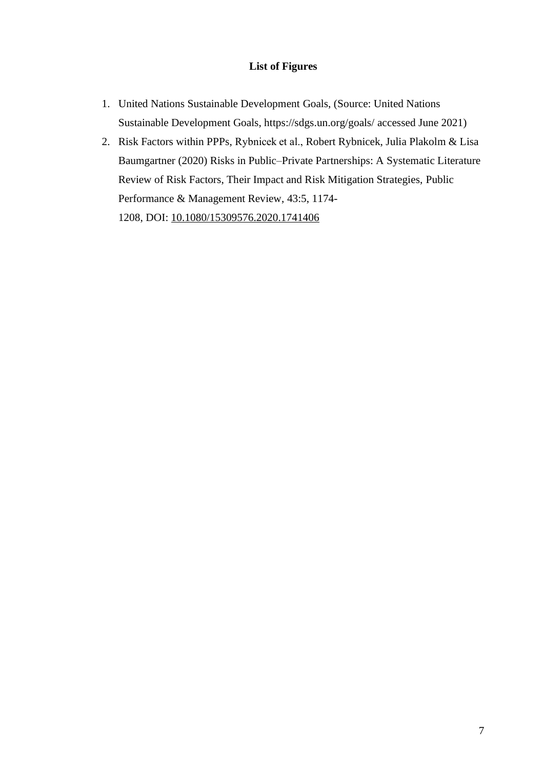**List of Figures**

1. United Nations Sustainable Development Goals, (Source: United Nations Sustainable Development Goals, https://sdgs.un.org/goals/ accessed June 2021)
2. Risk Factors within PPPs, Rybnicek et al., Robert Rybnicek, Julia Plakolm & Lisa Baumgartner (2020) Risks in Public–Private Partnerships: A Systematic Literature Review of Risk Factors, Their Impact and Risk Mitigation Strategies, Public Performance & Management Review, 43:5, 1174-1208, DOI: 10.1080/15309576.2020.1741406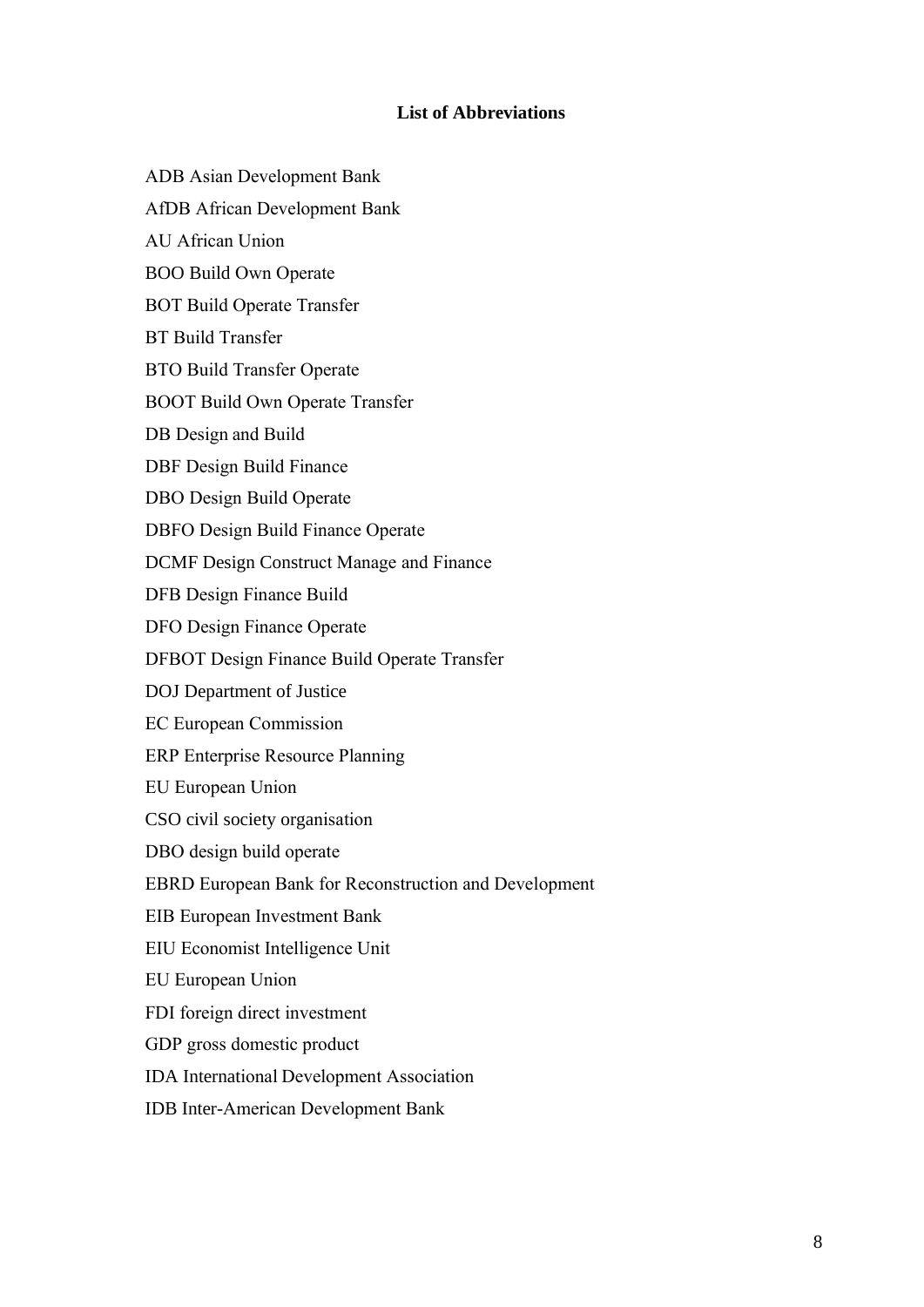**List of Abbreviations**

ADB Asian Development Bank

AfDB African Development Bank

AU African Union

BOO Build Own Operate

BOT Build Operate Transfer

BT Build Transfer

BTO Build Transfer Operate

BOOT Build Own Operate Transfer

DB Design and Build

DBF Design Build Finance

DBO Design Build Operate

DBFO Design Build Finance Operate

DCMF Design Construct Manage and Finance

DFB Design Finance Build

DFO Design Finance Operate

DFBOT Design Finance Build Operate Transfer

DOJ Department of Justice

EC European Commission

ERP Enterprise Resource Planning

EU European Union

CSO civil society organisation

DBO design build operate

EBRD European Bank for Reconstruction and Development

EIB European Investment Bank

EIU Economist Intelligence Unit

EU European Union

FDI foreign direct investment

GDP gross domestic product

IDA International Development Association

IDB Inter-American Development Bank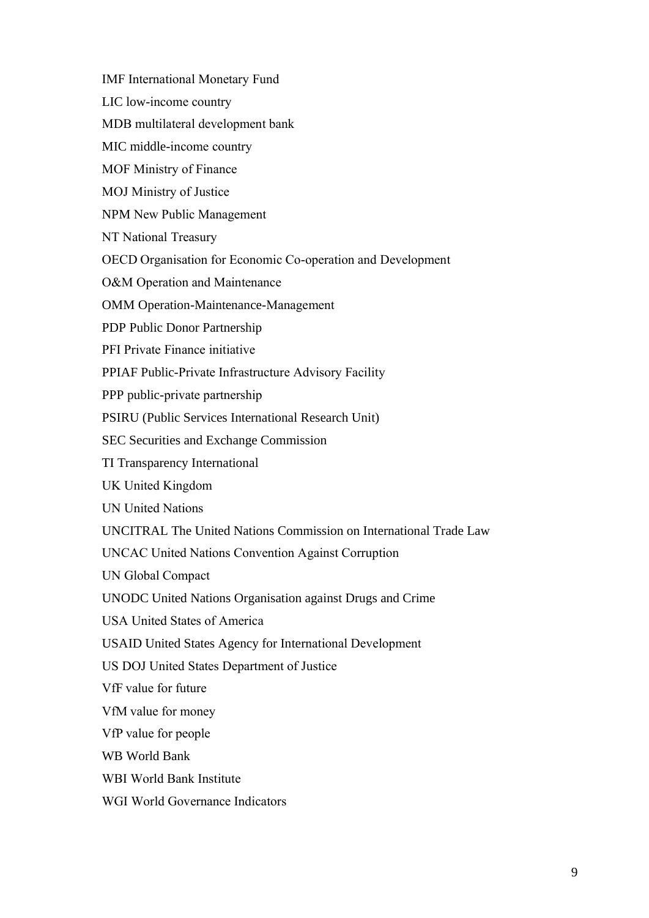IMF International Monetary Fund

LIC low-income country

MDB multilateral development bank

MIC middle-income country

MOF Ministry of Finance

MOJ Ministry of Justice

NPM New Public Management

NT National Treasury

OECD Organisation for Economic Co-operation and Development

O&M Operation and Maintenance

OMM Operation-Maintenance-Management

PDP Public Donor Partnership

PFI Private Finance initiative

PPIAF Public-Private Infrastructure Advisory Facility

PPP public-private partnership

PSIRU (Public Services International Research Unit)

SEC Securities and Exchange Commission

TI Transparency International

UK United Kingdom

UN United Nations

UNCITRAL The United Nations Commission on International Trade Law

UNCAC United Nations Convention Against Corruption

UN Global Compact

UNODC United Nations Organisation against Drugs and Crime

USA United States of America

USAID United States Agency for International Development

US DOJ United States Department of Justice

VfF value for future

VfM value for money

VfP value for people

WB World Bank

WBI World Bank Institute

WGI World Governance Indicators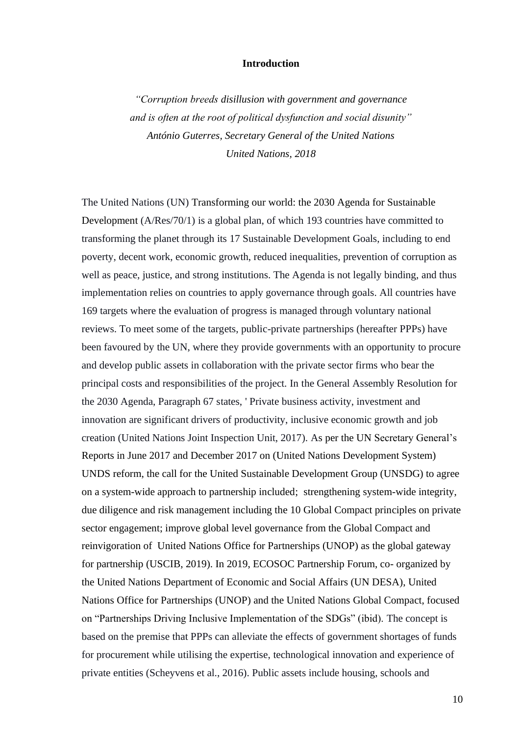# Introduction

*"Corruption breeds disillusion with government and governance and is often at the root of political dysfunction and social disunity"*
*António Guterres, Secretary General of the United Nations*
*United Nations, 2018*

The United Nations (UN) Transforming our world: the 2030 Agenda for Sustainable Development (A/Res/70/1) is a global plan, of which 193 countries have committed to transforming the planet through its 17 Sustainable Development Goals, including to end poverty, decent work, economic growth, reduced inequalities, prevention of corruption as well as peace, justice, and strong institutions. The Agenda is not legally binding, and thus implementation relies on countries to apply governance through goals. All countries have 169 targets where the evaluation of progress is managed through voluntary national reviews. To meet some of the targets, public-private partnerships (hereafter PPPs) have been favoured by the UN, where they provide governments with an opportunity to procure and develop public assets in collaboration with the private sector firms who bear the principal costs and responsibilities of the project. In the General Assembly Resolution for the 2030 Agenda, Paragraph 67 states, ' Private business activity, investment and innovation are significant drivers of productivity, inclusive economic growth and job creation (United Nations Joint Inspection Unit, 2017). As per the UN Secretary General's Reports in June 2017 and December 2017 on (United Nations Development System) UNDS reform, the call for the United Sustainable Development Group (UNSDG) to agree on a system-wide approach to partnership included; strengthening system-wide integrity, due diligence and risk management including the 10 Global Compact principles on private sector engagement; improve global level governance from the Global Compact and reinvigoration of United Nations Office for Partnerships (UNOP) as the global gateway for partnership (USCIB, 2019). In 2019, ECOSOC Partnership Forum, co- organized by the United Nations Department of Economic and Social Affairs (UN DESA), United Nations Office for Partnerships (UNOP) and the United Nations Global Compact, focused on "Partnerships Driving Inclusive Implementation of the SDGs" (ibid). The concept is based on the premise that PPPs can alleviate the effects of government shortages of funds for procurement while utilising the expertise, technological innovation and experience of private entities (Scheyvens et al., 2016). Public assets include housing, schools and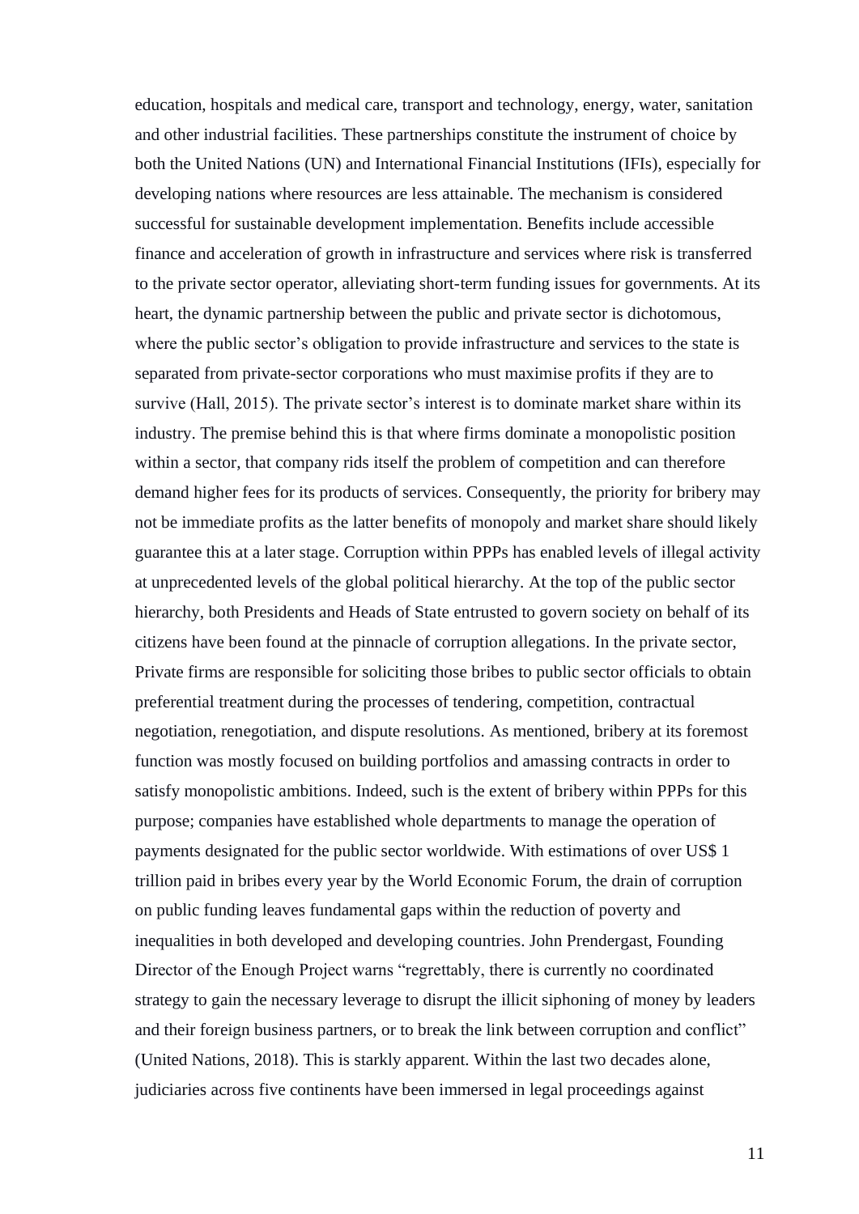education, hospitals and medical care, transport and technology, energy, water, sanitation and other industrial facilities. These partnerships constitute the instrument of choice by both the United Nations (UN) and International Financial Institutions (IFIs), especially for developing nations where resources are less attainable. The mechanism is considered successful for sustainable development implementation. Benefits include accessible finance and acceleration of growth in infrastructure and services where risk is transferred to the private sector operator, alleviating short-term funding issues for governments. At its heart, the dynamic partnership between the public and private sector is dichotomous, where the public sector's obligation to provide infrastructure and services to the state is separated from private-sector corporations who must maximise profits if they are to survive (Hall, 2015). The private sector's interest is to dominate market share within its industry. The premise behind this is that where firms dominate a monopolistic position within a sector, that company rids itself the problem of competition and can therefore demand higher fees for its products of services. Consequently, the priority for bribery may not be immediate profits as the latter benefits of monopoly and market share should likely guarantee this at a later stage. Corruption within PPPs has enabled levels of illegal activity at unprecedented levels of the global political hierarchy. At the top of the public sector hierarchy, both Presidents and Heads of State entrusted to govern society on behalf of its citizens have been found at the pinnacle of corruption allegations. In the private sector, Private firms are responsible for soliciting those bribes to public sector officials to obtain preferential treatment during the processes of tendering, competition, contractual negotiation, renegotiation, and dispute resolutions. As mentioned, bribery at its foremost function was mostly focused on building portfolios and amassing contracts in order to satisfy monopolistic ambitions. Indeed, such is the extent of bribery within PPPs for this purpose; companies have established whole departments to manage the operation of payments designated for the public sector worldwide. With estimations of over US$ 1 trillion paid in bribes every year by the World Economic Forum, the drain of corruption on public funding leaves fundamental gaps within the reduction of poverty and inequalities in both developed and developing countries. John Prendergast, Founding Director of the Enough Project warns "regrettably, there is currently no coordinated strategy to gain the necessary leverage to disrupt the illicit siphoning of money by leaders and their foreign business partners, or to break the link between corruption and conflict" (United Nations, 2018). This is starkly apparent. Within the last two decades alone, judiciaries across five continents have been immersed in legal proceedings against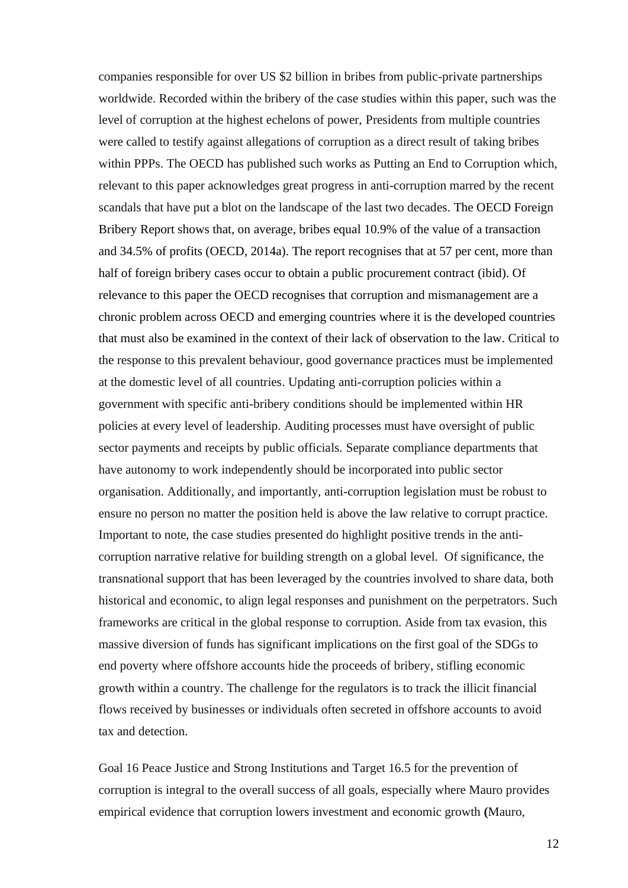companies responsible for over US $2 billion in bribes from public-private partnerships worldwide. Recorded within the bribery of the case studies within this paper, such was the level of corruption at the highest echelons of power, Presidents from multiple countries were called to testify against allegations of corruption as a direct result of taking bribes within PPPs. The OECD has published such works as Putting an End to Corruption which, relevant to this paper acknowledges great progress in anti-corruption marred by the recent scandals that have put a blot on the landscape of the last two decades. The OECD Foreign Bribery Report shows that, on average, bribes equal 10.9% of the value of a transaction and 34.5% of profits (OECD, 2014a). The report recognises that at 57 per cent, more than half of foreign bribery cases occur to obtain a public procurement contract (ibid). Of relevance to this paper the OECD recognises that corruption and mismanagement are a chronic problem across OECD and emerging countries where it is the developed countries that must also be examined in the context of their lack of observation to the law. Critical to the response to this prevalent behaviour, good governance practices must be implemented at the domestic level of all countries. Updating anti-corruption policies within a government with specific anti-bribery conditions should be implemented within HR policies at every level of leadership. Auditing processes must have oversight of public sector payments and receipts by public officials. Separate compliance departments that have autonomy to work independently should be incorporated into public sector organisation. Additionally, and importantly, anti-corruption legislation must be robust to ensure no person no matter the position held is above the law relative to corrupt practice. Important to note, the case studies presented do highlight positive trends in the anti-corruption narrative relative for building strength on a global level. Of significance, the transnational support that has been leveraged by the countries involved to share data, both historical and economic, to align legal responses and punishment on the perpetrators. Such frameworks are critical in the global response to corruption. Aside from tax evasion, this massive diversion of funds has significant implications on the first goal of the SDGs to end poverty where offshore accounts hide the proceeds of bribery, stifling economic growth within a country. The challenge for the regulators is to track the illicit financial flows received by businesses or individuals often secreted in offshore accounts to avoid tax and detection.

Goal 16 Peace Justice and Strong Institutions and Target 16.5 for the prevention of corruption is integral to the overall success of all goals, especially where Mauro provides empirical evidence that corruption lowers investment and economic growth **(**Mauro,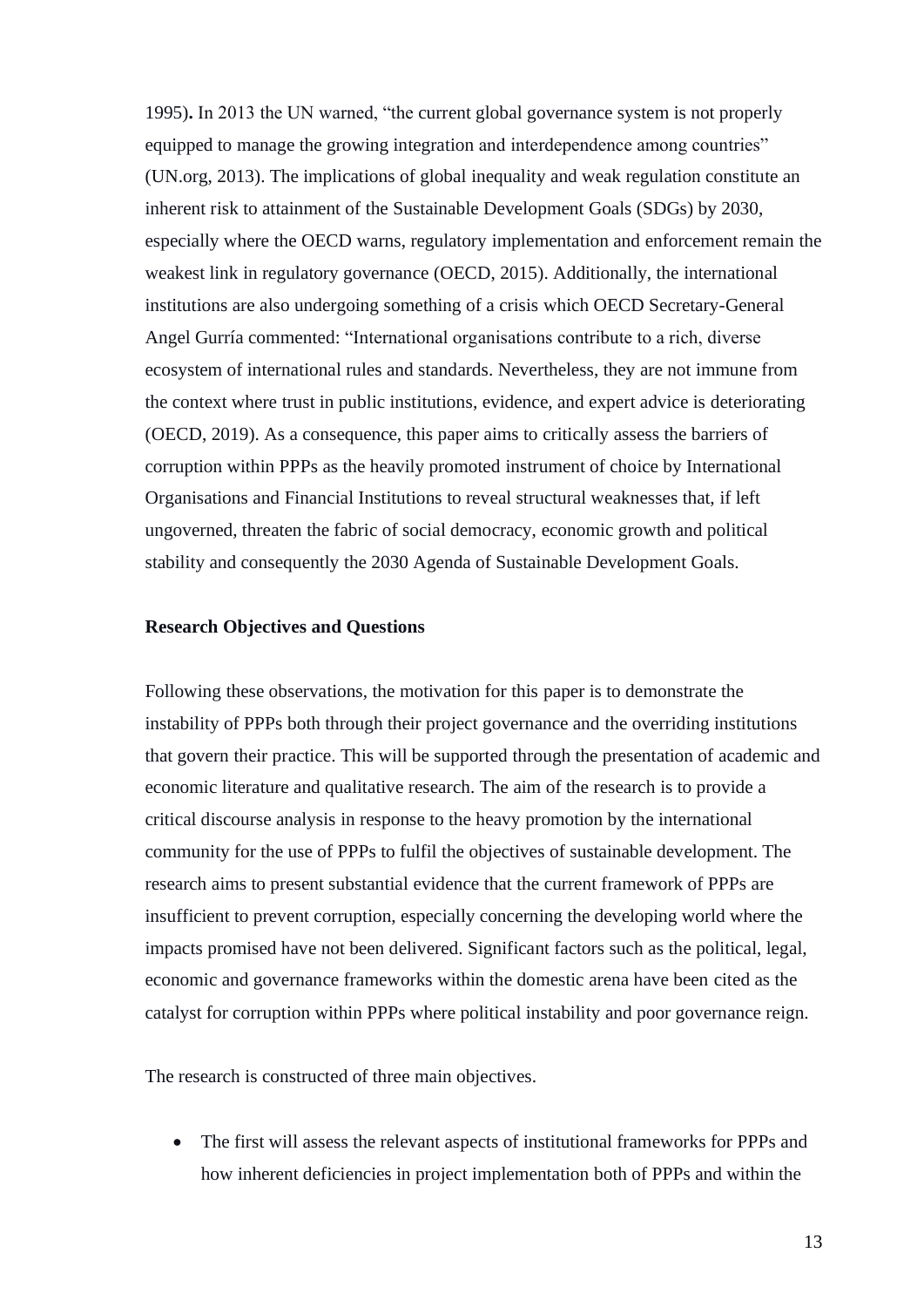1995)**.** In 2013 the UN warned, "the current global governance system is not properly equipped to manage the growing integration and interdependence among countries" (UN.org, 2013). The implications of global inequality and weak regulation constitute an inherent risk to attainment of the Sustainable Development Goals (SDGs) by 2030, especially where the OECD warns, regulatory implementation and enforcement remain the weakest link in regulatory governance (OECD, 2015). Additionally, the international institutions are also undergoing something of a crisis which OECD Secretary-General Angel Gurría commented: "International organisations contribute to a rich, diverse ecosystem of international rules and standards. Nevertheless, they are not immune from the context where trust in public institutions, evidence, and expert advice is deteriorating (OECD, 2019). As a consequence, this paper aims to critically assess the barriers of corruption within PPPs as the heavily promoted instrument of choice by International Organisations and Financial Institutions to reveal structural weaknesses that, if left ungoverned, threaten the fabric of social democracy, economic growth and political stability and consequently the 2030 Agenda of Sustainable Development Goals.

**Research Objectives and Questions**

Following these observations, the motivation for this paper is to demonstrate the instability of PPPs both through their project governance and the overriding institutions that govern their practice. This will be supported through the presentation of academic and economic literature and qualitative research. The aim of the research is to provide a critical discourse analysis in response to the heavy promotion by the international community for the use of PPPs to fulfil the objectives of sustainable development. The research aims to present substantial evidence that the current framework of PPPs are insufficient to prevent corruption, especially concerning the developing world where the impacts promised have not been delivered. Significant factors such as the political, legal, economic and governance frameworks within the domestic arena have been cited as the catalyst for corruption within PPPs where political instability and poor governance reign.

The research is constructed of three main objectives.

- The first will assess the relevant aspects of institutional frameworks for PPPs and how inherent deficiencies in project implementation both of PPPs and within the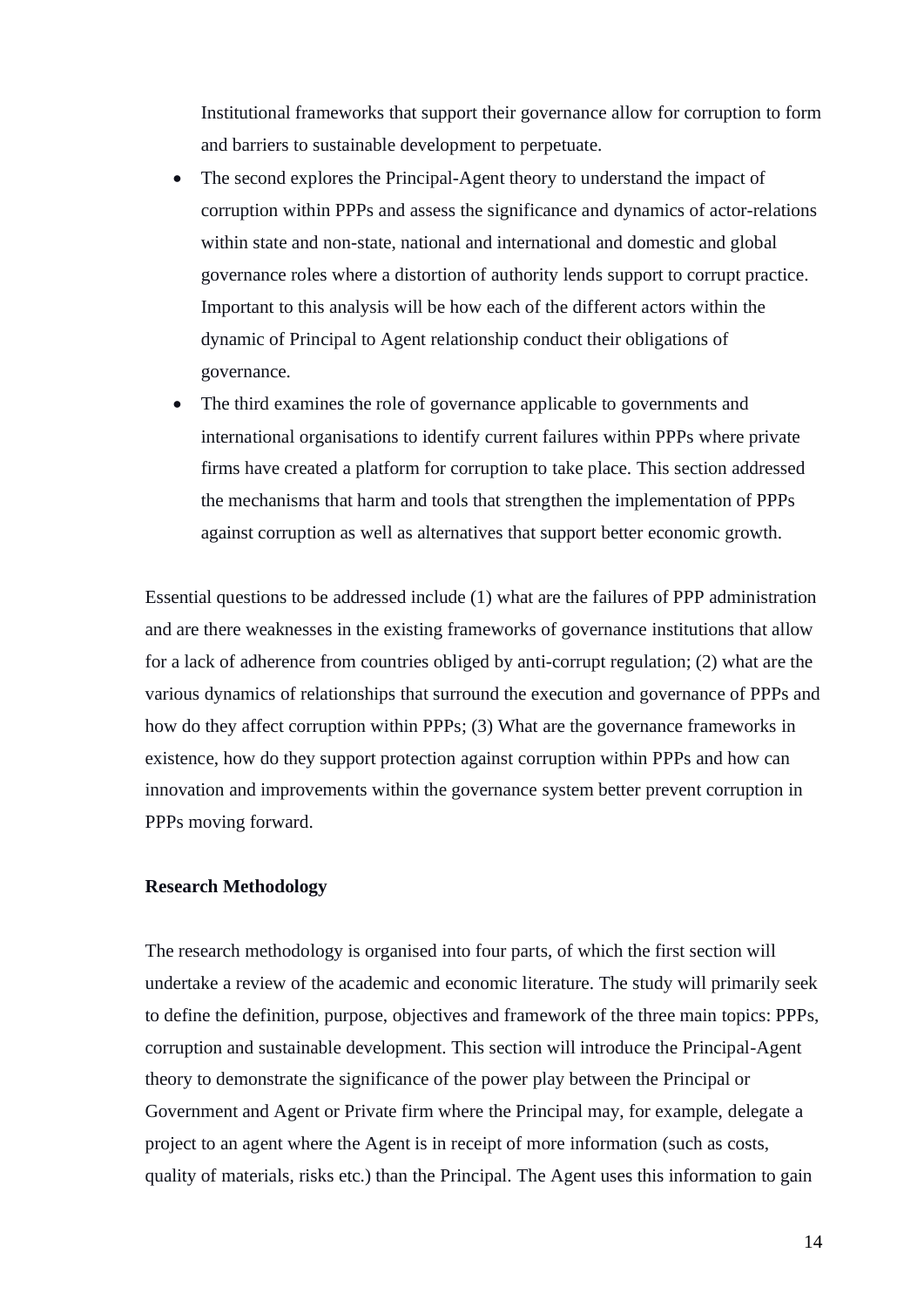Institutional frameworks that support their governance allow for corruption to form and barriers to sustainable development to perpetuate.

- The second explores the Principal-Agent theory to understand the impact of corruption within PPPs and assess the significance and dynamics of actor-relations within state and non-state, national and international and domestic and global governance roles where a distortion of authority lends support to corrupt practice. Important to this analysis will be how each of the different actors within the dynamic of Principal to Agent relationship conduct their obligations of governance.
- The third examines the role of governance applicable to governments and international organisations to identify current failures within PPPs where private firms have created a platform for corruption to take place. This section addressed the mechanisms that harm and tools that strengthen the implementation of PPPs against corruption as well as alternatives that support better economic growth.

Essential questions to be addressed include (1) what are the failures of PPP administration and are there weaknesses in the existing frameworks of governance institutions that allow for a lack of adherence from countries obliged by anti-corrupt regulation; (2) what are the various dynamics of relationships that surround the execution and governance of PPPs and how do they affect corruption within PPPs; (3) What are the governance frameworks in existence, how do they support protection against corruption within PPPs and how can innovation and improvements within the governance system better prevent corruption in PPPs moving forward.

**Research Methodology**

The research methodology is organised into four parts, of which the first section will undertake a review of the academic and economic literature. The study will primarily seek to define the definition, purpose, objectives and framework of the three main topics: PPPs, corruption and sustainable development. This section will introduce the Principal-Agent theory to demonstrate the significance of the power play between the Principal or Government and Agent or Private firm where the Principal may, for example, delegate a project to an agent where the Agent is in receipt of more information (such as costs, quality of materials, risks etc.) than the Principal. The Agent uses this information to gain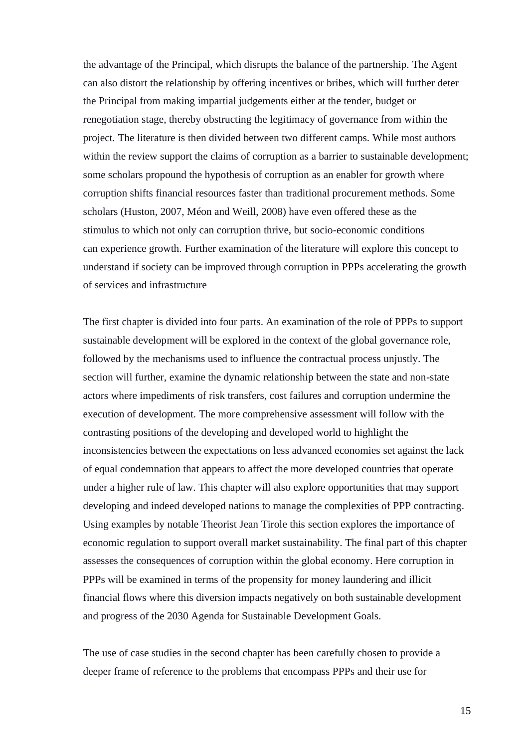the advantage of the Principal, which disrupts the balance of the partnership. The Agent can also distort the relationship by offering incentives or bribes, which will further deter the Principal from making impartial judgements either at the tender, budget or renegotiation stage, thereby obstructing the legitimacy of governance from within the project. The literature is then divided between two different camps. While most authors within the review support the claims of corruption as a barrier to sustainable development; some scholars propound the hypothesis of corruption as an enabler for growth where corruption shifts financial resources faster than traditional procurement methods. Some scholars (Huston, 2007, Méon and Weill, 2008) have even offered these as the stimulus to which not only can corruption thrive, but socio-economic conditions can experience growth. Further examination of the literature will explore this concept to understand if society can be improved through corruption in PPPs accelerating the growth of services and infrastructure

The first chapter is divided into four parts. An examination of the role of PPPs to support sustainable development will be explored in the context of the global governance role, followed by the mechanisms used to influence the contractual process unjustly. The section will further, examine the dynamic relationship between the state and non-state actors where impediments of risk transfers, cost failures and corruption undermine the execution of development. The more comprehensive assessment will follow with the contrasting positions of the developing and developed world to highlight the inconsistencies between the expectations on less advanced economies set against the lack of equal condemnation that appears to affect the more developed countries that operate under a higher rule of law. This chapter will also explore opportunities that may support developing and indeed developed nations to manage the complexities of PPP contracting. Using examples by notable Theorist Jean Tirole this section explores the importance of economic regulation to support overall market sustainability. The final part of this chapter assesses the consequences of corruption within the global economy. Here corruption in PPPs will be examined in terms of the propensity for money laundering and illicit financial flows where this diversion impacts negatively on both sustainable development and progress of the 2030 Agenda for Sustainable Development Goals.

The use of case studies in the second chapter has been carefully chosen to provide a deeper frame of reference to the problems that encompass PPPs and their use for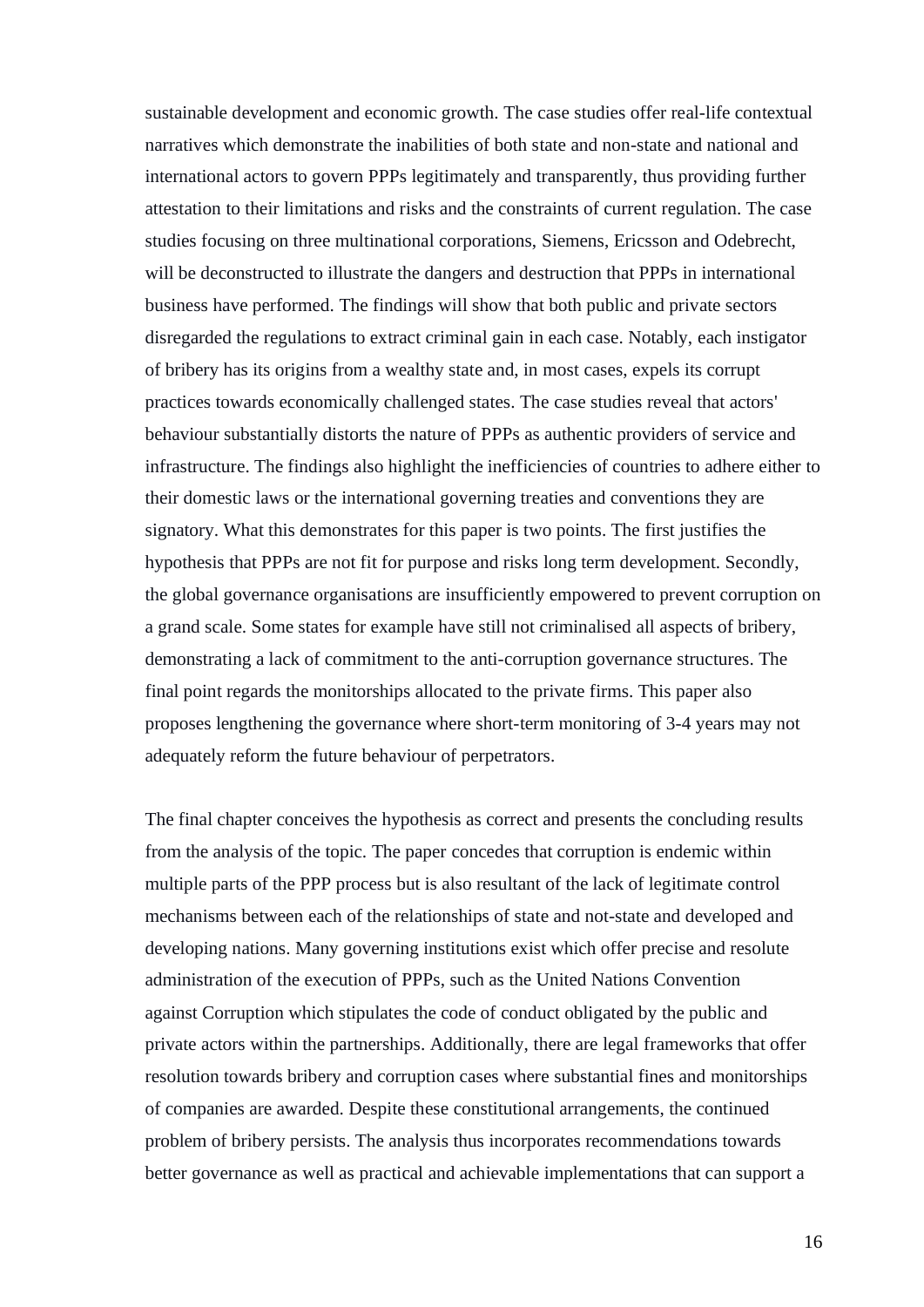sustainable development and economic growth. The case studies offer real-life contextual narratives which demonstrate the inabilities of both state and non-state and national and international actors to govern PPPs legitimately and transparently, thus providing further attestation to their limitations and risks and the constraints of current regulation. The case studies focusing on three multinational corporations, Siemens, Ericsson and Odebrecht, will be deconstructed to illustrate the dangers and destruction that PPPs in international business have performed. The findings will show that both public and private sectors disregarded the regulations to extract criminal gain in each case. Notably, each instigator of bribery has its origins from a wealthy state and, in most cases, expels its corrupt practices towards economically challenged states. The case studies reveal that actors' behaviour substantially distorts the nature of PPPs as authentic providers of service and infrastructure. The findings also highlight the inefficiencies of countries to adhere either to their domestic laws or the international governing treaties and conventions they are signatory. What this demonstrates for this paper is two points. The first justifies the hypothesis that PPPs are not fit for purpose and risks long term development. Secondly, the global governance organisations are insufficiently empowered to prevent corruption on a grand scale. Some states for example have still not criminalised all aspects of bribery, demonstrating a lack of commitment to the anti-corruption governance structures. The final point regards the monitorships allocated to the private firms. This paper also proposes lengthening the governance where short-term monitoring of 3-4 years may not adequately reform the future behaviour of perpetrators.

The final chapter conceives the hypothesis as correct and presents the concluding results from the analysis of the topic. The paper concedes that corruption is endemic within multiple parts of the PPP process but is also resultant of the lack of legitimate control mechanisms between each of the relationships of state and not-state and developed and developing nations. Many governing institutions exist which offer precise and resolute administration of the execution of PPPs, such as the United Nations Convention against Corruption which stipulates the code of conduct obligated by the public and private actors within the partnerships. Additionally, there are legal frameworks that offer resolution towards bribery and corruption cases where substantial fines and monitorships of companies are awarded. Despite these constitutional arrangements, the continued problem of bribery persists. The analysis thus incorporates recommendations towards better governance as well as practical and achievable implementations that can support a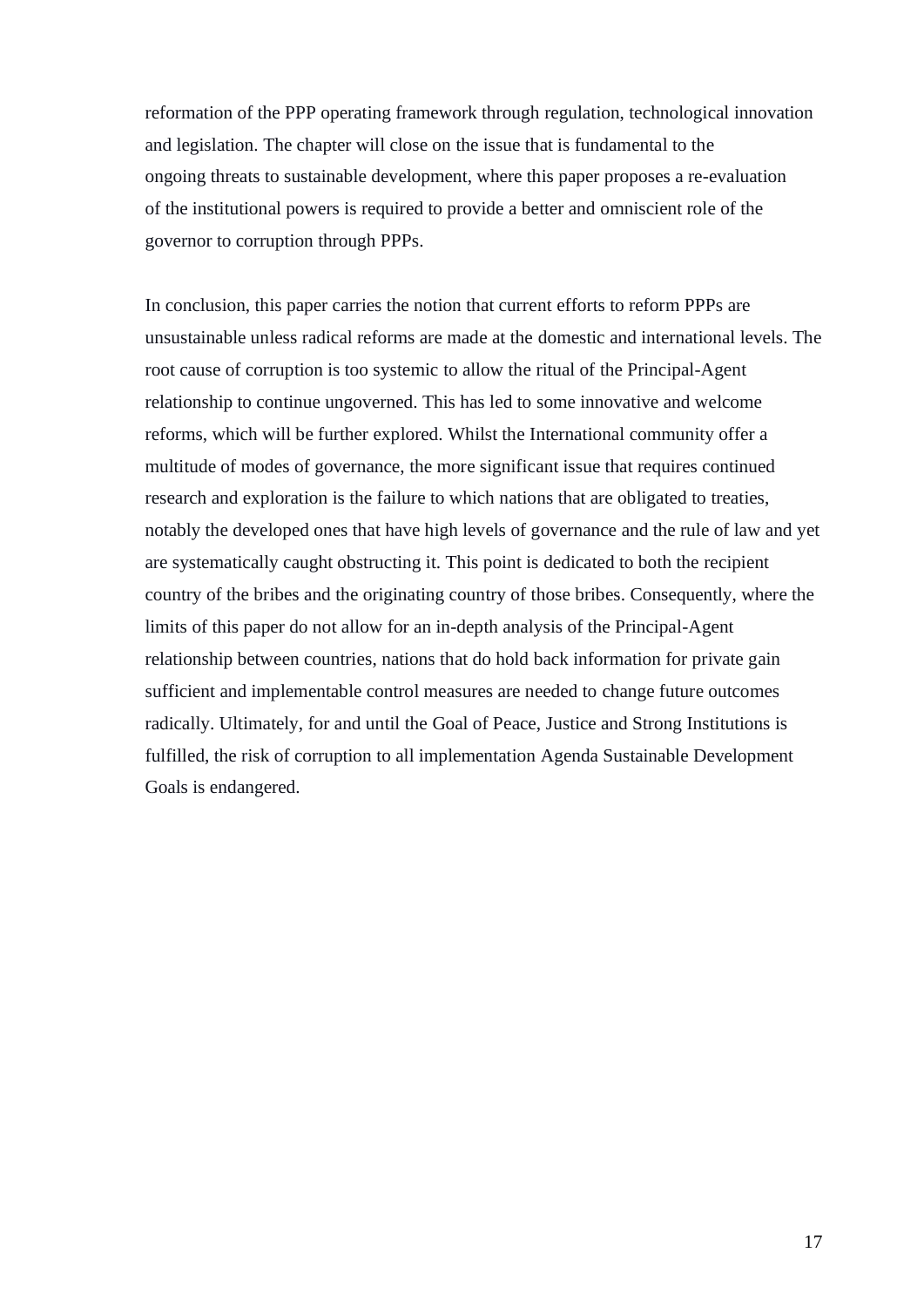reformation of the PPP operating framework through regulation, technological innovation and legislation. The chapter will close on the issue that is fundamental to the ongoing threats to sustainable development, where this paper proposes a re-evaluation of the institutional powers is required to provide a better and omniscient role of the governor to corruption through PPPs.

In conclusion, this paper carries the notion that current efforts to reform PPPs are unsustainable unless radical reforms are made at the domestic and international levels. The root cause of corruption is too systemic to allow the ritual of the Principal-Agent relationship to continue ungoverned. This has led to some innovative and welcome reforms, which will be further explored. Whilst the International community offer a multitude of modes of governance, the more significant issue that requires continued research and exploration is the failure to which nations that are obligated to treaties, notably the developed ones that have high levels of governance and the rule of law and yet are systematically caught obstructing it. This point is dedicated to both the recipient country of the bribes and the originating country of those bribes. Consequently, where the limits of this paper do not allow for an in-depth analysis of the Principal-Agent relationship between countries, nations that do hold back information for private gain sufficient and implementable control measures are needed to change future outcomes radically. Ultimately, for and until the Goal of Peace, Justice and Strong Institutions is fulfilled, the risk of corruption to all implementation Agenda Sustainable Development Goals is endangered.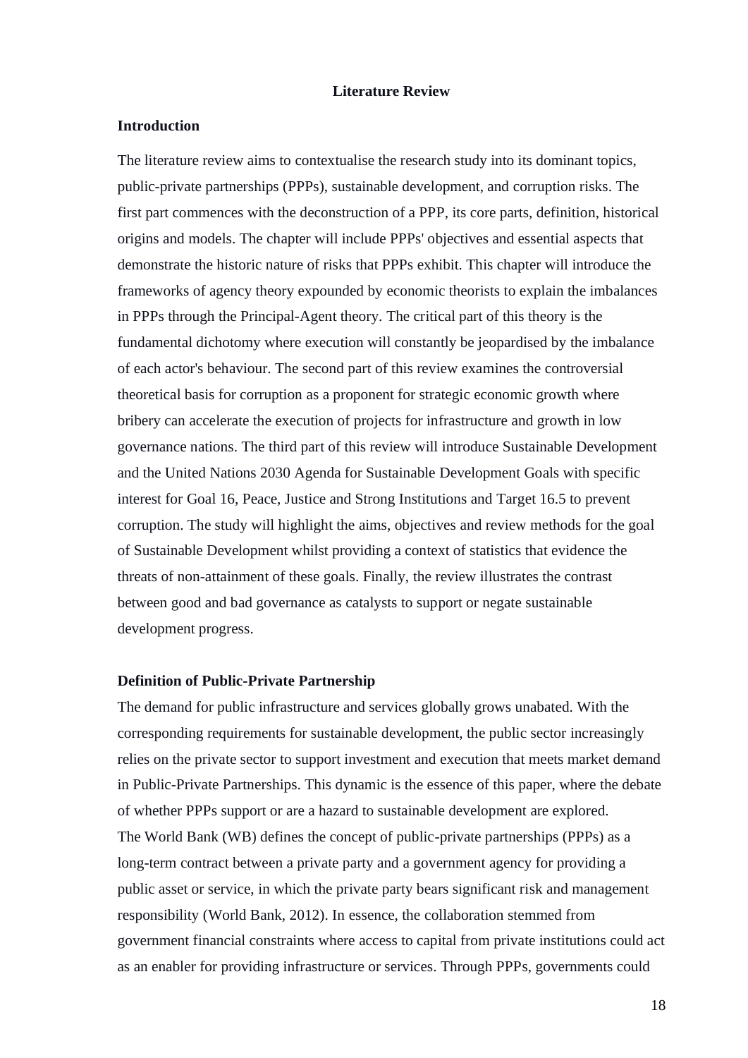## Literature Review

### Introduction

The literature review aims to contextualise the research study into its dominant topics, public-private partnerships (PPPs), sustainable development, and corruption risks. The first part commences with the deconstruction of a PPP, its core parts, definition, historical origins and models. The chapter will include PPPs' objectives and essential aspects that demonstrate the historic nature of risks that PPPs exhibit. This chapter will introduce the frameworks of agency theory expounded by economic theorists to explain the imbalances in PPPs through the Principal-Agent theory. The critical part of this theory is the fundamental dichotomy where execution will constantly be jeopardised by the imbalance of each actor's behaviour. The second part of this review examines the controversial theoretical basis for corruption as a proponent for strategic economic growth where bribery can accelerate the execution of projects for infrastructure and growth in low governance nations. The third part of this review will introduce Sustainable Development and the United Nations 2030 Agenda for Sustainable Development Goals with specific interest for Goal 16, Peace, Justice and Strong Institutions and Target 16.5 to prevent corruption. The study will highlight the aims, objectives and review methods for the goal of Sustainable Development whilst providing a context of statistics that evidence the threats of non-attainment of these goals. Finally, the review illustrates the contrast between good and bad governance as catalysts to support or negate sustainable development progress.

### Definition of Public-Private Partnership

The demand for public infrastructure and services globally grows unabated. With the corresponding requirements for sustainable development, the public sector increasingly relies on the private sector to support investment and execution that meets market demand in Public-Private Partnerships. This dynamic is the essence of this paper, where the debate of whether PPPs support or are a hazard to sustainable development are explored.
The World Bank (WB) defines the concept of public-private partnerships (PPPs) as a long-term contract between a private party and a government agency for providing a public asset or service, in which the private party bears significant risk and management responsibility (World Bank, 2012). In essence, the collaboration stemmed from government financial constraints where access to capital from private institutions could act as an enabler for providing infrastructure or services. Through PPPs, governments could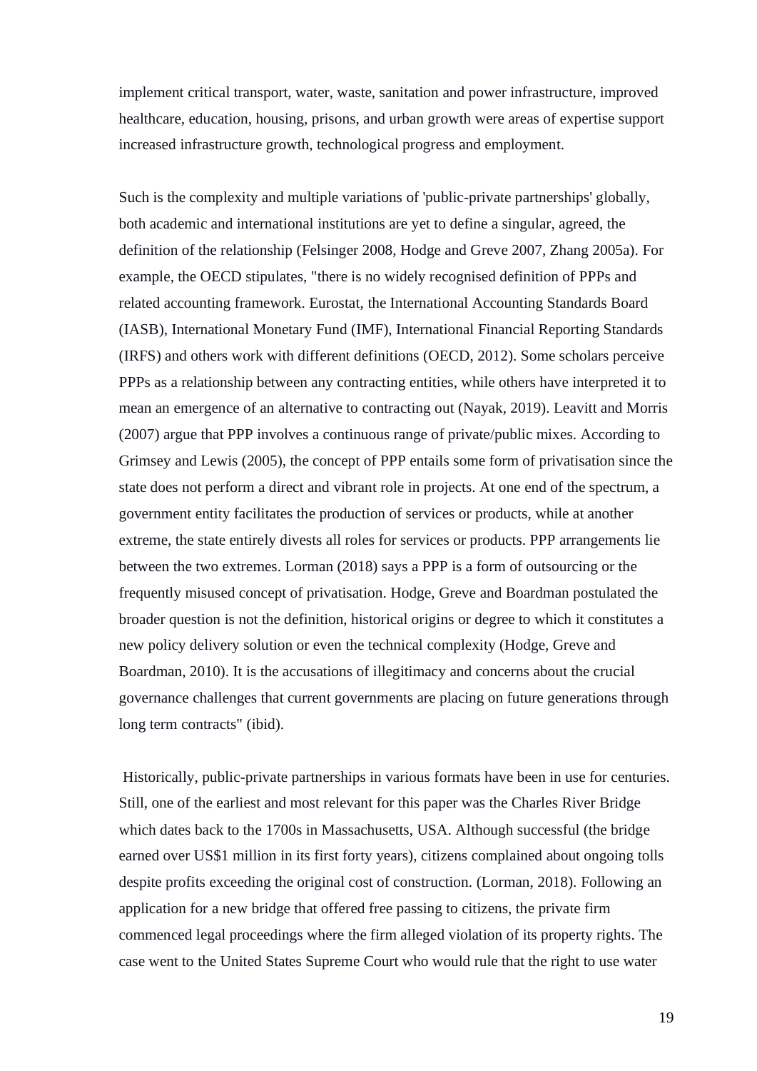implement critical transport, water, waste, sanitation and power infrastructure, improved healthcare, education, housing, prisons, and urban growth were areas of expertise support increased infrastructure growth, technological progress and employment.

Such is the complexity and multiple variations of 'public-private partnerships' globally, both academic and international institutions are yet to define a singular, agreed, the definition of the relationship (Felsinger 2008, Hodge and Greve 2007, Zhang 2005a). For example, the OECD stipulates, "there is no widely recognised definition of PPPs and related accounting framework. Eurostat, the International Accounting Standards Board (IASB), International Monetary Fund (IMF), International Financial Reporting Standards (IRFS) and others work with different definitions (OECD, 2012). Some scholars perceive PPPs as a relationship between any contracting entities, while others have interpreted it to mean an emergence of an alternative to contracting out (Nayak, 2019). Leavitt and Morris (2007) argue that PPP involves a continuous range of private/public mixes. According to Grimsey and Lewis (2005), the concept of PPP entails some form of privatisation since the state does not perform a direct and vibrant role in projects. At one end of the spectrum, a government entity facilitates the production of services or products, while at another extreme, the state entirely divests all roles for services or products. PPP arrangements lie between the two extremes. Lorman (2018) says a PPP is a form of outsourcing or the frequently misused concept of privatisation. Hodge, Greve and Boardman postulated the broader question is not the definition, historical origins or degree to which it constitutes a new policy delivery solution or even the technical complexity (Hodge, Greve and Boardman, 2010). It is the accusations of illegitimacy and concerns about the crucial governance challenges that current governments are placing on future generations through long term contracts" (ibid).

Historically, public-private partnerships in various formats have been in use for centuries. Still, one of the earliest and most relevant for this paper was the Charles River Bridge which dates back to the 1700s in Massachusetts, USA. Although successful (the bridge earned over US$1 million in its first forty years), citizens complained about ongoing tolls despite profits exceeding the original cost of construction. (Lorman, 2018). Following an application for a new bridge that offered free passing to citizens, the private firm commenced legal proceedings where the firm alleged violation of its property rights. The case went to the United States Supreme Court who would rule that the right to use water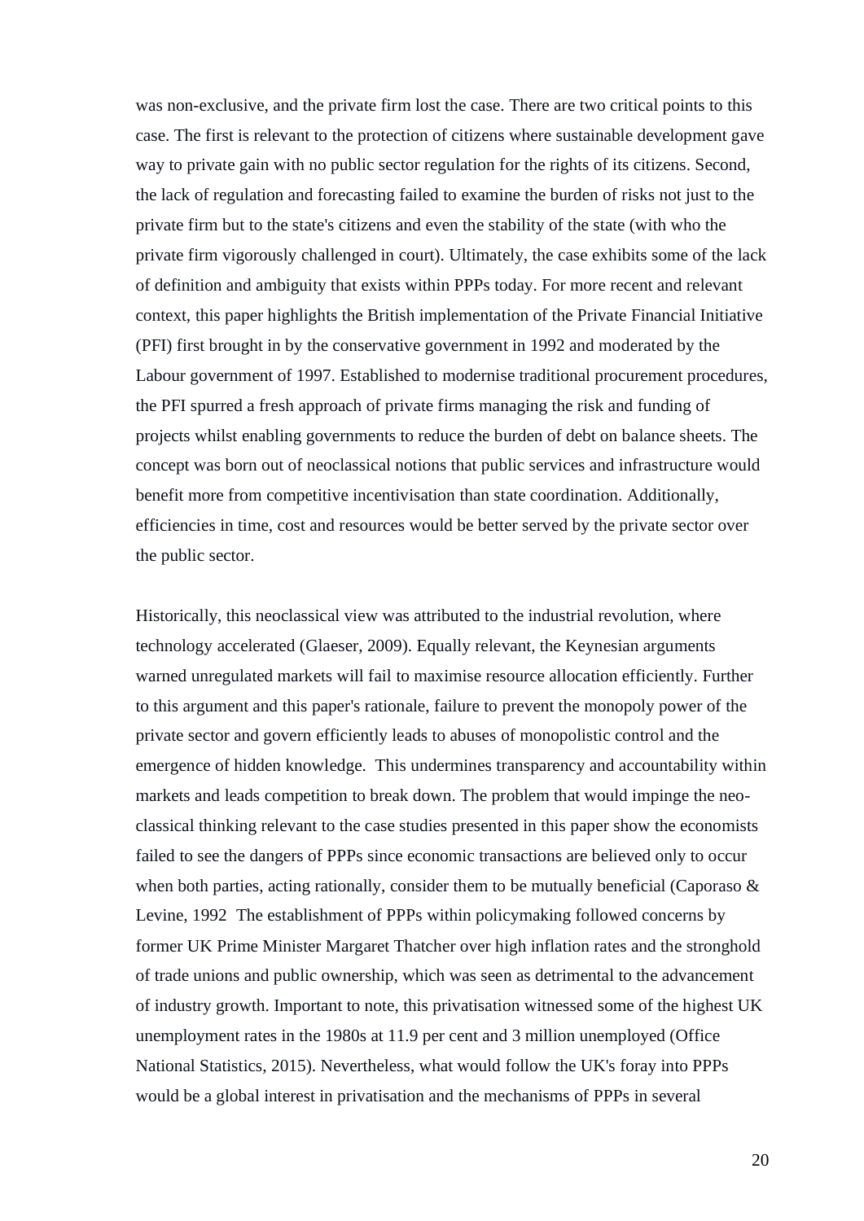was non-exclusive, and the private firm lost the case. There are two critical points to this case. The first is relevant to the protection of citizens where sustainable development gave way to private gain with no public sector regulation for the rights of its citizens. Second, the lack of regulation and forecasting failed to examine the burden of risks not just to the private firm but to the state's citizens and even the stability of the state (with who the private firm vigorously challenged in court). Ultimately, the case exhibits some of the lack of definition and ambiguity that exists within PPPs today. For more recent and relevant context, this paper highlights the British implementation of the Private Financial Initiative (PFI) first brought in by the conservative government in 1992 and moderated by the Labour government of 1997. Established to modernise traditional procurement procedures, the PFI spurred a fresh approach of private firms managing the risk and funding of projects whilst enabling governments to reduce the burden of debt on balance sheets. The concept was born out of neoclassical notions that public services and infrastructure would benefit more from competitive incentivisation than state coordination. Additionally, efficiencies in time, cost and resources would be better served by the private sector over the public sector.

Historically, this neoclassical view was attributed to the industrial revolution, where technology accelerated (Glaeser, 2009). Equally relevant, the Keynesian arguments warned unregulated markets will fail to maximise resource allocation efficiently. Further to this argument and this paper's rationale, failure to prevent the monopoly power of the private sector and govern efficiently leads to abuses of monopolistic control and the emergence of hidden knowledge. This undermines transparency and accountability within markets and leads competition to break down. The problem that would impinge the neo-classical thinking relevant to the case studies presented in this paper show the economists failed to see the dangers of PPPs since economic transactions are believed only to occur when both parties, acting rationally, consider them to be mutually beneficial (Caporaso & Levine, 1992 The establishment of PPPs within policymaking followed concerns by former UK Prime Minister Margaret Thatcher over high inflation rates and the stronghold of trade unions and public ownership, which was seen as detrimental to the advancement of industry growth. Important to note, this privatisation witnessed some of the highest UK unemployment rates in the 1980s at 11.9 per cent and 3 million unemployed (Office National Statistics, 2015). Nevertheless, what would follow the UK's foray into PPPs would be a global interest in privatisation and the mechanisms of PPPs in several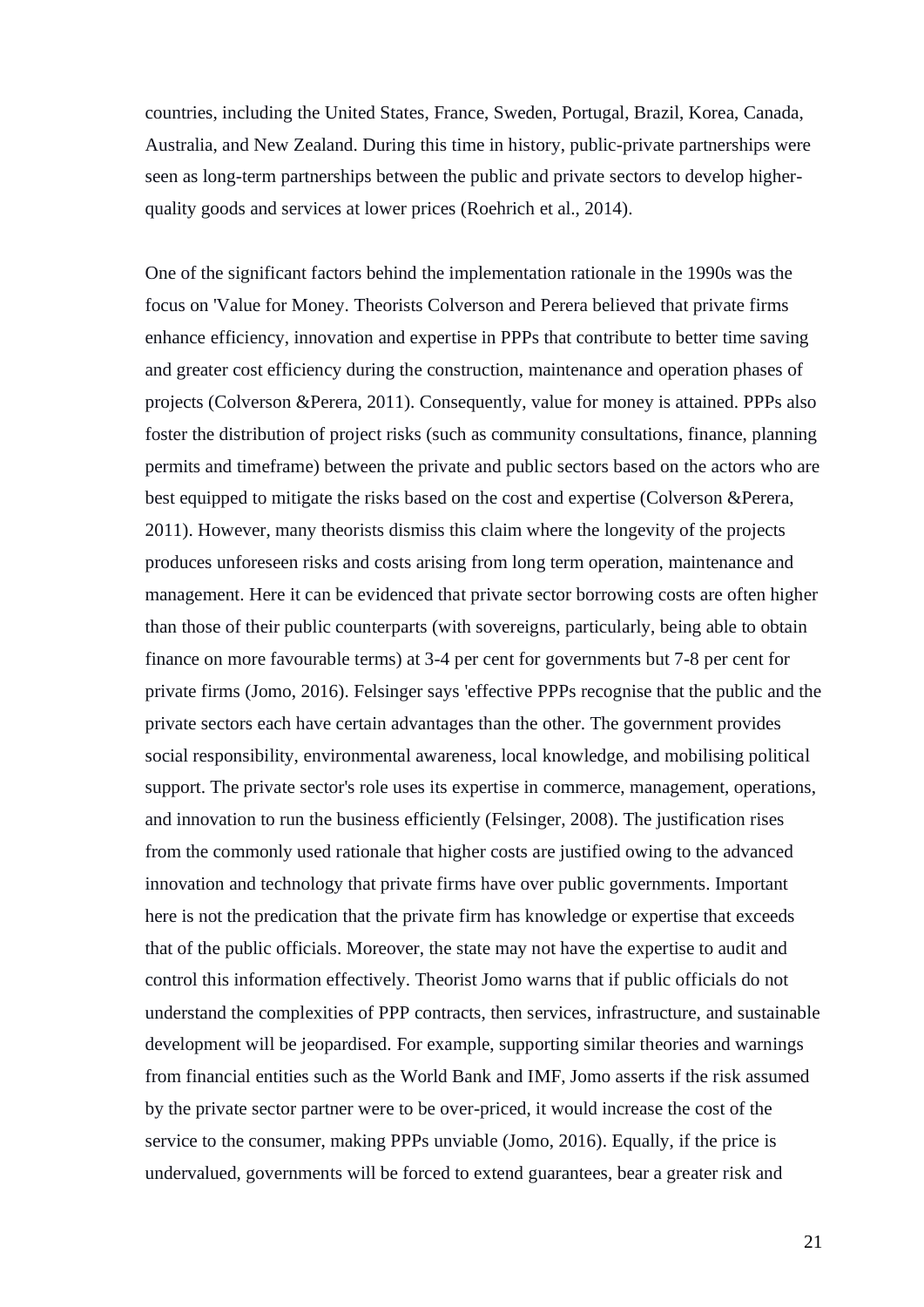countries, including the United States, France, Sweden, Portugal, Brazil, Korea, Canada, Australia, and New Zealand. During this time in history, public-private partnerships were seen as long-term partnerships between the public and private sectors to develop higher-quality goods and services at lower prices (Roehrich et al., 2014).

One of the significant factors behind the implementation rationale in the 1990s was the focus on 'Value for Money. Theorists Colverson and Perera believed that private firms enhance efficiency, innovation and expertise in PPPs that contribute to better time saving and greater cost efficiency during the construction, maintenance and operation phases of projects (Colverson &Perera, 2011). Consequently, value for money is attained. PPPs also foster the distribution of project risks (such as community consultations, finance, planning permits and timeframe) between the private and public sectors based on the actors who are best equipped to mitigate the risks based on the cost and expertise (Colverson &Perera, 2011). However, many theorists dismiss this claim where the longevity of the projects produces unforeseen risks and costs arising from long term operation, maintenance and management. Here it can be evidenced that private sector borrowing costs are often higher than those of their public counterparts (with sovereigns, particularly, being able to obtain finance on more favourable terms) at 3-4 per cent for governments but 7-8 per cent for private firms (Jomo, 2016). Felsinger says 'effective PPPs recognise that the public and the private sectors each have certain advantages than the other. The government provides social responsibility, environmental awareness, local knowledge, and mobilising political support. The private sector's role uses its expertise in commerce, management, operations, and innovation to run the business efficiently (Felsinger, 2008). The justification rises from the commonly used rationale that higher costs are justified owing to the advanced innovation and technology that private firms have over public governments. Important here is not the predication that the private firm has knowledge or expertise that exceeds that of the public officials. Moreover, the state may not have the expertise to audit and control this information effectively. Theorist Jomo warns that if public officials do not understand the complexities of PPP contracts, then services, infrastructure, and sustainable development will be jeopardised. For example, supporting similar theories and warnings from financial entities such as the World Bank and IMF, Jomo asserts if the risk assumed by the private sector partner were to be over-priced, it would increase the cost of the service to the consumer, making PPPs unviable (Jomo, 2016). Equally, if the price is undervalued, governments will be forced to extend guarantees, bear a greater risk and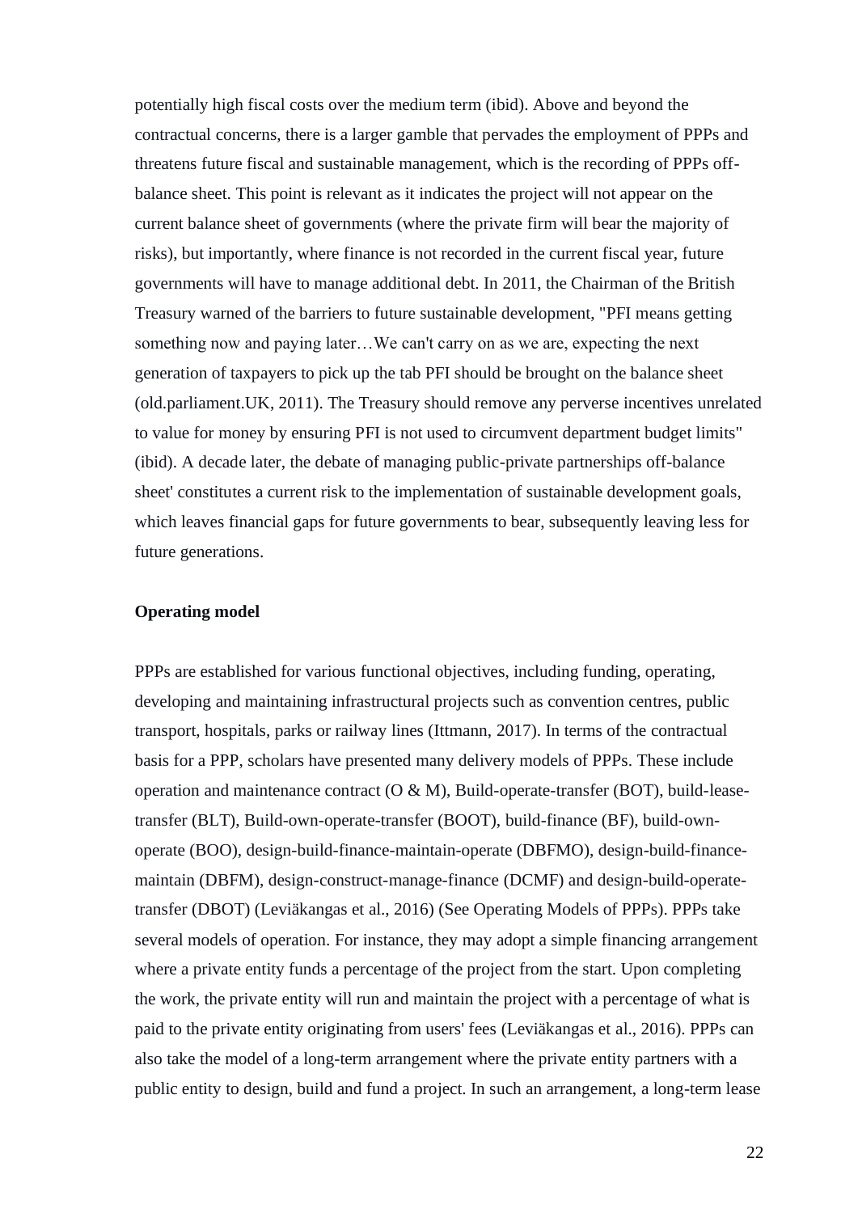potentially high fiscal costs over the medium term (ibid). Above and beyond the contractual concerns, there is a larger gamble that pervades the employment of PPPs and threatens future fiscal and sustainable management, which is the recording of PPPs off-balance sheet. This point is relevant as it indicates the project will not appear on the current balance sheet of governments (where the private firm will bear the majority of risks), but importantly, where finance is not recorded in the current fiscal year, future governments will have to manage additional debt. In 2011, the Chairman of the British Treasury warned of the barriers to future sustainable development, "PFI means getting something now and paying later…We can't carry on as we are, expecting the next generation of taxpayers to pick up the tab PFI should be brought on the balance sheet (old.parliament.UK, 2011). The Treasury should remove any perverse incentives unrelated to value for money by ensuring PFI is not used to circumvent department budget limits" (ibid). A decade later, the debate of managing public-private partnerships off-balance sheet' constitutes a current risk to the implementation of sustainable development goals, which leaves financial gaps for future governments to bear, subsequently leaving less for future generations.

**Operating model**

PPPs are established for various functional objectives, including funding, operating, developing and maintaining infrastructural projects such as convention centres, public transport, hospitals, parks or railway lines (Ittmann, 2017). In terms of the contractual basis for a PPP, scholars have presented many delivery models of PPPs. These include operation and maintenance contract (O & M), Build-operate-transfer (BOT), build-lease-transfer (BLT), Build-own-operate-transfer (BOOT), build-finance (BF), build-own-operate (BOO), design-build-finance-maintain-operate (DBFMO), design-build-finance-maintain (DBFM), design-construct-manage-finance (DCMF) and design-build-operate-transfer (DBOT) (Leviäkangas et al., 2016) (See Operating Models of PPPs). PPPs take several models of operation. For instance, they may adopt a simple financing arrangement where a private entity funds a percentage of the project from the start. Upon completing the work, the private entity will run and maintain the project with a percentage of what is paid to the private entity originating from users' fees (Leviäkangas et al., 2016). PPPs can also take the model of a long-term arrangement where the private entity partners with a public entity to design, build and fund a project. In such an arrangement, a long-term lease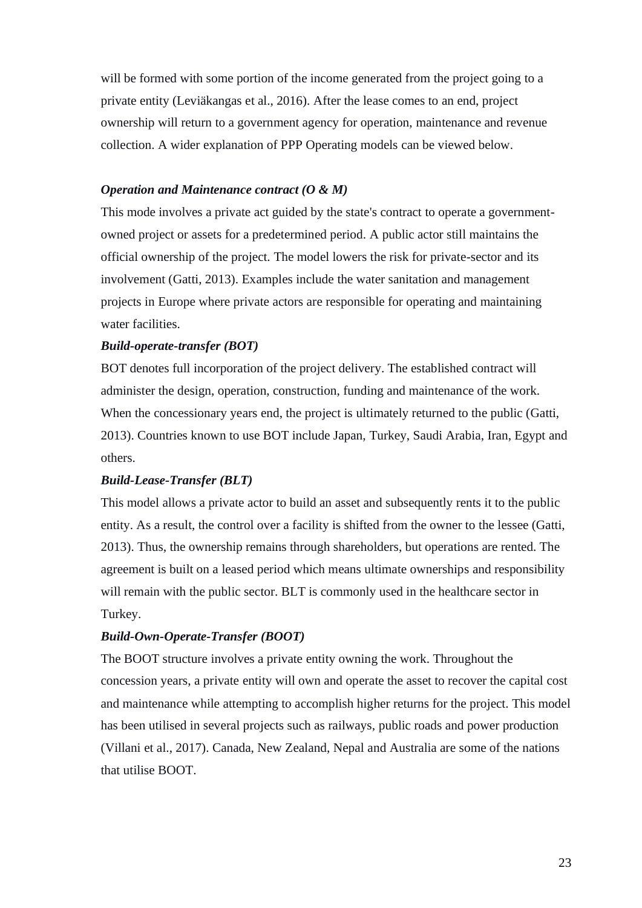will be formed with some portion of the income generated from the project going to a private entity (Leviäkangas et al., 2016). After the lease comes to an end, project ownership will return to a government agency for operation, maintenance and revenue collection. A wider explanation of PPP Operating models can be viewed below.

***Operation and Maintenance contract (O & M)***

This mode involves a private act guided by the state's contract to operate a government-owned project or assets for a predetermined period. A public actor still maintains the official ownership of the project. The model lowers the risk for private-sector and its involvement (Gatti, 2013). Examples include the water sanitation and management projects in Europe where private actors are responsible for operating and maintaining water facilities.

***Build-operate-transfer (BOT)***

BOT denotes full incorporation of the project delivery. The established contract will administer the design, operation, construction, funding and maintenance of the work. When the concessionary years end, the project is ultimately returned to the public (Gatti, 2013). Countries known to use BOT include Japan, Turkey, Saudi Arabia, Iran, Egypt and others.

***Build-Lease-Transfer (BLT)***

This model allows a private actor to build an asset and subsequently rents it to the public entity. As a result, the control over a facility is shifted from the owner to the lessee (Gatti, 2013). Thus, the ownership remains through shareholders, but operations are rented. The agreement is built on a leased period which means ultimate ownerships and responsibility will remain with the public sector. BLT is commonly used in the healthcare sector in Turkey.

***Build-Own-Operate-Transfer (BOOT)***

The BOOT structure involves a private entity owning the work. Throughout the concession years, a private entity will own and operate the asset to recover the capital cost and maintenance while attempting to accomplish higher returns for the project. This model has been utilised in several projects such as railways, public roads and power production (Villani et al., 2017). Canada, New Zealand, Nepal and Australia are some of the nations that utilise BOOT.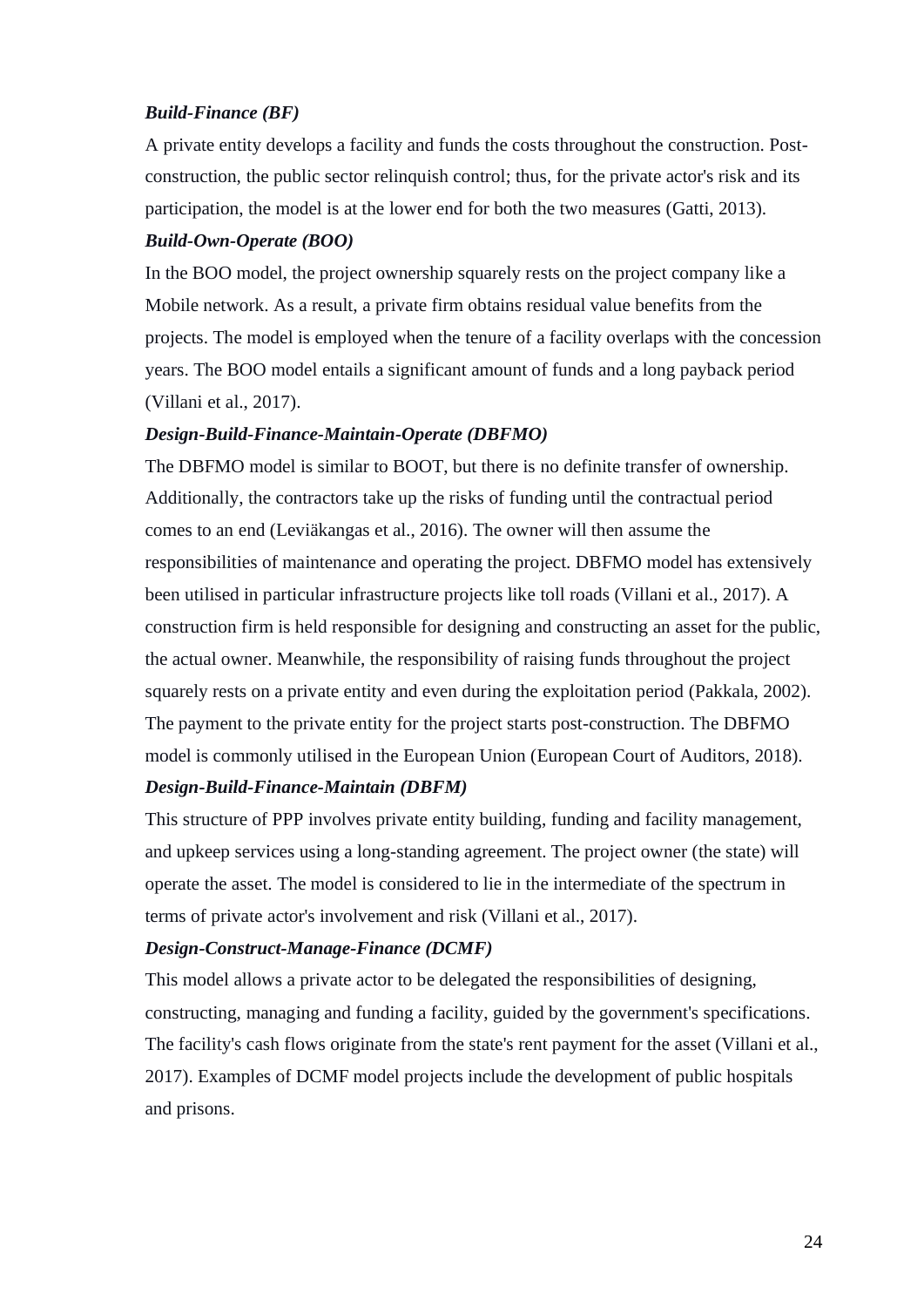***Build-Finance (BF)***

A private entity develops a facility and funds the costs throughout the construction. Post-construction, the public sector relinquish control; thus, for the private actor's risk and its participation, the model is at the lower end for both the two measures (Gatti, 2013).

***Build-Own-Operate (BOO)***

In the BOO model, the project ownership squarely rests on the project company like a Mobile network. As a result, a private firm obtains residual value benefits from the projects. The model is employed when the tenure of a facility overlaps with the concession years. The BOO model entails a significant amount of funds and a long payback period (Villani et al., 2017).

***Design-Build-Finance-Maintain-Operate (DBFMO)***

The DBFMO model is similar to BOOT, but there is no definite transfer of ownership. Additionally, the contractors take up the risks of funding until the contractual period comes to an end (Leviäkangas et al., 2016). The owner will then assume the responsibilities of maintenance and operating the project. DBFMO model has extensively been utilised in particular infrastructure projects like toll roads (Villani et al., 2017). A construction firm is held responsible for designing and constructing an asset for the public, the actual owner. Meanwhile, the responsibility of raising funds throughout the project squarely rests on a private entity and even during the exploitation period (Pakkala, 2002). The payment to the private entity for the project starts post-construction. The DBFMO model is commonly utilised in the European Union (European Court of Auditors, 2018).

***Design-Build-Finance-Maintain (DBFM)***

This structure of PPP involves private entity building, funding and facility management, and upkeep services using a long-standing agreement. The project owner (the state) will operate the asset. The model is considered to lie in the intermediate of the spectrum in terms of private actor's involvement and risk (Villani et al., 2017).

***Design-Construct-Manage-Finance (DCMF)***

This model allows a private actor to be delegated the responsibilities of designing, constructing, managing and funding a facility, guided by the government's specifications. The facility's cash flows originate from the state's rent payment for the asset (Villani et al., 2017). Examples of DCMF model projects include the development of public hospitals and prisons.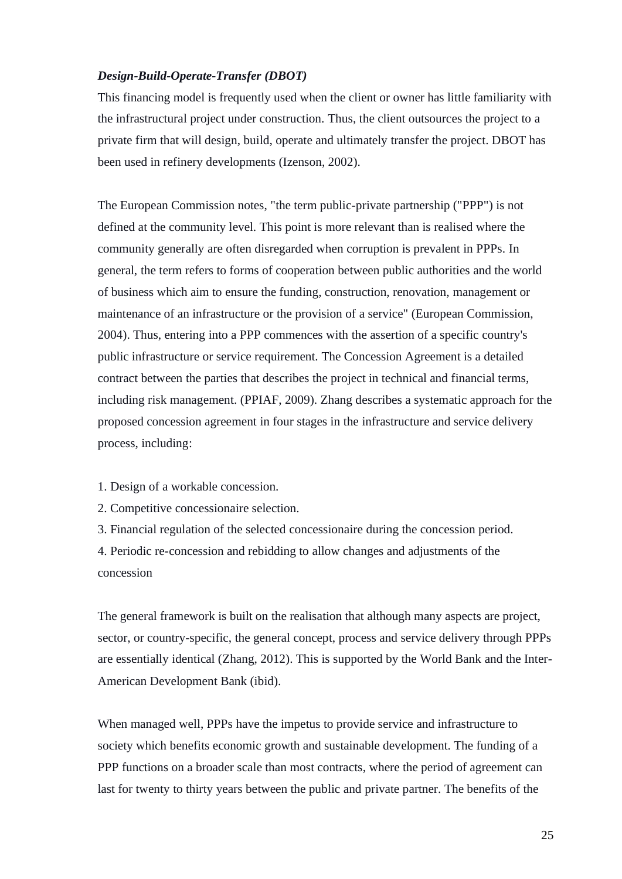***Design-Build-Operate-Transfer (DBOT)***

This financing model is frequently used when the client or owner has little familiarity with the infrastructural project under construction. Thus, the client outsources the project to a private firm that will design, build, operate and ultimately transfer the project. DBOT has been used in refinery developments (Izenson, 2002).

The European Commission notes, "the term public-private partnership ("PPP") is not defined at the community level. This point is more relevant than is realised where the community generally are often disregarded when corruption is prevalent in PPPs. In general, the term refers to forms of cooperation between public authorities and the world of business which aim to ensure the funding, construction, renovation, management or maintenance of an infrastructure or the provision of a service" (European Commission, 2004). Thus, entering into a PPP commences with the assertion of a specific country's public infrastructure or service requirement. The Concession Agreement is a detailed contract between the parties that describes the project in technical and financial terms, including risk management. (PPIAF, 2009). Zhang describes a systematic approach for the proposed concession agreement in four stages in the infrastructure and service delivery process, including:

1. Design of a workable concession.
2. Competitive concessionaire selection.
3. Financial regulation of the selected concessionaire during the concession period.
4. Periodic re-concession and rebidding to allow changes and adjustments of the concession

The general framework is built on the realisation that although many aspects are project, sector, or country-specific, the general concept, process and service delivery through PPPs are essentially identical (Zhang, 2012). This is supported by the World Bank and the Inter-American Development Bank (ibid).

When managed well, PPPs have the impetus to provide service and infrastructure to society which benefits economic growth and sustainable development. The funding of a PPP functions on a broader scale than most contracts, where the period of agreement can last for twenty to thirty years between the public and private partner. The benefits of the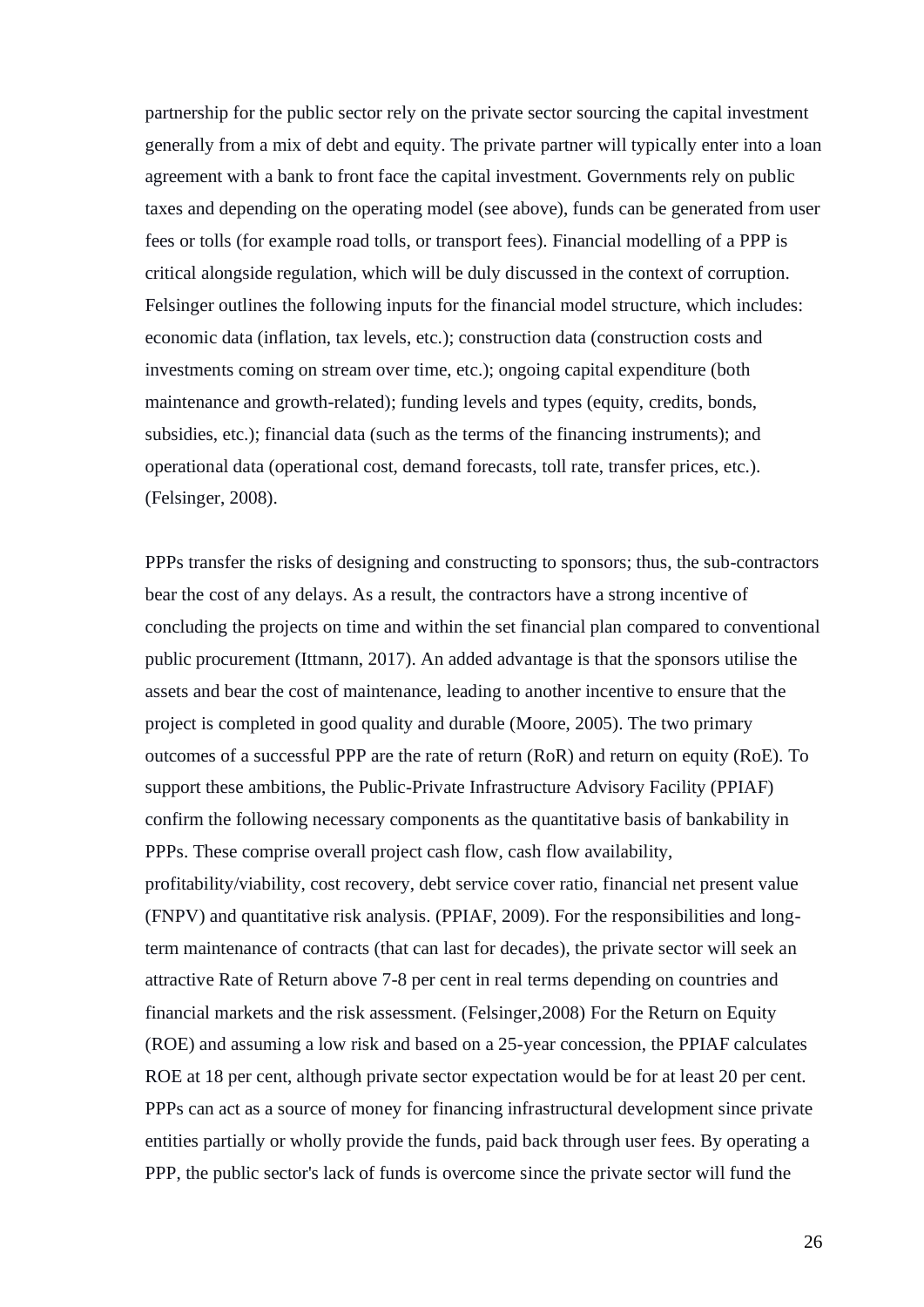partnership for the public sector rely on the private sector sourcing the capital investment generally from a mix of debt and equity. The private partner will typically enter into a loan agreement with a bank to front face the capital investment. Governments rely on public taxes and depending on the operating model (see above), funds can be generated from user fees or tolls (for example road tolls, or transport fees). Financial modelling of a PPP is critical alongside regulation, which will be duly discussed in the context of corruption. Felsinger outlines the following inputs for the financial model structure, which includes: economic data (inflation, tax levels, etc.); construction data (construction costs and investments coming on stream over time, etc.); ongoing capital expenditure (both maintenance and growth-related); funding levels and types (equity, credits, bonds, subsidies, etc.); financial data (such as the terms of the financing instruments); and operational data (operational cost, demand forecasts, toll rate, transfer prices, etc.). (Felsinger, 2008).

PPPs transfer the risks of designing and constructing to sponsors; thus, the sub-contractors bear the cost of any delays. As a result, the contractors have a strong incentive of concluding the projects on time and within the set financial plan compared to conventional public procurement (Ittmann, 2017). An added advantage is that the sponsors utilise the assets and bear the cost of maintenance, leading to another incentive to ensure that the project is completed in good quality and durable (Moore, 2005). The two primary outcomes of a successful PPP are the rate of return (RoR) and return on equity (RoE). To support these ambitions, the Public-Private Infrastructure Advisory Facility (PPIAF) confirm the following necessary components as the quantitative basis of bankability in PPPs. These comprise overall project cash flow, cash flow availability, profitability/viability, cost recovery, debt service cover ratio, financial net present value (FNPV) and quantitative risk analysis. (PPIAF, 2009). For the responsibilities and long-term maintenance of contracts (that can last for decades), the private sector will seek an attractive Rate of Return above 7-8 per cent in real terms depending on countries and financial markets and the risk assessment. (Felsinger,2008) For the Return on Equity (ROE) and assuming a low risk and based on a 25-year concession, the PPIAF calculates ROE at 18 per cent, although private sector expectation would be for at least 20 per cent. PPPs can act as a source of money for financing infrastructural development since private entities partially or wholly provide the funds, paid back through user fees. By operating a PPP, the public sector's lack of funds is overcome since the private sector will fund the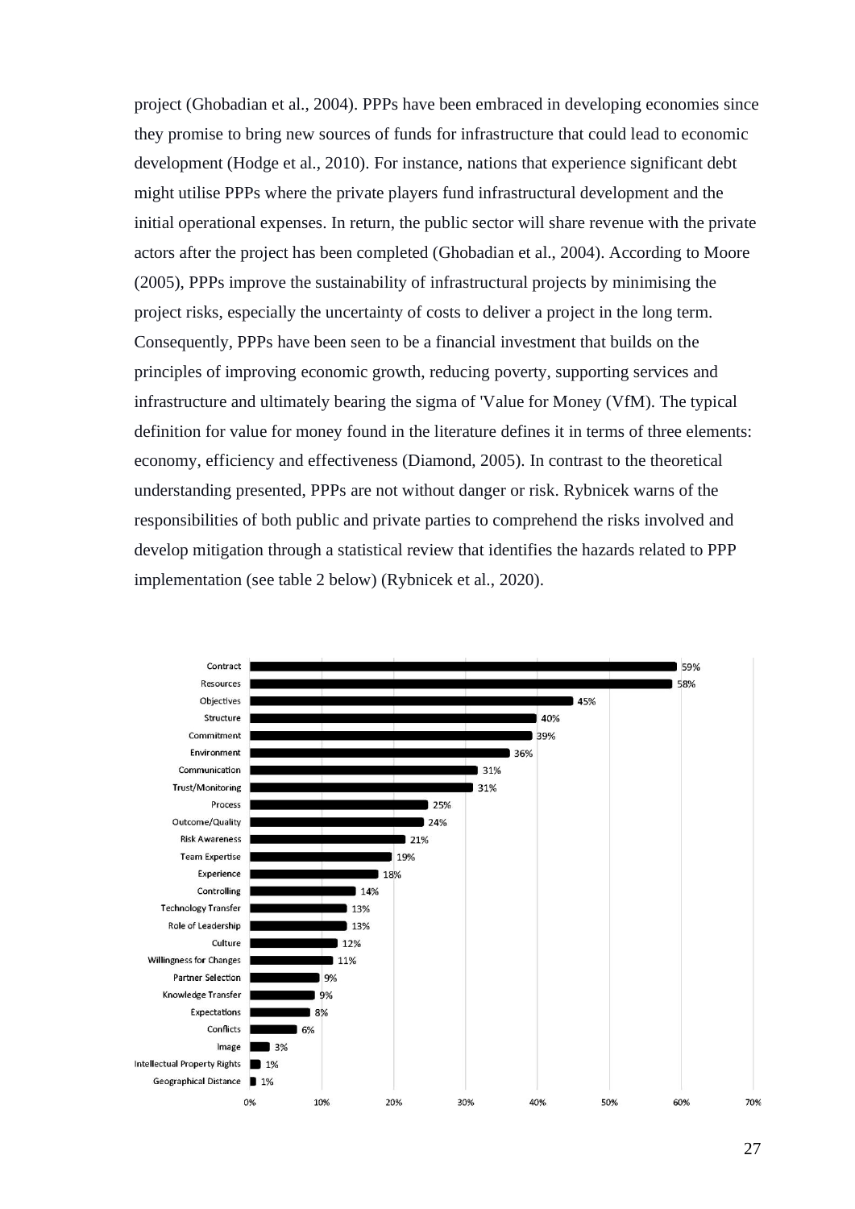project (Ghobadian et al., 2004). PPPs have been embraced in developing economies since they promise to bring new sources of funds for infrastructure that could lead to economic development (Hodge et al., 2010). For instance, nations that experience significant debt might utilise PPPs where the private players fund infrastructural development and the initial operational expenses. In return, the public sector will share revenue with the private actors after the project has been completed (Ghobadian et al., 2004). According to Moore (2005), PPPs improve the sustainability of infrastructural projects by minimising the project risks, especially the uncertainty of costs to deliver a project in the long term. Consequently, PPPs have been seen to be a financial investment that builds on the principles of improving economic growth, reducing poverty, supporting services and infrastructure and ultimately bearing the sigma of 'Value for Money (VfM). The typical definition for value for money found in the literature defines it in terms of three elements: economy, efficiency and effectiveness (Diamond, 2005). In contrast to the theoretical understanding presented, PPPs are not without danger or risk. Rybnicek warns of the responsibilities of both public and private parties to comprehend the risks involved and develop mitigation through a statistical review that identifies the hazards related to PPP implementation (see table 2 below) (Rybnicek et al., 2020).

| Factor | Percentage |
| --- | --- |
| Contract | 59% |
| Resources | 58% |
| Objectives | 45% |
| Structure | 40% |
| Commitment | 39% |
| Environment | 36% |
| Communication | 31% |
| Trust/Monitoring | 31% |
| Process | 25% |
| Outcome/Quality | 24% |
| Risk Awareness | 21% |
| Team Expertise | 19% |
| Experience | 18% |
| Controlling | 14% |
| Technology Transfer | 13% |
| Role of Leadership | 13% |
| Culture | 12% |
| Willingness for Changes | 11% |
| Partner Selection | 9% |
| Knowledge Transfer | 9% |
| Expectations | 8% |
| Conflicts | 6% |
| Image | 3% |
| Intellectual Property Rights | 1% |
| Geographical Distance | 1% |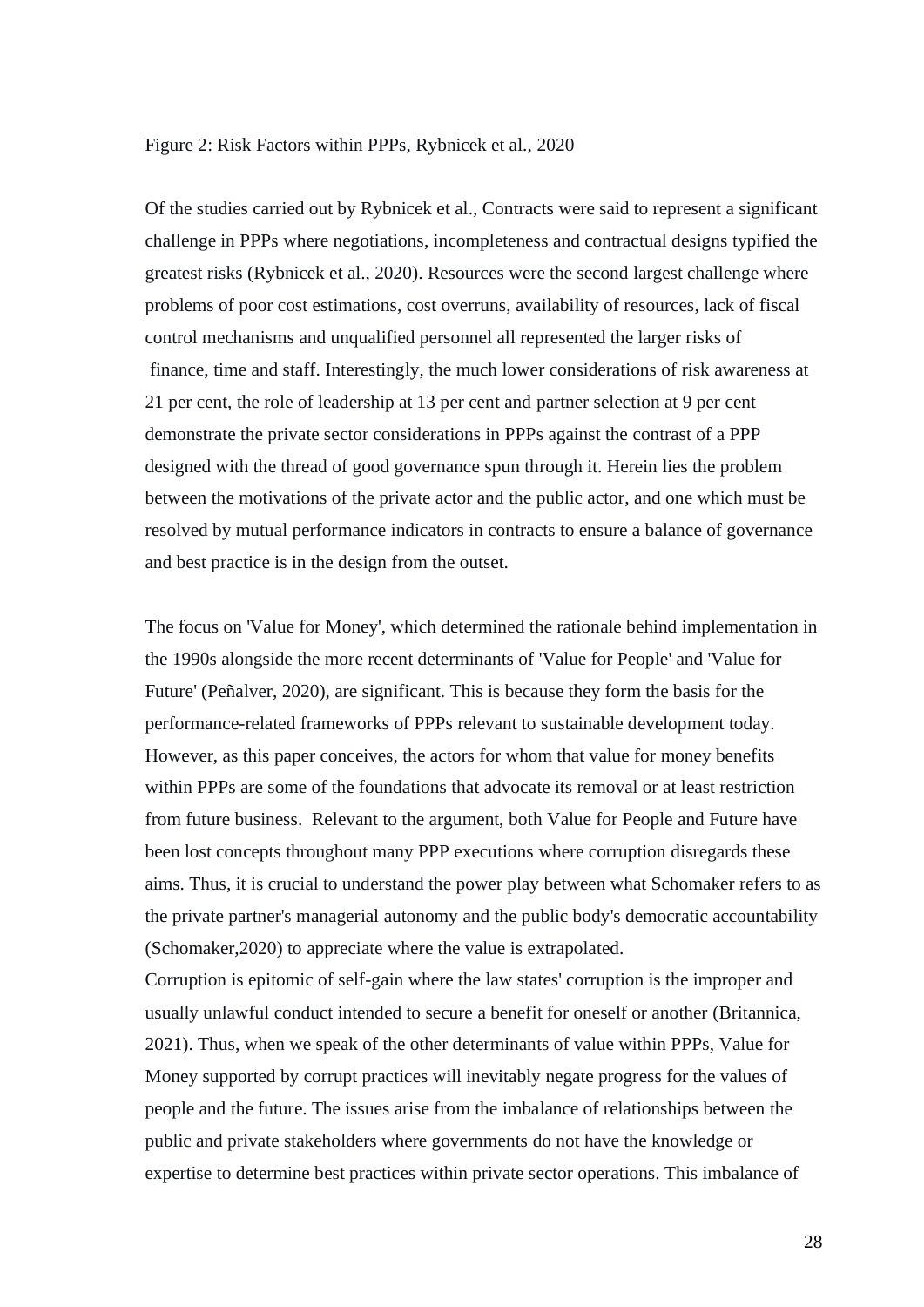Figure 2: Risk Factors within PPPs, Rybnicek et al., 2020

Of the studies carried out by Rybnicek et al., Contracts were said to represent a significant challenge in PPPs where negotiations, incompleteness and contractual designs typified the greatest risks (Rybnicek et al., 2020). Resources were the second largest challenge where problems of poor cost estimations, cost overruns, availability of resources, lack of fiscal control mechanisms and unqualified personnel all represented the larger risks of finance, time and staff. Interestingly, the much lower considerations of risk awareness at 21 per cent, the role of leadership at 13 per cent and partner selection at 9 per cent demonstrate the private sector considerations in PPPs against the contrast of a PPP designed with the thread of good governance spun through it. Herein lies the problem between the motivations of the private actor and the public actor, and one which must be resolved by mutual performance indicators in contracts to ensure a balance of governance and best practice is in the design from the outset.

The focus on 'Value for Money', which determined the rationale behind implementation in the 1990s alongside the more recent determinants of 'Value for People' and 'Value for Future' (Peñalver, 2020), are significant. This is because they form the basis for the performance-related frameworks of PPPs relevant to sustainable development today. However, as this paper conceives, the actors for whom that value for money benefits within PPPs are some of the foundations that advocate its removal or at least restriction from future business. Relevant to the argument, both Value for People and Future have been lost concepts throughout many PPP executions where corruption disregards these aims. Thus, it is crucial to understand the power play between what Schomaker refers to as the private partner's managerial autonomy and the public body's democratic accountability (Schomaker,2020) to appreciate where the value is extrapolated.

Corruption is epitomic of self-gain where the law states' corruption is the improper and usually unlawful conduct intended to secure a benefit for oneself or another (Britannica, 2021). Thus, when we speak of the other determinants of value within PPPs, Value for Money supported by corrupt practices will inevitably negate progress for the values of people and the future. The issues arise from the imbalance of relationships between the public and private stakeholders where governments do not have the knowledge or expertise to determine best practices within private sector operations. This imbalance of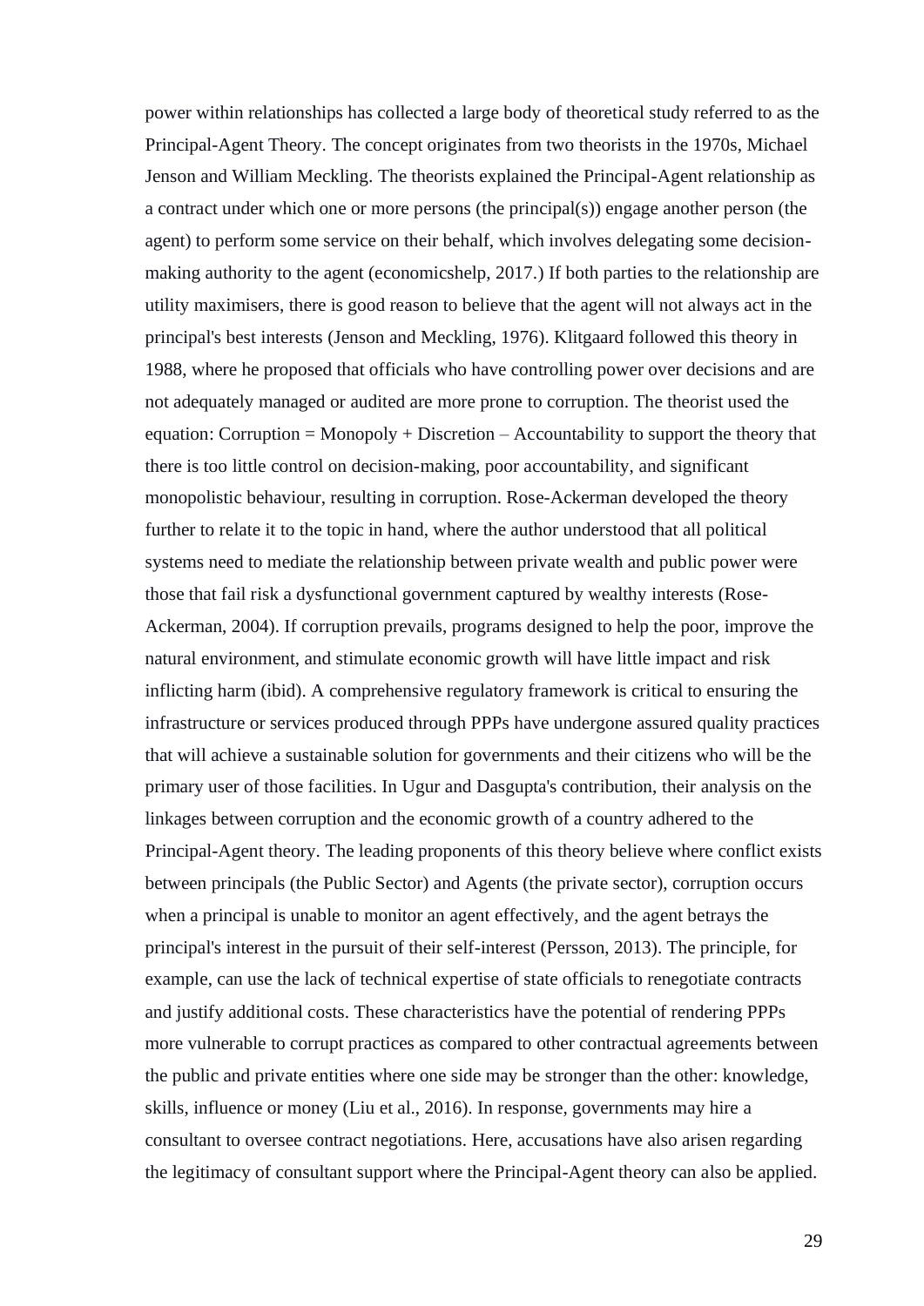power within relationships has collected a large body of theoretical study referred to as the Principal-Agent Theory. The concept originates from two theorists in the 1970s, Michael Jenson and William Meckling. The theorists explained the Principal-Agent relationship as a contract under which one or more persons (the principal(s)) engage another person (the agent) to perform some service on their behalf, which involves delegating some decision-making authority to the agent (economicshelp, 2017.) If both parties to the relationship are utility maximisers, there is good reason to believe that the agent will not always act in the principal's best interests (Jenson and Meckling, 1976). Klitgaard followed this theory in 1988, where he proposed that officials who have controlling power over decisions and are not adequately managed or audited are more prone to corruption. The theorist used the equation: Corruption = Monopoly + Discretion – Accountability to support the theory that there is too little control on decision-making, poor accountability, and significant monopolistic behaviour, resulting in corruption. Rose-Ackerman developed the theory further to relate it to the topic in hand, where the author understood that all political systems need to mediate the relationship between private wealth and public power were those that fail risk a dysfunctional government captured by wealthy interests (Rose-Ackerman, 2004). If corruption prevails, programs designed to help the poor, improve the natural environment, and stimulate economic growth will have little impact and risk inflicting harm (ibid). A comprehensive regulatory framework is critical to ensuring the infrastructure or services produced through PPPs have undergone assured quality practices that will achieve a sustainable solution for governments and their citizens who will be the primary user of those facilities. In Ugur and Dasgupta's contribution, their analysis on the linkages between corruption and the economic growth of a country adhered to the Principal-Agent theory. The leading proponents of this theory believe where conflict exists between principals (the Public Sector) and Agents (the private sector), corruption occurs when a principal is unable to monitor an agent effectively, and the agent betrays the principal's interest in the pursuit of their self-interest (Persson, 2013). The principle, for example, can use the lack of technical expertise of state officials to renegotiate contracts and justify additional costs. These characteristics have the potential of rendering PPPs more vulnerable to corrupt practices as compared to other contractual agreements between the public and private entities where one side may be stronger than the other: knowledge, skills, influence or money (Liu et al., 2016). In response, governments may hire a consultant to oversee contract negotiations. Here, accusations have also arisen regarding the legitimacy of consultant support where the Principal-Agent theory can also be applied.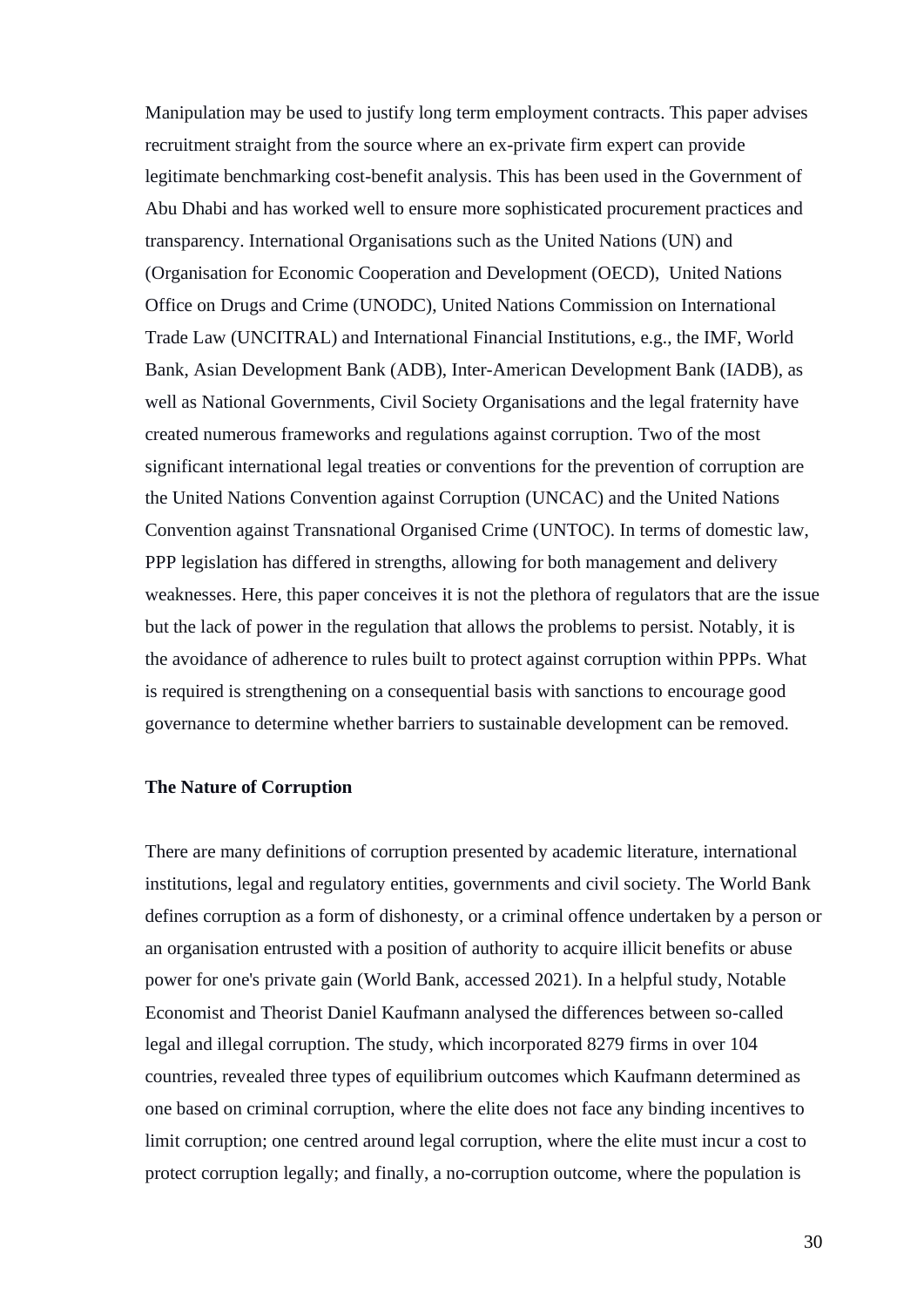Manipulation may be used to justify long term employment contracts. This paper advises recruitment straight from the source where an ex-private firm expert can provide legitimate benchmarking cost-benefit analysis. This has been used in the Government of Abu Dhabi and has worked well to ensure more sophisticated procurement practices and transparency. International Organisations such as the United Nations (UN) and (Organisation for Economic Cooperation and Development (OECD), United Nations Office on Drugs and Crime (UNODC), United Nations Commission on International Trade Law (UNCITRAL) and International Financial Institutions, e.g., the IMF, World Bank, Asian Development Bank (ADB), Inter-American Development Bank (IADB), as well as National Governments, Civil Society Organisations and the legal fraternity have created numerous frameworks and regulations against corruption. Two of the most significant international legal treaties or conventions for the prevention of corruption are the United Nations Convention against Corruption (UNCAC) and the United Nations Convention against Transnational Organised Crime (UNTOC). In terms of domestic law, PPP legislation has differed in strengths, allowing for both management and delivery weaknesses. Here, this paper conceives it is not the plethora of regulators that are the issue but the lack of power in the regulation that allows the problems to persist. Notably, it is the avoidance of adherence to rules built to protect against corruption within PPPs. What is required is strengthening on a consequential basis with sanctions to encourage good governance to determine whether barriers to sustainable development can be removed.

**The Nature of Corruption**

There are many definitions of corruption presented by academic literature, international institutions, legal and regulatory entities, governments and civil society. The World Bank defines corruption as a form of dishonesty, or a criminal offence undertaken by a person or an organisation entrusted with a position of authority to acquire illicit benefits or abuse power for one's private gain (World Bank, accessed 2021). In a helpful study, Notable Economist and Theorist Daniel Kaufmann analysed the differences between so-called legal and illegal corruption. The study, which incorporated 8279 firms in over 104 countries, revealed three types of equilibrium outcomes which Kaufmann determined as one based on criminal corruption, where the elite does not face any binding incentives to limit corruption; one centred around legal corruption, where the elite must incur a cost to protect corruption legally; and finally, a no-corruption outcome, where the population is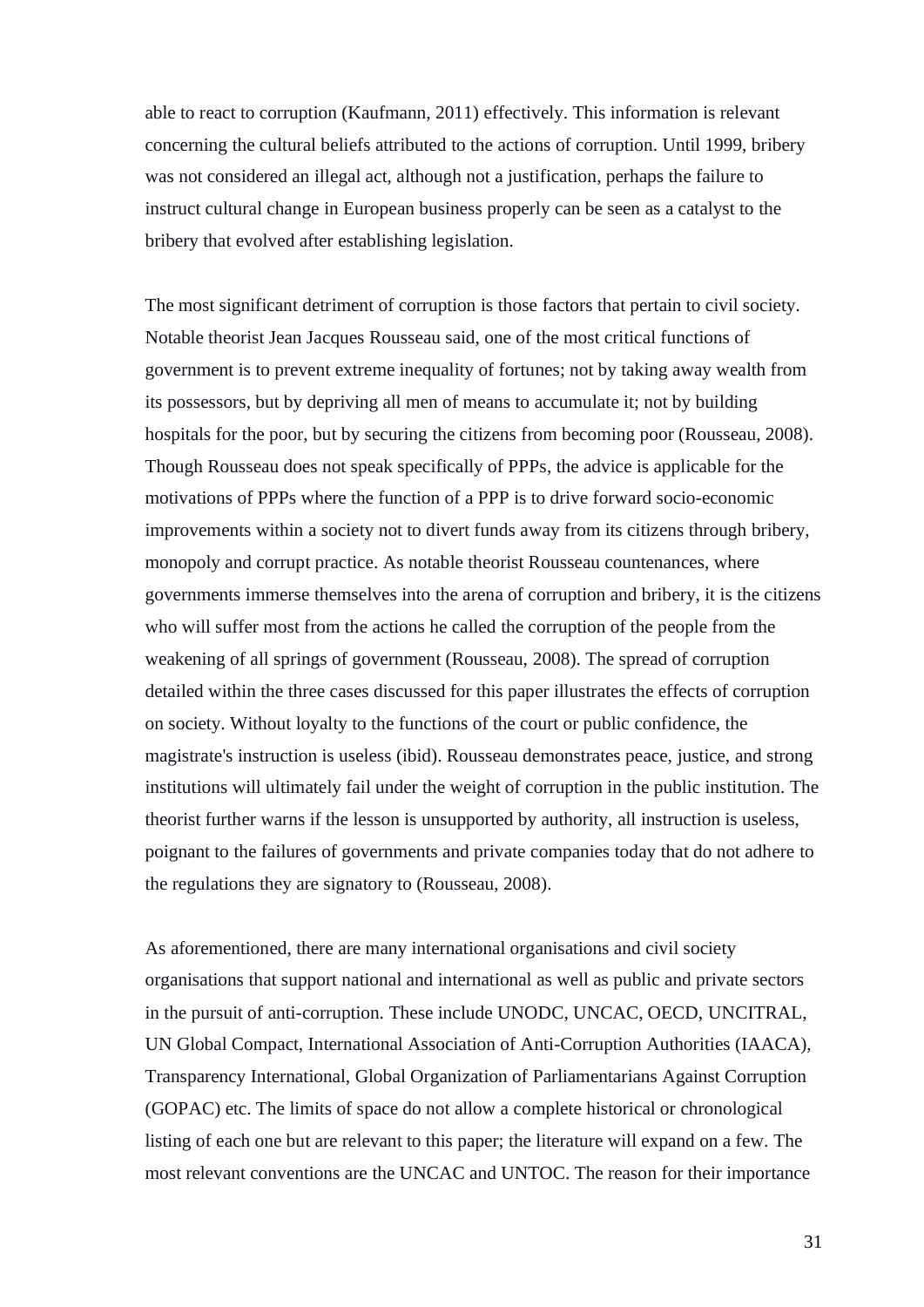able to react to corruption (Kaufmann, 2011) effectively. This information is relevant concerning the cultural beliefs attributed to the actions of corruption. Until 1999, bribery was not considered an illegal act, although not a justification, perhaps the failure to instruct cultural change in European business properly can be seen as a catalyst to the bribery that evolved after establishing legislation.

The most significant detriment of corruption is those factors that pertain to civil society. Notable theorist Jean Jacques Rousseau said, one of the most critical functions of government is to prevent extreme inequality of fortunes; not by taking away wealth from its possessors, but by depriving all men of means to accumulate it; not by building hospitals for the poor, but by securing the citizens from becoming poor (Rousseau, 2008). Though Rousseau does not speak specifically of PPPs, the advice is applicable for the motivations of PPPs where the function of a PPP is to drive forward socio-economic improvements within a society not to divert funds away from its citizens through bribery, monopoly and corrupt practice. As notable theorist Rousseau countenances, where governments immerse themselves into the arena of corruption and bribery, it is the citizens who will suffer most from the actions he called the corruption of the people from the weakening of all springs of government (Rousseau, 2008). The spread of corruption detailed within the three cases discussed for this paper illustrates the effects of corruption on society. Without loyalty to the functions of the court or public confidence, the magistrate's instruction is useless (ibid). Rousseau demonstrates peace, justice, and strong institutions will ultimately fail under the weight of corruption in the public institution. The theorist further warns if the lesson is unsupported by authority, all instruction is useless, poignant to the failures of governments and private companies today that do not adhere to the regulations they are signatory to (Rousseau, 2008).

As aforementioned, there are many international organisations and civil society organisations that support national and international as well as public and private sectors in the pursuit of anti-corruption. These include UNODC, UNCAC, OECD, UNCITRAL, UN Global Compact, International Association of Anti-Corruption Authorities (IAACA), Transparency International, Global Organization of Parliamentarians Against Corruption (GOPAC) etc. The limits of space do not allow a complete historical or chronological listing of each one but are relevant to this paper; the literature will expand on a few. The most relevant conventions are the UNCAC and UNTOC. The reason for their importance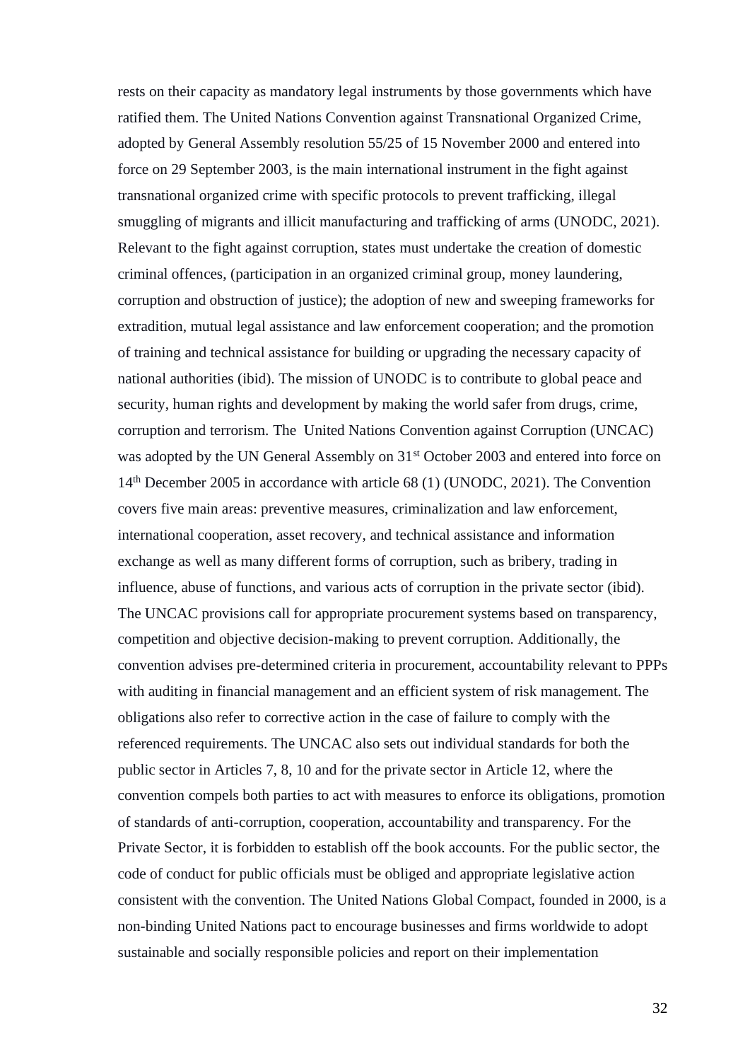rests on their capacity as mandatory legal instruments by those governments which have ratified them. The United Nations Convention against Transnational Organized Crime, adopted by General Assembly resolution 55/25 of 15 November 2000 and entered into force on 29 September 2003, is the main international instrument in the fight against transnational organized crime with specific protocols to prevent trafficking, illegal smuggling of migrants and illicit manufacturing and trafficking of arms (UNODC, 2021). Relevant to the fight against corruption, states must undertake the creation of domestic criminal offences, (participation in an organized criminal group, money laundering, corruption and obstruction of justice); the adoption of new and sweeping frameworks for extradition, mutual legal assistance and law enforcement cooperation; and the promotion of training and technical assistance for building or upgrading the necessary capacity of national authorities (ibid). The mission of UNODC is to contribute to global peace and security, human rights and development by making the world safer from drugs, crime, corruption and terrorism. The United Nations Convention against Corruption (UNCAC) was adopted by the UN General Assembly on 31st October 2003 and entered into force on 14th December 2005 in accordance with article 68 (1) (UNODC, 2021). The Convention covers five main areas: preventive measures, criminalization and law enforcement, international cooperation, asset recovery, and technical assistance and information exchange as well as many different forms of corruption, such as bribery, trading in influence, abuse of functions, and various acts of corruption in the private sector (ibid). The UNCAC provisions call for appropriate procurement systems based on transparency, competition and objective decision-making to prevent corruption. Additionally, the convention advises pre-determined criteria in procurement, accountability relevant to PPPs with auditing in financial management and an efficient system of risk management. The obligations also refer to corrective action in the case of failure to comply with the referenced requirements. The UNCAC also sets out individual standards for both the public sector in Articles 7, 8, 10 and for the private sector in Article 12, where the convention compels both parties to act with measures to enforce its obligations, promotion of standards of anti-corruption, cooperation, accountability and transparency. For the Private Sector, it is forbidden to establish off the book accounts. For the public sector, the code of conduct for public officials must be obliged and appropriate legislative action consistent with the convention. The United Nations Global Compact, founded in 2000, is a non-binding United Nations pact to encourage businesses and firms worldwide to adopt sustainable and socially responsible policies and report on their implementation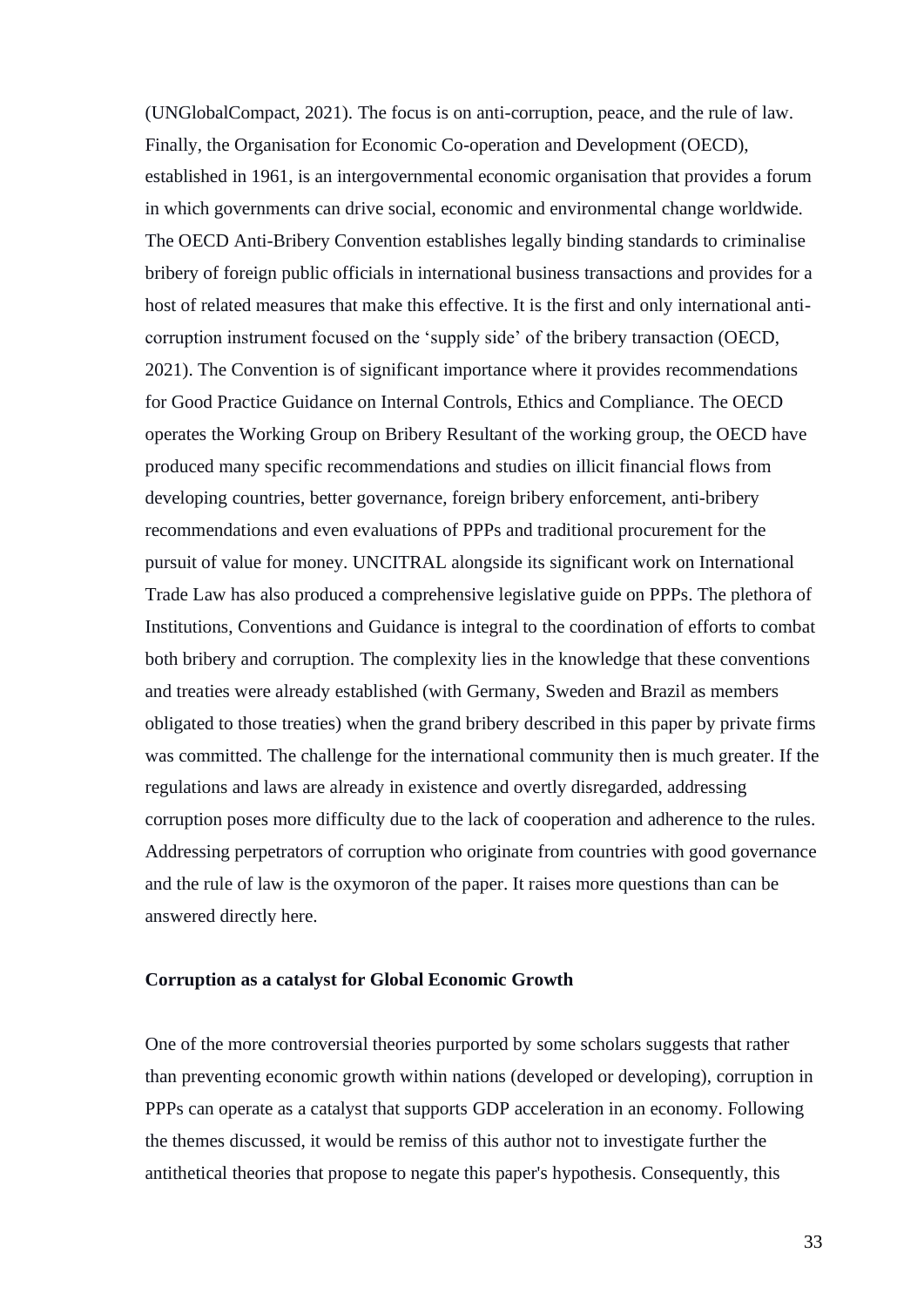(UNGlobalCompact, 2021). The focus is on anti-corruption, peace, and the rule of law. Finally, the Organisation for Economic Co-operation and Development (OECD), established in 1961, is an intergovernmental economic organisation that provides a forum in which governments can drive social, economic and environmental change worldwide. The OECD Anti-Bribery Convention establishes legally binding standards to criminalise bribery of foreign public officials in international business transactions and provides for a host of related measures that make this effective. It is the first and only international anti-corruption instrument focused on the 'supply side' of the bribery transaction (OECD, 2021). The Convention is of significant importance where it provides recommendations for Good Practice Guidance on Internal Controls, Ethics and Compliance. The OECD operates the Working Group on Bribery Resultant of the working group, the OECD have produced many specific recommendations and studies on illicit financial flows from developing countries, better governance, foreign bribery enforcement, anti-bribery recommendations and even evaluations of PPPs and traditional procurement for the pursuit of value for money. UNCITRAL alongside its significant work on International Trade Law has also produced a comprehensive legislative guide on PPPs. The plethora of Institutions, Conventions and Guidance is integral to the coordination of efforts to combat both bribery and corruption. The complexity lies in the knowledge that these conventions and treaties were already established (with Germany, Sweden and Brazil as members obligated to those treaties) when the grand bribery described in this paper by private firms was committed. The challenge for the international community then is much greater. If the regulations and laws are already in existence and overtly disregarded, addressing corruption poses more difficulty due to the lack of cooperation and adherence to the rules. Addressing perpetrators of corruption who originate from countries with good governance and the rule of law is the oxymoron of the paper. It raises more questions than can be answered directly here.

**Corruption as a catalyst for Global Economic Growth**

One of the more controversial theories purported by some scholars suggests that rather than preventing economic growth within nations (developed or developing), corruption in PPPs can operate as a catalyst that supports GDP acceleration in an economy. Following the themes discussed, it would be remiss of this author not to investigate further the antithetical theories that propose to negate this paper's hypothesis. Consequently, this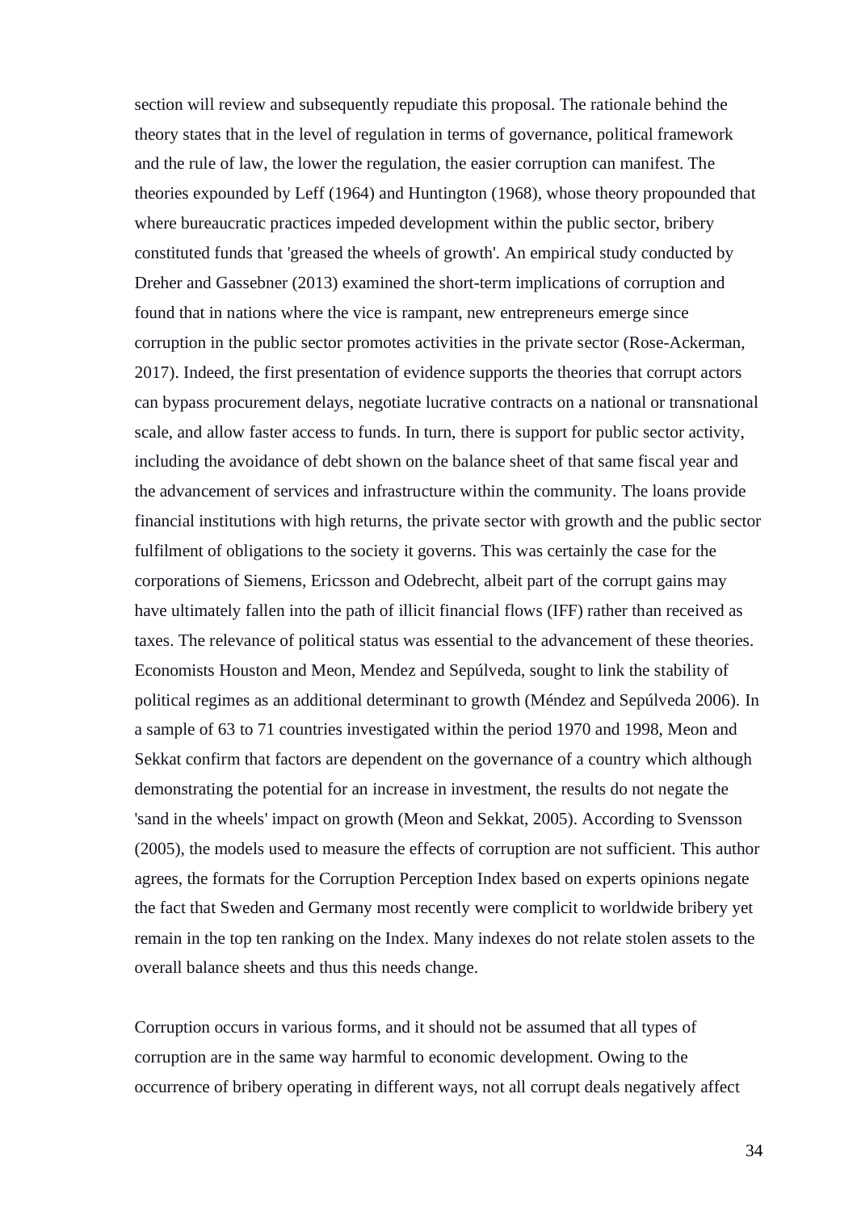section will review and subsequently repudiate this proposal. The rationale behind the theory states that in the level of regulation in terms of governance, political framework and the rule of law, the lower the regulation, the easier corruption can manifest. The theories expounded by Leff (1964) and Huntington (1968), whose theory propounded that where bureaucratic practices impeded development within the public sector, bribery constituted funds that 'greased the wheels of growth'. An empirical study conducted by Dreher and Gassebner (2013) examined the short-term implications of corruption and found that in nations where the vice is rampant, new entrepreneurs emerge since corruption in the public sector promotes activities in the private sector (Rose-Ackerman, 2017). Indeed, the first presentation of evidence supports the theories that corrupt actors can bypass procurement delays, negotiate lucrative contracts on a national or transnational scale, and allow faster access to funds. In turn, there is support for public sector activity, including the avoidance of debt shown on the balance sheet of that same fiscal year and the advancement of services and infrastructure within the community. The loans provide financial institutions with high returns, the private sector with growth and the public sector fulfilment of obligations to the society it governs. This was certainly the case for the corporations of Siemens, Ericsson and Odebrecht, albeit part of the corrupt gains may have ultimately fallen into the path of illicit financial flows (IFF) rather than received as taxes. The relevance of political status was essential to the advancement of these theories. Economists Houston and Meon, Mendez and Sepúlveda, sought to link the stability of political regimes as an additional determinant to growth (Méndez and Sepúlveda 2006). In a sample of 63 to 71 countries investigated within the period 1970 and 1998, Meon and Sekkat confirm that factors are dependent on the governance of a country which although demonstrating the potential for an increase in investment, the results do not negate the 'sand in the wheels' impact on growth (Meon and Sekkat, 2005). According to Svensson (2005), the models used to measure the effects of corruption are not sufficient. This author agrees, the formats for the Corruption Perception Index based on experts opinions negate the fact that Sweden and Germany most recently were complicit to worldwide bribery yet remain in the top ten ranking on the Index. Many indexes do not relate stolen assets to the overall balance sheets and thus this needs change.

Corruption occurs in various forms, and it should not be assumed that all types of corruption are in the same way harmful to economic development. Owing to the occurrence of bribery operating in different ways, not all corrupt deals negatively affect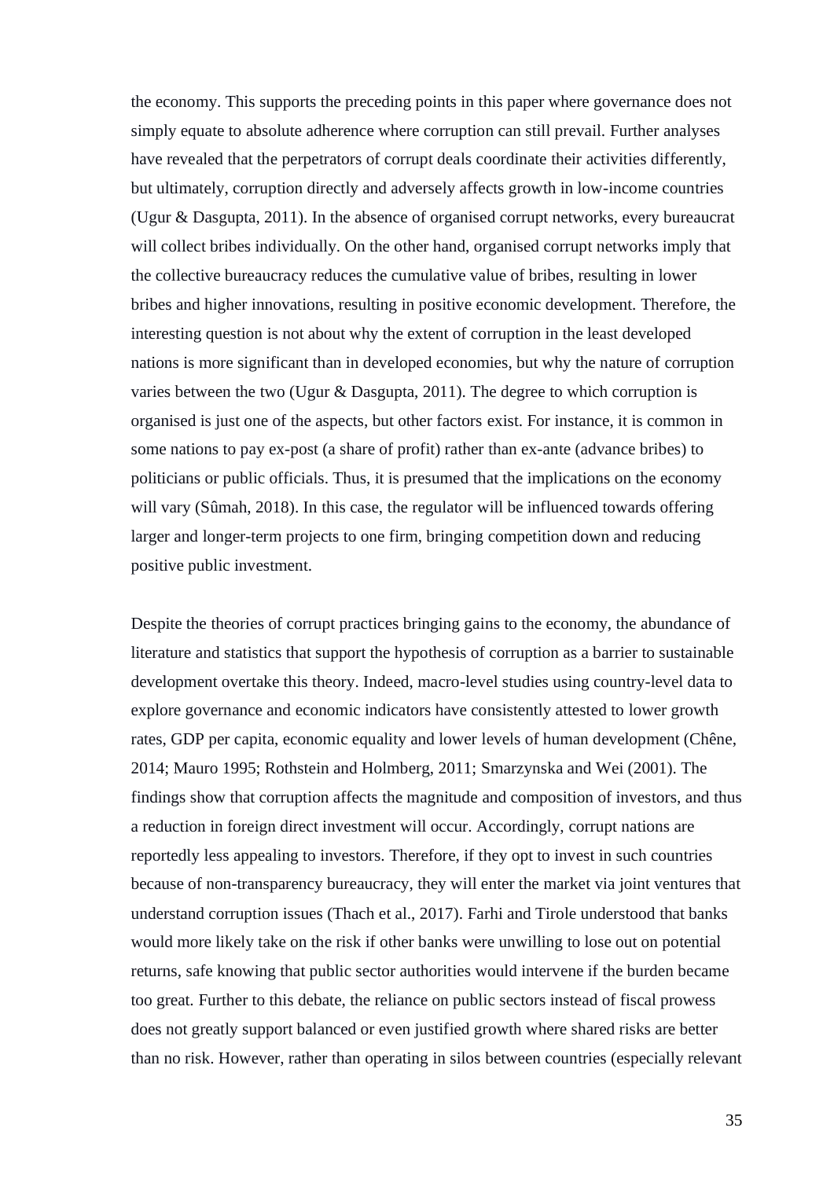the economy. This supports the preceding points in this paper where governance does not simply equate to absolute adherence where corruption can still prevail. Further analyses have revealed that the perpetrators of corrupt deals coordinate their activities differently, but ultimately, corruption directly and adversely affects growth in low-income countries (Ugur & Dasgupta, 2011). In the absence of organised corrupt networks, every bureaucrat will collect bribes individually. On the other hand, organised corrupt networks imply that the collective bureaucracy reduces the cumulative value of bribes, resulting in lower bribes and higher innovations, resulting in positive economic development. Therefore, the interesting question is not about why the extent of corruption in the least developed nations is more significant than in developed economies, but why the nature of corruption varies between the two (Ugur & Dasgupta, 2011). The degree to which corruption is organised is just one of the aspects, but other factors exist. For instance, it is common in some nations to pay ex-post (a share of profit) rather than ex-ante (advance bribes) to politicians or public officials. Thus, it is presumed that the implications on the economy will vary (Sûmah, 2018). In this case, the regulator will be influenced towards offering larger and longer-term projects to one firm, bringing competition down and reducing positive public investment.

Despite the theories of corrupt practices bringing gains to the economy, the abundance of literature and statistics that support the hypothesis of corruption as a barrier to sustainable development overtake this theory. Indeed, macro-level studies using country-level data to explore governance and economic indicators have consistently attested to lower growth rates, GDP per capita, economic equality and lower levels of human development (Chêne, 2014; Mauro 1995; Rothstein and Holmberg, 2011; Smarzynska and Wei (2001). The findings show that corruption affects the magnitude and composition of investors, and thus a reduction in foreign direct investment will occur. Accordingly, corrupt nations are reportedly less appealing to investors. Therefore, if they opt to invest in such countries because of non-transparency bureaucracy, they will enter the market via joint ventures that understand corruption issues (Thach et al., 2017). Farhi and Tirole understood that banks would more likely take on the risk if other banks were unwilling to lose out on potential returns, safe knowing that public sector authorities would intervene if the burden became too great. Further to this debate, the reliance on public sectors instead of fiscal prowess does not greatly support balanced or even justified growth where shared risks are better than no risk. However, rather than operating in silos between countries (especially relevant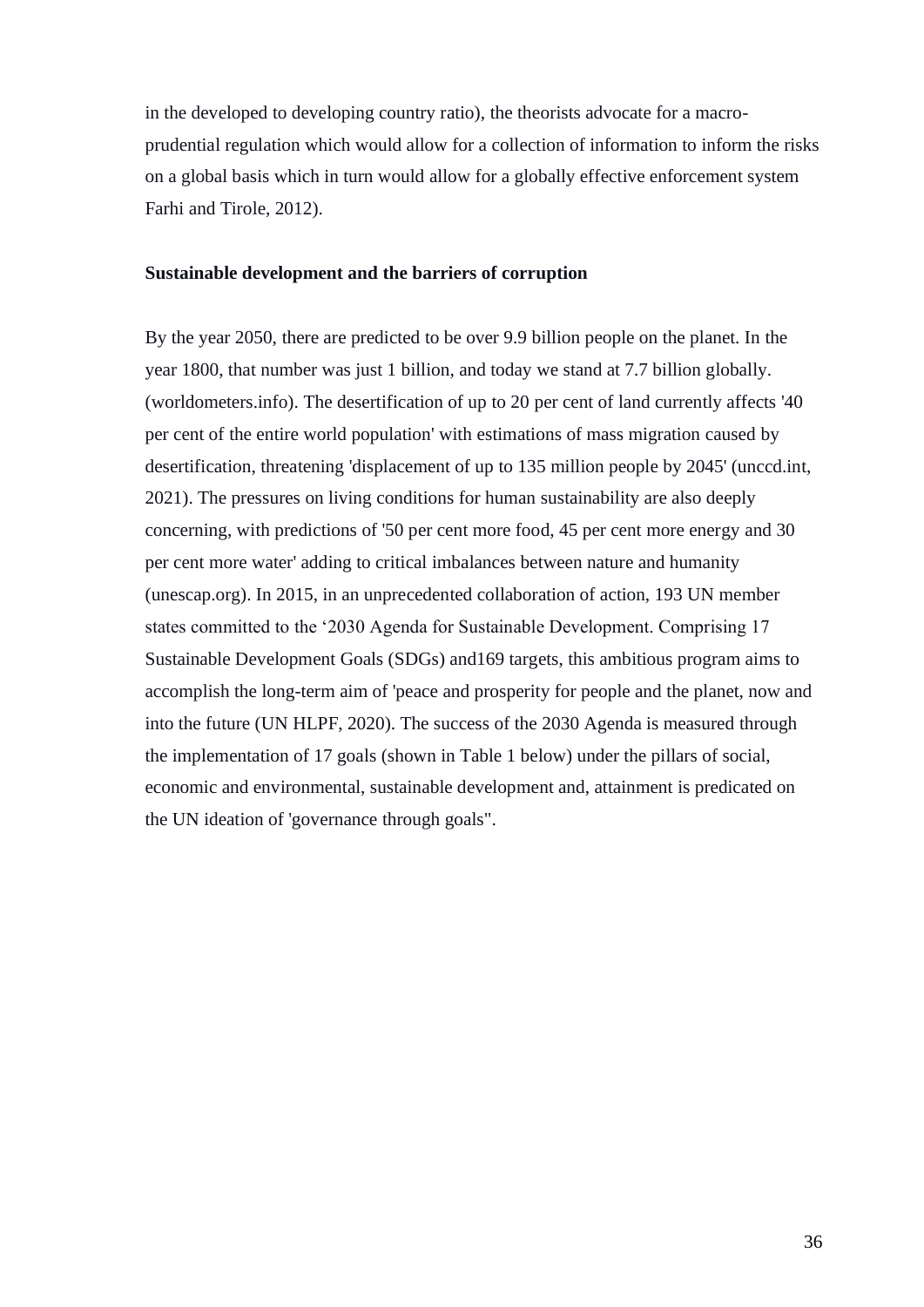in the developed to developing country ratio), the theorists advocate for a macro-prudential regulation which would allow for a collection of information to inform the risks on a global basis which in turn would allow for a globally effective enforcement system Farhi and Tirole, 2012).

**Sustainable development and the barriers of corruption**

By the year 2050, there are predicted to be over 9.9 billion people on the planet. In the year 1800, that number was just 1 billion, and today we stand at 7.7 billion globally. (worldometers.info). The desertification of up to 20 per cent of land currently affects '40 per cent of the entire world population' with estimations of mass migration caused by desertification, threatening 'displacement of up to 135 million people by 2045' (unccd.int, 2021). The pressures on living conditions for human sustainability are also deeply concerning, with predictions of '50 per cent more food, 45 per cent more energy and 30 per cent more water' adding to critical imbalances between nature and humanity (unescap.org). In 2015, in an unprecedented collaboration of action, 193 UN member states committed to the '2030 Agenda for Sustainable Development. Comprising 17 Sustainable Development Goals (SDGs) and169 targets, this ambitious program aims to accomplish the long-term aim of 'peace and prosperity for people and the planet, now and into the future (UN HLPF, 2020). The success of the 2030 Agenda is measured through the implementation of 17 goals (shown in Table 1 below) under the pillars of social, economic and environmental, sustainable development and, attainment is predicated on the UN ideation of 'governance through goals".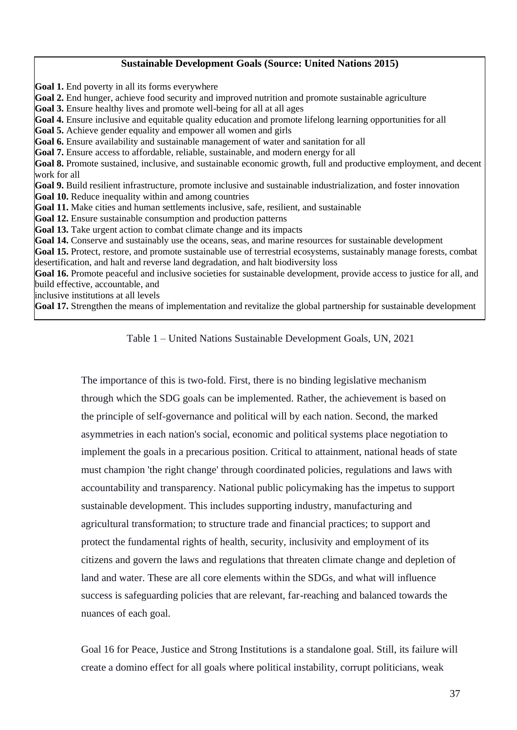| Sustainable Development Goals (Source: United Nations 2015) |
|---|
| **Goal 1.** End poverty in all its forms everywhere |
| **Goal 2.** End hunger, achieve food security and improved nutrition and promote sustainable agriculture |
| **Goal 3.** Ensure healthy lives and promote well-being for all at all ages |
| **Goal 4.** Ensure inclusive and equitable quality education and promote lifelong learning opportunities for all |
| **Goal 5.** Achieve gender equality and empower all women and girls |
| **Goal 6.** Ensure availability and sustainable management of water and sanitation for all |
| **Goal 7.** Ensure access to affordable, reliable, sustainable, and modern energy for all |
| **Goal 8.** Promote sustained, inclusive, and sustainable economic growth, full and productive employment, and decent work for all |
| **Goal 9.** Build resilient infrastructure, promote inclusive and sustainable industrialization, and foster innovation |
| **Goal 10.** Reduce inequality within and among countries |
| **Goal 11.** Make cities and human settlements inclusive, safe, resilient, and sustainable |
| **Goal 12.** Ensure sustainable consumption and production patterns |
| **Goal 13.** Take urgent action to combat climate change and its impacts |
| **Goal 14.** Conserve and sustainably use the oceans, seas, and marine resources for sustainable development |
| **Goal 15.** Protect, restore, and promote sustainable use of terrestrial ecosystems, sustainably manage forests, combat desertification, and halt and reverse land degradation, and halt biodiversity loss |
| **Goal 16.** Promote peaceful and inclusive societies for sustainable development, provide access to justice for all, and build effective, accountable, and inclusive institutions at all levels |
| **Goal 17.** Strengthen the means of implementation and revitalize the global partnership for sustainable development |

Table 1 – United Nations Sustainable Development Goals, UN, 2021

The importance of this is two-fold. First, there is no binding legislative mechanism through which the SDG goals can be implemented. Rather, the achievement is based on the principle of self-governance and political will by each nation. Second, the marked asymmetries in each nation's social, economic and political systems place negotiation to implement the goals in a precarious position. Critical to attainment, national heads of state must champion 'the right change' through coordinated policies, regulations and laws with accountability and transparency. National public policymaking has the impetus to support sustainable development. This includes supporting industry, manufacturing and agricultural transformation; to structure trade and financial practices; to support and protect the fundamental rights of health, security, inclusivity and employment of its citizens and govern the laws and regulations that threaten climate change and depletion of land and water. These are all core elements within the SDGs, and what will influence success is safeguarding policies that are relevant, far-reaching and balanced towards the nuances of each goal.

Goal 16 for Peace, Justice and Strong Institutions is a standalone goal. Still, its failure will create a domino effect for all goals where political instability, corrupt politicians, weak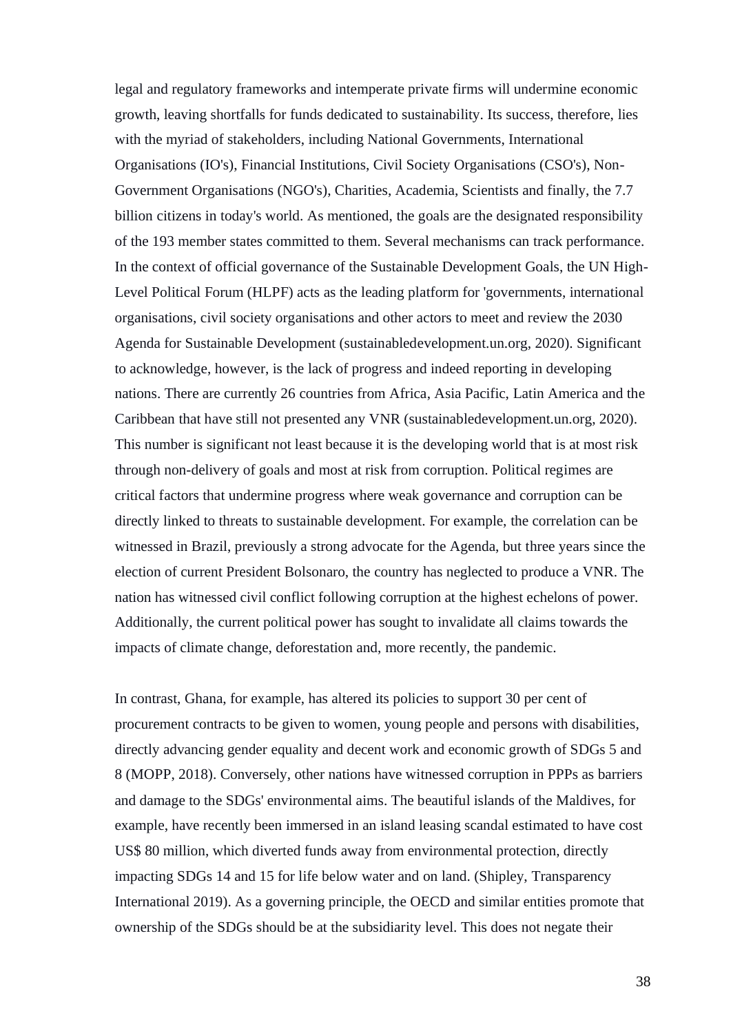legal and regulatory frameworks and intemperate private firms will undermine economic growth, leaving shortfalls for funds dedicated to sustainability. Its success, therefore, lies with the myriad of stakeholders, including National Governments, International Organisations (IO's), Financial Institutions, Civil Society Organisations (CSO's), Non-Government Organisations (NGO's), Charities, Academia, Scientists and finally, the 7.7 billion citizens in today's world. As mentioned, the goals are the designated responsibility of the 193 member states committed to them. Several mechanisms can track performance. In the context of official governance of the Sustainable Development Goals, the UN High-Level Political Forum (HLPF) acts as the leading platform for 'governments, international organisations, civil society organisations and other actors to meet and review the 2030 Agenda for Sustainable Development (sustainabledevelopment.un.org, 2020). Significant to acknowledge, however, is the lack of progress and indeed reporting in developing nations. There are currently 26 countries from Africa, Asia Pacific, Latin America and the Caribbean that have still not presented any VNR (sustainabledevelopment.un.org, 2020). This number is significant not least because it is the developing world that is at most risk through non-delivery of goals and most at risk from corruption. Political regimes are critical factors that undermine progress where weak governance and corruption can be directly linked to threats to sustainable development. For example, the correlation can be witnessed in Brazil, previously a strong advocate for the Agenda, but three years since the election of current President Bolsonaro, the country has neglected to produce a VNR. The nation has witnessed civil conflict following corruption at the highest echelons of power. Additionally, the current political power has sought to invalidate all claims towards the impacts of climate change, deforestation and, more recently, the pandemic.

In contrast, Ghana, for example, has altered its policies to support 30 per cent of procurement contracts to be given to women, young people and persons with disabilities, directly advancing gender equality and decent work and economic growth of SDGs 5 and 8 (MOPP, 2018). Conversely, other nations have witnessed corruption in PPPs as barriers and damage to the SDGs' environmental aims. The beautiful islands of the Maldives, for example, have recently been immersed in an island leasing scandal estimated to have cost US$ 80 million, which diverted funds away from environmental protection, directly impacting SDGs 14 and 15 for life below water and on land. (Shipley, Transparency International 2019). As a governing principle, the OECD and similar entities promote that ownership of the SDGs should be at the subsidiarity level. This does not negate their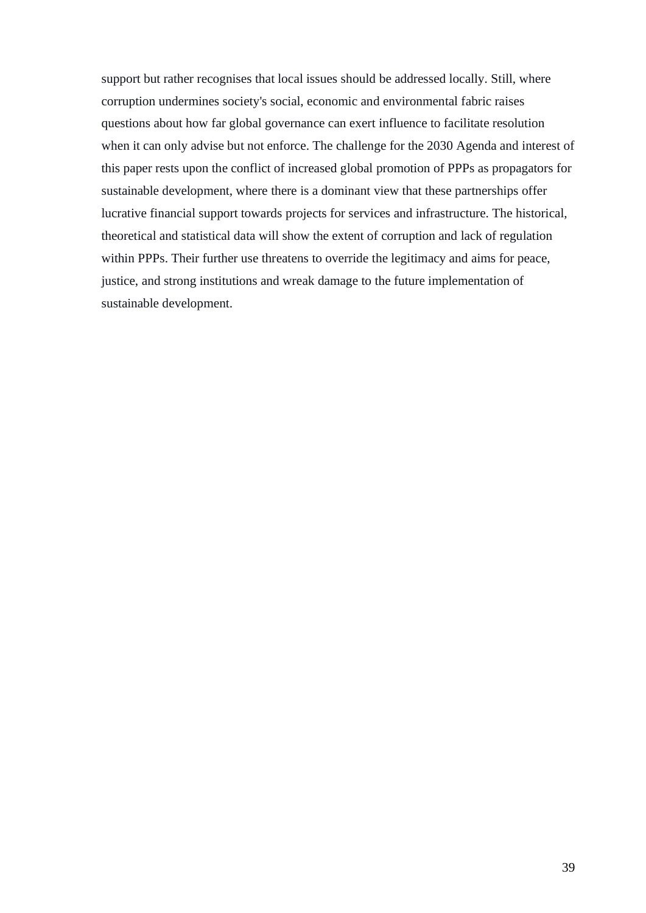support but rather recognises that local issues should be addressed locally. Still, where corruption undermines society's social, economic and environmental fabric raises questions about how far global governance can exert influence to facilitate resolution when it can only advise but not enforce. The challenge for the 2030 Agenda and interest of this paper rests upon the conflict of increased global promotion of PPPs as propagators for sustainable development, where there is a dominant view that these partnerships offer lucrative financial support towards projects for services and infrastructure. The historical, theoretical and statistical data will show the extent of corruption and lack of regulation within PPPs. Their further use threatens to override the legitimacy and aims for peace, justice, and strong institutions and wreak damage to the future implementation of sustainable development.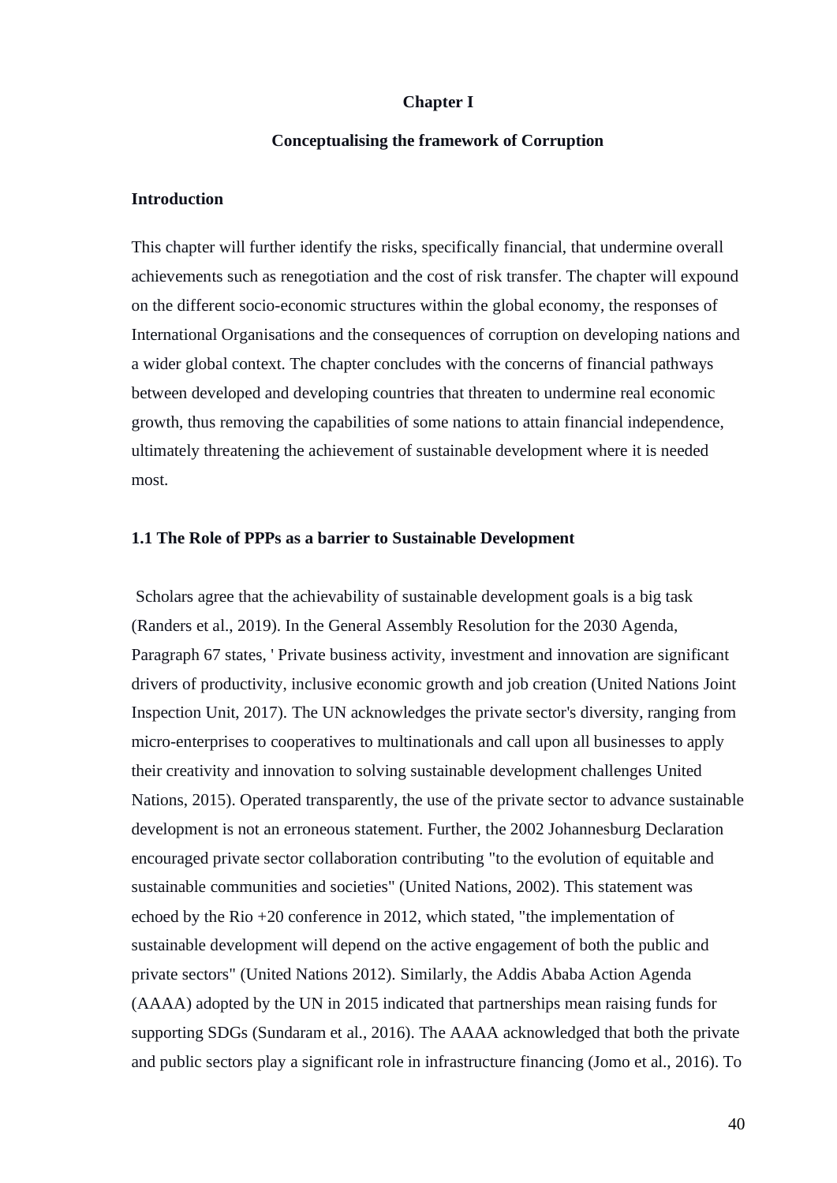# Chapter I

## Conceptualising the framework of Corruption

### Introduction

This chapter will further identify the risks, specifically financial, that undermine overall achievements such as renegotiation and the cost of risk transfer. The chapter will expound on the different socio-economic structures within the global economy, the responses of International Organisations and the consequences of corruption on developing nations and a wider global context. The chapter concludes with the concerns of financial pathways between developed and developing countries that threaten to undermine real economic growth, thus removing the capabilities of some nations to attain financial independence, ultimately threatening the achievement of sustainable development where it is needed most.

### 1.1 The Role of PPPs as a barrier to Sustainable Development

Scholars agree that the achievability of sustainable development goals is a big task (Randers et al., 2019). In the General Assembly Resolution for the 2030 Agenda, Paragraph 67 states, ' Private business activity, investment and innovation are significant drivers of productivity, inclusive economic growth and job creation (United Nations Joint Inspection Unit, 2017). The UN acknowledges the private sector's diversity, ranging from micro-enterprises to cooperatives to multinationals and call upon all businesses to apply their creativity and innovation to solving sustainable development challenges United Nations, 2015). Operated transparently, the use of the private sector to advance sustainable development is not an erroneous statement. Further, the 2002 Johannesburg Declaration encouraged private sector collaboration contributing "to the evolution of equitable and sustainable communities and societies" (United Nations, 2002). This statement was echoed by the Rio +20 conference in 2012, which stated, "the implementation of sustainable development will depend on the active engagement of both the public and private sectors" (United Nations 2012). Similarly, the Addis Ababa Action Agenda (AAAA) adopted by the UN in 2015 indicated that partnerships mean raising funds for supporting SDGs (Sundaram et al., 2016). The AAAA acknowledged that both the private and public sectors play a significant role in infrastructure financing (Jomo et al., 2016). To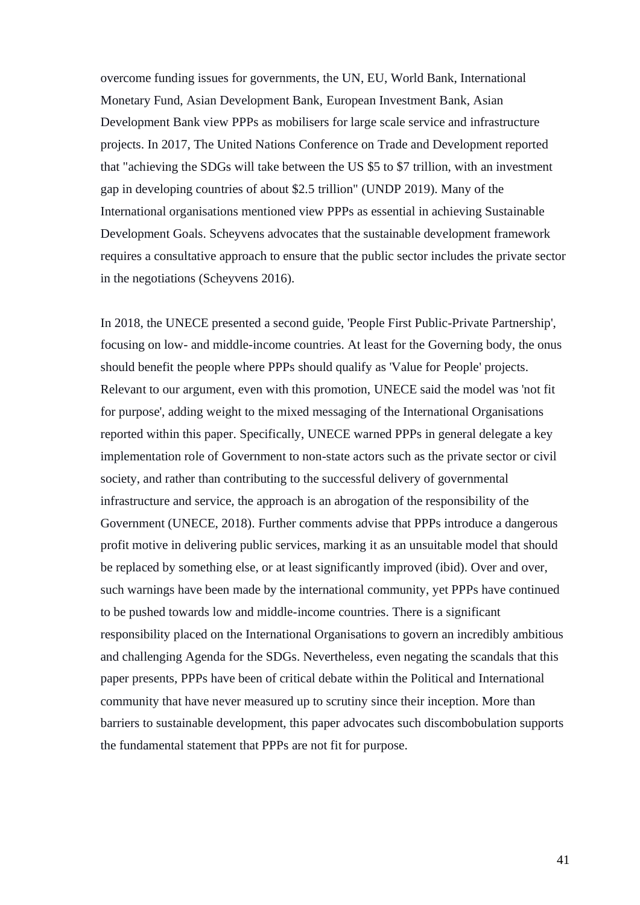overcome funding issues for governments, the UN, EU, World Bank, International Monetary Fund, Asian Development Bank, European Investment Bank, Asian Development Bank view PPPs as mobilisers for large scale service and infrastructure projects. In 2017, The United Nations Conference on Trade and Development reported that "achieving the SDGs will take between the US $5 to $7 trillion, with an investment gap in developing countries of about $2.5 trillion" (UNDP 2019). Many of the International organisations mentioned view PPPs as essential in achieving Sustainable Development Goals. Scheyvens advocates that the sustainable development framework requires a consultative approach to ensure that the public sector includes the private sector in the negotiations (Scheyvens 2016).

In 2018, the UNECE presented a second guide, 'People First Public-Private Partnership', focusing on low- and middle-income countries. At least for the Governing body, the onus should benefit the people where PPPs should qualify as 'Value for People' projects. Relevant to our argument, even with this promotion, UNECE said the model was 'not fit for purpose', adding weight to the mixed messaging of the International Organisations reported within this paper. Specifically, UNECE warned PPPs in general delegate a key implementation role of Government to non-state actors such as the private sector or civil society, and rather than contributing to the successful delivery of governmental infrastructure and service, the approach is an abrogation of the responsibility of the Government (UNECE, 2018). Further comments advise that PPPs introduce a dangerous profit motive in delivering public services, marking it as an unsuitable model that should be replaced by something else, or at least significantly improved (ibid). Over and over, such warnings have been made by the international community, yet PPPs have continued to be pushed towards low and middle-income countries. There is a significant responsibility placed on the International Organisations to govern an incredibly ambitious and challenging Agenda for the SDGs. Nevertheless, even negating the scandals that this paper presents, PPPs have been of critical debate within the Political and International community that have never measured up to scrutiny since their inception. More than barriers to sustainable development, this paper advocates such discombobulation supports the fundamental statement that PPPs are not fit for purpose.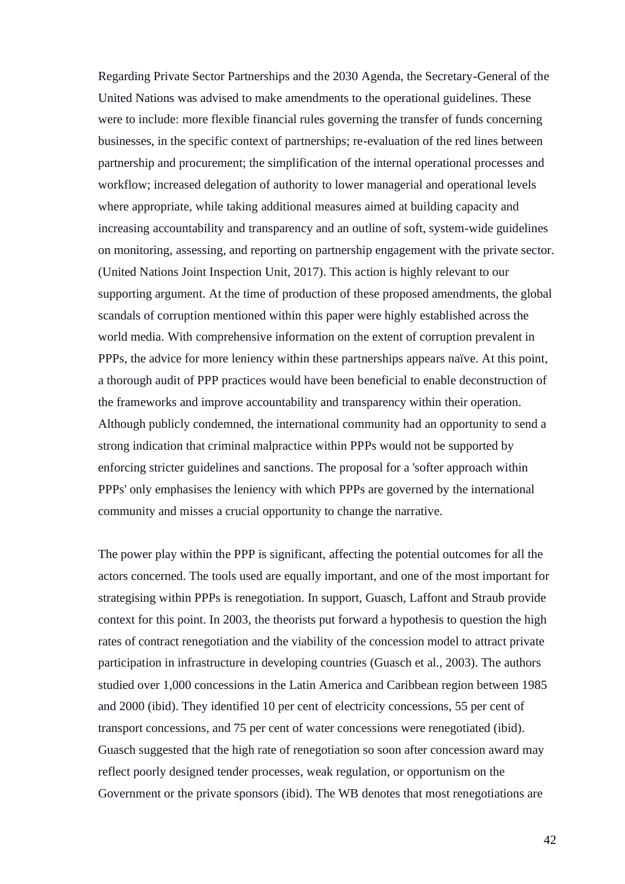Regarding Private Sector Partnerships and the 2030 Agenda, the Secretary-General of the United Nations was advised to make amendments to the operational guidelines. These were to include: more flexible financial rules governing the transfer of funds concerning businesses, in the specific context of partnerships; re-evaluation of the red lines between partnership and procurement; the simplification of the internal operational processes and workflow; increased delegation of authority to lower managerial and operational levels where appropriate, while taking additional measures aimed at building capacity and increasing accountability and transparency and an outline of soft, system-wide guidelines on monitoring, assessing, and reporting on partnership engagement with the private sector. (United Nations Joint Inspection Unit, 2017). This action is highly relevant to our supporting argument. At the time of production of these proposed amendments, the global scandals of corruption mentioned within this paper were highly established across the world media. With comprehensive information on the extent of corruption prevalent in PPPs, the advice for more leniency within these partnerships appears naïve. At this point, a thorough audit of PPP practices would have been beneficial to enable deconstruction of the frameworks and improve accountability and transparency within their operation. Although publicly condemned, the international community had an opportunity to send a strong indication that criminal malpractice within PPPs would not be supported by enforcing stricter guidelines and sanctions. The proposal for a 'softer approach within PPPs' only emphasises the leniency with which PPPs are governed by the international community and misses a crucial opportunity to change the narrative.

The power play within the PPP is significant, affecting the potential outcomes for all the actors concerned. The tools used are equally important, and one of the most important for strategising within PPPs is renegotiation. In support, Guasch, Laffont and Straub provide context for this point. In 2003, the theorists put forward a hypothesis to question the high rates of contract renegotiation and the viability of the concession model to attract private participation in infrastructure in developing countries (Guasch et al., 2003). The authors studied over 1,000 concessions in the Latin America and Caribbean region between 1985 and 2000 (ibid). They identified 10 per cent of electricity concessions, 55 per cent of transport concessions, and 75 per cent of water concessions were renegotiated (ibid). Guasch suggested that the high rate of renegotiation so soon after concession award may reflect poorly designed tender processes, weak regulation, or opportunism on the Government or the private sponsors (ibid). The WB denotes that most renegotiations are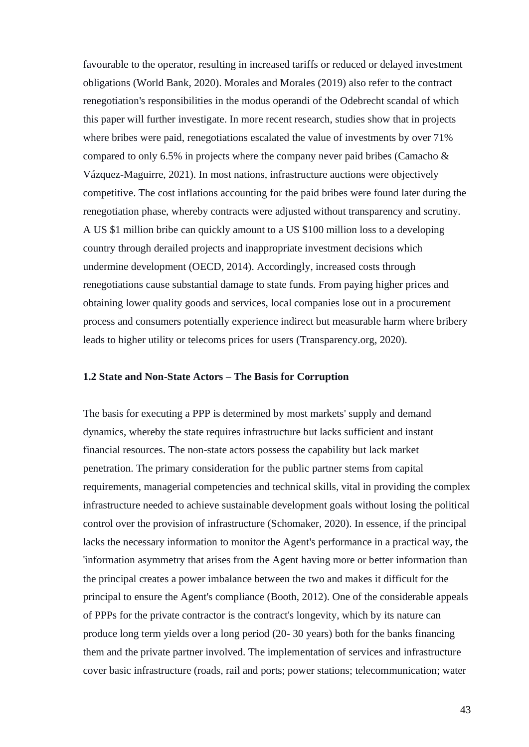favourable to the operator, resulting in increased tariffs or reduced or delayed investment obligations (World Bank, 2020). Morales and Morales (2019) also refer to the contract renegotiation's responsibilities in the modus operandi of the Odebrecht scandal of which this paper will further investigate. In more recent research, studies show that in projects where bribes were paid, renegotiations escalated the value of investments by over 71% compared to only 6.5% in projects where the company never paid bribes (Camacho & Vázquez-Maguirre, 2021). In most nations, infrastructure auctions were objectively competitive. The cost inflations accounting for the paid bribes were found later during the renegotiation phase, whereby contracts were adjusted without transparency and scrutiny. A US $1 million bribe can quickly amount to a US $100 million loss to a developing country through derailed projects and inappropriate investment decisions which undermine development (OECD, 2014). Accordingly, increased costs through renegotiations cause substantial damage to state funds. From paying higher prices and obtaining lower quality goods and services, local companies lose out in a procurement process and consumers potentially experience indirect but measurable harm where bribery leads to higher utility or telecoms prices for users (Transparency.org, 2020).

### 1.2 State and Non-State Actors – The Basis for Corruption

The basis for executing a PPP is determined by most markets' supply and demand dynamics, whereby the state requires infrastructure but lacks sufficient and instant financial resources. The non-state actors possess the capability but lack market penetration. The primary consideration for the public partner stems from capital requirements, managerial competencies and technical skills, vital in providing the complex infrastructure needed to achieve sustainable development goals without losing the political control over the provision of infrastructure (Schomaker, 2020). In essence, if the principal lacks the necessary information to monitor the Agent's performance in a practical way, the 'information asymmetry that arises from the Agent having more or better information than the principal creates a power imbalance between the two and makes it difficult for the principal to ensure the Agent's compliance (Booth, 2012). One of the considerable appeals of PPPs for the private contractor is the contract's longevity, which by its nature can produce long term yields over a long period (20- 30 years) both for the banks financing them and the private partner involved. The implementation of services and infrastructure cover basic infrastructure (roads, rail and ports; power stations; telecommunication; water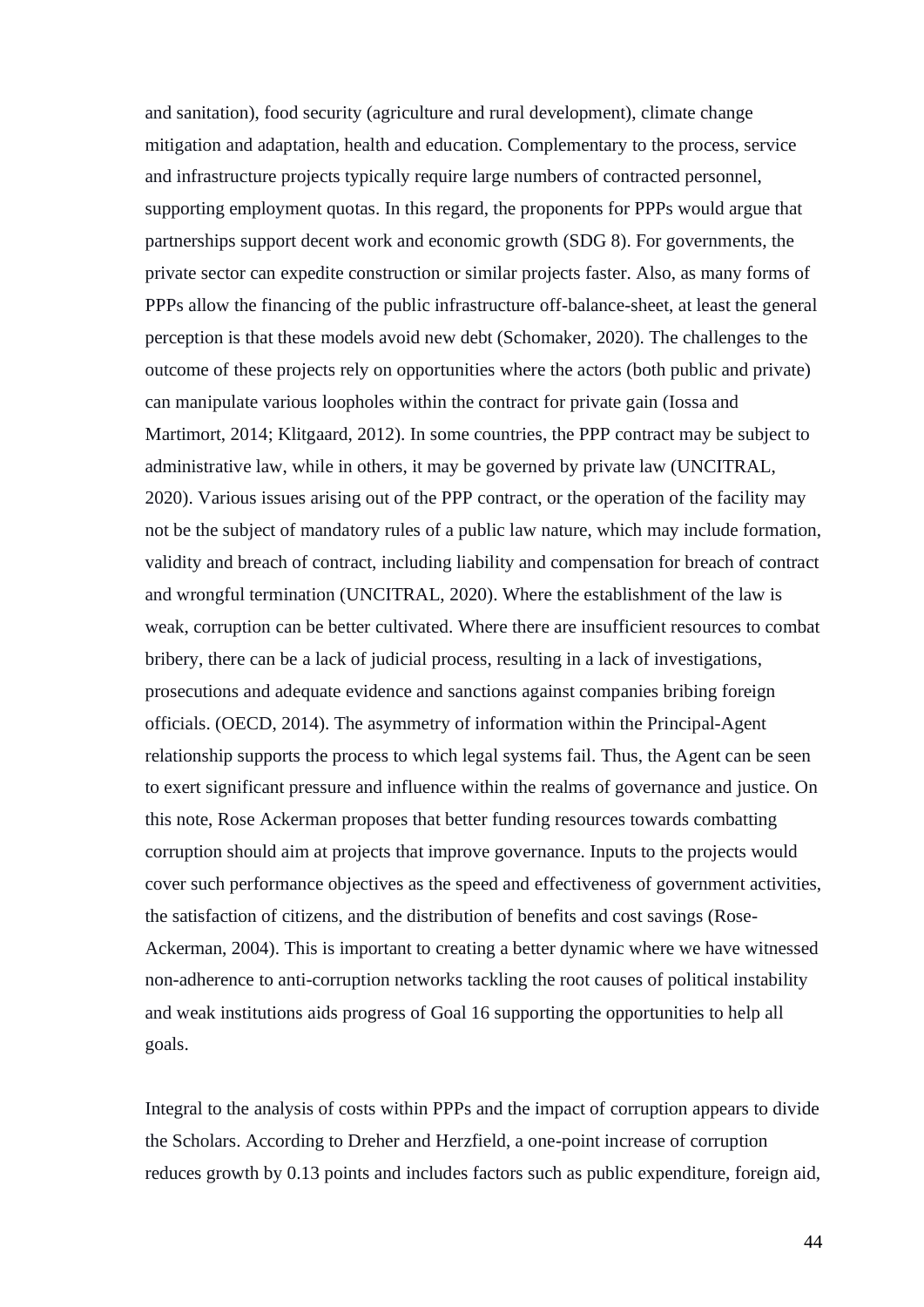and sanitation), food security (agriculture and rural development), climate change mitigation and adaptation, health and education. Complementary to the process, service and infrastructure projects typically require large numbers of contracted personnel, supporting employment quotas. In this regard, the proponents for PPPs would argue that partnerships support decent work and economic growth (SDG 8). For governments, the private sector can expedite construction or similar projects faster. Also, as many forms of PPPs allow the financing of the public infrastructure off-balance-sheet, at least the general perception is that these models avoid new debt (Schomaker, 2020). The challenges to the outcome of these projects rely on opportunities where the actors (both public and private) can manipulate various loopholes within the contract for private gain (Iossa and Martimort, 2014; Klitgaard, 2012). In some countries, the PPP contract may be subject to administrative law, while in others, it may be governed by private law (UNCITRAL, 2020). Various issues arising out of the PPP contract, or the operation of the facility may not be the subject of mandatory rules of a public law nature, which may include formation, validity and breach of contract, including liability and compensation for breach of contract and wrongful termination (UNCITRAL, 2020). Where the establishment of the law is weak, corruption can be better cultivated. Where there are insufficient resources to combat bribery, there can be a lack of judicial process, resulting in a lack of investigations, prosecutions and adequate evidence and sanctions against companies bribing foreign officials. (OECD, 2014). The asymmetry of information within the Principal-Agent relationship supports the process to which legal systems fail. Thus, the Agent can be seen to exert significant pressure and influence within the realms of governance and justice. On this note, Rose Ackerman proposes that better funding resources towards combatting corruption should aim at projects that improve governance. Inputs to the projects would cover such performance objectives as the speed and effectiveness of government activities, the satisfaction of citizens, and the distribution of benefits and cost savings (Rose-Ackerman, 2004). This is important to creating a better dynamic where we have witnessed non-adherence to anti-corruption networks tackling the root causes of political instability and weak institutions aids progress of Goal 16 supporting the opportunities to help all goals.

Integral to the analysis of costs within PPPs and the impact of corruption appears to divide the Scholars. According to Dreher and Herzfield, a one-point increase of corruption reduces growth by 0.13 points and includes factors such as public expenditure, foreign aid,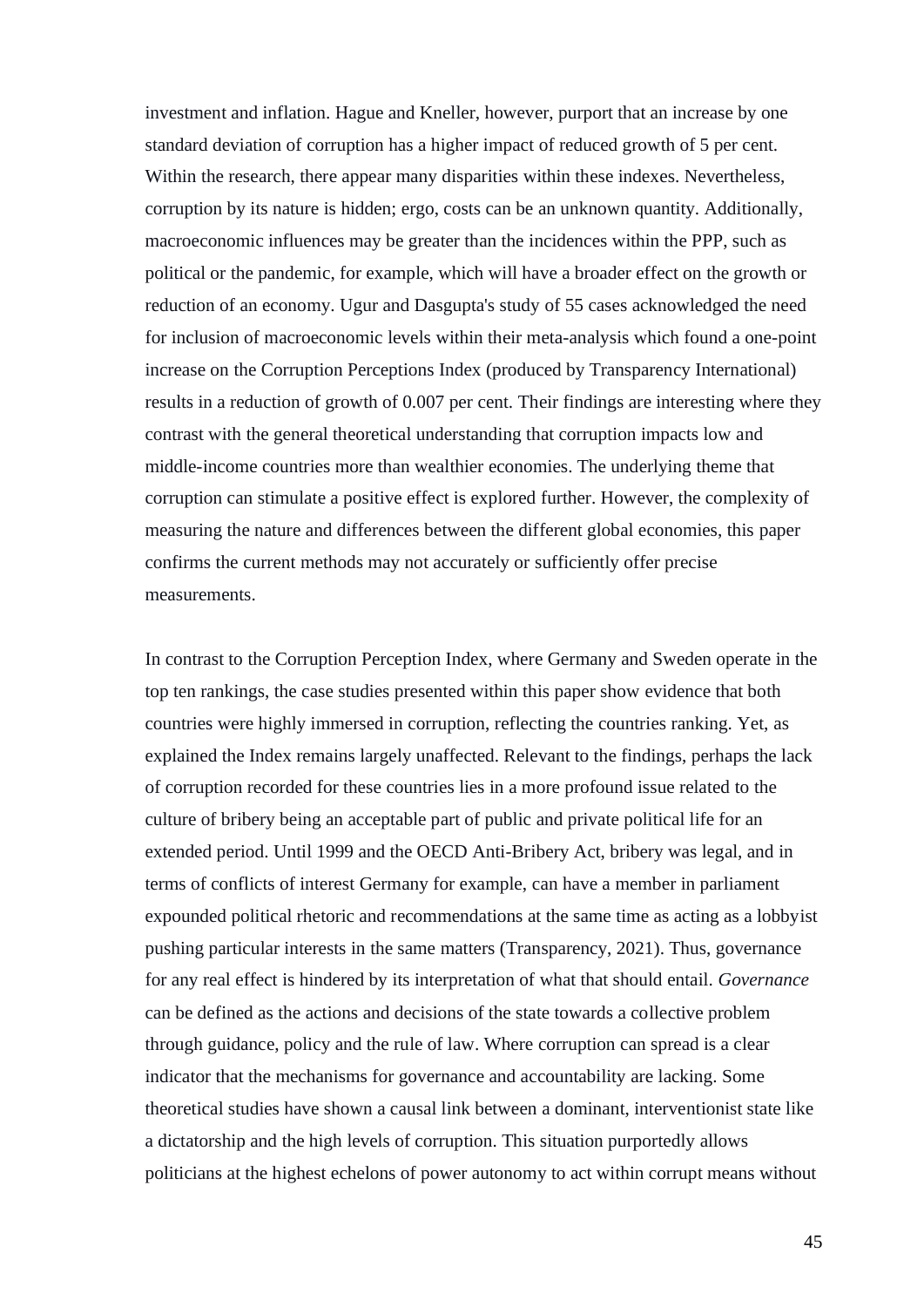investment and inflation. Hague and Kneller, however, purport that an increase by one standard deviation of corruption has a higher impact of reduced growth of 5 per cent. Within the research, there appear many disparities within these indexes. Nevertheless, corruption by its nature is hidden; ergo, costs can be an unknown quantity. Additionally, macroeconomic influences may be greater than the incidences within the PPP, such as political or the pandemic, for example, which will have a broader effect on the growth or reduction of an economy. Ugur and Dasgupta's study of 55 cases acknowledged the need for inclusion of macroeconomic levels within their meta-analysis which found a one-point increase on the Corruption Perceptions Index (produced by Transparency International) results in a reduction of growth of 0.007 per cent. Their findings are interesting where they contrast with the general theoretical understanding that corruption impacts low and middle-income countries more than wealthier economies. The underlying theme that corruption can stimulate a positive effect is explored further. However, the complexity of measuring the nature and differences between the different global economies, this paper confirms the current methods may not accurately or sufficiently offer precise measurements.

In contrast to the Corruption Perception Index, where Germany and Sweden operate in the top ten rankings, the case studies presented within this paper show evidence that both countries were highly immersed in corruption, reflecting the countries ranking. Yet, as explained the Index remains largely unaffected. Relevant to the findings, perhaps the lack of corruption recorded for these countries lies in a more profound issue related to the culture of bribery being an acceptable part of public and private political life for an extended period. Until 1999 and the OECD Anti-Bribery Act, bribery was legal, and in terms of conflicts of interest Germany for example, can have a member in parliament expounded political rhetoric and recommendations at the same time as acting as a lobbyist pushing particular interests in the same matters (Transparency, 2021). Thus, governance for any real effect is hindered by its interpretation of what that should entail. *Governance* can be defined as the actions and decisions of the state towards a collective problem through guidance, policy and the rule of law. Where corruption can spread is a clear indicator that the mechanisms for governance and accountability are lacking. Some theoretical studies have shown a causal link between a dominant, interventionist state like a dictatorship and the high levels of corruption. This situation purportedly allows politicians at the highest echelons of power autonomy to act within corrupt means without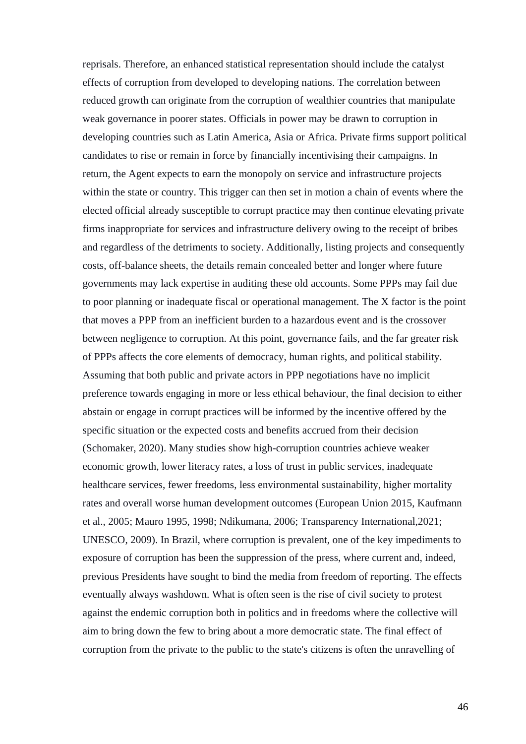reprisals. Therefore, an enhanced statistical representation should include the catalyst effects of corruption from developed to developing nations. The correlation between reduced growth can originate from the corruption of wealthier countries that manipulate weak governance in poorer states. Officials in power may be drawn to corruption in developing countries such as Latin America, Asia or Africa. Private firms support political candidates to rise or remain in force by financially incentivising their campaigns. In return, the Agent expects to earn the monopoly on service and infrastructure projects within the state or country. This trigger can then set in motion a chain of events where the elected official already susceptible to corrupt practice may then continue elevating private firms inappropriate for services and infrastructure delivery owing to the receipt of bribes and regardless of the detriments to society. Additionally, listing projects and consequently costs, off-balance sheets, the details remain concealed better and longer where future governments may lack expertise in auditing these old accounts. Some PPPs may fail due to poor planning or inadequate fiscal or operational management. The X factor is the point that moves a PPP from an inefficient burden to a hazardous event and is the crossover between negligence to corruption. At this point, governance fails, and the far greater risk of PPPs affects the core elements of democracy, human rights, and political stability. Assuming that both public and private actors in PPP negotiations have no implicit preference towards engaging in more or less ethical behaviour, the final decision to either abstain or engage in corrupt practices will be informed by the incentive offered by the specific situation or the expected costs and benefits accrued from their decision (Schomaker, 2020). Many studies show high-corruption countries achieve weaker economic growth, lower literacy rates, a loss of trust in public services, inadequate healthcare services, fewer freedoms, less environmental sustainability, higher mortality rates and overall worse human development outcomes (European Union 2015, Kaufmann et al., 2005; Mauro 1995, 1998; Ndikumana, 2006; Transparency International,2021; UNESCO, 2009). In Brazil, where corruption is prevalent, one of the key impediments to exposure of corruption has been the suppression of the press, where current and, indeed, previous Presidents have sought to bind the media from freedom of reporting. The effects eventually always washdown. What is often seen is the rise of civil society to protest against the endemic corruption both in politics and in freedoms where the collective will aim to bring down the few to bring about a more democratic state. The final effect of corruption from the private to the public to the state's citizens is often the unravelling of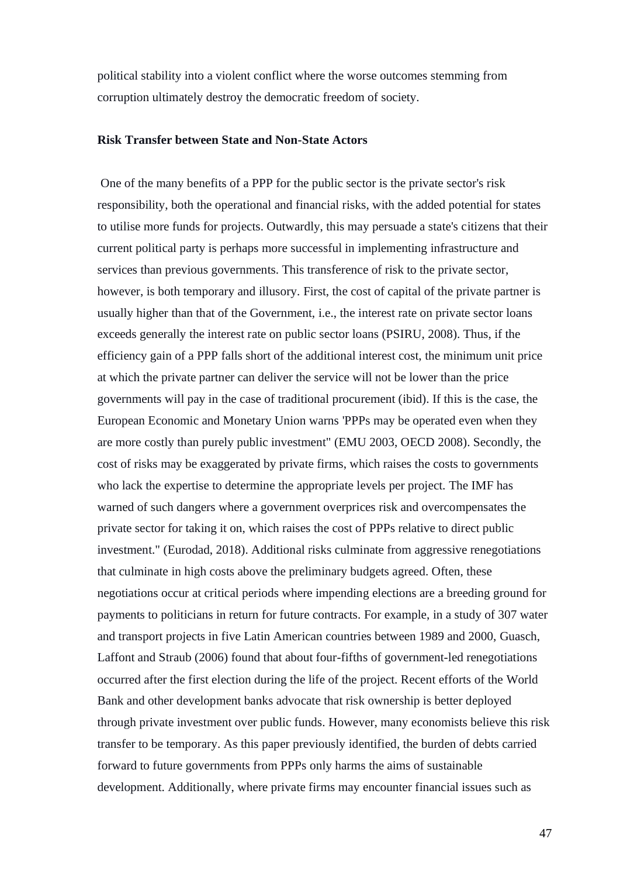political stability into a violent conflict where the worse outcomes stemming from corruption ultimately destroy the democratic freedom of society.

**Risk Transfer between State and Non-State Actors**

One of the many benefits of a PPP for the public sector is the private sector's risk responsibility, both the operational and financial risks, with the added potential for states to utilise more funds for projects. Outwardly, this may persuade a state's citizens that their current political party is perhaps more successful in implementing infrastructure and services than previous governments. This transference of risk to the private sector, however, is both temporary and illusory. First, the cost of capital of the private partner is usually higher than that of the Government, i.e., the interest rate on private sector loans exceeds generally the interest rate on public sector loans (PSIRU, 2008). Thus, if the efficiency gain of a PPP falls short of the additional interest cost, the minimum unit price at which the private partner can deliver the service will not be lower than the price governments will pay in the case of traditional procurement (ibid). If this is the case, the European Economic and Monetary Union warns 'PPPs may be operated even when they are more costly than purely public investment" (EMU 2003, OECD 2008). Secondly, the cost of risks may be exaggerated by private firms, which raises the costs to governments who lack the expertise to determine the appropriate levels per project. The IMF has warned of such dangers where a government overprices risk and overcompensates the private sector for taking it on, which raises the cost of PPPs relative to direct public investment." (Eurodad, 2018). Additional risks culminate from aggressive renegotiations that culminate in high costs above the preliminary budgets agreed. Often, these negotiations occur at critical periods where impending elections are a breeding ground for payments to politicians in return for future contracts. For example, in a study of 307 water and transport projects in five Latin American countries between 1989 and 2000, Guasch, Laffont and Straub (2006) found that about four-fifths of government-led renegotiations occurred after the first election during the life of the project. Recent efforts of the World Bank and other development banks advocate that risk ownership is better deployed through private investment over public funds. However, many economists believe this risk transfer to be temporary. As this paper previously identified, the burden of debts carried forward to future governments from PPPs only harms the aims of sustainable development. Additionally, where private firms may encounter financial issues such as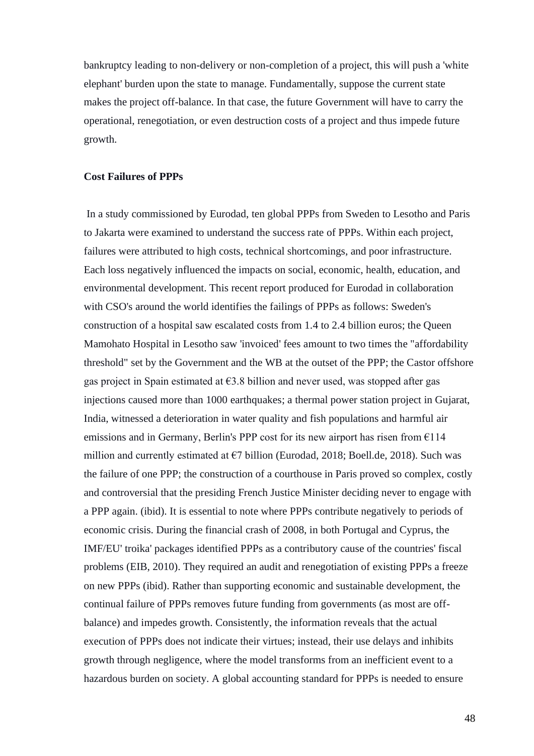bankruptcy leading to non-delivery or non-completion of a project, this will push a 'white elephant' burden upon the state to manage. Fundamentally, suppose the current state makes the project off-balance. In that case, the future Government will have to carry the operational, renegotiation, or even destruction costs of a project and thus impede future growth.

**Cost Failures of PPPs**

In a study commissioned by Eurodad, ten global PPPs from Sweden to Lesotho and Paris to Jakarta were examined to understand the success rate of PPPs. Within each project, failures were attributed to high costs, technical shortcomings, and poor infrastructure. Each loss negatively influenced the impacts on social, economic, health, education, and environmental development. This recent report produced for Eurodad in collaboration with CSO's around the world identifies the failings of PPPs as follows: Sweden's construction of a hospital saw escalated costs from 1.4 to 2.4 billion euros; the Queen Mamohato Hospital in Lesotho saw 'invoiced' fees amount to two times the "affordability threshold" set by the Government and the WB at the outset of the PPP; the Castor offshore gas project in Spain estimated at €3.8 billion and never used, was stopped after gas injections caused more than 1000 earthquakes; a thermal power station project in Gujarat, India, witnessed a deterioration in water quality and fish populations and harmful air emissions and in Germany, Berlin's PPP cost for its new airport has risen from €114 million and currently estimated at €7 billion (Eurodad, 2018; Boell.de, 2018). Such was the failure of one PPP; the construction of a courthouse in Paris proved so complex, costly and controversial that the presiding French Justice Minister deciding never to engage with a PPP again. (ibid). It is essential to note where PPPs contribute negatively to periods of economic crisis. During the financial crash of 2008, in both Portugal and Cyprus, the IMF/EU' troika' packages identified PPPs as a contributory cause of the countries' fiscal problems (EIB, 2010). They required an audit and renegotiation of existing PPPs a freeze on new PPPs (ibid). Rather than supporting economic and sustainable development, the continual failure of PPPs removes future funding from governments (as most are off-balance) and impedes growth. Consistently, the information reveals that the actual execution of PPPs does not indicate their virtues; instead, their use delays and inhibits growth through negligence, where the model transforms from an inefficient event to a hazardous burden on society. A global accounting standard for PPPs is needed to ensure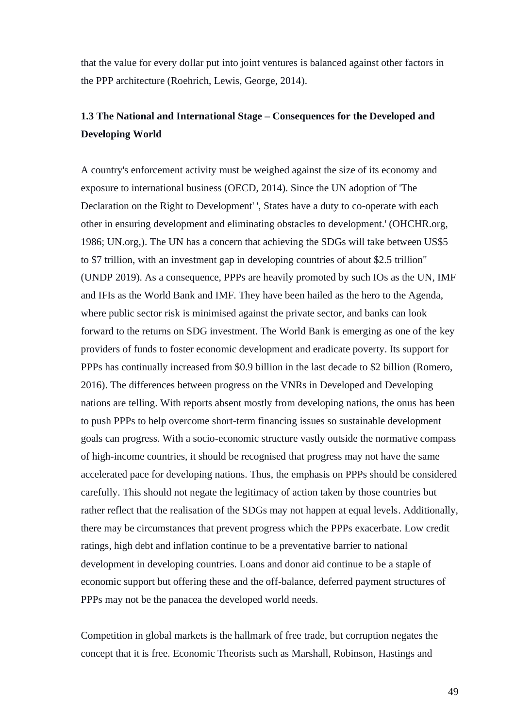that the value for every dollar put into joint ventures is balanced against other factors in the PPP architecture (Roehrich, Lewis, George, 2014).

### 1.3 The National and International Stage – Consequences for the Developed and Developing World

A country's enforcement activity must be weighed against the size of its economy and exposure to international business (OECD, 2014). Since the UN adoption of 'The Declaration on the Right to Development' ', States have a duty to co-operate with each other in ensuring development and eliminating obstacles to development.' (OHCHR.org, 1986; UN.org,). The UN has a concern that achieving the SDGs will take between US$5 to $7 trillion, with an investment gap in developing countries of about $2.5 trillion" (UNDP 2019). As a consequence, PPPs are heavily promoted by such IOs as the UN, IMF and IFIs as the World Bank and IMF. They have been hailed as the hero to the Agenda, where public sector risk is minimised against the private sector, and banks can look forward to the returns on SDG investment. The World Bank is emerging as one of the key providers of funds to foster economic development and eradicate poverty. Its support for PPPs has continually increased from $0.9 billion in the last decade to $2 billion (Romero, 2016). The differences between progress on the VNRs in Developed and Developing nations are telling. With reports absent mostly from developing nations, the onus has been to push PPPs to help overcome short-term financing issues so sustainable development goals can progress. With a socio-economic structure vastly outside the normative compass of high-income countries, it should be recognised that progress may not have the same accelerated pace for developing nations. Thus, the emphasis on PPPs should be considered carefully. This should not negate the legitimacy of action taken by those countries but rather reflect that the realisation of the SDGs may not happen at equal levels. Additionally, there may be circumstances that prevent progress which the PPPs exacerbate. Low credit ratings, high debt and inflation continue to be a preventative barrier to national development in developing countries. Loans and donor aid continue to be a staple of economic support but offering these and the off-balance, deferred payment structures of PPPs may not be the panacea the developed world needs.

Competition in global markets is the hallmark of free trade, but corruption negates the concept that it is free. Economic Theorists such as Marshall, Robinson, Hastings and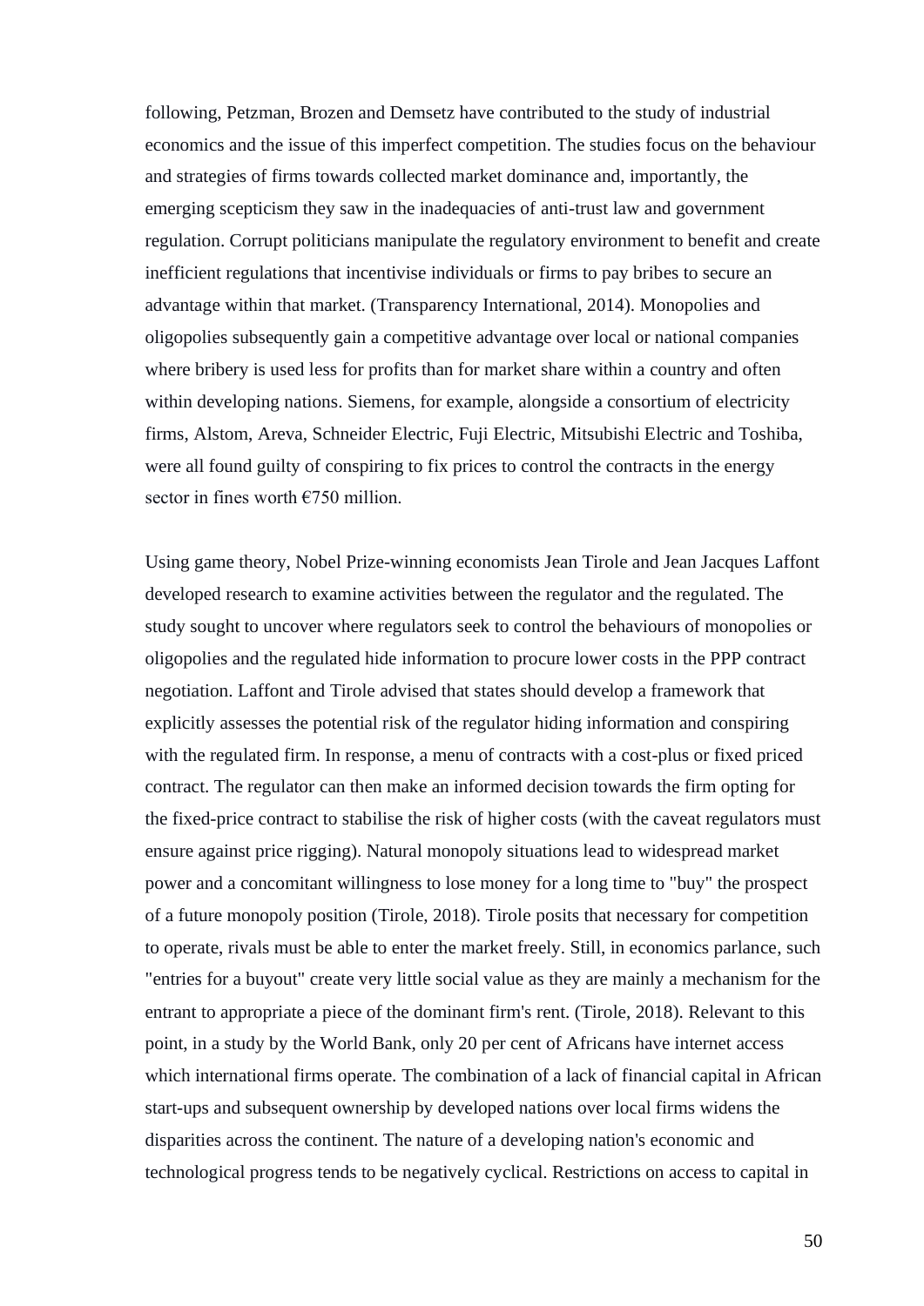following, Petzman, Brozen and Demsetz have contributed to the study of industrial economics and the issue of this imperfect competition. The studies focus on the behaviour and strategies of firms towards collected market dominance and, importantly, the emerging scepticism they saw in the inadequacies of anti-trust law and government regulation. Corrupt politicians manipulate the regulatory environment to benefit and create inefficient regulations that incentivise individuals or firms to pay bribes to secure an advantage within that market. (Transparency International, 2014). Monopolies and oligopolies subsequently gain a competitive advantage over local or national companies where bribery is used less for profits than for market share within a country and often within developing nations. Siemens, for example, alongside a consortium of electricity firms, Alstom, Areva, Schneider Electric, Fuji Electric, Mitsubishi Electric and Toshiba, were all found guilty of conspiring to fix prices to control the contracts in the energy sector in fines worth €750 million.

Using game theory, Nobel Prize-winning economists Jean Tirole and Jean Jacques Laffont developed research to examine activities between the regulator and the regulated. The study sought to uncover where regulators seek to control the behaviours of monopolies or oligopolies and the regulated hide information to procure lower costs in the PPP contract negotiation. Laffont and Tirole advised that states should develop a framework that explicitly assesses the potential risk of the regulator hiding information and conspiring with the regulated firm. In response, a menu of contracts with a cost-plus or fixed priced contract. The regulator can then make an informed decision towards the firm opting for the fixed-price contract to stabilise the risk of higher costs (with the caveat regulators must ensure against price rigging). Natural monopoly situations lead to widespread market power and a concomitant willingness to lose money for a long time to "buy" the prospect of a future monopoly position (Tirole, 2018). Tirole posits that necessary for competition to operate, rivals must be able to enter the market freely. Still, in economics parlance, such "entries for a buyout" create very little social value as they are mainly a mechanism for the entrant to appropriate a piece of the dominant firm's rent. (Tirole, 2018). Relevant to this point, in a study by the World Bank, only 20 per cent of Africans have internet access which international firms operate. The combination of a lack of financial capital in African start-ups and subsequent ownership by developed nations over local firms widens the disparities across the continent. The nature of a developing nation's economic and technological progress tends to be negatively cyclical. Restrictions on access to capital in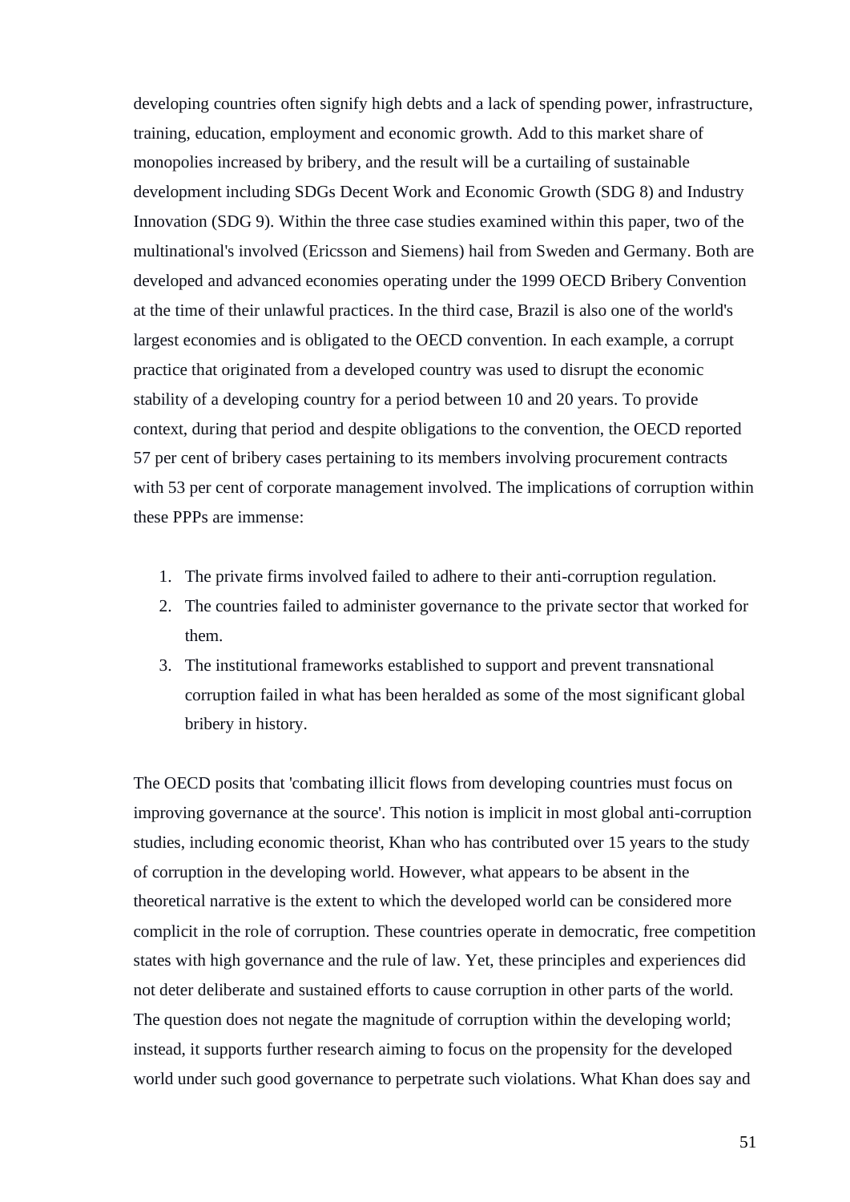developing countries often signify high debts and a lack of spending power, infrastructure, training, education, employment and economic growth. Add to this market share of monopolies increased by bribery, and the result will be a curtailing of sustainable development including SDGs Decent Work and Economic Growth (SDG 8) and Industry Innovation (SDG 9). Within the three case studies examined within this paper, two of the multinational's involved (Ericsson and Siemens) hail from Sweden and Germany. Both are developed and advanced economies operating under the 1999 OECD Bribery Convention at the time of their unlawful practices. In the third case, Brazil is also one of the world's largest economies and is obligated to the OECD convention. In each example, a corrupt practice that originated from a developed country was used to disrupt the economic stability of a developing country for a period between 10 and 20 years. To provide context, during that period and despite obligations to the convention, the OECD reported 57 per cent of bribery cases pertaining to its members involving procurement contracts with 53 per cent of corporate management involved. The implications of corruption within these PPPs are immense:

1. The private firms involved failed to adhere to their anti-corruption regulation.
2. The countries failed to administer governance to the private sector that worked for them.
3. The institutional frameworks established to support and prevent transnational corruption failed in what has been heralded as some of the most significant global bribery in history.

The OECD posits that 'combating illicit flows from developing countries must focus on improving governance at the source'. This notion is implicit in most global anti-corruption studies, including economic theorist, Khan who has contributed over 15 years to the study of corruption in the developing world. However, what appears to be absent in the theoretical narrative is the extent to which the developed world can be considered more complicit in the role of corruption. These countries operate in democratic, free competition states with high governance and the rule of law. Yet, these principles and experiences did not deter deliberate and sustained efforts to cause corruption in other parts of the world. The question does not negate the magnitude of corruption within the developing world; instead, it supports further research aiming to focus on the propensity for the developed world under such good governance to perpetrate such violations. What Khan does say and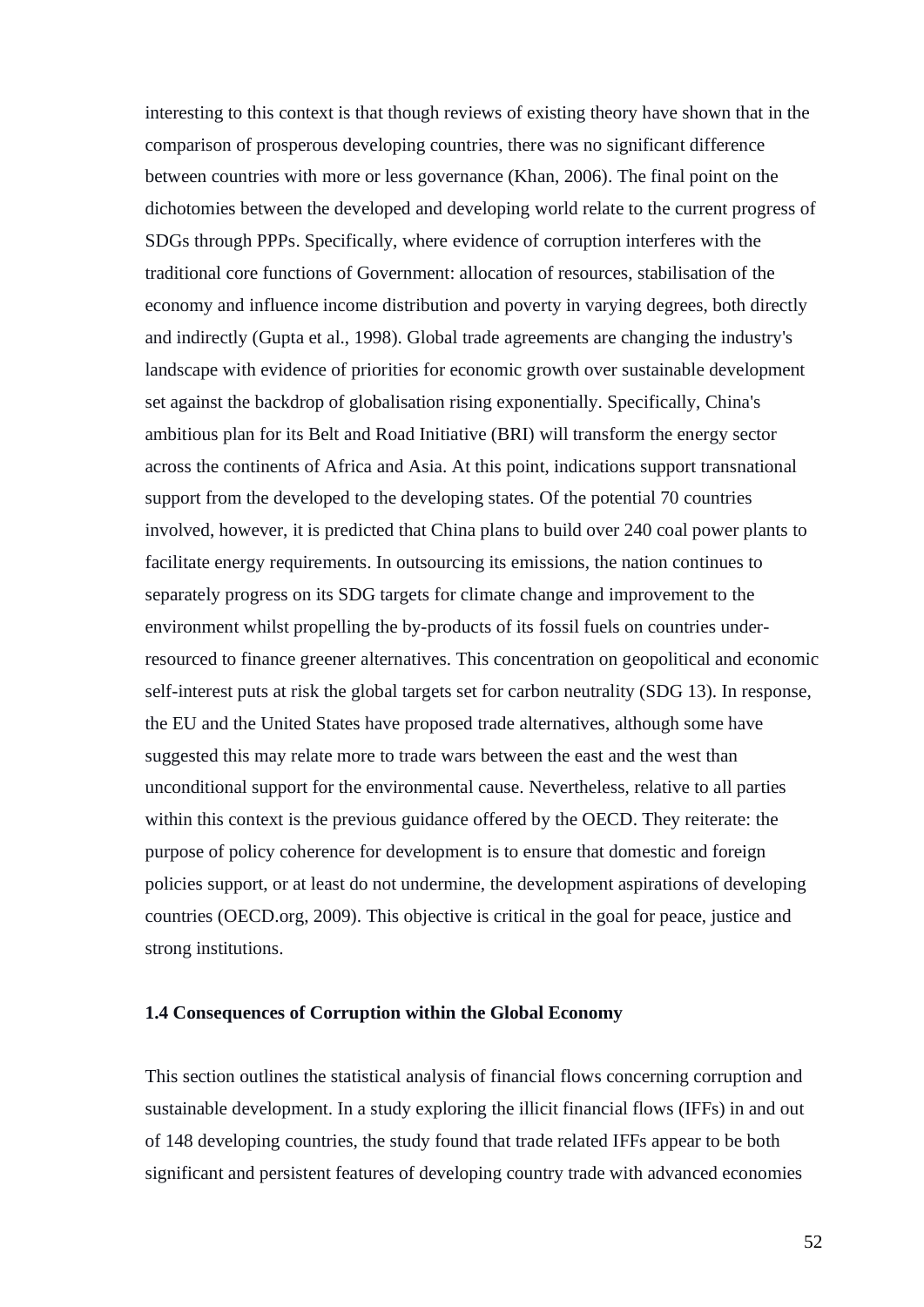interesting to this context is that though reviews of existing theory have shown that in the comparison of prosperous developing countries, there was no significant difference between countries with more or less governance (Khan, 2006). The final point on the dichotomies between the developed and developing world relate to the current progress of SDGs through PPPs. Specifically, where evidence of corruption interferes with the traditional core functions of Government: allocation of resources, stabilisation of the economy and influence income distribution and poverty in varying degrees, both directly and indirectly (Gupta et al., 1998). Global trade agreements are changing the industry's landscape with evidence of priorities for economic growth over sustainable development set against the backdrop of globalisation rising exponentially. Specifically, China's ambitious plan for its Belt and Road Initiative (BRI) will transform the energy sector across the continents of Africa and Asia. At this point, indications support transnational support from the developed to the developing states. Of the potential 70 countries involved, however, it is predicted that China plans to build over 240 coal power plants to facilitate energy requirements. In outsourcing its emissions, the nation continues to separately progress on its SDG targets for climate change and improvement to the environment whilst propelling the by-products of its fossil fuels on countries under-resourced to finance greener alternatives. This concentration on geopolitical and economic self-interest puts at risk the global targets set for carbon neutrality (SDG 13). In response, the EU and the United States have proposed trade alternatives, although some have suggested this may relate more to trade wars between the east and the west than unconditional support for the environmental cause. Nevertheless, relative to all parties within this context is the previous guidance offered by the OECD. They reiterate: the purpose of policy coherence for development is to ensure that domestic and foreign policies support, or at least do not undermine, the development aspirations of developing countries (OECD.org, 2009). This objective is critical in the goal for peace, justice and strong institutions.

### 1.4 Consequences of Corruption within the Global Economy

This section outlines the statistical analysis of financial flows concerning corruption and sustainable development. In a study exploring the illicit financial flows (IFFs) in and out of 148 developing countries, the study found that trade related IFFs appear to be both significant and persistent features of developing country trade with advanced economies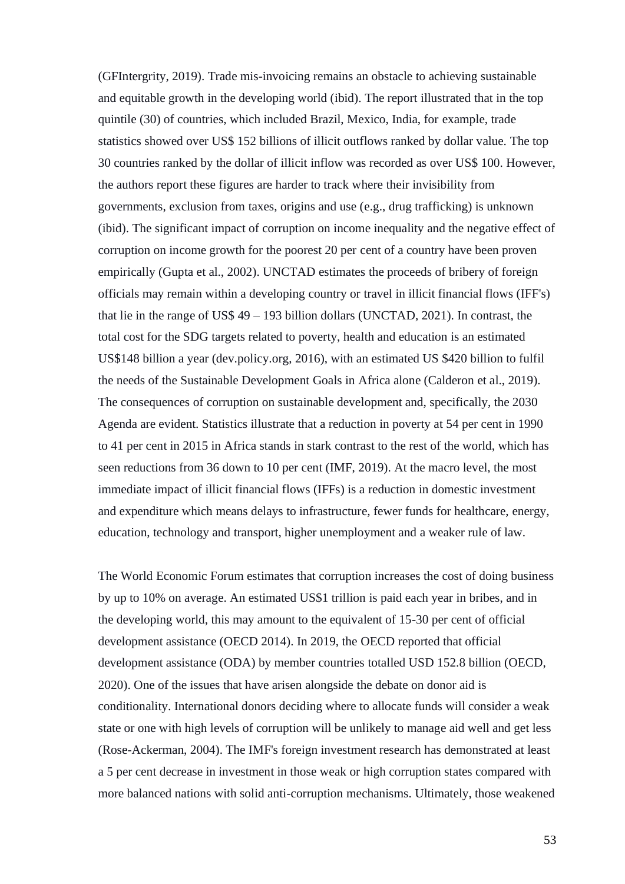(GFIntergrity, 2019). Trade mis-invoicing remains an obstacle to achieving sustainable and equitable growth in the developing world (ibid). The report illustrated that in the top quintile (30) of countries, which included Brazil, Mexico, India, for example, trade statistics showed over US$ 152 billions of illicit outflows ranked by dollar value. The top 30 countries ranked by the dollar of illicit inflow was recorded as over US$ 100. However, the authors report these figures are harder to track where their invisibility from governments, exclusion from taxes, origins and use (e.g., drug trafficking) is unknown (ibid). The significant impact of corruption on income inequality and the negative effect of corruption on income growth for the poorest 20 per cent of a country have been proven empirically (Gupta et al., 2002). UNCTAD estimates the proceeds of bribery of foreign officials may remain within a developing country or travel in illicit financial flows (IFF's) that lie in the range of US$ 49 – 193 billion dollars (UNCTAD, 2021). In contrast, the total cost for the SDG targets related to poverty, health and education is an estimated US$148 billion a year (dev.policy.org, 2016), with an estimated US $420 billion to fulfil the needs of the Sustainable Development Goals in Africa alone (Calderon et al., 2019). The consequences of corruption on sustainable development and, specifically, the 2030 Agenda are evident. Statistics illustrate that a reduction in poverty at 54 per cent in 1990 to 41 per cent in 2015 in Africa stands in stark contrast to the rest of the world, which has seen reductions from 36 down to 10 per cent (IMF, 2019). At the macro level, the most immediate impact of illicit financial flows (IFFs) is a reduction in domestic investment and expenditure which means delays to infrastructure, fewer funds for healthcare, energy, education, technology and transport, higher unemployment and a weaker rule of law.

The World Economic Forum estimates that corruption increases the cost of doing business by up to 10% on average. An estimated US$1 trillion is paid each year in bribes, and in the developing world, this may amount to the equivalent of 15-30 per cent of official development assistance (OECD 2014). In 2019, the OECD reported that official development assistance (ODA) by member countries totalled USD 152.8 billion (OECD, 2020). One of the issues that have arisen alongside the debate on donor aid is conditionality. International donors deciding where to allocate funds will consider a weak state or one with high levels of corruption will be unlikely to manage aid well and get less (Rose-Ackerman, 2004). The IMF's foreign investment research has demonstrated at least a 5 per cent decrease in investment in those weak or high corruption states compared with more balanced nations with solid anti-corruption mechanisms. Ultimately, those weakened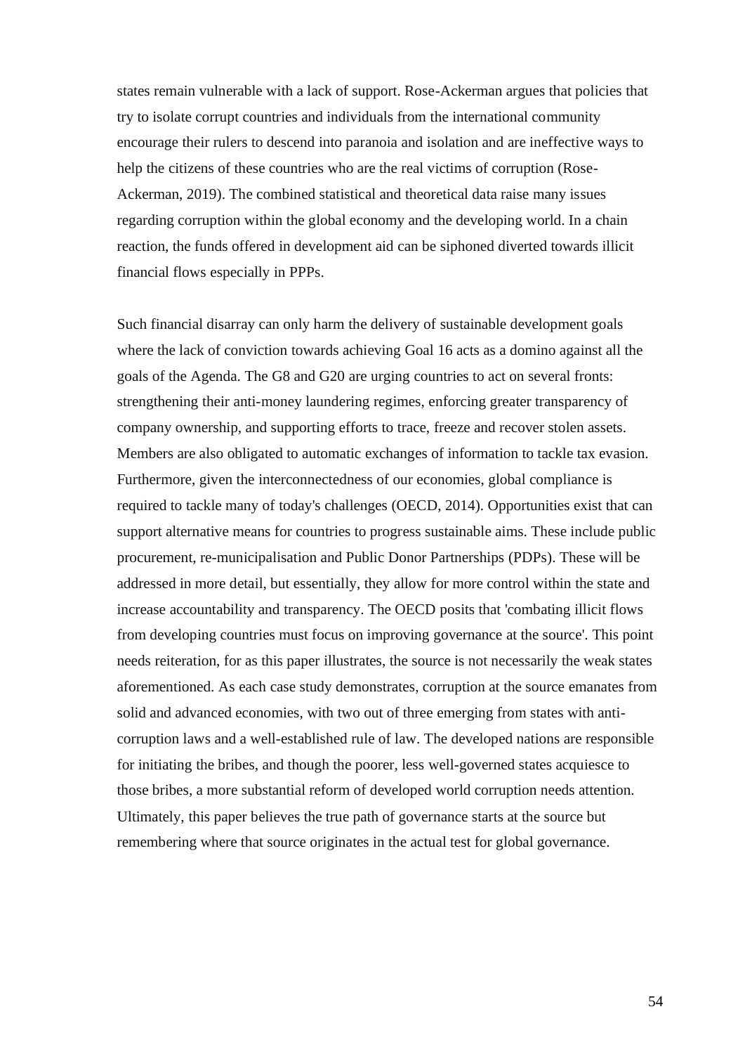states remain vulnerable with a lack of support. Rose-Ackerman argues that policies that try to isolate corrupt countries and individuals from the international community encourage their rulers to descend into paranoia and isolation and are ineffective ways to help the citizens of these countries who are the real victims of corruption (Rose-Ackerman, 2019). The combined statistical and theoretical data raise many issues regarding corruption within the global economy and the developing world. In a chain reaction, the funds offered in development aid can be siphoned diverted towards illicit financial flows especially in PPPs.

Such financial disarray can only harm the delivery of sustainable development goals where the lack of conviction towards achieving Goal 16 acts as a domino against all the goals of the Agenda. The G8 and G20 are urging countries to act on several fronts: strengthening their anti-money laundering regimes, enforcing greater transparency of company ownership, and supporting efforts to trace, freeze and recover stolen assets. Members are also obligated to automatic exchanges of information to tackle tax evasion. Furthermore, given the interconnectedness of our economies, global compliance is required to tackle many of today's challenges (OECD, 2014). Opportunities exist that can support alternative means for countries to progress sustainable aims. These include public procurement, re-municipalisation and Public Donor Partnerships (PDPs). These will be addressed in more detail, but essentially, they allow for more control within the state and increase accountability and transparency. The OECD posits that 'combating illicit flows from developing countries must focus on improving governance at the source'. This point needs reiteration, for as this paper illustrates, the source is not necessarily the weak states aforementioned. As each case study demonstrates, corruption at the source emanates from solid and advanced economies, with two out of three emerging from states with anti-corruption laws and a well-established rule of law. The developed nations are responsible for initiating the bribes, and though the poorer, less well-governed states acquiesce to those bribes, a more substantial reform of developed world corruption needs attention. Ultimately, this paper believes the true path of governance starts at the source but remembering where that source originates in the actual test for global governance.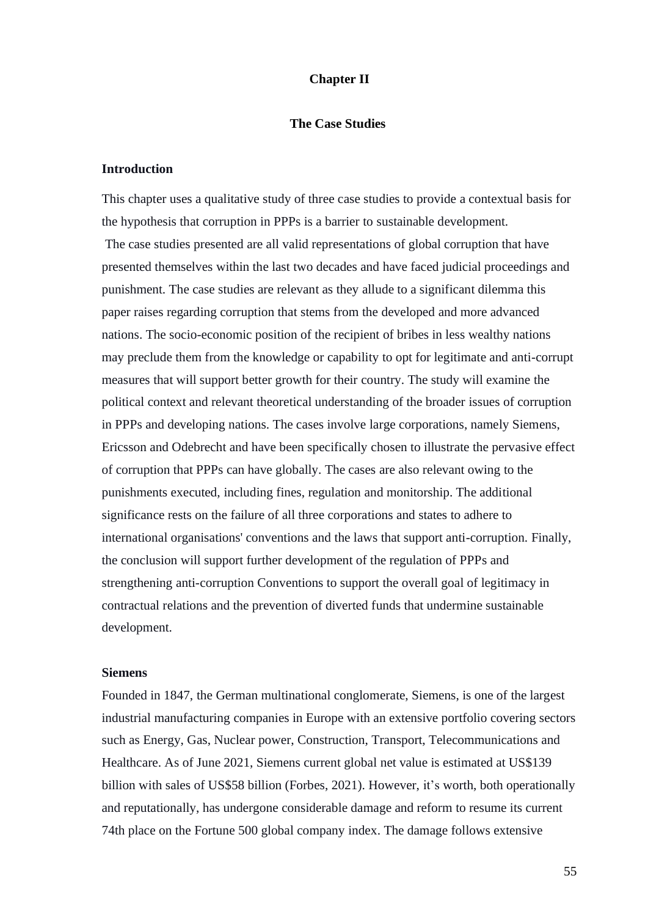# Chapter II

## The Case Studies

### Introduction

This chapter uses a qualitative study of three case studies to provide a contextual basis for the hypothesis that corruption in PPPs is a barrier to sustainable development.

The case studies presented are all valid representations of global corruption that have presented themselves within the last two decades and have faced judicial proceedings and punishment. The case studies are relevant as they allude to a significant dilemma this paper raises regarding corruption that stems from the developed and more advanced nations. The socio-economic position of the recipient of bribes in less wealthy nations may preclude them from the knowledge or capability to opt for legitimate and anti-corrupt measures that will support better growth for their country. The study will examine the political context and relevant theoretical understanding of the broader issues of corruption in PPPs and developing nations. The cases involve large corporations, namely Siemens, Ericsson and Odebrecht and have been specifically chosen to illustrate the pervasive effect of corruption that PPPs can have globally. The cases are also relevant owing to the punishments executed, including fines, regulation and monitorship. The additional significance rests on the failure of all three corporations and states to adhere to international organisations' conventions and the laws that support anti-corruption. Finally, the conclusion will support further development of the regulation of PPPs and strengthening anti-corruption Conventions to support the overall goal of legitimacy in contractual relations and the prevention of diverted funds that undermine sustainable development.

### Siemens

Founded in 1847, the German multinational conglomerate, Siemens, is one of the largest industrial manufacturing companies in Europe with an extensive portfolio covering sectors such as Energy, Gas, Nuclear power, Construction, Transport, Telecommunications and Healthcare. As of June 2021, Siemens current global net value is estimated at US$139 billion with sales of US$58 billion (Forbes, 2021). However, it's worth, both operationally and reputationally, has undergone considerable damage and reform to resume its current 74th place on the Fortune 500 global company index. The damage follows extensive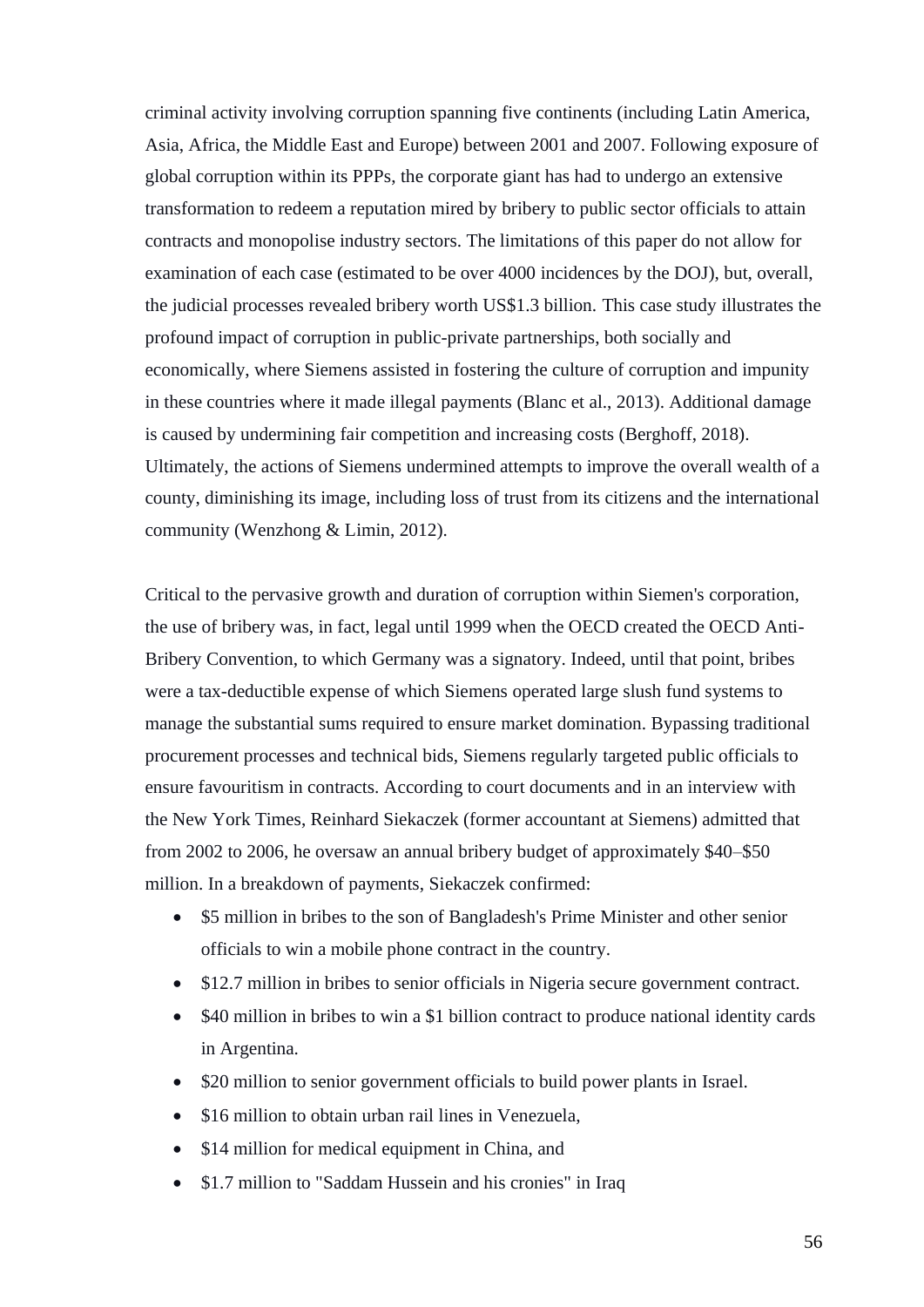criminal activity involving corruption spanning five continents (including Latin America, Asia, Africa, the Middle East and Europe) between 2001 and 2007. Following exposure of global corruption within its PPPs, the corporate giant has had to undergo an extensive transformation to redeem a reputation mired by bribery to public sector officials to attain contracts and monopolise industry sectors. The limitations of this paper do not allow for examination of each case (estimated to be over 4000 incidences by the DOJ), but, overall, the judicial processes revealed bribery worth US$1.3 billion. This case study illustrates the profound impact of corruption in public-private partnerships, both socially and economically, where Siemens assisted in fostering the culture of corruption and impunity in these countries where it made illegal payments (Blanc et al., 2013). Additional damage is caused by undermining fair competition and increasing costs (Berghoff, 2018). Ultimately, the actions of Siemens undermined attempts to improve the overall wealth of a county, diminishing its image, including loss of trust from its citizens and the international community (Wenzhong & Limin, 2012).

Critical to the pervasive growth and duration of corruption within Siemen's corporation, the use of bribery was, in fact, legal until 1999 when the OECD created the OECD Anti-Bribery Convention, to which Germany was a signatory. Indeed, until that point, bribes were a tax-deductible expense of which Siemens operated large slush fund systems to manage the substantial sums required to ensure market domination. Bypassing traditional procurement processes and technical bids, Siemens regularly targeted public officials to ensure favouritism in contracts. According to court documents and in an interview with the New York Times, Reinhard Siekaczek (former accountant at Siemens) admitted that from 2002 to 2006, he oversaw an annual bribery budget of approximately $40–$50 million. In a breakdown of payments, Siekaczek confirmed:

- $5 million in bribes to the son of Bangladesh's Prime Minister and other senior officials to win a mobile phone contract in the country.
- $12.7 million in bribes to senior officials in Nigeria secure government contract.
- $40 million in bribes to win a $1 billion contract to produce national identity cards in Argentina.
- $20 million to senior government officials to build power plants in Israel.
- $16 million to obtain urban rail lines in Venezuela,
- $14 million for medical equipment in China, and
- $1.7 million to "Saddam Hussein and his cronies" in Iraq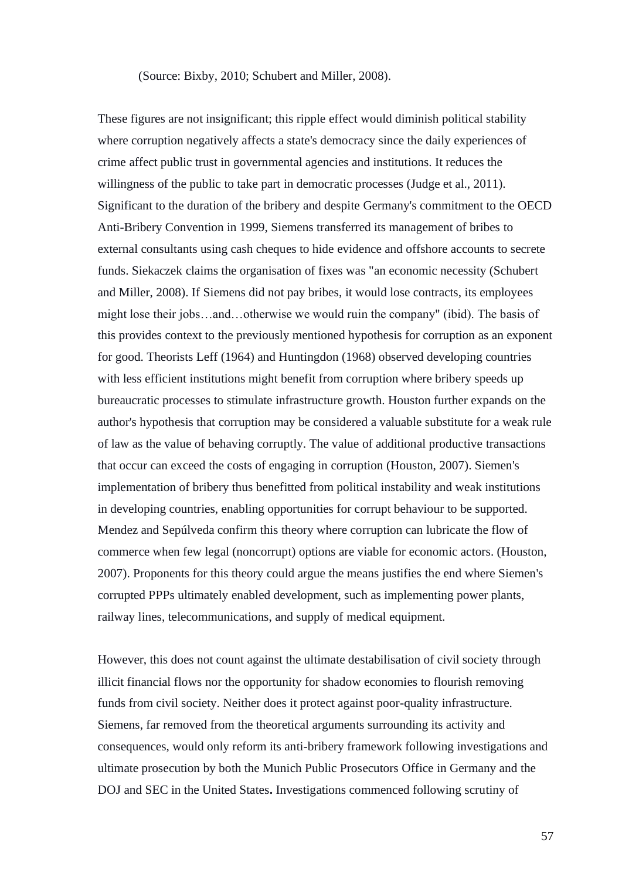(Source: Bixby, 2010; Schubert and Miller, 2008).

These figures are not insignificant; this ripple effect would diminish political stability where corruption negatively affects a state's democracy since the daily experiences of crime affect public trust in governmental agencies and institutions. It reduces the willingness of the public to take part in democratic processes (Judge et al., 2011). Significant to the duration of the bribery and despite Germany's commitment to the OECD Anti-Bribery Convention in 1999, Siemens transferred its management of bribes to external consultants using cash cheques to hide evidence and offshore accounts to secrete funds. Siekaczek claims the organisation of fixes was "an economic necessity (Schubert and Miller, 2008). If Siemens did not pay bribes, it would lose contracts, its employees might lose their jobs…and…otherwise we would ruin the company" (ibid). The basis of this provides context to the previously mentioned hypothesis for corruption as an exponent for good. Theorists Leff (1964) and Huntingdon (1968) observed developing countries with less efficient institutions might benefit from corruption where bribery speeds up bureaucratic processes to stimulate infrastructure growth. Houston further expands on the author's hypothesis that corruption may be considered a valuable substitute for a weak rule of law as the value of behaving corruptly. The value of additional productive transactions that occur can exceed the costs of engaging in corruption (Houston, 2007). Siemen's implementation of bribery thus benefitted from political instability and weak institutions in developing countries, enabling opportunities for corrupt behaviour to be supported. Mendez and Sepúlveda confirm this theory where corruption can lubricate the flow of commerce when few legal (noncorrupt) options are viable for economic actors. (Houston, 2007). Proponents for this theory could argue the means justifies the end where Siemen's corrupted PPPs ultimately enabled development, such as implementing power plants, railway lines, telecommunications, and supply of medical equipment.

However, this does not count against the ultimate destabilisation of civil society through illicit financial flows nor the opportunity for shadow economies to flourish removing funds from civil society. Neither does it protect against poor-quality infrastructure. Siemens, far removed from the theoretical arguments surrounding its activity and consequences, would only reform its anti-bribery framework following investigations and ultimate prosecution by both the Munich Public Prosecutors Office in Germany and the DOJ and SEC in the United States**.** Investigations commenced following scrutiny of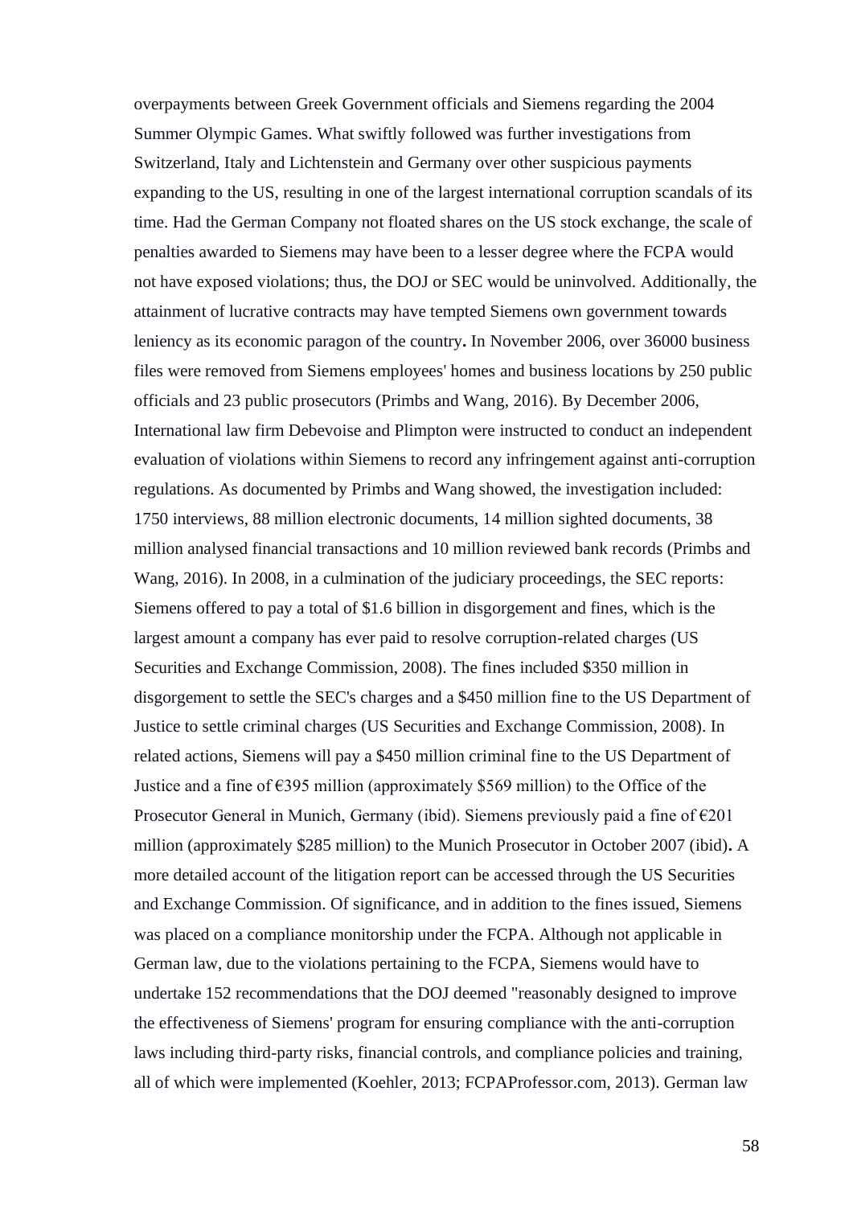overpayments between Greek Government officials and Siemens regarding the 2004 Summer Olympic Games. What swiftly followed was further investigations from Switzerland, Italy and Lichtenstein and Germany over other suspicious payments expanding to the US, resulting in one of the largest international corruption scandals of its time. Had the German Company not floated shares on the US stock exchange, the scale of penalties awarded to Siemens may have been to a lesser degree where the FCPA would not have exposed violations; thus, the DOJ or SEC would be uninvolved. Additionally, the attainment of lucrative contracts may have tempted Siemens own government towards leniency as its economic paragon of the country**.** In November 2006, over 36000 business files were removed from Siemens employees' homes and business locations by 250 public officials and 23 public prosecutors (Primbs and Wang, 2016). By December 2006, International law firm Debevoise and Plimpton were instructed to conduct an independent evaluation of violations within Siemens to record any infringement against anti-corruption regulations. As documented by Primbs and Wang showed, the investigation included: 1750 interviews, 88 million electronic documents, 14 million sighted documents, 38 million analysed financial transactions and 10 million reviewed bank records (Primbs and Wang, 2016). In 2008, in a culmination of the judiciary proceedings, the SEC reports: Siemens offered to pay a total of $1.6 billion in disgorgement and fines, which is the largest amount a company has ever paid to resolve corruption-related charges (US Securities and Exchange Commission, 2008). The fines included $350 million in disgorgement to settle the SEC's charges and a $450 million fine to the US Department of Justice to settle criminal charges (US Securities and Exchange Commission, 2008). In related actions, Siemens will pay a $450 million criminal fine to the US Department of Justice and a fine of €395 million (approximately $569 million) to the Office of the Prosecutor General in Munich, Germany (ibid). Siemens previously paid a fine of €201 million (approximately $285 million) to the Munich Prosecutor in October 2007 (ibid)**.** A more detailed account of the litigation report can be accessed through the US Securities and Exchange Commission. Of significance, and in addition to the fines issued, Siemens was placed on a compliance monitorship under the FCPA. Although not applicable in German law, due to the violations pertaining to the FCPA, Siemens would have to undertake 152 recommendations that the DOJ deemed "reasonably designed to improve the effectiveness of Siemens' program for ensuring compliance with the anti-corruption laws including third-party risks, financial controls, and compliance policies and training, all of which were implemented (Koehler, 2013; FCPAProfessor.com, 2013). German law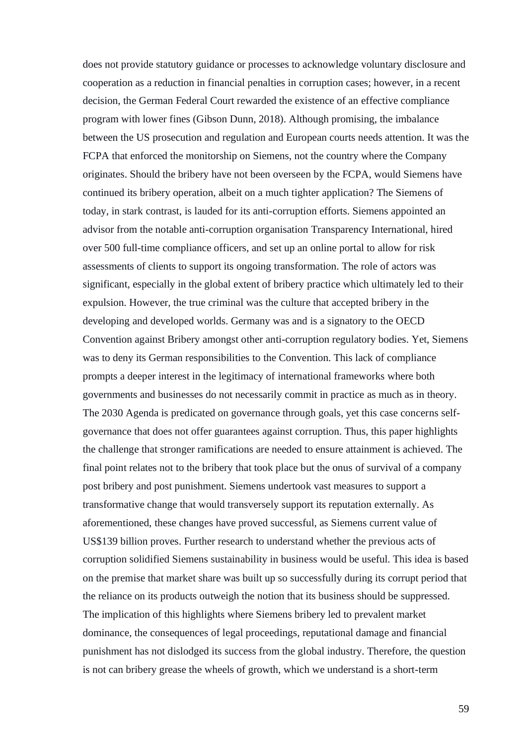does not provide statutory guidance or processes to acknowledge voluntary disclosure and cooperation as a reduction in financial penalties in corruption cases; however, in a recent decision, the German Federal Court rewarded the existence of an effective compliance program with lower fines (Gibson Dunn, 2018). Although promising, the imbalance between the US prosecution and regulation and European courts needs attention. It was the FCPA that enforced the monitorship on Siemens, not the country where the Company originates. Should the bribery have not been overseen by the FCPA, would Siemens have continued its bribery operation, albeit on a much tighter application? The Siemens of today, in stark contrast, is lauded for its anti-corruption efforts. Siemens appointed an advisor from the notable anti-corruption organisation Transparency International, hired over 500 full-time compliance officers, and set up an online portal to allow for risk assessments of clients to support its ongoing transformation. The role of actors was significant, especially in the global extent of bribery practice which ultimately led to their expulsion. However, the true criminal was the culture that accepted bribery in the developing and developed worlds. Germany was and is a signatory to the OECD Convention against Bribery amongst other anti-corruption regulatory bodies. Yet, Siemens was to deny its German responsibilities to the Convention. This lack of compliance prompts a deeper interest in the legitimacy of international frameworks where both governments and businesses do not necessarily commit in practice as much as in theory. The 2030 Agenda is predicated on governance through goals, yet this case concerns self-governance that does not offer guarantees against corruption. Thus, this paper highlights the challenge that stronger ramifications are needed to ensure attainment is achieved. The final point relates not to the bribery that took place but the onus of survival of a company post bribery and post punishment. Siemens undertook vast measures to support a transformative change that would transversely support its reputation externally. As aforementioned, these changes have proved successful, as Siemens current value of US$139 billion proves. Further research to understand whether the previous acts of corruption solidified Siemens sustainability in business would be useful. This idea is based on the premise that market share was built up so successfully during its corrupt period that the reliance on its products outweigh the notion that its business should be suppressed. The implication of this highlights where Siemens bribery led to prevalent market dominance, the consequences of legal proceedings, reputational damage and financial punishment has not dislodged its success from the global industry. Therefore, the question is not can bribery grease the wheels of growth, which we understand is a short-term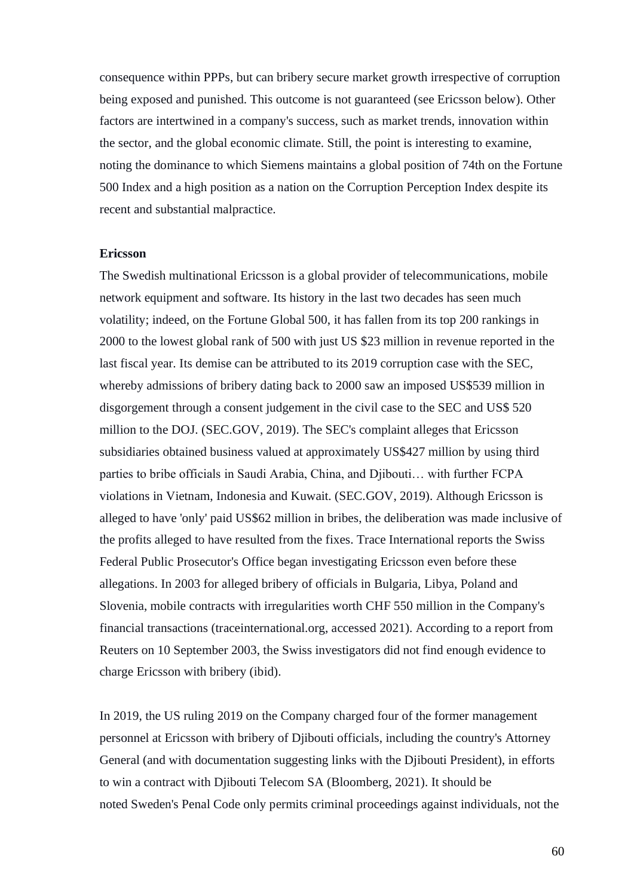consequence within PPPs, but can bribery secure market growth irrespective of corruption being exposed and punished. This outcome is not guaranteed (see Ericsson below). Other factors are intertwined in a company's success, such as market trends, innovation within the sector, and the global economic climate. Still, the point is interesting to examine, noting the dominance to which Siemens maintains a global position of 74th on the Fortune 500 Index and a high position as a nation on the Corruption Perception Index despite its recent and substantial malpractice.

**Ericsson**

The Swedish multinational Ericsson is a global provider of telecommunications, mobile network equipment and software. Its history in the last two decades has seen much volatility; indeed, on the Fortune Global 500, it has fallen from its top 200 rankings in 2000 to the lowest global rank of 500 with just US $23 million in revenue reported in the last fiscal year. Its demise can be attributed to its 2019 corruption case with the SEC, whereby admissions of bribery dating back to 2000 saw an imposed US$539 million in disgorgement through a consent judgement in the civil case to the SEC and US$ 520 million to the DOJ. (SEC.GOV, 2019). The SEC's complaint alleges that Ericsson subsidiaries obtained business valued at approximately US$427 million by using third parties to bribe officials in Saudi Arabia, China, and Djibouti… with further FCPA violations in Vietnam, Indonesia and Kuwait. (SEC.GOV, 2019). Although Ericsson is alleged to have 'only' paid US$62 million in bribes, the deliberation was made inclusive of the profits alleged to have resulted from the fixes. Trace International reports the Swiss Federal Public Prosecutor's Office began investigating Ericsson even before these allegations. In 2003 for alleged bribery of officials in Bulgaria, Libya, Poland and Slovenia, mobile contracts with irregularities worth CHF 550 million in the Company's financial transactions (traceinternational.org, accessed 2021). According to a report from Reuters on 10 September 2003, the Swiss investigators did not find enough evidence to charge Ericsson with bribery (ibid).

In 2019, the US ruling 2019 on the Company charged four of the former management personnel at Ericsson with bribery of Djibouti officials, including the country's Attorney General (and with documentation suggesting links with the Djibouti President), in efforts to win a contract with Djibouti Telecom SA (Bloomberg, 2021). It should be noted Sweden's Penal Code only permits criminal proceedings against individuals, not the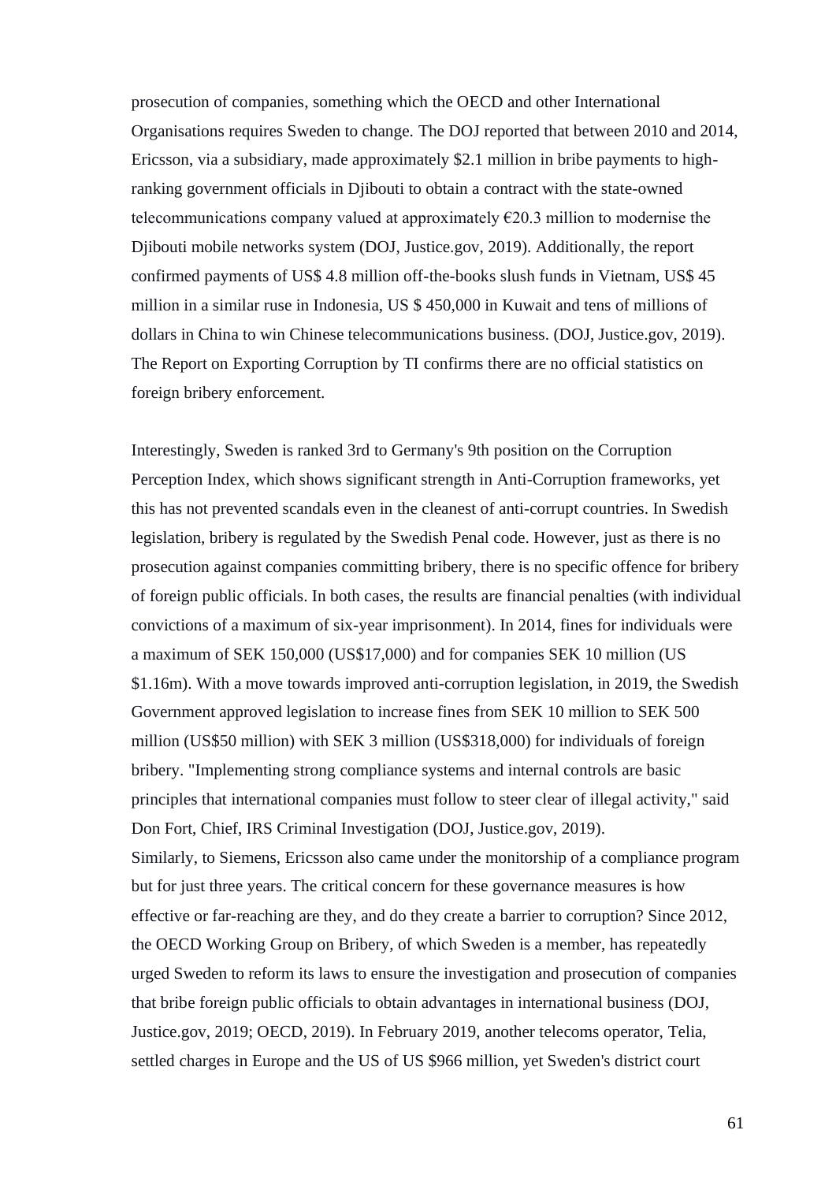prosecution of companies, something which the OECD and other International Organisations requires Sweden to change. The DOJ reported that between 2010 and 2014, Ericsson, via a subsidiary, made approximately $2.1 million in bribe payments to high-ranking government officials in Djibouti to obtain a contract with the state-owned telecommunications company valued at approximately €20.3 million to modernise the Djibouti mobile networks system (DOJ, Justice.gov, 2019). Additionally, the report confirmed payments of US$ 4.8 million off-the-books slush funds in Vietnam, US$ 45 million in a similar ruse in Indonesia, US $ 450,000 in Kuwait and tens of millions of dollars in China to win Chinese telecommunications business. (DOJ, Justice.gov, 2019). The Report on Exporting Corruption by TI confirms there are no official statistics on foreign bribery enforcement.

Interestingly, Sweden is ranked 3rd to Germany's 9th position on the Corruption Perception Index, which shows significant strength in Anti-Corruption frameworks, yet this has not prevented scandals even in the cleanest of anti-corrupt countries. In Swedish legislation, bribery is regulated by the Swedish Penal code. However, just as there is no prosecution against companies committing bribery, there is no specific offence for bribery of foreign public officials. In both cases, the results are financial penalties (with individual convictions of a maximum of six-year imprisonment). In 2014, fines for individuals were a maximum of SEK 150,000 (US$17,000) and for companies SEK 10 million (US $1.16m). With a move towards improved anti-corruption legislation, in 2019, the Swedish Government approved legislation to increase fines from SEK 10 million to SEK 500 million (US$50 million) with SEK 3 million (US$318,000) for individuals of foreign bribery. "Implementing strong compliance systems and internal controls are basic principles that international companies must follow to steer clear of illegal activity," said Don Fort, Chief, IRS Criminal Investigation (DOJ, Justice.gov, 2019).
Similarly, to Siemens, Ericsson also came under the monitorship of a compliance program but for just three years. The critical concern for these governance measures is how effective or far-reaching are they, and do they create a barrier to corruption? Since 2012, the OECD Working Group on Bribery, of which Sweden is a member, has repeatedly urged Sweden to reform its laws to ensure the investigation and prosecution of companies that bribe foreign public officials to obtain advantages in international business (DOJ, Justice.gov, 2019; OECD, 2019). In February 2019, another telecoms operator, Telia, settled charges in Europe and the US of US $966 million, yet Sweden's district court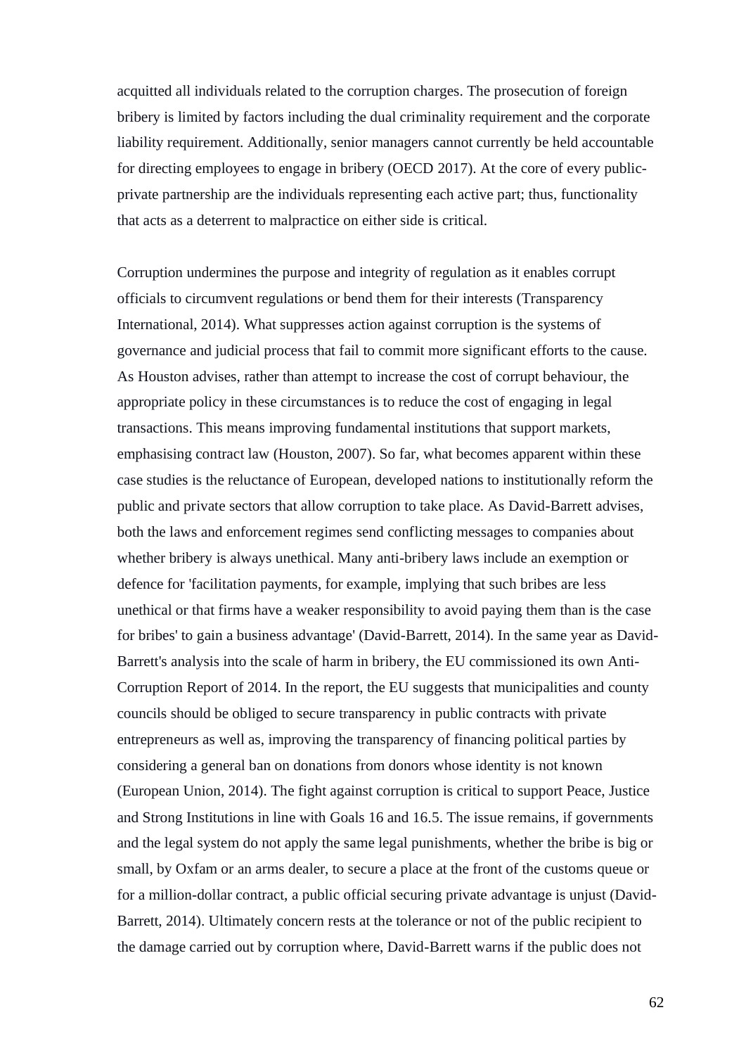acquitted all individuals related to the corruption charges. The prosecution of foreign bribery is limited by factors including the dual criminality requirement and the corporate liability requirement. Additionally, senior managers cannot currently be held accountable for directing employees to engage in bribery (OECD 2017). At the core of every public-private partnership are the individuals representing each active part; thus, functionality that acts as a deterrent to malpractice on either side is critical.

Corruption undermines the purpose and integrity of regulation as it enables corrupt officials to circumvent regulations or bend them for their interests (Transparency International, 2014). What suppresses action against corruption is the systems of governance and judicial process that fail to commit more significant efforts to the cause. As Houston advises, rather than attempt to increase the cost of corrupt behaviour, the appropriate policy in these circumstances is to reduce the cost of engaging in legal transactions. This means improving fundamental institutions that support markets, emphasising contract law (Houston, 2007). So far, what becomes apparent within these case studies is the reluctance of European, developed nations to institutionally reform the public and private sectors that allow corruption to take place. As David-Barrett advises, both the laws and enforcement regimes send conflicting messages to companies about whether bribery is always unethical. Many anti-bribery laws include an exemption or defence for 'facilitation payments, for example, implying that such bribes are less unethical or that firms have a weaker responsibility to avoid paying them than is the case for bribes' to gain a business advantage' (David-Barrett, 2014). In the same year as David-Barrett's analysis into the scale of harm in bribery, the EU commissioned its own Anti-Corruption Report of 2014. In the report, the EU suggests that municipalities and county councils should be obliged to secure transparency in public contracts with private entrepreneurs as well as, improving the transparency of financing political parties by considering a general ban on donations from donors whose identity is not known (European Union, 2014). The fight against corruption is critical to support Peace, Justice and Strong Institutions in line with Goals 16 and 16.5. The issue remains, if governments and the legal system do not apply the same legal punishments, whether the bribe is big or small, by Oxfam or an arms dealer, to secure a place at the front of the customs queue or for a million-dollar contract, a public official securing private advantage is unjust (David-Barrett, 2014). Ultimately concern rests at the tolerance or not of the public recipient to the damage carried out by corruption where, David-Barrett warns if the public does not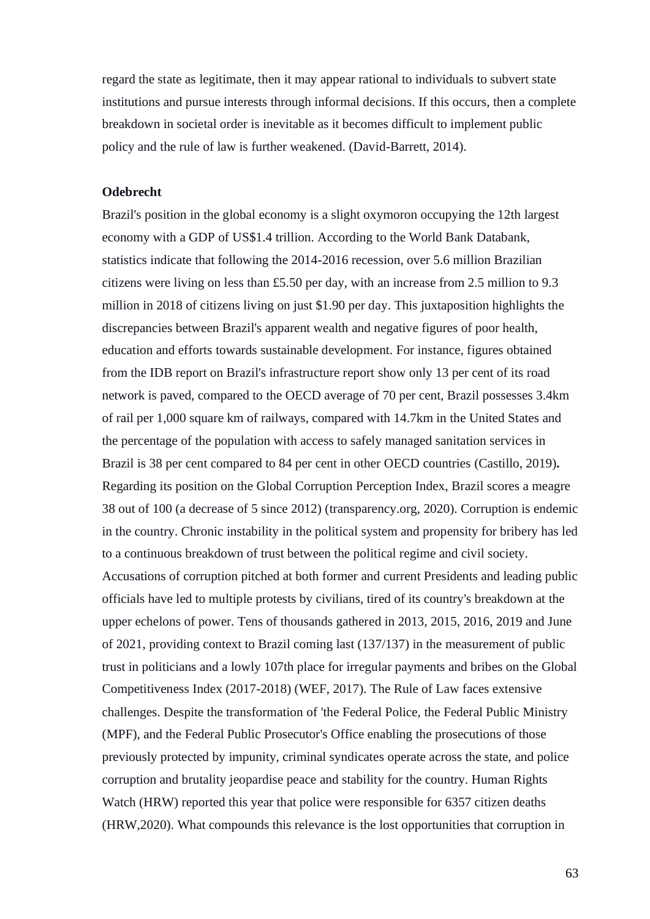regard the state as legitimate, then it may appear rational to individuals to subvert state institutions and pursue interests through informal decisions. If this occurs, then a complete breakdown in societal order is inevitable as it becomes difficult to implement public policy and the rule of law is further weakened. (David-Barrett, 2014).

**Odebrecht**

Brazil's position in the global economy is a slight oxymoron occupying the 12th largest economy with a GDP of US$1.4 trillion. According to the World Bank Databank, statistics indicate that following the 2014-2016 recession, over 5.6 million Brazilian citizens were living on less than £5.50 per day, with an increase from 2.5 million to 9.3 million in 2018 of citizens living on just $1.90 per day. This juxtaposition highlights the discrepancies between Brazil's apparent wealth and negative figures of poor health, education and efforts towards sustainable development. For instance, figures obtained from the IDB report on Brazil's infrastructure report show only 13 per cent of its road network is paved, compared to the OECD average of 70 per cent, Brazil possesses 3.4km of rail per 1,000 square km of railways, compared with 14.7km in the United States and the percentage of the population with access to safely managed sanitation services in Brazil is 38 per cent compared to 84 per cent in other OECD countries (Castillo, 2019)**.** Regarding its position on the Global Corruption Perception Index, Brazil scores a meagre 38 out of 100 (a decrease of 5 since 2012) (transparency.org, 2020). Corruption is endemic in the country. Chronic instability in the political system and propensity for bribery has led to a continuous breakdown of trust between the political regime and civil society. Accusations of corruption pitched at both former and current Presidents and leading public officials have led to multiple protests by civilians, tired of its country's breakdown at the upper echelons of power. Tens of thousands gathered in 2013, 2015, 2016, 2019 and June of 2021, providing context to Brazil coming last (137/137) in the measurement of public trust in politicians and a lowly 107th place for irregular payments and bribes on the Global Competitiveness Index (2017-2018) (WEF, 2017). The Rule of Law faces extensive challenges. Despite the transformation of 'the Federal Police, the Federal Public Ministry (MPF), and the Federal Public Prosecutor's Office enabling the prosecutions of those previously protected by impunity, criminal syndicates operate across the state, and police corruption and brutality jeopardise peace and stability for the country. Human Rights Watch (HRW) reported this year that police were responsible for 6357 citizen deaths (HRW,2020). What compounds this relevance is the lost opportunities that corruption in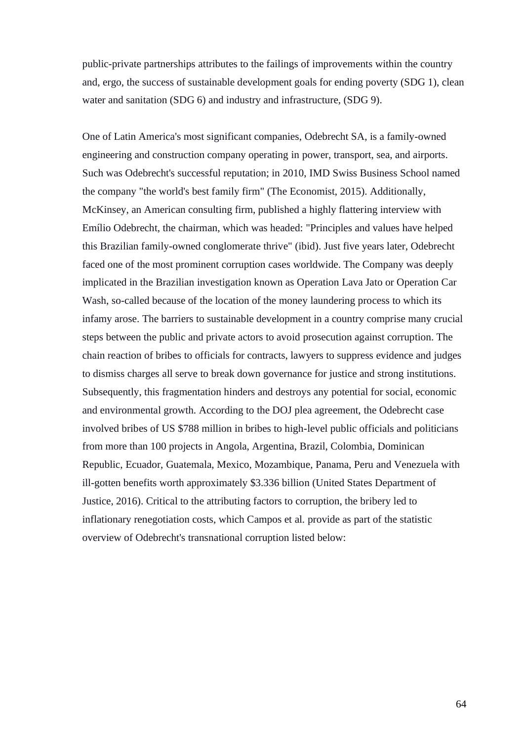public-private partnerships attributes to the failings of improvements within the country and, ergo, the success of sustainable development goals for ending poverty (SDG 1), clean water and sanitation (SDG 6) and industry and infrastructure, (SDG 9).

One of Latin America's most significant companies, Odebrecht SA, is a family-owned engineering and construction company operating in power, transport, sea, and airports. Such was Odebrecht's successful reputation; in 2010, IMD Swiss Business School named the company "the world's best family firm" (The Economist, 2015). Additionally, McKinsey, an American consulting firm, published a highly flattering interview with Emílio Odebrecht, the chairman, which was headed: "Principles and values have helped this Brazilian family-owned conglomerate thrive" (ibid). Just five years later, Odebrecht faced one of the most prominent corruption cases worldwide. The Company was deeply implicated in the Brazilian investigation known as Operation Lava Jato or Operation Car Wash, so-called because of the location of the money laundering process to which its infamy arose. The barriers to sustainable development in a country comprise many crucial steps between the public and private actors to avoid prosecution against corruption. The chain reaction of bribes to officials for contracts, lawyers to suppress evidence and judges to dismiss charges all serve to break down governance for justice and strong institutions. Subsequently, this fragmentation hinders and destroys any potential for social, economic and environmental growth. According to the DOJ plea agreement, the Odebrecht case involved bribes of US $788 million in bribes to high-level public officials and politicians from more than 100 projects in Angola, Argentina, Brazil, Colombia, Dominican Republic, Ecuador, Guatemala, Mexico, Mozambique, Panama, Peru and Venezuela with ill-gotten benefits worth approximately $3.336 billion (United States Department of Justice, 2016). Critical to the attributing factors to corruption, the bribery led to inflationary renegotiation costs, which Campos et al. provide as part of the statistic overview of Odebrecht's transnational corruption listed below: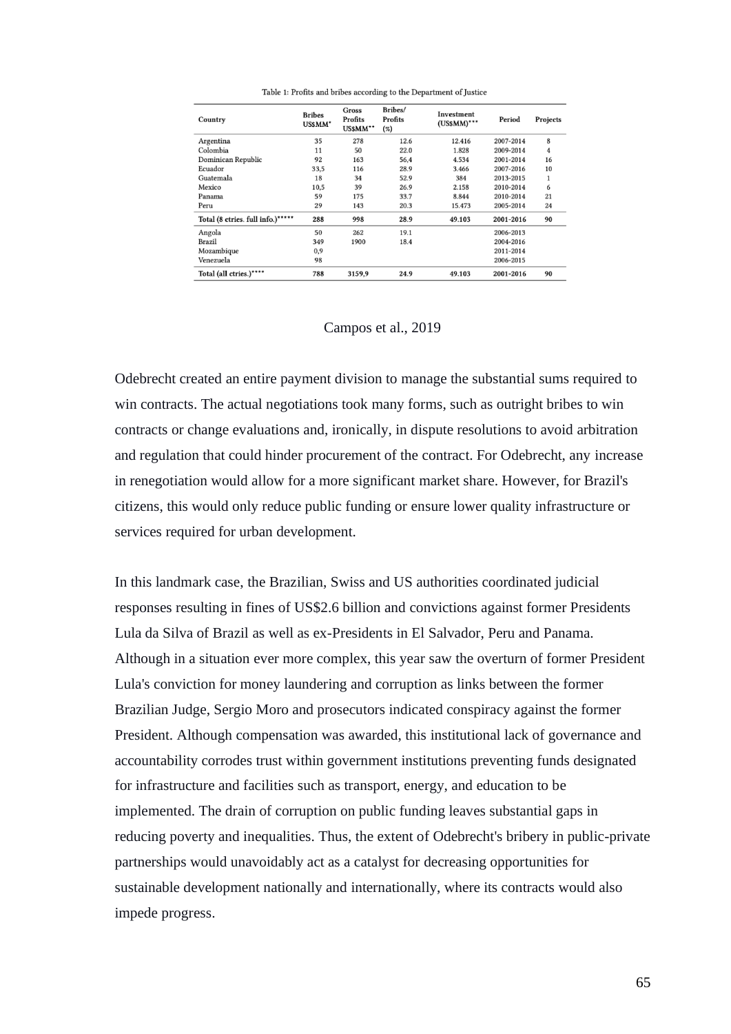Table 1: Profits and bribes according to the Department of Justice

| Country | Bribes US$MM* | Gross Profits US$MM** | Bribes/ Profits (%) | Investment (US$MM)*** | Period | Projects |
|---|---|---|---|---|---|---|
| Argentina | 35 | 278 | 12.6 | 12.416 | 2007-2014 | 8 |
| Colombia | 11 | 50 | 22.0 | 1.828 | 2009-2014 | 4 |
| Dominican Republic | 92 | 163 | 56,4 | 4.534 | 2001-2014 | 16 |
| Ecuador | 33,5 | 116 | 28.9 | 3.466 | 2007-2016 | 10 |
| Guatemala | 18 | 34 | 52.9 | 384 | 2013-2015 | 1 |
| Mexico | 10,5 | 39 | 26.9 | 2.158 | 2010-2014 | 6 |
| Panama | 59 | 175 | 33.7 | 8.844 | 2010-2014 | 21 |
| Peru | 29 | 143 | 20.3 | 15.473 | 2005-2014 | 24 |
| **Total (8 ctries. full info.)***** | **288** | **998** | **28.9** | **49.103** | **2001-2016** | **90** |
| Angola | 50 | 262 | 19.1 | | 2006-2013 | |
| Brazil | 349 | 1900 | 18.4 | | 2004-2016 | |
| Mozambique | 0,9 | | | | 2011-2014 | |
| Venezuela | 98 | | | | 2006-2015 | |
| **Total (all ctries.)**** | **788** | **3159,9** | **24.9** | **49.103** | **2001-2016** | **90** |

Campos et al., 2019

Odebrecht created an entire payment division to manage the substantial sums required to win contracts. The actual negotiations took many forms, such as outright bribes to win contracts or change evaluations and, ironically, in dispute resolutions to avoid arbitration and regulation that could hinder procurement of the contract. For Odebrecht, any increase in renegotiation would allow for a more significant market share. However, for Brazil's citizens, this would only reduce public funding or ensure lower quality infrastructure or services required for urban development.

In this landmark case, the Brazilian, Swiss and US authorities coordinated judicial responses resulting in fines of US$2.6 billion and convictions against former Presidents Lula da Silva of Brazil as well as ex-Presidents in El Salvador, Peru and Panama. Although in a situation ever more complex, this year saw the overturn of former President Lula's conviction for money laundering and corruption as links between the former Brazilian Judge, Sergio Moro and prosecutors indicated conspiracy against the former President. Although compensation was awarded, this institutional lack of governance and accountability corrodes trust within government institutions preventing funds designated for infrastructure and facilities such as transport, energy, and education to be implemented. The drain of corruption on public funding leaves substantial gaps in reducing poverty and inequalities. Thus, the extent of Odebrecht's bribery in public-private partnerships would unavoidably act as a catalyst for decreasing opportunities for sustainable development nationally and internationally, where its contracts would also impede progress.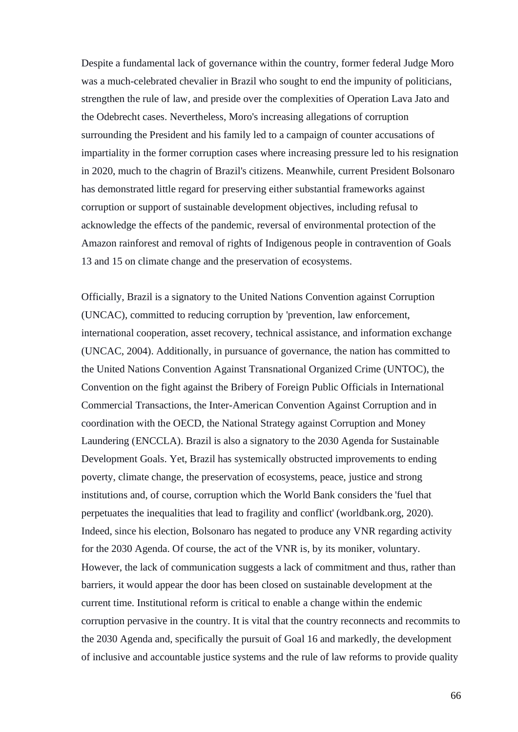Despite a fundamental lack of governance within the country, former federal Judge Moro was a much-celebrated chevalier in Brazil who sought to end the impunity of politicians, strengthen the rule of law, and preside over the complexities of Operation Lava Jato and the Odebrecht cases. Nevertheless, Moro's increasing allegations of corruption surrounding the President and his family led to a campaign of counter accusations of impartiality in the former corruption cases where increasing pressure led to his resignation in 2020, much to the chagrin of Brazil's citizens. Meanwhile, current President Bolsonaro has demonstrated little regard for preserving either substantial frameworks against corruption or support of sustainable development objectives, including refusal to acknowledge the effects of the pandemic, reversal of environmental protection of the Amazon rainforest and removal of rights of Indigenous people in contravention of Goals 13 and 15 on climate change and the preservation of ecosystems.

Officially, Brazil is a signatory to the United Nations Convention against Corruption (UNCAC), committed to reducing corruption by 'prevention, law enforcement, international cooperation, asset recovery, technical assistance, and information exchange (UNCAC, 2004). Additionally, in pursuance of governance, the nation has committed to the United Nations Convention Against Transnational Organized Crime (UNTOC), the Convention on the fight against the Bribery of Foreign Public Officials in International Commercial Transactions, the Inter-American Convention Against Corruption and in coordination with the OECD, the National Strategy against Corruption and Money Laundering (ENCCLA). Brazil is also a signatory to the 2030 Agenda for Sustainable Development Goals. Yet, Brazil has systemically obstructed improvements to ending poverty, climate change, the preservation of ecosystems, peace, justice and strong institutions and, of course, corruption which the World Bank considers the 'fuel that perpetuates the inequalities that lead to fragility and conflict' (worldbank.org, 2020). Indeed, since his election, Bolsonaro has negated to produce any VNR regarding activity for the 2030 Agenda. Of course, the act of the VNR is, by its moniker, voluntary. However, the lack of communication suggests a lack of commitment and thus, rather than barriers, it would appear the door has been closed on sustainable development at the current time. Institutional reform is critical to enable a change within the endemic corruption pervasive in the country. It is vital that the country reconnects and recommits to the 2030 Agenda and, specifically the pursuit of Goal 16 and markedly, the development of inclusive and accountable justice systems and the rule of law reforms to provide quality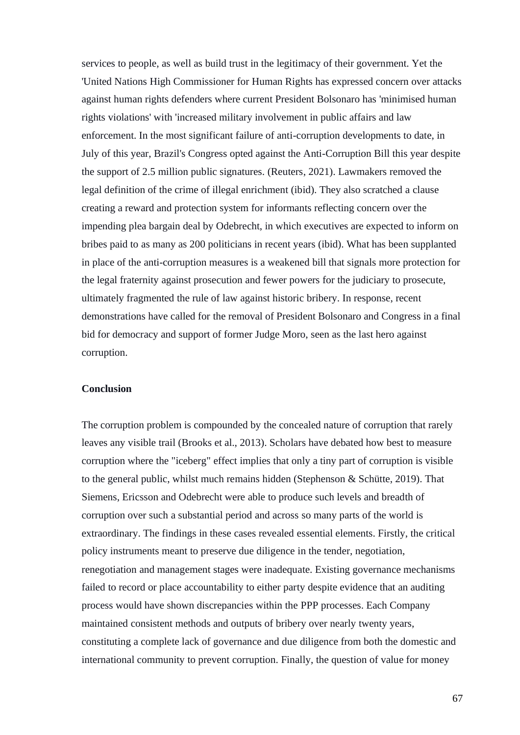services to people, as well as build trust in the legitimacy of their government. Yet the 'United Nations High Commissioner for Human Rights has expressed concern over attacks against human rights defenders where current President Bolsonaro has 'minimised human rights violations' with 'increased military involvement in public affairs and law enforcement. In the most significant failure of anti-corruption developments to date, in July of this year, Brazil's Congress opted against the Anti-Corruption Bill this year despite the support of 2.5 million public signatures. (Reuters, 2021). Lawmakers removed the legal definition of the crime of illegal enrichment (ibid). They also scratched a clause creating a reward and protection system for informants reflecting concern over the impending plea bargain deal by Odebrecht, in which executives are expected to inform on bribes paid to as many as 200 politicians in recent years (ibid). What has been supplanted in place of the anti-corruption measures is a weakened bill that signals more protection for the legal fraternity against prosecution and fewer powers for the judiciary to prosecute, ultimately fragmented the rule of law against historic bribery. In response, recent demonstrations have called for the removal of President Bolsonaro and Congress in a final bid for democracy and support of former Judge Moro, seen as the last hero against corruption.

**Conclusion**

The corruption problem is compounded by the concealed nature of corruption that rarely leaves any visible trail (Brooks et al., 2013). Scholars have debated how best to measure corruption where the "iceberg" effect implies that only a tiny part of corruption is visible to the general public, whilst much remains hidden (Stephenson & Schütte, 2019). That Siemens, Ericsson and Odebrecht were able to produce such levels and breadth of corruption over such a substantial period and across so many parts of the world is extraordinary. The findings in these cases revealed essential elements. Firstly, the critical policy instruments meant to preserve due diligence in the tender, negotiation, renegotiation and management stages were inadequate. Existing governance mechanisms failed to record or place accountability to either party despite evidence that an auditing process would have shown discrepancies within the PPP processes. Each Company maintained consistent methods and outputs of bribery over nearly twenty years, constituting a complete lack of governance and due diligence from both the domestic and international community to prevent corruption. Finally, the question of value for money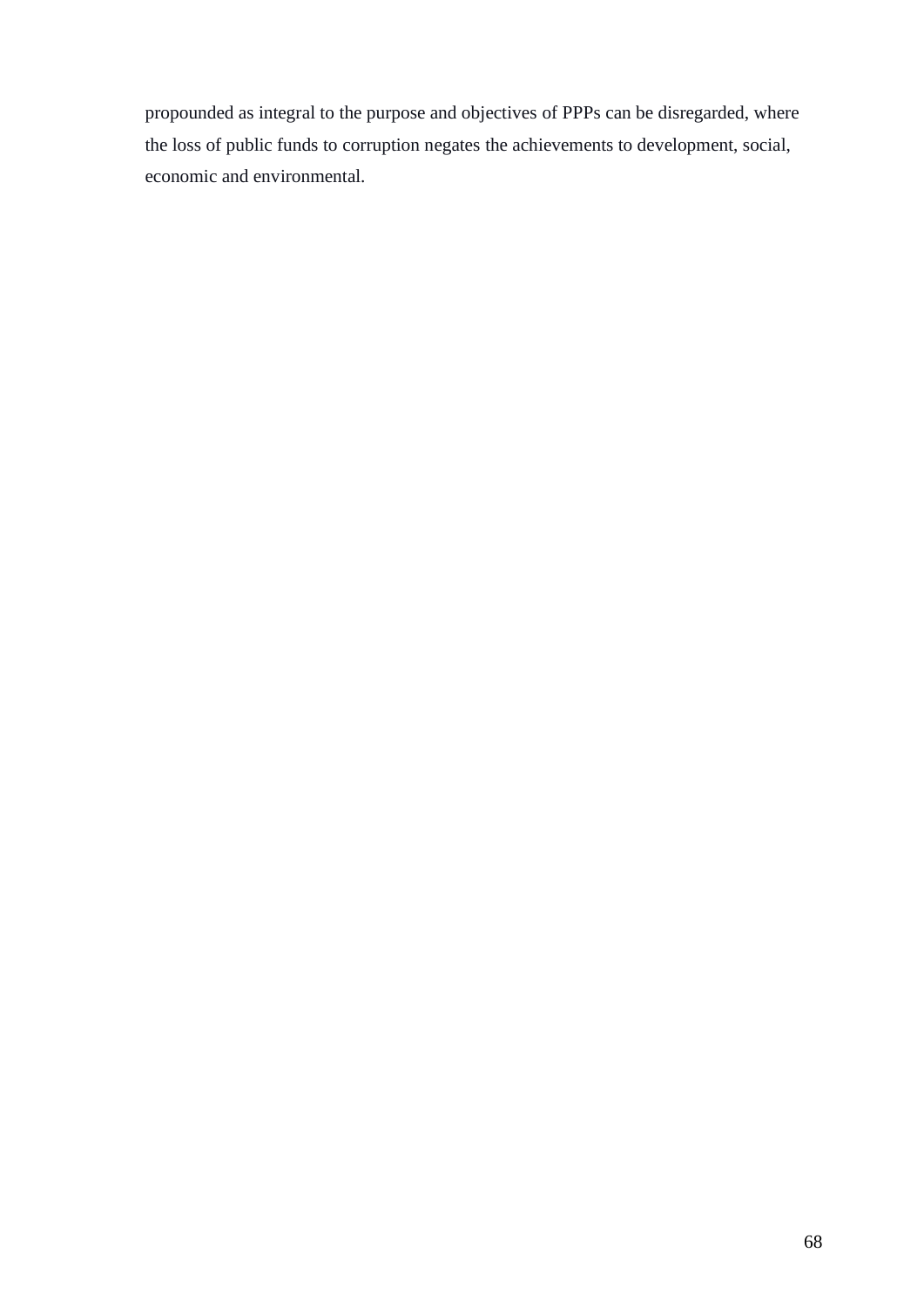propounded as integral to the purpose and objectives of PPPs can be disregarded, where the loss of public funds to corruption negates the achievements to development, social, economic and environmental.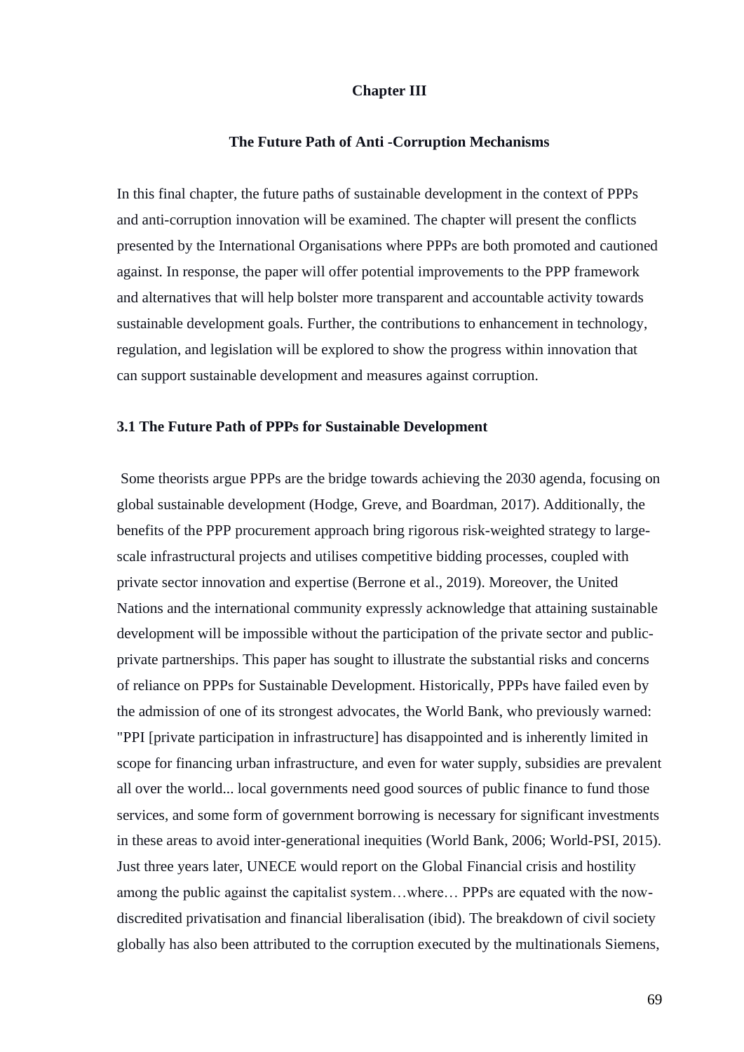# Chapter III

## The Future Path of Anti -Corruption Mechanisms

In this final chapter, the future paths of sustainable development in the context of PPPs and anti-corruption innovation will be examined. The chapter will present the conflicts presented by the International Organisations where PPPs are both promoted and cautioned against. In response, the paper will offer potential improvements to the PPP framework and alternatives that will help bolster more transparent and accountable activity towards sustainable development goals. Further, the contributions to enhancement in technology, regulation, and legislation will be explored to show the progress within innovation that can support sustainable development and measures against corruption.

### 3.1 The Future Path of PPPs for Sustainable Development

Some theorists argue PPPs are the bridge towards achieving the 2030 agenda, focusing on global sustainable development (Hodge, Greve, and Boardman, 2017). Additionally, the benefits of the PPP procurement approach bring rigorous risk-weighted strategy to large-scale infrastructural projects and utilises competitive bidding processes, coupled with private sector innovation and expertise (Berrone et al., 2019). Moreover, the United Nations and the international community expressly acknowledge that attaining sustainable development will be impossible without the participation of the private sector and public-private partnerships. This paper has sought to illustrate the substantial risks and concerns of reliance on PPPs for Sustainable Development. Historically, PPPs have failed even by the admission of one of its strongest advocates, the World Bank, who previously warned: "PPI [private participation in infrastructure] has disappointed and is inherently limited in scope for financing urban infrastructure, and even for water supply, subsidies are prevalent all over the world... local governments need good sources of public finance to fund those services, and some form of government borrowing is necessary for significant investments in these areas to avoid inter-generational inequities (World Bank, 2006; World-PSI, 2015). Just three years later, UNECE would report on the Global Financial crisis and hostility among the public against the capitalist system…where… PPPs are equated with the now-discredited privatisation and financial liberalisation (ibid). The breakdown of civil society globally has also been attributed to the corruption executed by the multinationals Siemens,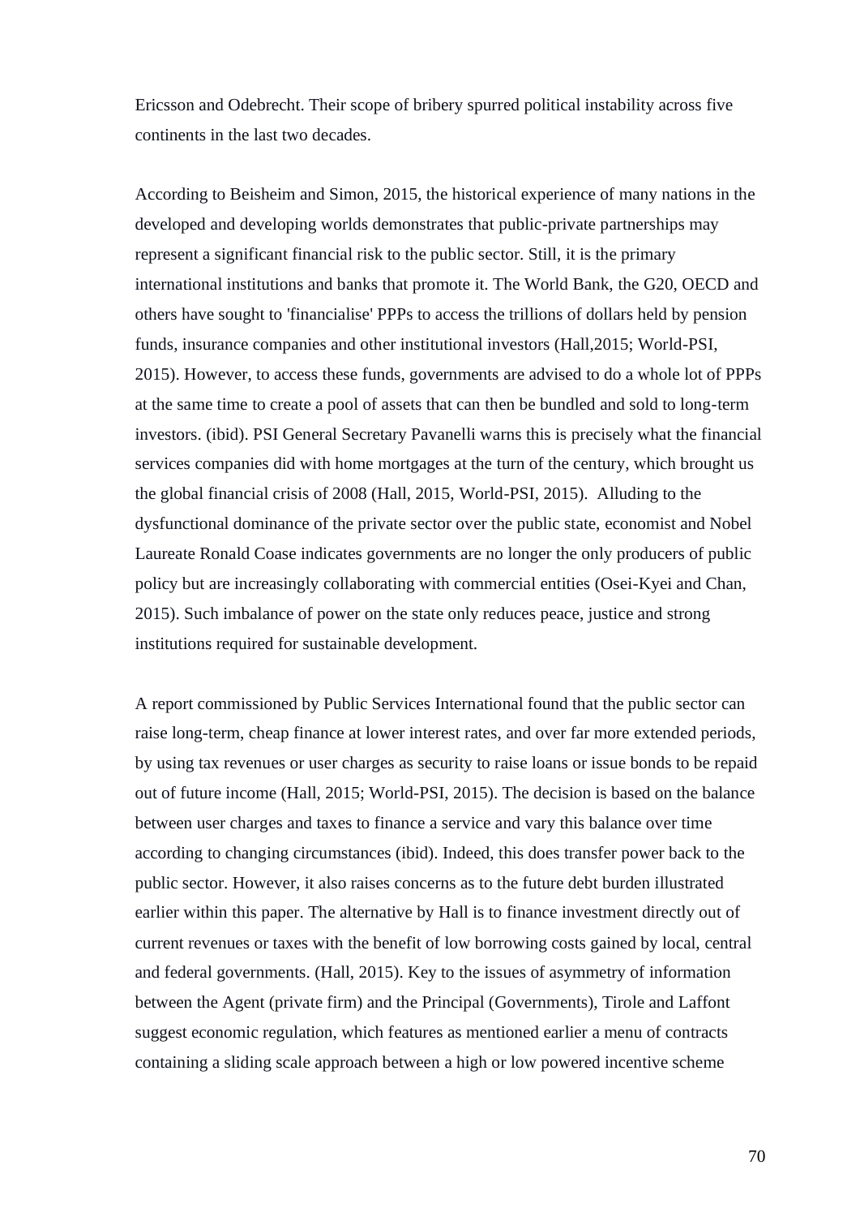Ericsson and Odebrecht. Their scope of bribery spurred political instability across five continents in the last two decades.

According to Beisheim and Simon, 2015, the historical experience of many nations in the developed and developing worlds demonstrates that public-private partnerships may represent a significant financial risk to the public sector. Still, it is the primary international institutions and banks that promote it. The World Bank, the G20, OECD and others have sought to 'financialise' PPPs to access the trillions of dollars held by pension funds, insurance companies and other institutional investors (Hall,2015; World-PSI, 2015). However, to access these funds, governments are advised to do a whole lot of PPPs at the same time to create a pool of assets that can then be bundled and sold to long-term investors. (ibid). PSI General Secretary Pavanelli warns this is precisely what the financial services companies did with home mortgages at the turn of the century, which brought us the global financial crisis of 2008 (Hall, 2015, World-PSI, 2015). Alluding to the dysfunctional dominance of the private sector over the public state, economist and Nobel Laureate Ronald Coase indicates governments are no longer the only producers of public policy but are increasingly collaborating with commercial entities (Osei-Kyei and Chan, 2015). Such imbalance of power on the state only reduces peace, justice and strong institutions required for sustainable development.

A report commissioned by Public Services International found that the public sector can raise long-term, cheap finance at lower interest rates, and over far more extended periods, by using tax revenues or user charges as security to raise loans or issue bonds to be repaid out of future income (Hall, 2015; World-PSI, 2015). The decision is based on the balance between user charges and taxes to finance a service and vary this balance over time according to changing circumstances (ibid). Indeed, this does transfer power back to the public sector. However, it also raises concerns as to the future debt burden illustrated earlier within this paper. The alternative by Hall is to finance investment directly out of current revenues or taxes with the benefit of low borrowing costs gained by local, central and federal governments. (Hall, 2015). Key to the issues of asymmetry of information between the Agent (private firm) and the Principal (Governments), Tirole and Laffont suggest economic regulation, which features as mentioned earlier a menu of contracts containing a sliding scale approach between a high or low powered incentive scheme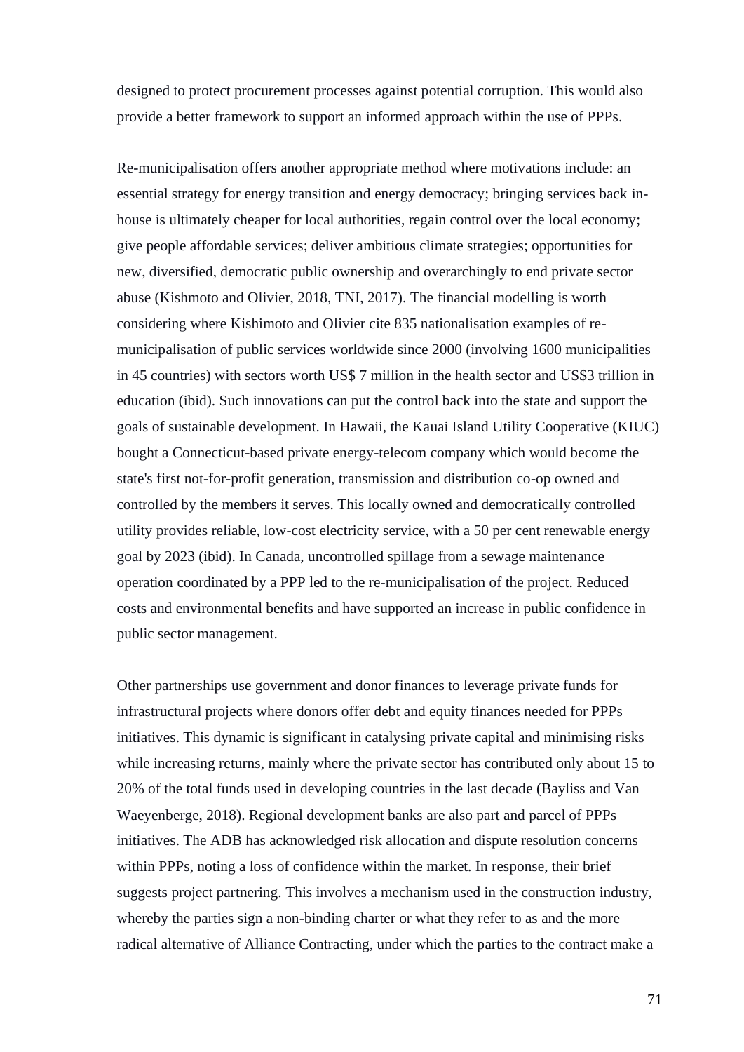designed to protect procurement processes against potential corruption. This would also provide a better framework to support an informed approach within the use of PPPs.

Re-municipalisation offers another appropriate method where motivations include: an essential strategy for energy transition and energy democracy; bringing services back in-house is ultimately cheaper for local authorities, regain control over the local economy; give people affordable services; deliver ambitious climate strategies; opportunities for new, diversified, democratic public ownership and overarchingly to end private sector abuse (Kishmoto and Olivier, 2018, TNI, 2017). The financial modelling is worth considering where Kishimoto and Olivier cite 835 nationalisation examples of re-municipalisation of public services worldwide since 2000 (involving 1600 municipalities in 45 countries) with sectors worth US$ 7 million in the health sector and US$3 trillion in education (ibid). Such innovations can put the control back into the state and support the goals of sustainable development. In Hawaii, the Kauai Island Utility Cooperative (KIUC) bought a Connecticut-based private energy-telecom company which would become the state's first not-for-profit generation, transmission and distribution co-op owned and controlled by the members it serves. This locally owned and democratically controlled utility provides reliable, low-cost electricity service, with a 50 per cent renewable energy goal by 2023 (ibid). In Canada, uncontrolled spillage from a sewage maintenance operation coordinated by a PPP led to the re-municipalisation of the project. Reduced costs and environmental benefits and have supported an increase in public confidence in public sector management.

Other partnerships use government and donor finances to leverage private funds for infrastructural projects where donors offer debt and equity finances needed for PPPs initiatives. This dynamic is significant in catalysing private capital and minimising risks while increasing returns, mainly where the private sector has contributed only about 15 to 20% of the total funds used in developing countries in the last decade (Bayliss and Van Waeyenberge, 2018). Regional development banks are also part and parcel of PPPs initiatives. The ADB has acknowledged risk allocation and dispute resolution concerns within PPPs, noting a loss of confidence within the market. In response, their brief suggests project partnering. This involves a mechanism used in the construction industry, whereby the parties sign a non-binding charter or what they refer to as and the more radical alternative of Alliance Contracting, under which the parties to the contract make a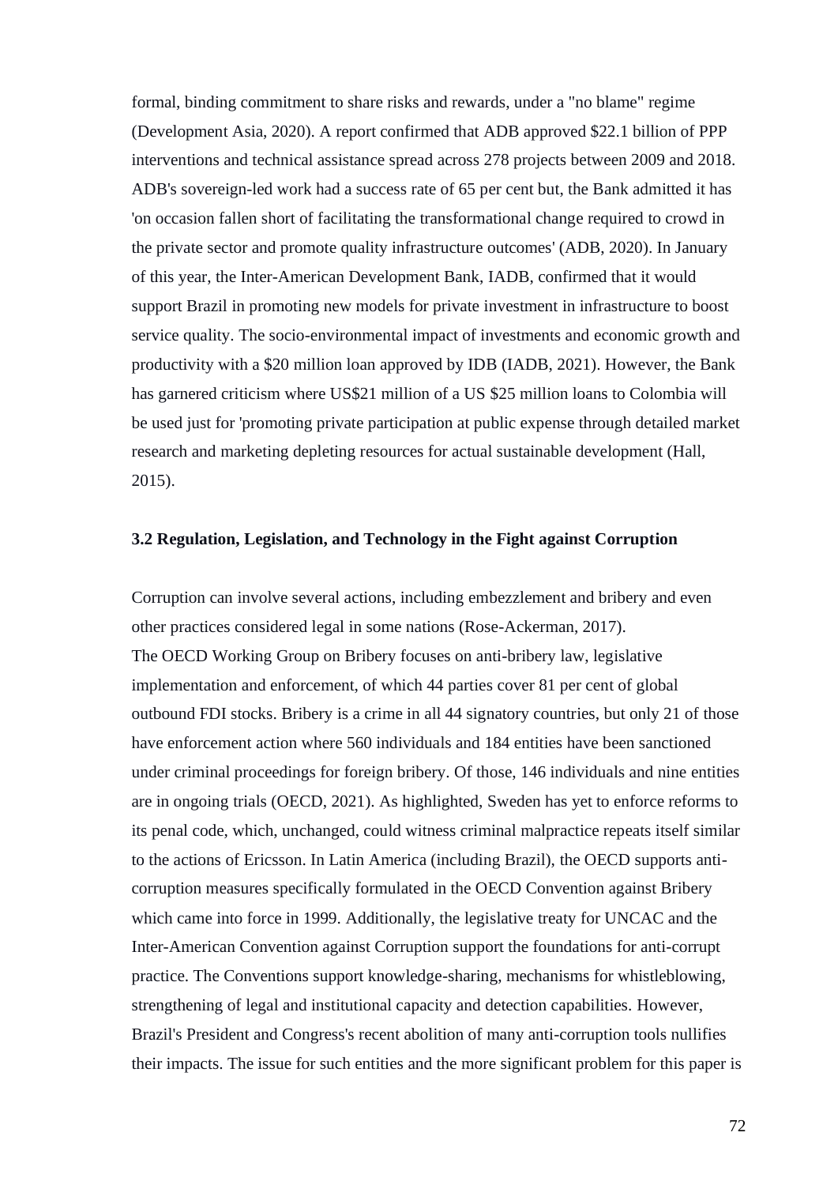formal, binding commitment to share risks and rewards, under a "no blame" regime (Development Asia, 2020). A report confirmed that ADB approved $22.1 billion of PPP interventions and technical assistance spread across 278 projects between 2009 and 2018. ADB's sovereign-led work had a success rate of 65 per cent but, the Bank admitted it has 'on occasion fallen short of facilitating the transformational change required to crowd in the private sector and promote quality infrastructure outcomes' (ADB, 2020). In January of this year, the Inter-American Development Bank, IADB, confirmed that it would support Brazil in promoting new models for private investment in infrastructure to boost service quality. The socio-environmental impact of investments and economic growth and productivity with a $20 million loan approved by IDB (IADB, 2021). However, the Bank has garnered criticism where US$21 million of a US $25 million loans to Colombia will be used just for 'promoting private participation at public expense through detailed market research and marketing depleting resources for actual sustainable development (Hall, 2015).

### 3.2 Regulation, Legislation, and Technology in the Fight against Corruption

Corruption can involve several actions, including embezzlement and bribery and even other practices considered legal in some nations (Rose-Ackerman, 2017).
The OECD Working Group on Bribery focuses on anti-bribery law, legislative implementation and enforcement, of which 44 parties cover 81 per cent of global outbound FDI stocks. Bribery is a crime in all 44 signatory countries, but only 21 of those have enforcement action where 560 individuals and 184 entities have been sanctioned under criminal proceedings for foreign bribery. Of those, 146 individuals and nine entities are in ongoing trials (OECD, 2021). As highlighted, Sweden has yet to enforce reforms to its penal code, which, unchanged, could witness criminal malpractice repeats itself similar to the actions of Ericsson. In Latin America (including Brazil), the OECD supports anti-corruption measures specifically formulated in the OECD Convention against Bribery which came into force in 1999. Additionally, the legislative treaty for UNCAC and the Inter-American Convention against Corruption support the foundations for anti-corrupt practice. The Conventions support knowledge-sharing, mechanisms for whistleblowing, strengthening of legal and institutional capacity and detection capabilities. However, Brazil's President and Congress's recent abolition of many anti-corruption tools nullifies their impacts. The issue for such entities and the more significant problem for this paper is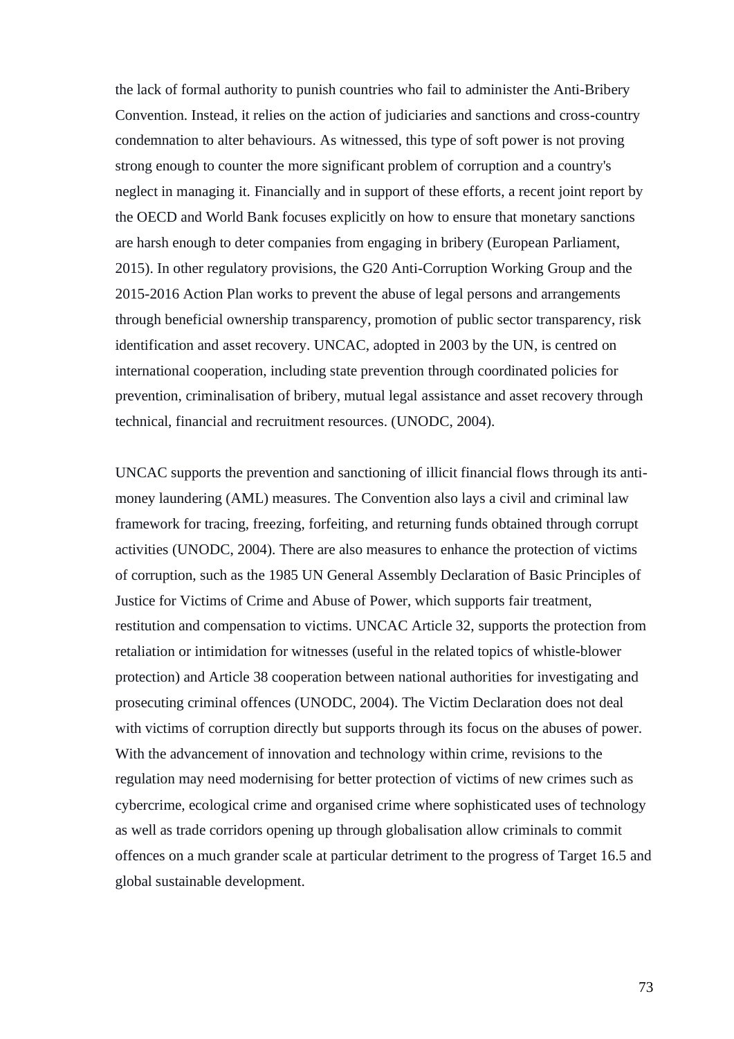the lack of formal authority to punish countries who fail to administer the Anti-Bribery Convention. Instead, it relies on the action of judiciaries and sanctions and cross-country condemnation to alter behaviours. As witnessed, this type of soft power is not proving strong enough to counter the more significant problem of corruption and a country's neglect in managing it. Financially and in support of these efforts, a recent joint report by the OECD and World Bank focuses explicitly on how to ensure that monetary sanctions are harsh enough to deter companies from engaging in bribery (European Parliament, 2015). In other regulatory provisions, the G20 Anti-Corruption Working Group and the 2015-2016 Action Plan works to prevent the abuse of legal persons and arrangements through beneficial ownership transparency, promotion of public sector transparency, risk identification and asset recovery. UNCAC, adopted in 2003 by the UN, is centred on international cooperation, including state prevention through coordinated policies for prevention, criminalisation of bribery, mutual legal assistance and asset recovery through technical, financial and recruitment resources. (UNODC, 2004).

UNCAC supports the prevention and sanctioning of illicit financial flows through its anti-money laundering (AML) measures. The Convention also lays a civil and criminal law framework for tracing, freezing, forfeiting, and returning funds obtained through corrupt activities (UNODC, 2004). There are also measures to enhance the protection of victims of corruption, such as the 1985 UN General Assembly Declaration of Basic Principles of Justice for Victims of Crime and Abuse of Power, which supports fair treatment, restitution and compensation to victims. UNCAC Article 32, supports the protection from retaliation or intimidation for witnesses (useful in the related topics of whistle-blower protection) and Article 38 cooperation between national authorities for investigating and prosecuting criminal offences (UNODC, 2004). The Victim Declaration does not deal with victims of corruption directly but supports through its focus on the abuses of power. With the advancement of innovation and technology within crime, revisions to the regulation may need modernising for better protection of victims of new crimes such as cybercrime, ecological crime and organised crime where sophisticated uses of technology as well as trade corridors opening up through globalisation allow criminals to commit offences on a much grander scale at particular detriment to the progress of Target 16.5 and global sustainable development.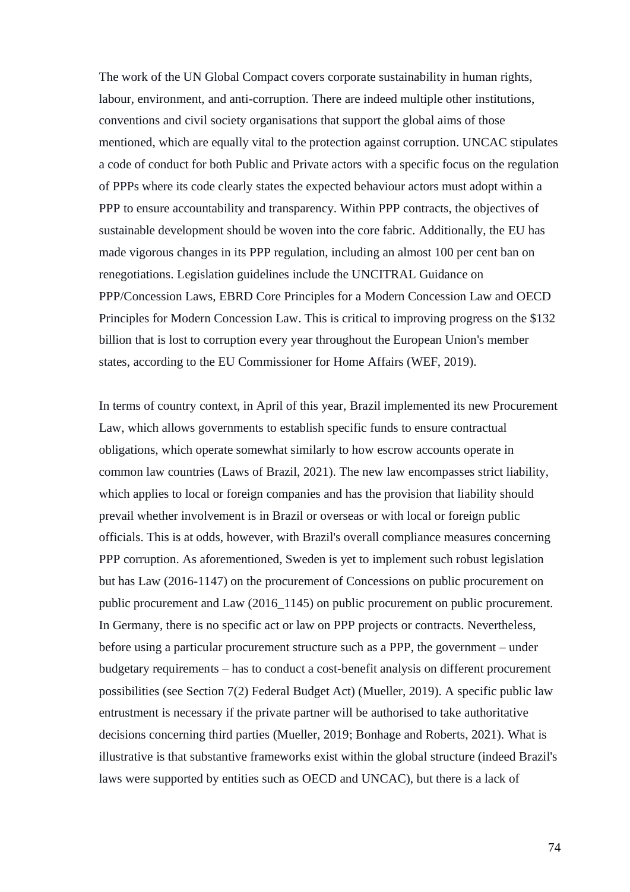The work of the UN Global Compact covers corporate sustainability in human rights, labour, environment, and anti-corruption. There are indeed multiple other institutions, conventions and civil society organisations that support the global aims of those mentioned, which are equally vital to the protection against corruption. UNCAC stipulates a code of conduct for both Public and Private actors with a specific focus on the regulation of PPPs where its code clearly states the expected behaviour actors must adopt within a PPP to ensure accountability and transparency. Within PPP contracts, the objectives of sustainable development should be woven into the core fabric. Additionally, the EU has made vigorous changes in its PPP regulation, including an almost 100 per cent ban on renegotiations. Legislation guidelines include the UNCITRAL Guidance on PPP/Concession Laws, EBRD Core Principles for a Modern Concession Law and OECD Principles for Modern Concession Law. This is critical to improving progress on the $132 billion that is lost to corruption every year throughout the European Union's member states, according to the EU Commissioner for Home Affairs (WEF, 2019).

In terms of country context, in April of this year, Brazil implemented its new Procurement Law, which allows governments to establish specific funds to ensure contractual obligations, which operate somewhat similarly to how escrow accounts operate in common law countries (Laws of Brazil, 2021). The new law encompasses strict liability, which applies to local or foreign companies and has the provision that liability should prevail whether involvement is in Brazil or overseas or with local or foreign public officials. This is at odds, however, with Brazil's overall compliance measures concerning PPP corruption. As aforementioned, Sweden is yet to implement such robust legislation but has Law (2016-1147) on the procurement of Concessions on public procurement on public procurement and Law (2016_1145) on public procurement on public procurement. In Germany, there is no specific act or law on PPP projects or contracts. Nevertheless, before using a particular procurement structure such as a PPP, the government – under budgetary requirements – has to conduct a cost-benefit analysis on different procurement possibilities (see Section 7(2) Federal Budget Act) (Mueller, 2019). A specific public law entrustment is necessary if the private partner will be authorised to take authoritative decisions concerning third parties (Mueller, 2019; Bonhage and Roberts, 2021). What is illustrative is that substantive frameworks exist within the global structure (indeed Brazil's laws were supported by entities such as OECD and UNCAC), but there is a lack of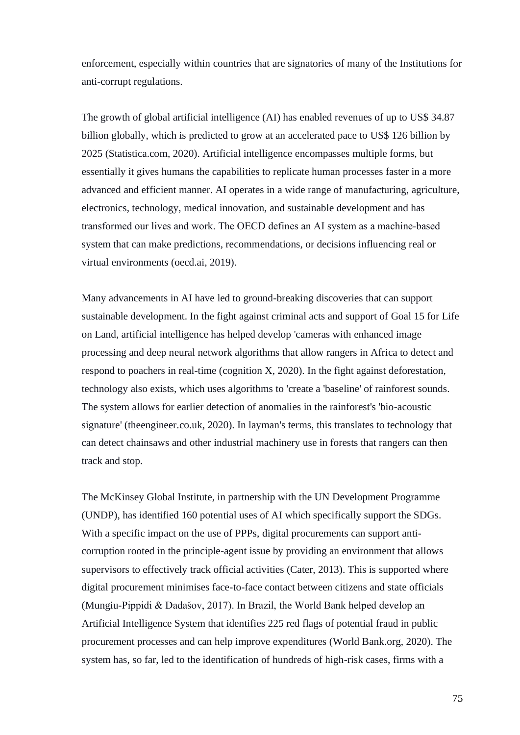enforcement, especially within countries that are signatories of many of the Institutions for anti-corrupt regulations.

The growth of global artificial intelligence (AI) has enabled revenues of up to US$ 34.87 billion globally, which is predicted to grow at an accelerated pace to US$ 126 billion by 2025 (Statistica.com, 2020). Artificial intelligence encompasses multiple forms, but essentially it gives humans the capabilities to replicate human processes faster in a more advanced and efficient manner. AI operates in a wide range of manufacturing, agriculture, electronics, technology, medical innovation, and sustainable development and has transformed our lives and work. The OECD defines an AI system as a machine-based system that can make predictions, recommendations, or decisions influencing real or virtual environments (oecd.ai, 2019).

Many advancements in AI have led to ground-breaking discoveries that can support sustainable development. In the fight against criminal acts and support of Goal 15 for Life on Land, artificial intelligence has helped develop 'cameras with enhanced image processing and deep neural network algorithms that allow rangers in Africa to detect and respond to poachers in real-time (cognition X, 2020). In the fight against deforestation, technology also exists, which uses algorithms to 'create a 'baseline' of rainforest sounds. The system allows for earlier detection of anomalies in the rainforest's 'bio-acoustic signature' (theengineer.co.uk, 2020). In layman's terms, this translates to technology that can detect chainsaws and other industrial machinery use in forests that rangers can then track and stop.

The McKinsey Global Institute, in partnership with the UN Development Programme (UNDP), has identified 160 potential uses of AI which specifically support the SDGs. With a specific impact on the use of PPPs, digital procurements can support anti-corruption rooted in the principle-agent issue by providing an environment that allows supervisors to effectively track official activities (Cater, 2013). This is supported where digital procurement minimises face-to-face contact between citizens and state officials (Mungiu-Pippidi & Dadašov, 2017). In Brazil, the World Bank helped develop an Artificial Intelligence System that identifies 225 red flags of potential fraud in public procurement processes and can help improve expenditures (World Bank.org, 2020). The system has, so far, led to the identification of hundreds of high-risk cases, firms with a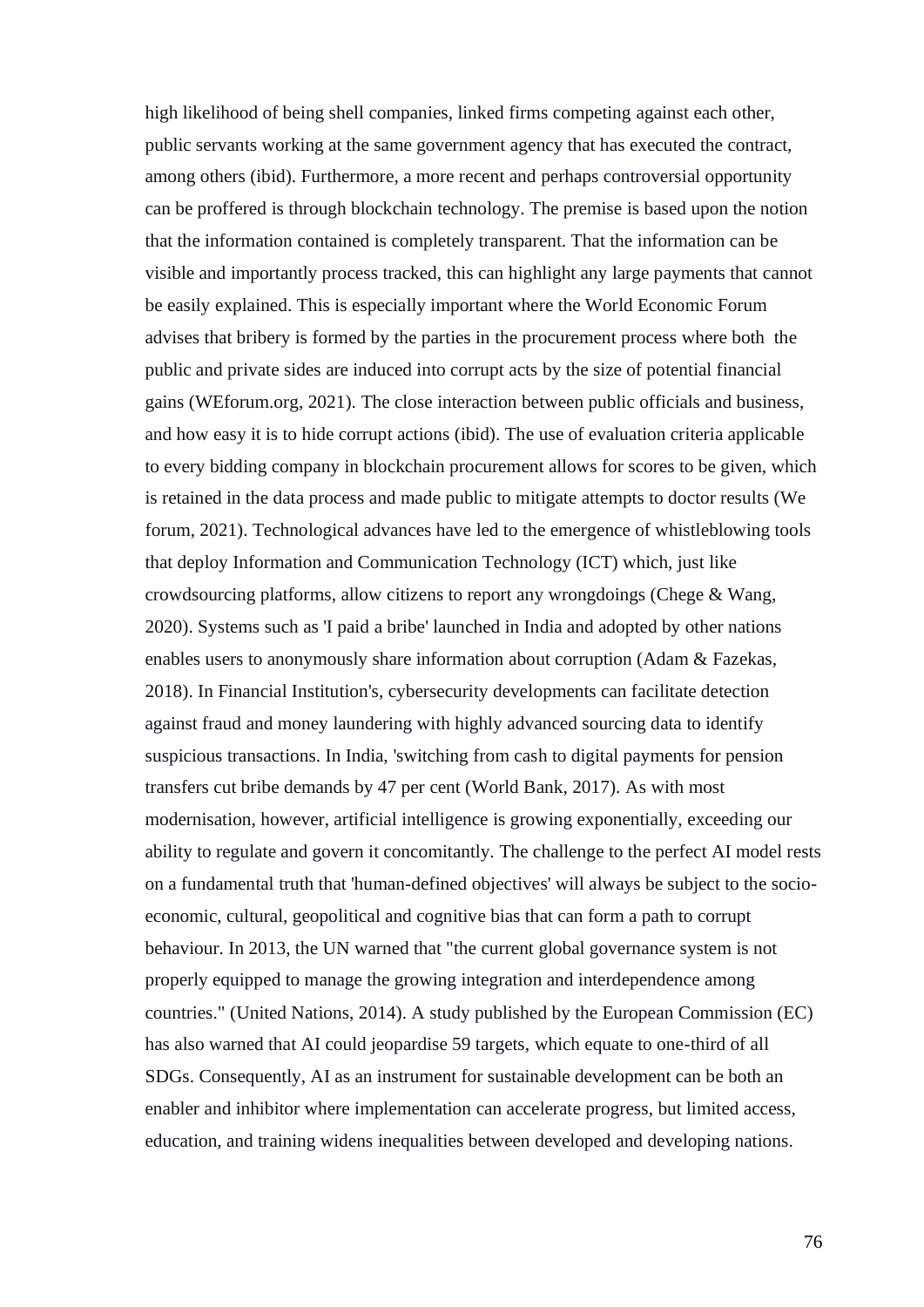high likelihood of being shell companies, linked firms competing against each other, public servants working at the same government agency that has executed the contract, among others (ibid). Furthermore, a more recent and perhaps controversial opportunity can be proffered is through blockchain technology. The premise is based upon the notion that the information contained is completely transparent. That the information can be visible and importantly process tracked, this can highlight any large payments that cannot be easily explained. This is especially important where the World Economic Forum advises that bribery is formed by the parties in the procurement process where both the public and private sides are induced into corrupt acts by the size of potential financial gains (WEforum.org, 2021). The close interaction between public officials and business, and how easy it is to hide corrupt actions (ibid). The use of evaluation criteria applicable to every bidding company in blockchain procurement allows for scores to be given, which is retained in the data process and made public to mitigate attempts to doctor results (We forum, 2021). Technological advances have led to the emergence of whistleblowing tools that deploy Information and Communication Technology (ICT) which, just like crowdsourcing platforms, allow citizens to report any wrongdoings (Chege & Wang, 2020). Systems such as 'I paid a bribe' launched in India and adopted by other nations enables users to anonymously share information about corruption (Adam & Fazekas, 2018). In Financial Institution's, cybersecurity developments can facilitate detection against fraud and money laundering with highly advanced sourcing data to identify suspicious transactions. In India, 'switching from cash to digital payments for pension transfers cut bribe demands by 47 per cent (World Bank, 2017). As with most modernisation, however, artificial intelligence is growing exponentially, exceeding our ability to regulate and govern it concomitantly. The challenge to the perfect AI model rests on a fundamental truth that 'human-defined objectives' will always be subject to the socio-economic, cultural, geopolitical and cognitive bias that can form a path to corrupt behaviour. In 2013, the UN warned that "the current global governance system is not properly equipped to manage the growing integration and interdependence among countries." (United Nations, 2014). A study published by the European Commission (EC) has also warned that AI could jeopardise 59 targets, which equate to one-third of all SDGs. Consequently, AI as an instrument for sustainable development can be both an enabler and inhibitor where implementation can accelerate progress, but limited access, education, and training widens inequalities between developed and developing nations.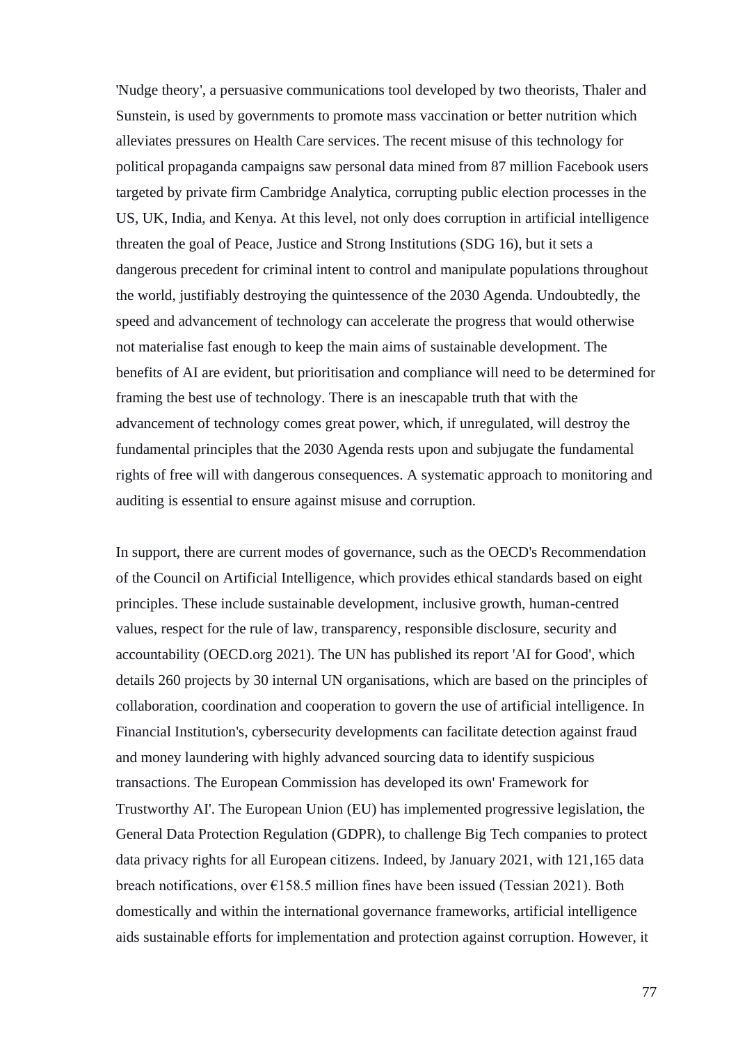'Nudge theory', a persuasive communications tool developed by two theorists, Thaler and Sunstein, is used by governments to promote mass vaccination or better nutrition which alleviates pressures on Health Care services. The recent misuse of this technology for political propaganda campaigns saw personal data mined from 87 million Facebook users targeted by private firm Cambridge Analytica, corrupting public election processes in the US, UK, India, and Kenya. At this level, not only does corruption in artificial intelligence threaten the goal of Peace, Justice and Strong Institutions (SDG 16), but it sets a dangerous precedent for criminal intent to control and manipulate populations throughout the world, justifiably destroying the quintessence of the 2030 Agenda. Undoubtedly, the speed and advancement of technology can accelerate the progress that would otherwise not materialise fast enough to keep the main aims of sustainable development. The benefits of AI are evident, but prioritisation and compliance will need to be determined for framing the best use of technology. There is an inescapable truth that with the advancement of technology comes great power, which, if unregulated, will destroy the fundamental principles that the 2030 Agenda rests upon and subjugate the fundamental rights of free will with dangerous consequences. A systematic approach to monitoring and auditing is essential to ensure against misuse and corruption.

In support, there are current modes of governance, such as the OECD's Recommendation of the Council on Artificial Intelligence, which provides ethical standards based on eight principles. These include sustainable development, inclusive growth, human-centred values, respect for the rule of law, transparency, responsible disclosure, security and accountability (OECD.org 2021). The UN has published its report 'AI for Good', which details 260 projects by 30 internal UN organisations, which are based on the principles of collaboration, coordination and cooperation to govern the use of artificial intelligence. In Financial Institution's, cybersecurity developments can facilitate detection against fraud and money laundering with highly advanced sourcing data to identify suspicious transactions. The European Commission has developed its own' Framework for Trustworthy AI'. The European Union (EU) has implemented progressive legislation, the General Data Protection Regulation (GDPR), to challenge Big Tech companies to protect data privacy rights for all European citizens. Indeed, by January 2021, with 121,165 data breach notifications, over €158.5 million fines have been issued (Tessian 2021). Both domestically and within the international governance frameworks, artificial intelligence aids sustainable efforts for implementation and protection against corruption. However, it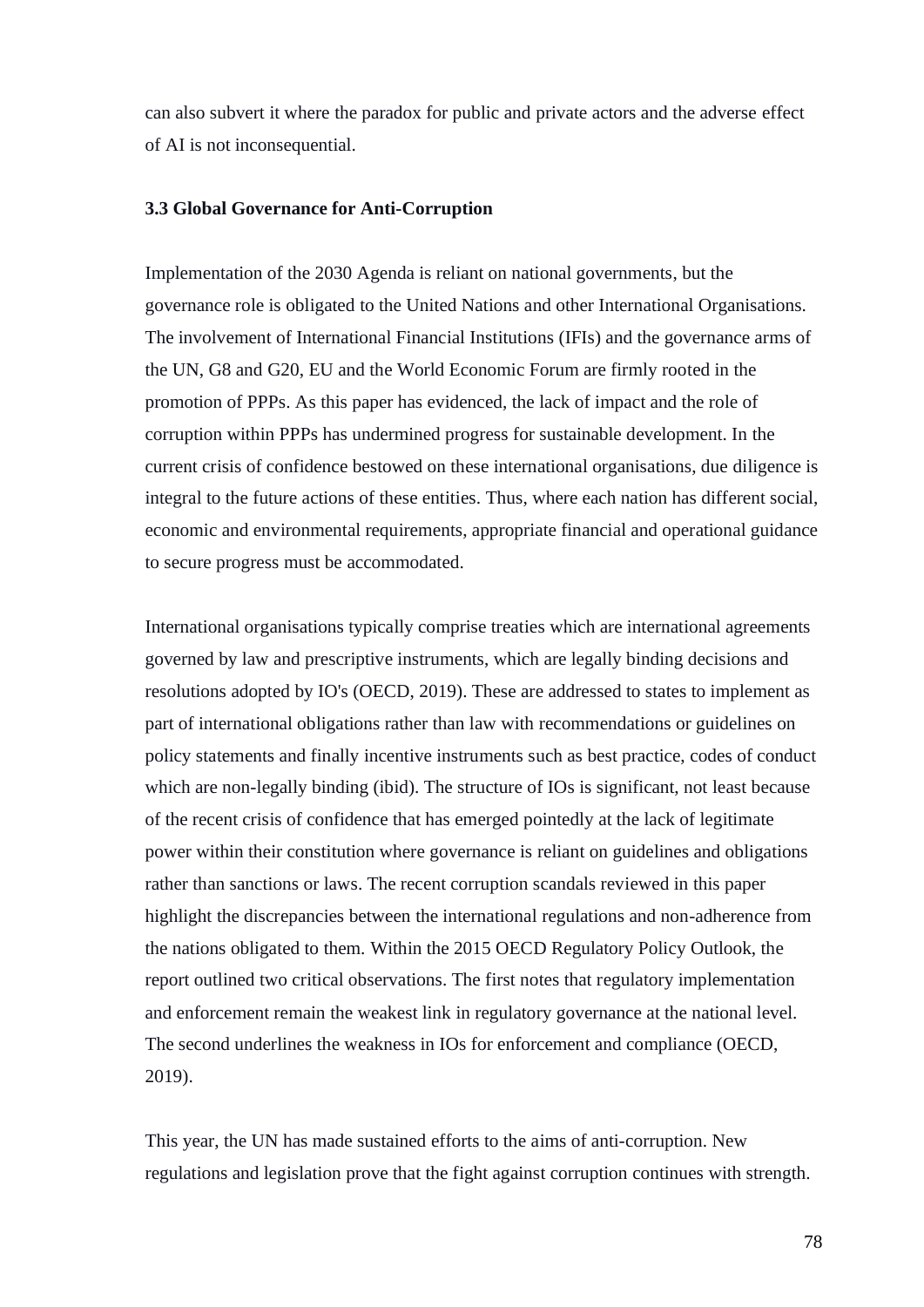can also subvert it where the paradox for public and private actors and the adverse effect of AI is not inconsequential.

### 3.3 Global Governance for Anti-Corruption

Implementation of the 2030 Agenda is reliant on national governments, but the governance role is obligated to the United Nations and other International Organisations. The involvement of International Financial Institutions (IFIs) and the governance arms of the UN, G8 and G20, EU and the World Economic Forum are firmly rooted in the promotion of PPPs. As this paper has evidenced, the lack of impact and the role of corruption within PPPs has undermined progress for sustainable development. In the current crisis of confidence bestowed on these international organisations, due diligence is integral to the future actions of these entities. Thus, where each nation has different social, economic and environmental requirements, appropriate financial and operational guidance to secure progress must be accommodated.

International organisations typically comprise treaties which are international agreements governed by law and prescriptive instruments, which are legally binding decisions and resolutions adopted by IO's (OECD, 2019). These are addressed to states to implement as part of international obligations rather than law with recommendations or guidelines on policy statements and finally incentive instruments such as best practice, codes of conduct which are non-legally binding (ibid). The structure of IOs is significant, not least because of the recent crisis of confidence that has emerged pointedly at the lack of legitimate power within their constitution where governance is reliant on guidelines and obligations rather than sanctions or laws. The recent corruption scandals reviewed in this paper highlight the discrepancies between the international regulations and non-adherence from the nations obligated to them. Within the 2015 OECD Regulatory Policy Outlook, the report outlined two critical observations. The first notes that regulatory implementation and enforcement remain the weakest link in regulatory governance at the national level. The second underlines the weakness in IOs for enforcement and compliance (OECD, 2019).

This year, the UN has made sustained efforts to the aims of anti-corruption. New regulations and legislation prove that the fight against corruption continues with strength.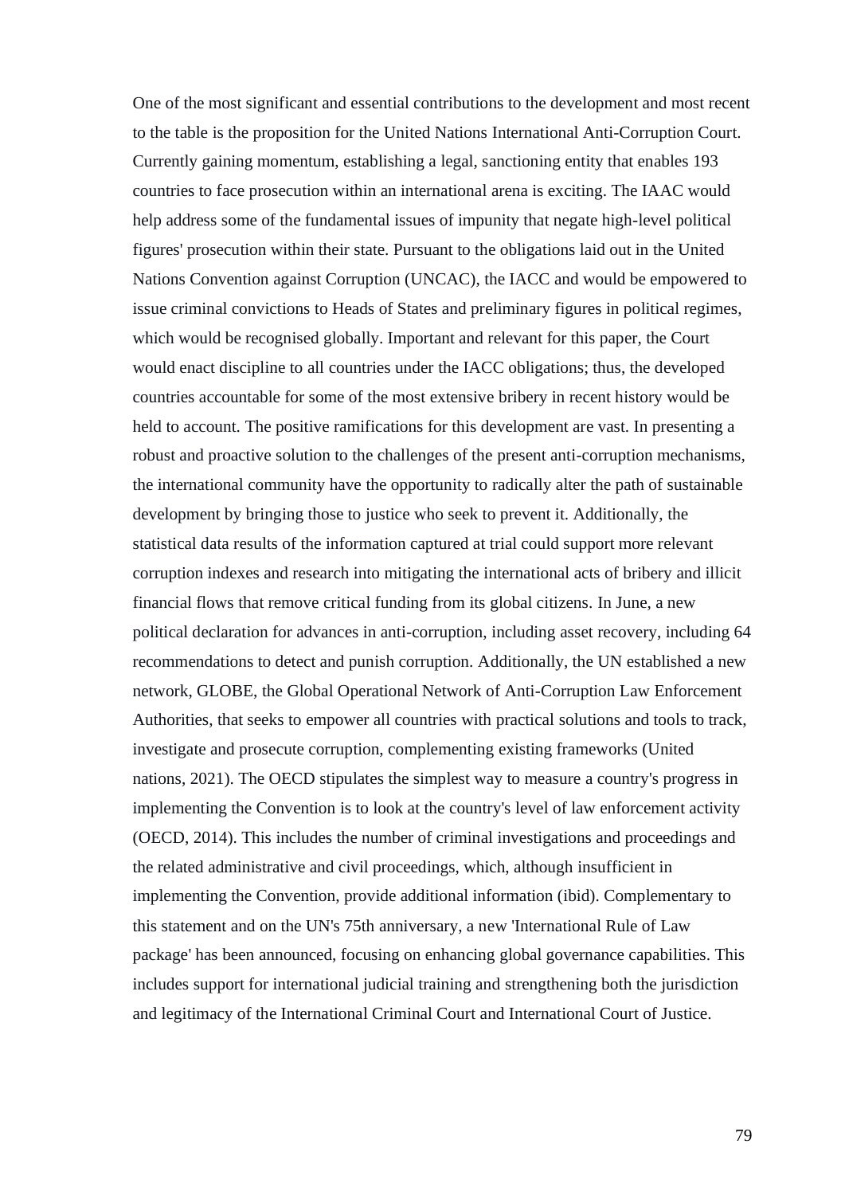One of the most significant and essential contributions to the development and most recent to the table is the proposition for the United Nations International Anti-Corruption Court. Currently gaining momentum, establishing a legal, sanctioning entity that enables 193 countries to face prosecution within an international arena is exciting. The IAAC would help address some of the fundamental issues of impunity that negate high-level political figures' prosecution within their state. Pursuant to the obligations laid out in the United Nations Convention against Corruption (UNCAC), the IACC and would be empowered to issue criminal convictions to Heads of States and preliminary figures in political regimes, which would be recognised globally. Important and relevant for this paper, the Court would enact discipline to all countries under the IACC obligations; thus, the developed countries accountable for some of the most extensive bribery in recent history would be held to account. The positive ramifications for this development are vast. In presenting a robust and proactive solution to the challenges of the present anti-corruption mechanisms, the international community have the opportunity to radically alter the path of sustainable development by bringing those to justice who seek to prevent it. Additionally, the statistical data results of the information captured at trial could support more relevant corruption indexes and research into mitigating the international acts of bribery and illicit financial flows that remove critical funding from its global citizens. In June, a new political declaration for advances in anti-corruption, including asset recovery, including 64 recommendations to detect and punish corruption. Additionally, the UN established a new network, GLOBE, the Global Operational Network of Anti-Corruption Law Enforcement Authorities, that seeks to empower all countries with practical solutions and tools to track, investigate and prosecute corruption, complementing existing frameworks (United nations, 2021). The OECD stipulates the simplest way to measure a country's progress in implementing the Convention is to look at the country's level of law enforcement activity (OECD, 2014). This includes the number of criminal investigations and proceedings and the related administrative and civil proceedings, which, although insufficient in implementing the Convention, provide additional information (ibid). Complementary to this statement and on the UN's 75th anniversary, a new 'International Rule of Law package' has been announced, focusing on enhancing global governance capabilities. This includes support for international judicial training and strengthening both the jurisdiction and legitimacy of the International Criminal Court and International Court of Justice.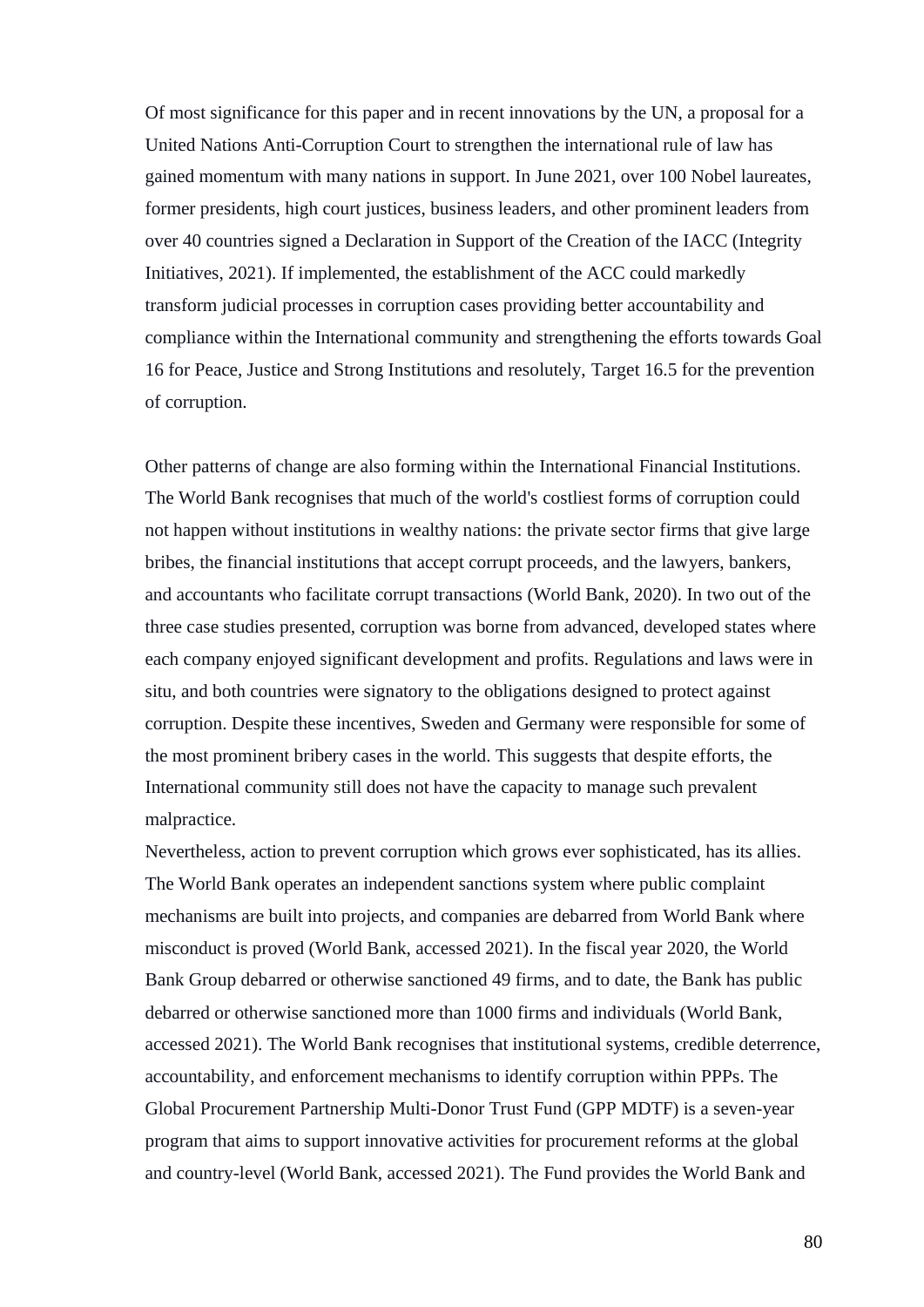Of most significance for this paper and in recent innovations by the UN, a proposal for a United Nations Anti-Corruption Court to strengthen the international rule of law has gained momentum with many nations in support. In June 2021, over 100 Nobel laureates, former presidents, high court justices, business leaders, and other prominent leaders from over 40 countries signed a Declaration in Support of the Creation of the IACC (Integrity Initiatives, 2021). If implemented, the establishment of the ACC could markedly transform judicial processes in corruption cases providing better accountability and compliance within the International community and strengthening the efforts towards Goal 16 for Peace, Justice and Strong Institutions and resolutely, Target 16.5 for the prevention of corruption.

Other patterns of change are also forming within the International Financial Institutions. The World Bank recognises that much of the world's costliest forms of corruption could not happen without institutions in wealthy nations: the private sector firms that give large bribes, the financial institutions that accept corrupt proceeds, and the lawyers, bankers, and accountants who facilitate corrupt transactions (World Bank, 2020). In two out of the three case studies presented, corruption was borne from advanced, developed states where each company enjoyed significant development and profits. Regulations and laws were in situ, and both countries were signatory to the obligations designed to protect against corruption. Despite these incentives, Sweden and Germany were responsible for some of the most prominent bribery cases in the world. This suggests that despite efforts, the International community still does not have the capacity to manage such prevalent malpractice.

Nevertheless, action to prevent corruption which grows ever sophisticated, has its allies. The World Bank operates an independent sanctions system where public complaint mechanisms are built into projects, and companies are debarred from World Bank where misconduct is proved (World Bank, accessed 2021). In the fiscal year 2020, the World Bank Group debarred or otherwise sanctioned 49 firms, and to date, the Bank has public debarred or otherwise sanctioned more than 1000 firms and individuals (World Bank, accessed 2021). The World Bank recognises that institutional systems, credible deterrence, accountability, and enforcement mechanisms to identify corruption within PPPs. The Global Procurement Partnership Multi-Donor Trust Fund (GPP MDTF) is a seven-year program that aims to support innovative activities for procurement reforms at the global and country-level (World Bank, accessed 2021). The Fund provides the World Bank and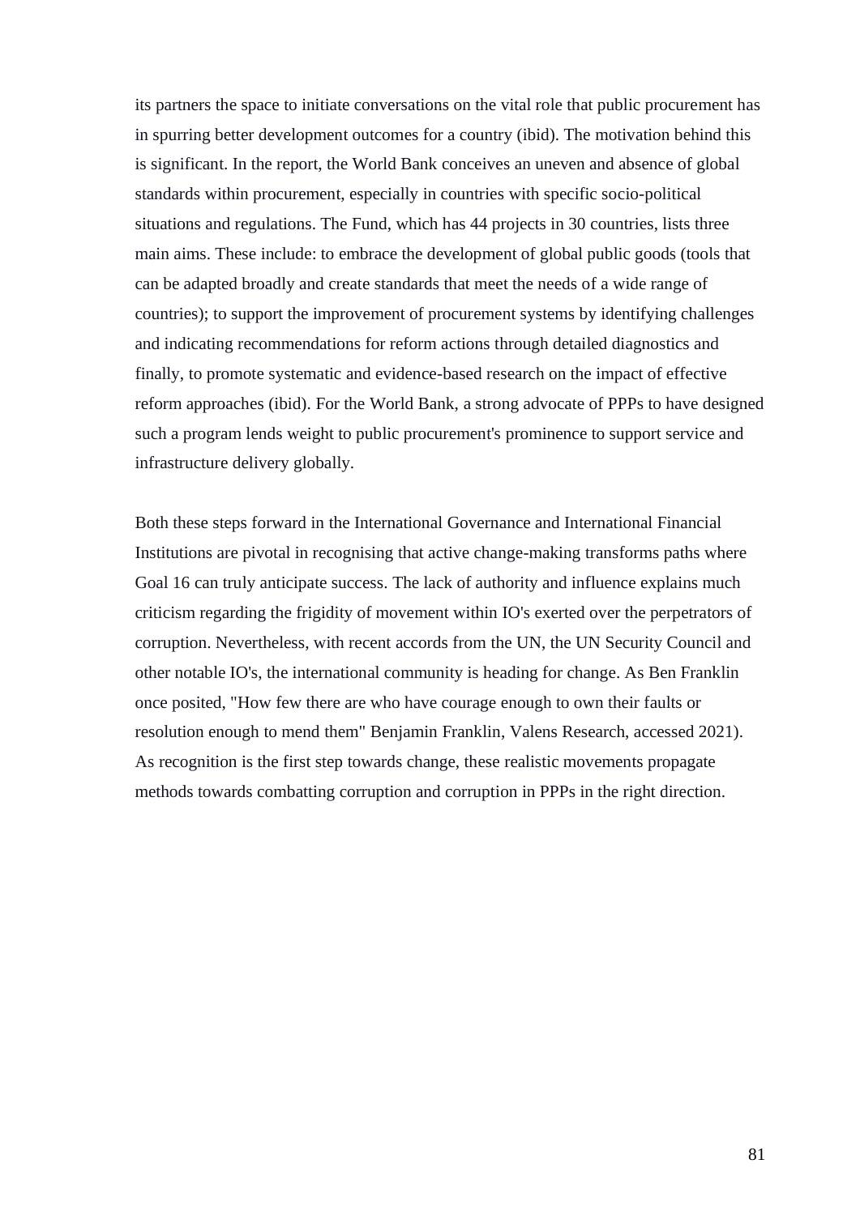its partners the space to initiate conversations on the vital role that public procurement has in spurring better development outcomes for a country (ibid). The motivation behind this is significant. In the report, the World Bank conceives an uneven and absence of global standards within procurement, especially in countries with specific socio-political situations and regulations. The Fund, which has 44 projects in 30 countries, lists three main aims. These include: to embrace the development of global public goods (tools that can be adapted broadly and create standards that meet the needs of a wide range of countries); to support the improvement of procurement systems by identifying challenges and indicating recommendations for reform actions through detailed diagnostics and finally, to promote systematic and evidence-based research on the impact of effective reform approaches (ibid). For the World Bank, a strong advocate of PPPs to have designed such a program lends weight to public procurement's prominence to support service and infrastructure delivery globally.

Both these steps forward in the International Governance and International Financial Institutions are pivotal in recognising that active change-making transforms paths where Goal 16 can truly anticipate success. The lack of authority and influence explains much criticism regarding the frigidity of movement within IO's exerted over the perpetrators of corruption. Nevertheless, with recent accords from the UN, the UN Security Council and other notable IO's, the international community is heading for change. As Ben Franklin once posited, "How few there are who have courage enough to own their faults or resolution enough to mend them" Benjamin Franklin, Valens Research, accessed 2021). As recognition is the first step towards change, these realistic movements propagate methods towards combatting corruption and corruption in PPPs in the right direction.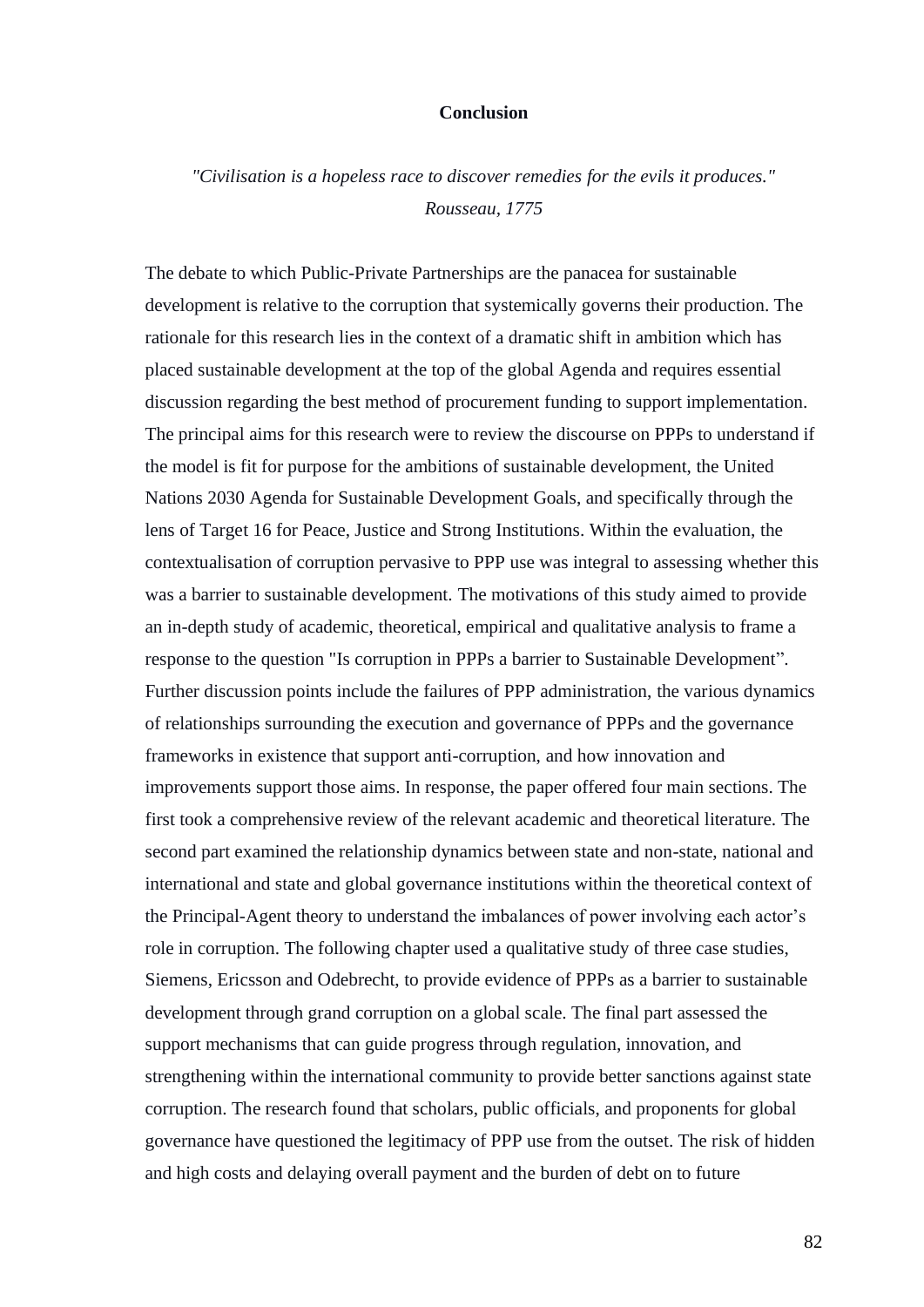# Conclusion

*"Civilisation is a hopeless race to discover remedies for the evils it produces."*
*Rousseau, 1775*

The debate to which Public-Private Partnerships are the panacea for sustainable development is relative to the corruption that systemically governs their production. The rationale for this research lies in the context of a dramatic shift in ambition which has placed sustainable development at the top of the global Agenda and requires essential discussion regarding the best method of procurement funding to support implementation. The principal aims for this research were to review the discourse on PPPs to understand if the model is fit for purpose for the ambitions of sustainable development, the United Nations 2030 Agenda for Sustainable Development Goals, and specifically through the lens of Target 16 for Peace, Justice and Strong Institutions. Within the evaluation, the contextualisation of corruption pervasive to PPP use was integral to assessing whether this was a barrier to sustainable development. The motivations of this study aimed to provide an in-depth study of academic, theoretical, empirical and qualitative analysis to frame a response to the question "Is corruption in PPPs a barrier to Sustainable Development". Further discussion points include the failures of PPP administration, the various dynamics of relationships surrounding the execution and governance of PPPs and the governance frameworks in existence that support anti-corruption, and how innovation and improvements support those aims. In response, the paper offered four main sections. The first took a comprehensive review of the relevant academic and theoretical literature. The second part examined the relationship dynamics between state and non-state, national and international and state and global governance institutions within the theoretical context of the Principal-Agent theory to understand the imbalances of power involving each actor's role in corruption. The following chapter used a qualitative study of three case studies, Siemens, Ericsson and Odebrecht, to provide evidence of PPPs as a barrier to sustainable development through grand corruption on a global scale. The final part assessed the support mechanisms that can guide progress through regulation, innovation, and strengthening within the international community to provide better sanctions against state corruption. The research found that scholars, public officials, and proponents for global governance have questioned the legitimacy of PPP use from the outset. The risk of hidden and high costs and delaying overall payment and the burden of debt on to future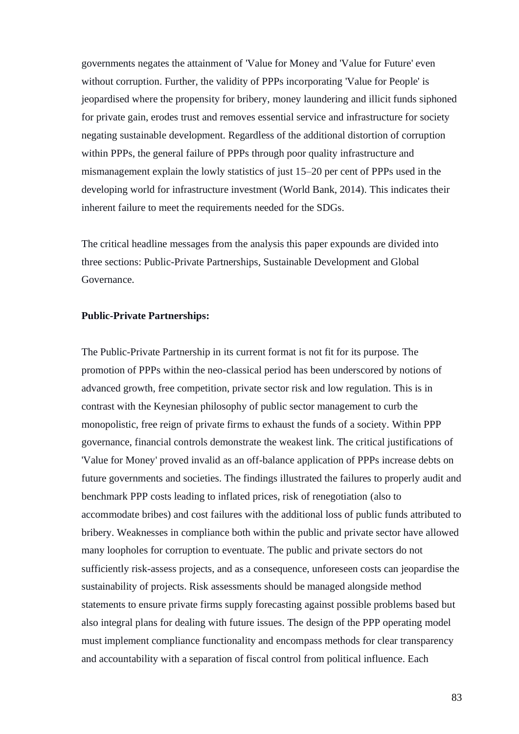governments negates the attainment of 'Value for Money and 'Value for Future' even without corruption. Further, the validity of PPPs incorporating 'Value for People' is jeopardised where the propensity for bribery, money laundering and illicit funds siphoned for private gain, erodes trust and removes essential service and infrastructure for society negating sustainable development. Regardless of the additional distortion of corruption within PPPs, the general failure of PPPs through poor quality infrastructure and mismanagement explain the lowly statistics of just 15–20 per cent of PPPs used in the developing world for infrastructure investment (World Bank, 2014). This indicates their inherent failure to meet the requirements needed for the SDGs.

The critical headline messages from the analysis this paper expounds are divided into three sections: Public-Private Partnerships, Sustainable Development and Global Governance.

**Public-Private Partnerships:**

The Public-Private Partnership in its current format is not fit for its purpose. The promotion of PPPs within the neo-classical period has been underscored by notions of advanced growth, free competition, private sector risk and low regulation. This is in contrast with the Keynesian philosophy of public sector management to curb the monopolistic, free reign of private firms to exhaust the funds of a society. Within PPP governance, financial controls demonstrate the weakest link. The critical justifications of 'Value for Money' proved invalid as an off-balance application of PPPs increase debts on future governments and societies. The findings illustrated the failures to properly audit and benchmark PPP costs leading to inflated prices, risk of renegotiation (also to accommodate bribes) and cost failures with the additional loss of public funds attributed to bribery. Weaknesses in compliance both within the public and private sector have allowed many loopholes for corruption to eventuate. The public and private sectors do not sufficiently risk-assess projects, and as a consequence, unforeseen costs can jeopardise the sustainability of projects. Risk assessments should be managed alongside method statements to ensure private firms supply forecasting against possible problems based but also integral plans for dealing with future issues. The design of the PPP operating model must implement compliance functionality and encompass methods for clear transparency and accountability with a separation of fiscal control from political influence. Each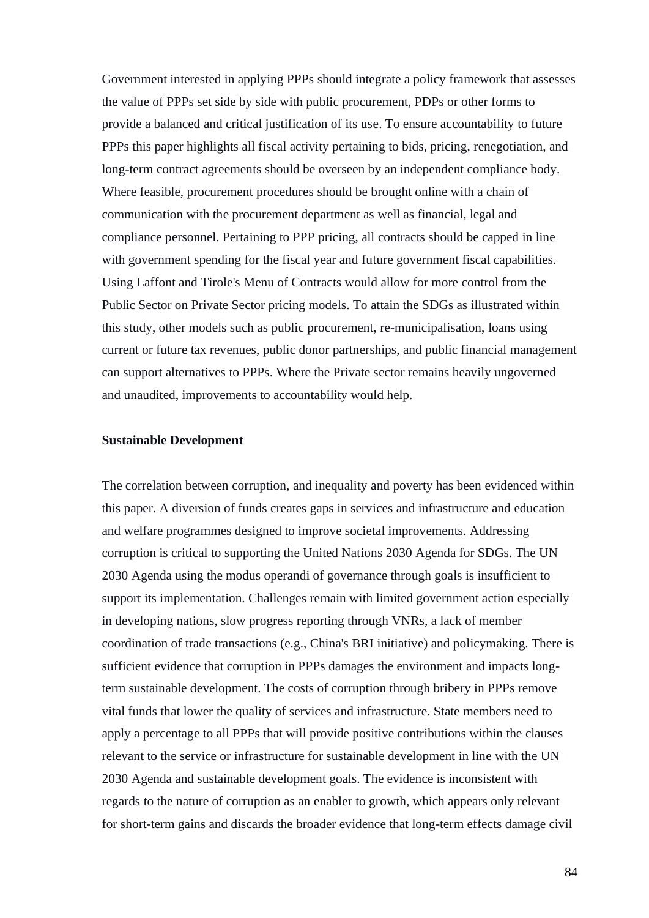Government interested in applying PPPs should integrate a policy framework that assesses the value of PPPs set side by side with public procurement, PDPs or other forms to provide a balanced and critical justification of its use. To ensure accountability to future PPPs this paper highlights all fiscal activity pertaining to bids, pricing, renegotiation, and long-term contract agreements should be overseen by an independent compliance body. Where feasible, procurement procedures should be brought online with a chain of communication with the procurement department as well as financial, legal and compliance personnel. Pertaining to PPP pricing, all contracts should be capped in line with government spending for the fiscal year and future government fiscal capabilities. Using Laffont and Tirole's Menu of Contracts would allow for more control from the Public Sector on Private Sector pricing models. To attain the SDGs as illustrated within this study, other models such as public procurement, re-municipalisation, loans using current or future tax revenues, public donor partnerships, and public financial management can support alternatives to PPPs. Where the Private sector remains heavily ungoverned and unaudited, improvements to accountability would help.

**Sustainable Development**

The correlation between corruption, and inequality and poverty has been evidenced within this paper. A diversion of funds creates gaps in services and infrastructure and education and welfare programmes designed to improve societal improvements. Addressing corruption is critical to supporting the United Nations 2030 Agenda for SDGs. The UN 2030 Agenda using the modus operandi of governance through goals is insufficient to support its implementation. Challenges remain with limited government action especially in developing nations, slow progress reporting through VNRs, a lack of member coordination of trade transactions (e.g., China's BRI initiative) and policymaking. There is sufficient evidence that corruption in PPPs damages the environment and impacts long-term sustainable development. The costs of corruption through bribery in PPPs remove vital funds that lower the quality of services and infrastructure. State members need to apply a percentage to all PPPs that will provide positive contributions within the clauses relevant to the service or infrastructure for sustainable development in line with the UN 2030 Agenda and sustainable development goals. The evidence is inconsistent with regards to the nature of corruption as an enabler to growth, which appears only relevant for short-term gains and discards the broader evidence that long-term effects damage civil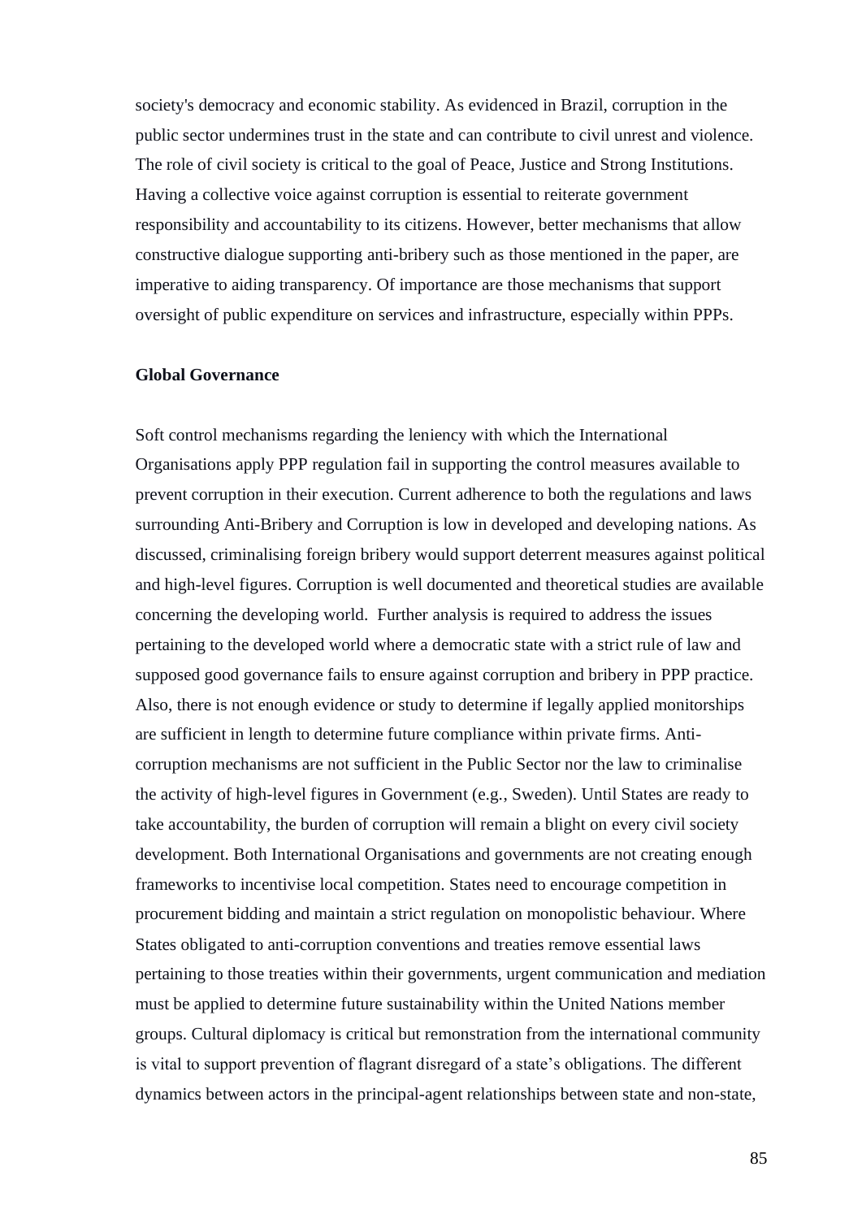society's democracy and economic stability. As evidenced in Brazil, corruption in the public sector undermines trust in the state and can contribute to civil unrest and violence. The role of civil society is critical to the goal of Peace, Justice and Strong Institutions. Having a collective voice against corruption is essential to reiterate government responsibility and accountability to its citizens. However, better mechanisms that allow constructive dialogue supporting anti-bribery such as those mentioned in the paper, are imperative to aiding transparency. Of importance are those mechanisms that support oversight of public expenditure on services and infrastructure, especially within PPPs.

**Global Governance**

Soft control mechanisms regarding the leniency with which the International Organisations apply PPP regulation fail in supporting the control measures available to prevent corruption in their execution. Current adherence to both the regulations and laws surrounding Anti-Bribery and Corruption is low in developed and developing nations. As discussed, criminalising foreign bribery would support deterrent measures against political and high-level figures. Corruption is well documented and theoretical studies are available concerning the developing world. Further analysis is required to address the issues pertaining to the developed world where a democratic state with a strict rule of law and supposed good governance fails to ensure against corruption and bribery in PPP practice. Also, there is not enough evidence or study to determine if legally applied monitorships are sufficient in length to determine future compliance within private firms. Anti-corruption mechanisms are not sufficient in the Public Sector nor the law to criminalise the activity of high-level figures in Government (e.g., Sweden). Until States are ready to take accountability, the burden of corruption will remain a blight on every civil society development. Both International Organisations and governments are not creating enough frameworks to incentivise local competition. States need to encourage competition in procurement bidding and maintain a strict regulation on monopolistic behaviour. Where States obligated to anti-corruption conventions and treaties remove essential laws pertaining to those treaties within their governments, urgent communication and mediation must be applied to determine future sustainability within the United Nations member groups. Cultural diplomacy is critical but remonstration from the international community is vital to support prevention of flagrant disregard of a state's obligations. The different dynamics between actors in the principal-agent relationships between state and non-state,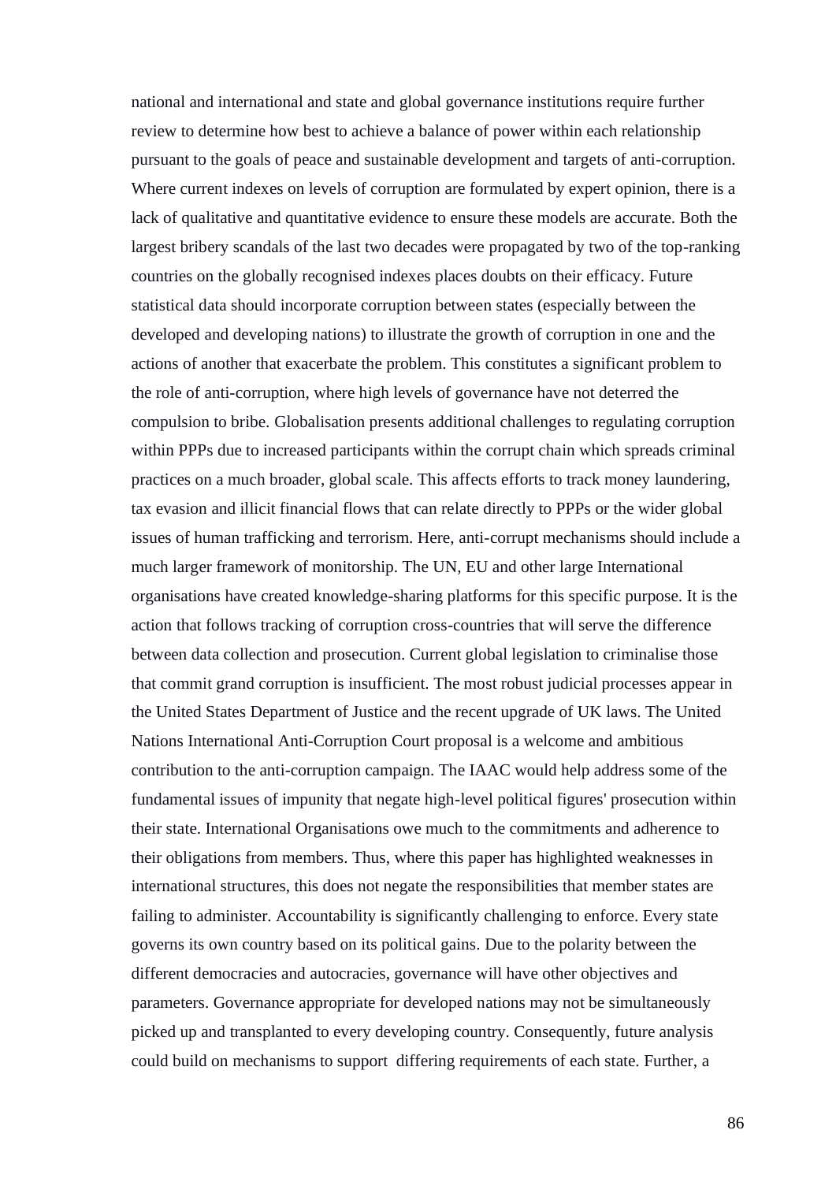national and international and state and global governance institutions require further review to determine how best to achieve a balance of power within each relationship pursuant to the goals of peace and sustainable development and targets of anti-corruption. Where current indexes on levels of corruption are formulated by expert opinion, there is a lack of qualitative and quantitative evidence to ensure these models are accurate. Both the largest bribery scandals of the last two decades were propagated by two of the top-ranking countries on the globally recognised indexes places doubts on their efficacy. Future statistical data should incorporate corruption between states (especially between the developed and developing nations) to illustrate the growth of corruption in one and the actions of another that exacerbate the problem. This constitutes a significant problem to the role of anti-corruption, where high levels of governance have not deterred the compulsion to bribe. Globalisation presents additional challenges to regulating corruption within PPPs due to increased participants within the corrupt chain which spreads criminal practices on a much broader, global scale. This affects efforts to track money laundering, tax evasion and illicit financial flows that can relate directly to PPPs or the wider global issues of human trafficking and terrorism. Here, anti-corrupt mechanisms should include a much larger framework of monitorship. The UN, EU and other large International organisations have created knowledge-sharing platforms for this specific purpose. It is the action that follows tracking of corruption cross-countries that will serve the difference between data collection and prosecution. Current global legislation to criminalise those that commit grand corruption is insufficient. The most robust judicial processes appear in the United States Department of Justice and the recent upgrade of UK laws. The United Nations International Anti-Corruption Court proposal is a welcome and ambitious contribution to the anti-corruption campaign. The IAAC would help address some of the fundamental issues of impunity that negate high-level political figures' prosecution within their state. International Organisations owe much to the commitments and adherence to their obligations from members. Thus, where this paper has highlighted weaknesses in international structures, this does not negate the responsibilities that member states are failing to administer. Accountability is significantly challenging to enforce. Every state governs its own country based on its political gains. Due to the polarity between the different democracies and autocracies, governance will have other objectives and parameters. Governance appropriate for developed nations may not be simultaneously picked up and transplanted to every developing country. Consequently, future analysis could build on mechanisms to support differing requirements of each state. Further, a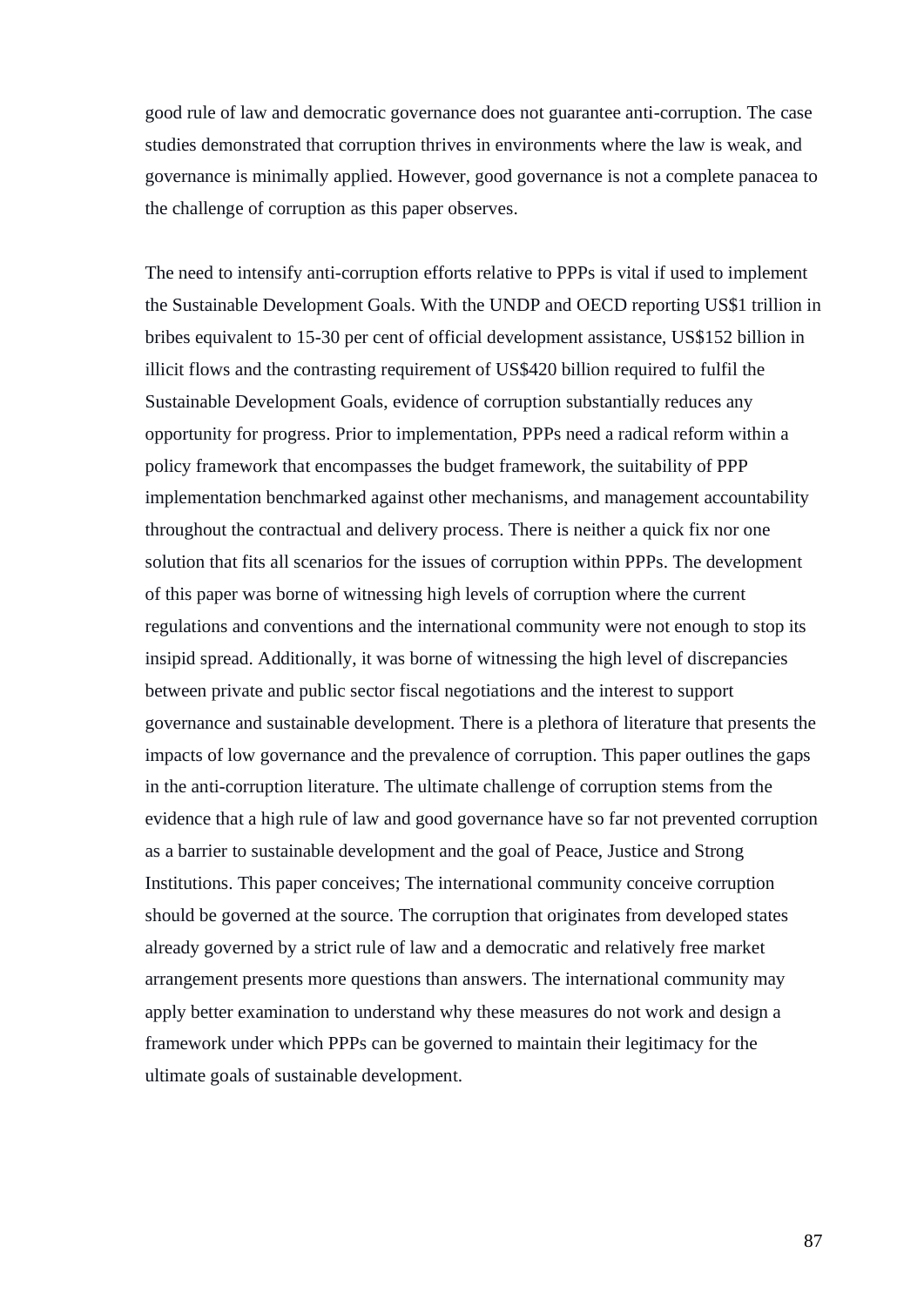good rule of law and democratic governance does not guarantee anti-corruption. The case studies demonstrated that corruption thrives in environments where the law is weak, and governance is minimally applied. However, good governance is not a complete panacea to the challenge of corruption as this paper observes.

The need to intensify anti-corruption efforts relative to PPPs is vital if used to implement the Sustainable Development Goals. With the UNDP and OECD reporting US$1 trillion in bribes equivalent to 15-30 per cent of official development assistance, US$152 billion in illicit flows and the contrasting requirement of US$420 billion required to fulfil the Sustainable Development Goals, evidence of corruption substantially reduces any opportunity for progress. Prior to implementation, PPPs need a radical reform within a policy framework that encompasses the budget framework, the suitability of PPP implementation benchmarked against other mechanisms, and management accountability throughout the contractual and delivery process. There is neither a quick fix nor one solution that fits all scenarios for the issues of corruption within PPPs. The development of this paper was borne of witnessing high levels of corruption where the current regulations and conventions and the international community were not enough to stop its insipid spread. Additionally, it was borne of witnessing the high level of discrepancies between private and public sector fiscal negotiations and the interest to support governance and sustainable development. There is a plethora of literature that presents the impacts of low governance and the prevalence of corruption. This paper outlines the gaps in the anti-corruption literature. The ultimate challenge of corruption stems from the evidence that a high rule of law and good governance have so far not prevented corruption as a barrier to sustainable development and the goal of Peace, Justice and Strong Institutions. This paper conceives; The international community conceive corruption should be governed at the source. The corruption that originates from developed states already governed by a strict rule of law and a democratic and relatively free market arrangement presents more questions than answers. The international community may apply better examination to understand why these measures do not work and design a framework under which PPPs can be governed to maintain their legitimacy for the ultimate goals of sustainable development.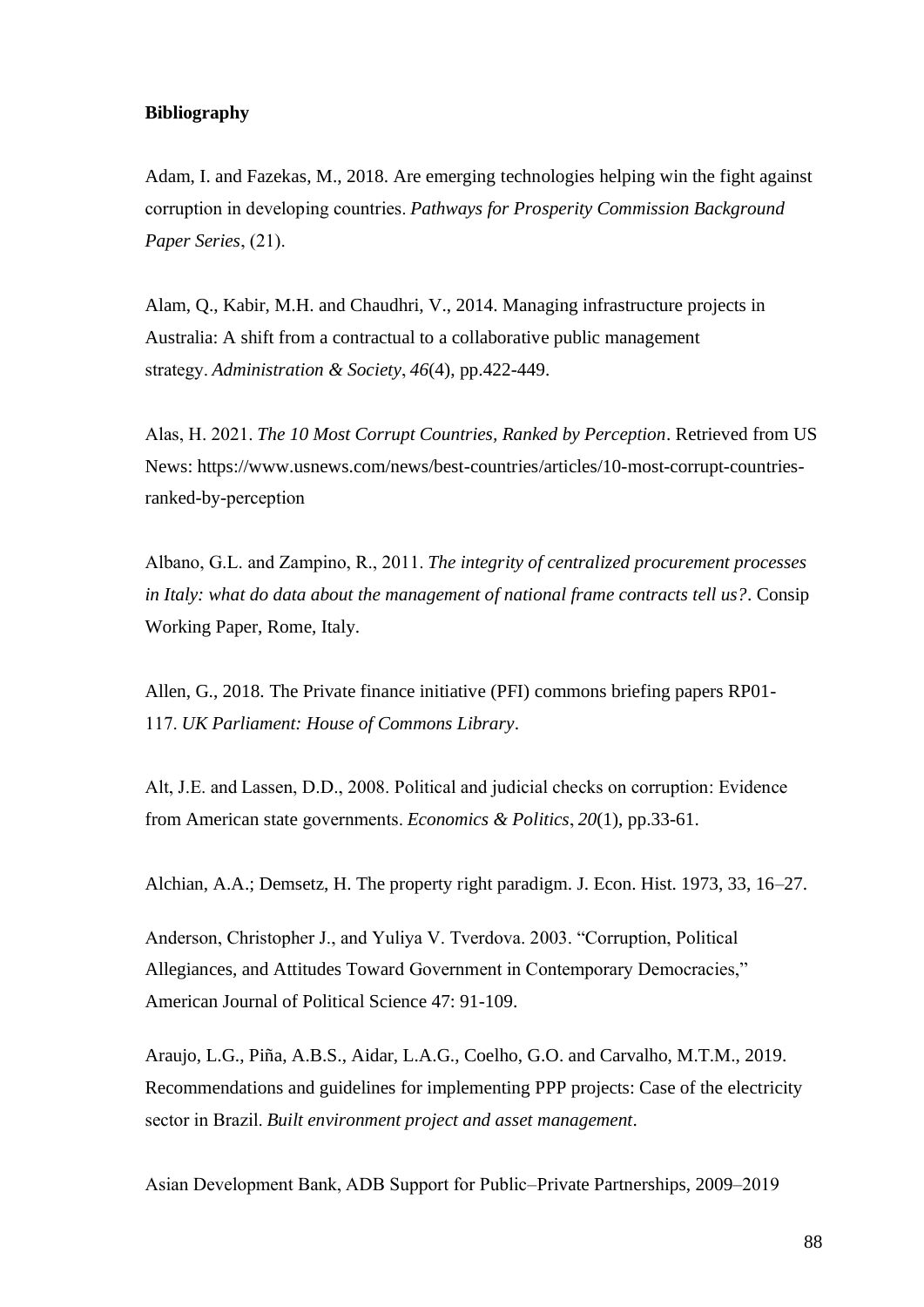**Bibliography**

Adam, I. and Fazekas, M., 2018. Are emerging technologies helping win the fight against corruption in developing countries. *Pathways for Prosperity Commission Background Paper Series*, (21).

Alam, Q., Kabir, M.H. and Chaudhri, V., 2014. Managing infrastructure projects in Australia: A shift from a contractual to a collaborative public management strategy. *Administration & Society*, *46*(4), pp.422-449.

Alas, H. 2021. *The 10 Most Corrupt Countries, Ranked by Perception*. Retrieved from US News: https://www.usnews.com/news/best-countries/articles/10-most-corrupt-countries-ranked-by-perception

Albano, G.L. and Zampino, R., 2011. *The integrity of centralized procurement processes in Italy: what do data about the management of national frame contracts tell us?*. Consip Working Paper, Rome, Italy.

Allen, G., 2018. The Private finance initiative (PFI) commons briefing papers RP01-117. *UK Parliament: House of Commons Library*.

Alt, J.E. and Lassen, D.D., 2008. Political and judicial checks on corruption: Evidence from American state governments. *Economics & Politics*, *20*(1), pp.33-61.

Alchian, A.A.; Demsetz, H. The property right paradigm. J. Econ. Hist. 1973, 33, 16–27.

Anderson, Christopher J., and Yuliya V. Tverdova. 2003. "Corruption, Political Allegiances, and Attitudes Toward Government in Contemporary Democracies," American Journal of Political Science 47: 91-109.

Araujo, L.G., Piña, A.B.S., Aidar, L.A.G., Coelho, G.O. and Carvalho, M.T.M., 2019. Recommendations and guidelines for implementing PPP projects: Case of the electricity sector in Brazil. *Built environment project and asset management*.

Asian Development Bank, ADB Support for Public–Private Partnerships, 2009–2019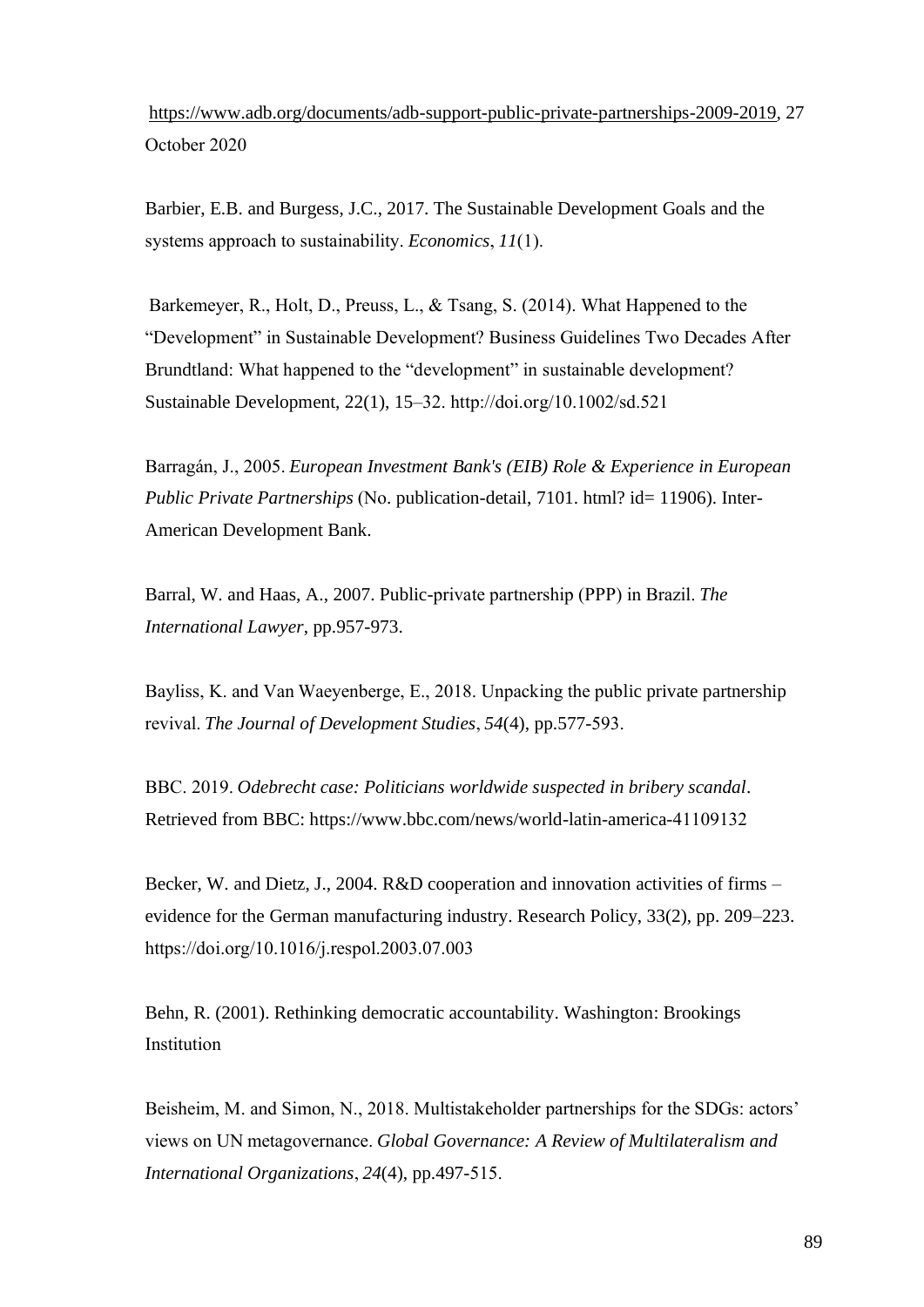https://www.adb.org/documents/adb-support-public-private-partnerships-2009-2019, 27 October 2020

Barbier, E.B. and Burgess, J.C., 2017. The Sustainable Development Goals and the systems approach to sustainability. *Economics*, *11*(1).

Barkemeyer, R., Holt, D., Preuss, L., & Tsang, S. (2014). What Happened to the "Development" in Sustainable Development? Business Guidelines Two Decades After Brundtland: What happened to the "development" in sustainable development? Sustainable Development, 22(1), 15–32. http://doi.org/10.1002/sd.521

Barragán, J., 2005. *European Investment Bank's (EIB) Role & Experience in European Public Private Partnerships* (No. publication-detail, 7101. html? id= 11906). Inter-American Development Bank.

Barral, W. and Haas, A., 2007. Public-private partnership (PPP) in Brazil. *The International Lawyer*, pp.957-973.

Bayliss, K. and Van Waeyenberge, E., 2018. Unpacking the public private partnership revival. *The Journal of Development Studies*, *54*(4), pp.577-593.

BBC. 2019. *Odebrecht case: Politicians worldwide suspected in bribery scandal*. Retrieved from BBC: https://www.bbc.com/news/world-latin-america-41109132

Becker, W. and Dietz, J., 2004. R&D cooperation and innovation activities of firms – evidence for the German manufacturing industry. Research Policy, 33(2), pp. 209–223. https://doi.org/10.1016/j.respol.2003.07.003

Behn, R. (2001). Rethinking democratic accountability. Washington: Brookings Institution

Beisheim, M. and Simon, N., 2018. Multistakeholder partnerships for the SDGs: actors' views on UN metagovernance. *Global Governance: A Review of Multilateralism and International Organizations*, *24*(4), pp.497-515.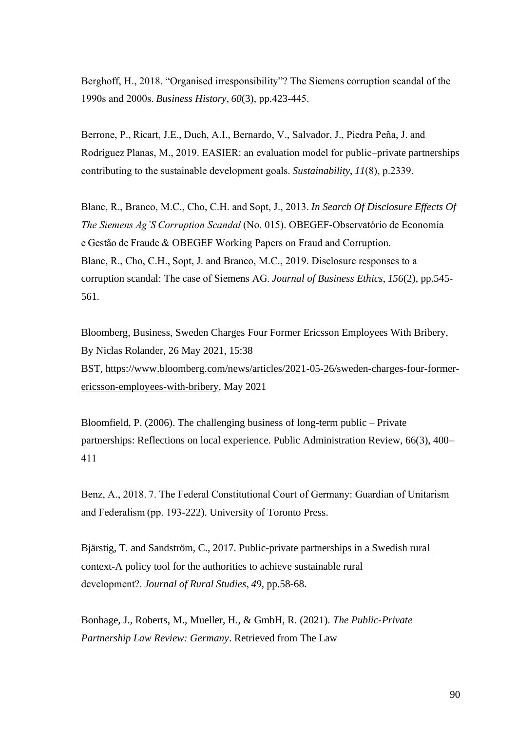Berghoff, H., 2018. “Organised irresponsibility”? The Siemens corruption scandal of the 1990s and 2000s. *Business History*, *60*(3), pp.423-445.

Berrone, P., Ricart, J.E., Duch, A.I., Bernardo, V., Salvador, J., Piedra Peña, J. and Rodríguez Planas, M., 2019. EASIER: an evaluation model for public–private partnerships contributing to the sustainable development goals. *Sustainability*, *11*(8), p.2339.

Blanc, R., Branco, M.C., Cho, C.H. and Sopt, J., 2013. *In Search Of Disclosure Effects Of The Siemens Ag'S Corruption Scandal* (No. 015). OBEGEF-Observatório de Economia e Gestão de Fraude & OBEGEF Working Papers on Fraud and Corruption.
Blanc, R., Cho, C.H., Sopt, J. and Branco, M.C., 2019. Disclosure responses to a corruption scandal: The case of Siemens AG. *Journal of Business Ethics*, *156*(2), pp.545-561.

Bloomberg, Business, Sweden Charges Four Former Ericsson Employees With Bribery, By Niclas Rolander, 26 May 2021, 15:38 BST, https://www.bloomberg.com/news/articles/2021-05-26/sweden-charges-four-former-ericsson-employees-with-bribery, May 2021

Bloomfield, P. (2006). The challenging business of long-term public – Private partnerships: Reflections on local experience. Public Administration Review, 66(3), 400–411

Benz, A., 2018. 7. The Federal Constitutional Court of Germany: Guardian of Unitarism and Federalism (pp. 193-222). University of Toronto Press.

Bjärstig, T. and Sandström, C., 2017. Public-private partnerships in a Swedish rural context-A policy tool for the authorities to achieve sustainable rural development?. *Journal of Rural Studies*, *49*, pp.58-68.

Bonhage, J., Roberts, M., Mueller, H., & GmbH, R. (2021). *The Public-Private Partnership Law Review: Germany*. Retrieved from The Law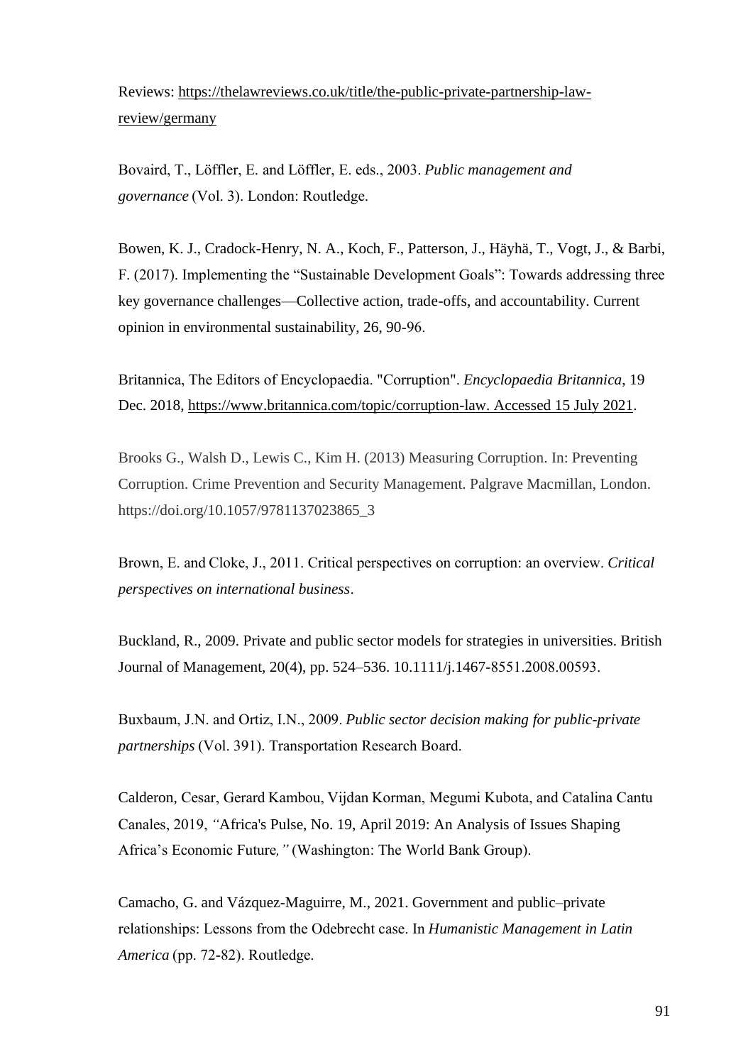Reviews: https://thelawreviews.co.uk/title/the-public-private-partnership-law-review/germany

Bovaird, T., Löffler, E. and Löffler, E. eds., 2003. *Public management and governance* (Vol. 3). London: Routledge.

Bowen, K. J., Cradock-Henry, N. A., Koch, F., Patterson, J., Häyhä, T., Vogt, J., & Barbi, F. (2017). Implementing the "Sustainable Development Goals": Towards addressing three key governance challenges—Collective action, trade-offs, and accountability. Current opinion in environmental sustainability, 26, 90-96.

Britannica, The Editors of Encyclopaedia. "Corruption". *Encyclopaedia Britannica*, 19 Dec. 2018, https://www.britannica.com/topic/corruption-law. Accessed 15 July 2021.

Brooks G., Walsh D., Lewis C., Kim H. (2013) Measuring Corruption. In: Preventing Corruption. Crime Prevention and Security Management. Palgrave Macmillan, London. https://doi.org/10.1057/9781137023865_3

Brown, E. and Cloke, J., 2011. Critical perspectives on corruption: an overview. *Critical perspectives on international business*.

Buckland, R., 2009. Private and public sector models for strategies in universities. British Journal of Management, 20(4), pp. 524–536. 10.1111/j.1467-8551.2008.00593.

Buxbaum, J.N. and Ortiz, I.N., 2009. *Public sector decision making for public-private partnerships* (Vol. 391). Transportation Research Board.

Calderon, Cesar, Gerard Kambou, Vijdan Korman, Megumi Kubota, and Catalina Cantu Canales, 2019, *"*Africa's Pulse, No. 19, April 2019: An Analysis of Issues Shaping Africa's Economic Future*,"* (Washington: The World Bank Group).

Camacho, G. and Vázquez-Maguirre, M., 2021. Government and public–private relationships: Lessons from the Odebrecht case. In *Humanistic Management in Latin America* (pp. 72-82). Routledge.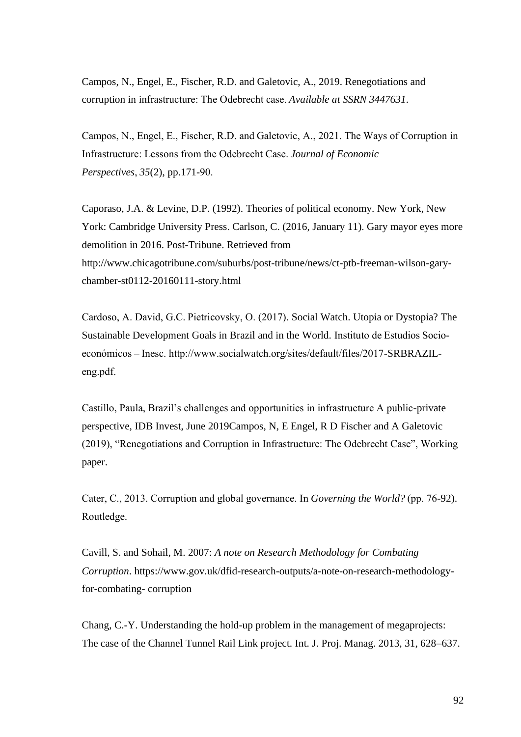Campos, N., Engel, E., Fischer, R.D. and Galetovic, A., 2019. Renegotiations and corruption in infrastructure: The Odebrecht case. *Available at SSRN 3447631*.

Campos, N., Engel, E., Fischer, R.D. and Galetovic, A., 2021. The Ways of Corruption in Infrastructure: Lessons from the Odebrecht Case. *Journal of Economic Perspectives*, *35*(2), pp.171-90.

Caporaso, J.A. & Levine, D.P. (1992). Theories of political economy. New York, New York: Cambridge University Press. Carlson, C. (2016, January 11). Gary mayor eyes more demolition in 2016. Post-Tribune. Retrieved from http://www.chicagotribune.com/suburbs/post-tribune/news/ct-ptb-freeman-wilson-gary-chamber-st0112-20160111-story.html

Cardoso, A. David, G.C. Pietricovsky, O. (2017). Social Watch. Utopia or Dystopia? The Sustainable Development Goals in Brazil and in the World. Instituto de Estudios Socio-económicos – Inesc. http://www.socialwatch.org/sites/default/files/2017-SRBRAZIL-eng.pdf.

Castillo, Paula, Brazil's challenges and opportunities in infrastructure A public-private perspective, IDB Invest, June 2019Campos, N, E Engel, R D Fischer and A Galetovic (2019), "Renegotiations and Corruption in Infrastructure: The Odebrecht Case", Working paper.

Cater, C., 2013. Corruption and global governance. In *Governing the World?* (pp. 76-92). Routledge.

Cavill, S. and Sohail, M. 2007: *A note on Research Methodology for Combating Corruption*. https://www.gov.uk/dfid-research-outputs/a-note-on-research-methodology-for-combating- corruption

Chang, C.-Y. Understanding the hold-up problem in the management of megaprojects: The case of the Channel Tunnel Rail Link project. Int. J. Proj. Manag. 2013, 31, 628–637.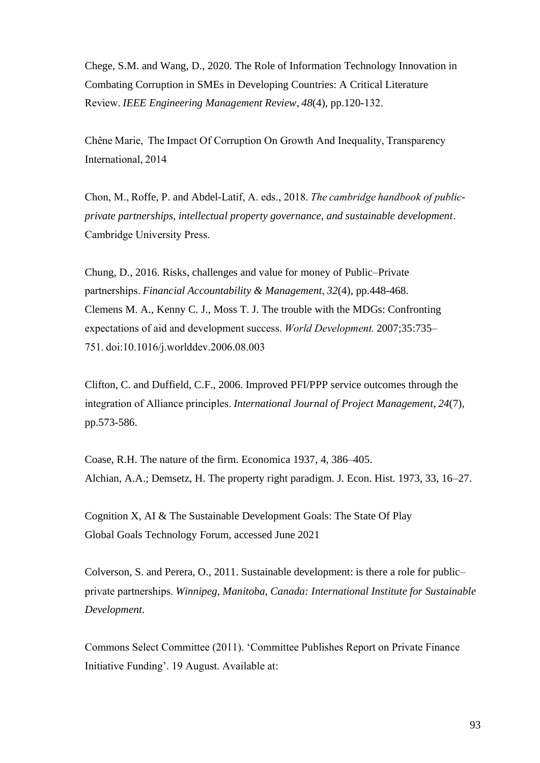Chege, S.M. and Wang, D., 2020. The Role of Information Technology Innovation in Combating Corruption in SMEs in Developing Countries: A Critical Literature Review. *IEEE Engineering Management Review*, *48*(4), pp.120-132.

Chêne Marie, The Impact Of Corruption On Growth And Inequality, Transparency International, 2014

Chon, M., Roffe, P. and Abdel-Latif, A. eds., 2018. *The cambridge handbook of public-private partnerships, intellectual property governance, and sustainable development*. Cambridge University Press.

Chung, D., 2016. Risks, challenges and value for money of Public–Private partnerships. *Financial Accountability & Management*, *32*(4), pp.448-468.
Clemens M. A., Kenny C. J., Moss T. J. The trouble with the MDGs: Confronting expectations of aid and development success. *World Development.* 2007;35:735–751. doi:10.1016/j.worlddev.2006.08.003

Clifton, C. and Duffield, C.F., 2006. Improved PFI/PPP service outcomes through the integration of Alliance principles. *International Journal of Project Management*, *24*(7), pp.573-586.

Coase, R.H. The nature of the firm. Economica 1937, 4, 386–405.
Alchian, A.A.; Demsetz, H. The property right paradigm. J. Econ. Hist. 1973, 33, 16–27.

Cognition X, AI & The Sustainable Development Goals: The State Of Play
Global Goals Technology Forum, accessed June 2021

Colverson, S. and Perera, O., 2011. Sustainable development: is there a role for public–private partnerships. *Winnipeg, Manitoba, Canada: International Institute for Sustainable Development.*

Commons Select Committee (2011). 'Committee Publishes Report on Private Finance Initiative Funding'. 19 August. Available at: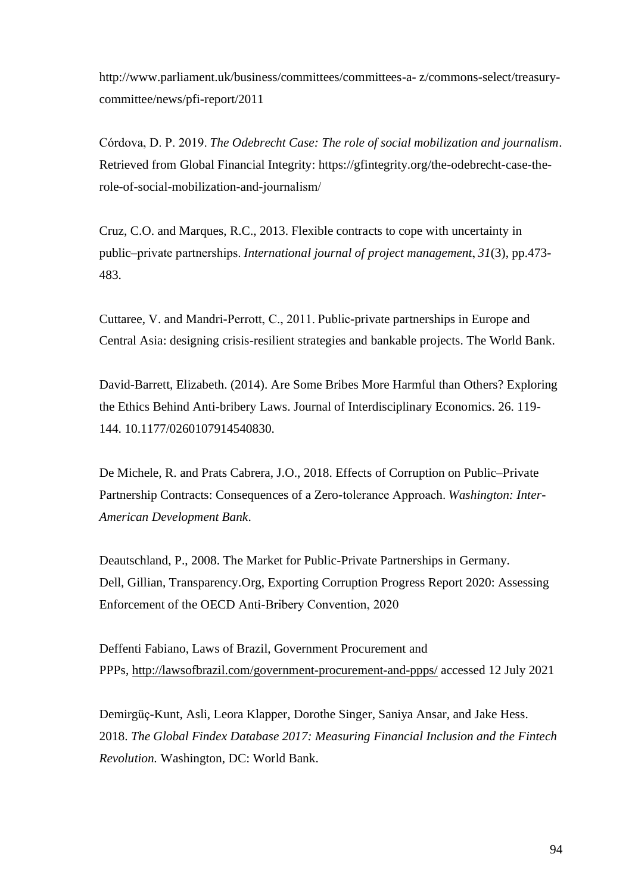http://www.parliament.uk/business/committees/committees-a- z/commons-select/treasury-committee/news/pfi-report/2011

Córdova, D. P. 2019. *The Odebrecht Case: The role of social mobilization and journalism*. Retrieved from Global Financial Integrity: https://gfintegrity.org/the-odebrecht-case-the-role-of-social-mobilization-and-journalism/

Cruz, C.O. and Marques, R.C., 2013. Flexible contracts to cope with uncertainty in public–private partnerships. *International journal of project management*, *31*(3), pp.473-483.

Cuttaree, V. and Mandri-Perrott, C., 2011. Public-private partnerships in Europe and Central Asia: designing crisis-resilient strategies and bankable projects. The World Bank.

David-Barrett, Elizabeth. (2014). Are Some Bribes More Harmful than Others? Exploring the Ethics Behind Anti-bribery Laws. Journal of Interdisciplinary Economics. 26. 119-144. 10.1177/0260107914540830.

De Michele, R. and Prats Cabrera, J.O., 2018. Effects of Corruption on Public–Private Partnership Contracts: Consequences of a Zero-tolerance Approach. *Washington: Inter-American Development Bank*.

Deautschland, P., 2008. The Market for Public-Private Partnerships in Germany.
Dell, Gillian, Transparency.Org, Exporting Corruption Progress Report 2020: Assessing Enforcement of the OECD Anti-Bribery Convention, 2020

Deffenti Fabiano, Laws of Brazil, Government Procurement and PPPs, http://lawsofbrazil.com/government-procurement-and-ppps/ accessed 12 July 2021

Demirgüç-Kunt, Asli, Leora Klapper, Dorothe Singer, Saniya Ansar, and Jake Hess. 2018. *The Global Findex Database 2017: Measuring Financial Inclusion and the Fintech Revolution.* Washington, DC: World Bank.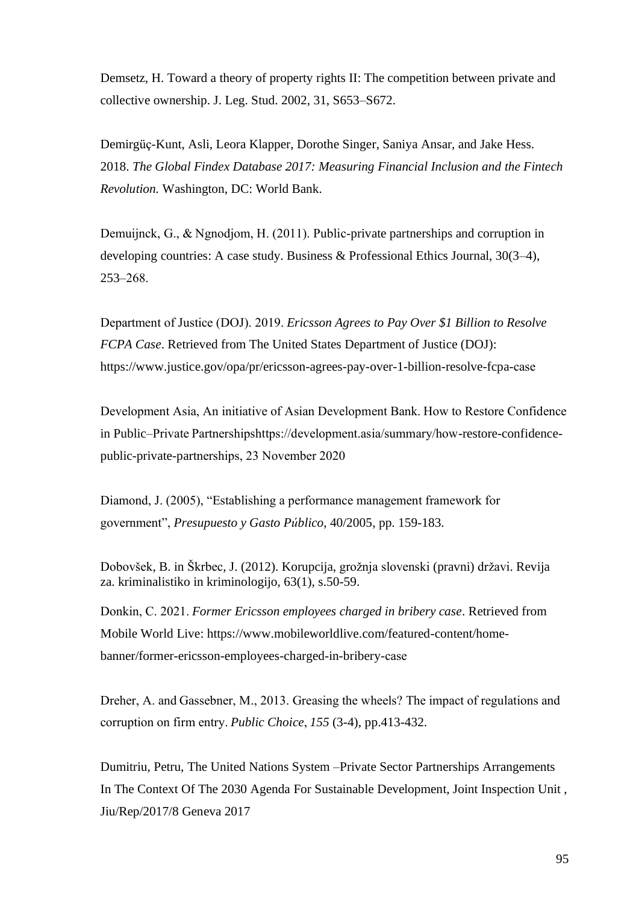Demsetz, H. Toward a theory of property rights II: The competition between private and collective ownership. J. Leg. Stud. 2002, 31, S653–S672.

Demirgüç-Kunt, Asli, Leora Klapper, Dorothe Singer, Saniya Ansar, and Jake Hess. 2018. *The Global Findex Database 2017: Measuring Financial Inclusion and the Fintech Revolution.* Washington, DC: World Bank.

Demuijnck, G., & Ngnodjom, H. (2011). Public-private partnerships and corruption in developing countries: A case study. Business & Professional Ethics Journal, 30(3–4), 253–268.

Department of Justice (DOJ). 2019. *Ericsson Agrees to Pay Over $1 Billion to Resolve FCPA Case*. Retrieved from The United States Department of Justice (DOJ): https://www.justice.gov/opa/pr/ericsson-agrees-pay-over-1-billion-resolve-fcpa-case

Development Asia, An initiative of Asian Development Bank. How to Restore Confidence in Public–Private Partnershipshttps://development.asia/summary/how-restore-confidence-public-private-partnerships, 23 November 2020

Diamond, J. (2005), "Establishing a performance management framework for government", *Presupuesto y Gasto Público*, 40/2005, pp. 159-183.

Dobovšek, B. in Škrbec, J. (2012). Korupcija, grožnja slovenski (pravni) državi. Revija za. kriminalistiko in kriminologijo, 63(1), s.50-59.

Donkin, C. 2021. *Former Ericsson employees charged in bribery case*. Retrieved from Mobile World Live: https://www.mobileworldlive.com/featured-content/home-banner/former-ericsson-employees-charged-in-bribery-case

Dreher, A. and Gassebner, M., 2013. Greasing the wheels? The impact of regulations and corruption on firm entry. *Public Choice*, *155* (3-4), pp.413-432.

Dumitriu, Petru, The United Nations System –Private Sector Partnerships Arrangements In The Context Of The 2030 Agenda For Sustainable Development, Joint Inspection Unit , Jiu/Rep/2017/8 Geneva 2017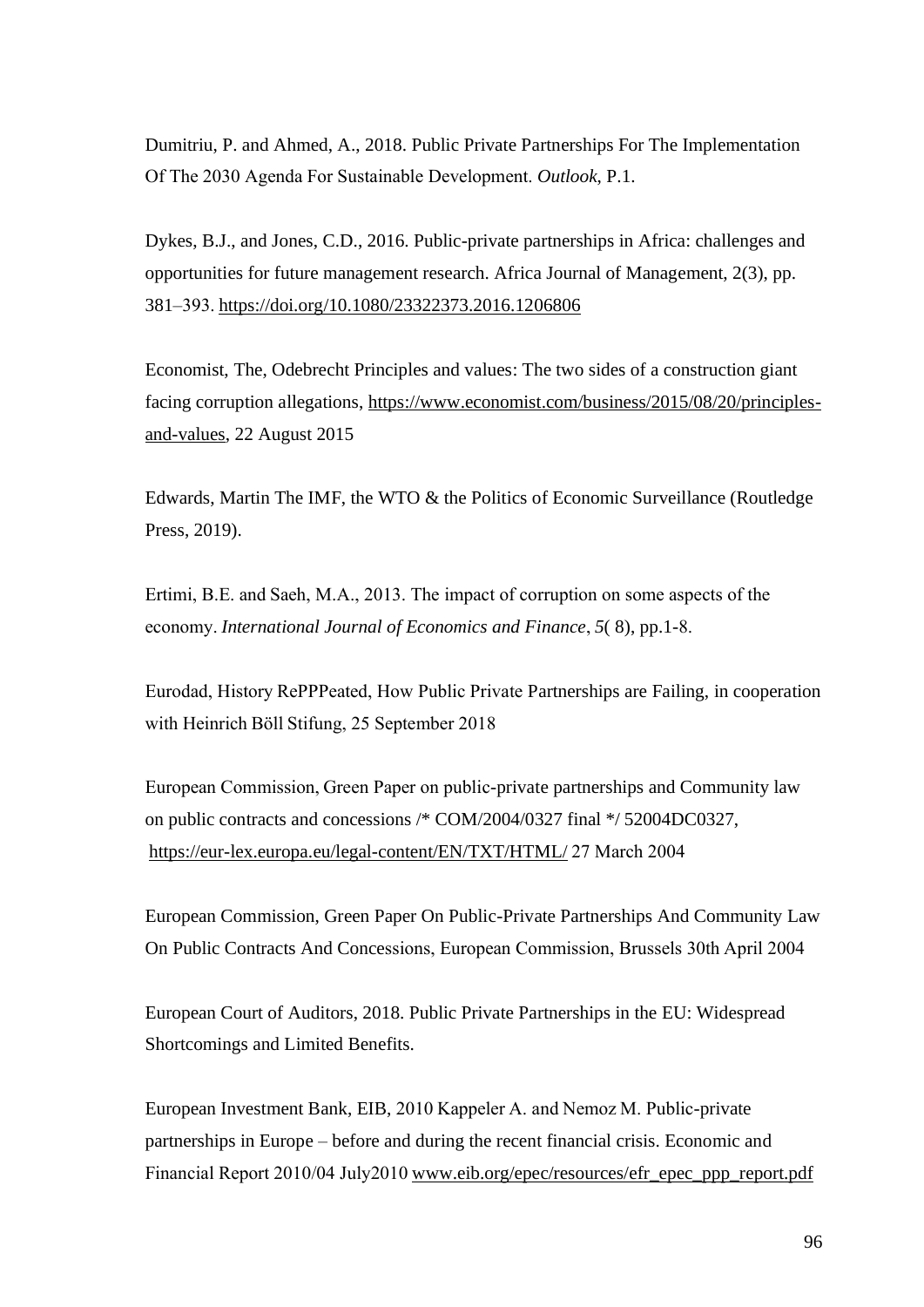Dumitriu, P. and Ahmed, A., 2018. Public Private Partnerships For The Implementation Of The 2030 Agenda For Sustainable Development. *Outlook*, P.1.

Dykes, B.J., and Jones, C.D., 2016. Public-private partnerships in Africa: challenges and opportunities for future management research. Africa Journal of Management, 2(3), pp. 381–393. https://doi.org/10.1080/23322373.2016.1206806

Economist, The, Odebrecht Principles and values: The two sides of a construction giant facing corruption allegations, https://www.economist.com/business/2015/08/20/principles-and-values, 22 August 2015

Edwards, Martin The IMF, the WTO & the Politics of Economic Surveillance (Routledge Press, 2019).

Ertimi, B.E. and Saeh, M.A., 2013. The impact of corruption on some aspects of the economy. *International Journal of Economics and Finance*, *5*( 8), pp.1-8.

Eurodad, History RePPPeated, How Public Private Partnerships are Failing, in cooperation with Heinrich Böll Stifung, 25 September 2018

European Commission, Green Paper on public-private partnerships and Community law on public contracts and concessions /* COM/2004/0327 final */ 52004DC0327, https://eur-lex.europa.eu/legal-content/EN/TXT/HTML/ 27 March 2004

European Commission, Green Paper On Public-Private Partnerships And Community Law On Public Contracts And Concessions, European Commission, Brussels 30th April 2004

European Court of Auditors, 2018. Public Private Partnerships in the EU: Widespread Shortcomings and Limited Benefits.

European Investment Bank, EIB, 2010 Kappeler A. and Nemoz M. Public-private partnerships in Europe – before and during the recent financial crisis. Economic and Financial Report 2010/04 July2010 www.eib.org/epec/resources/efr_epec_ppp_report.pdf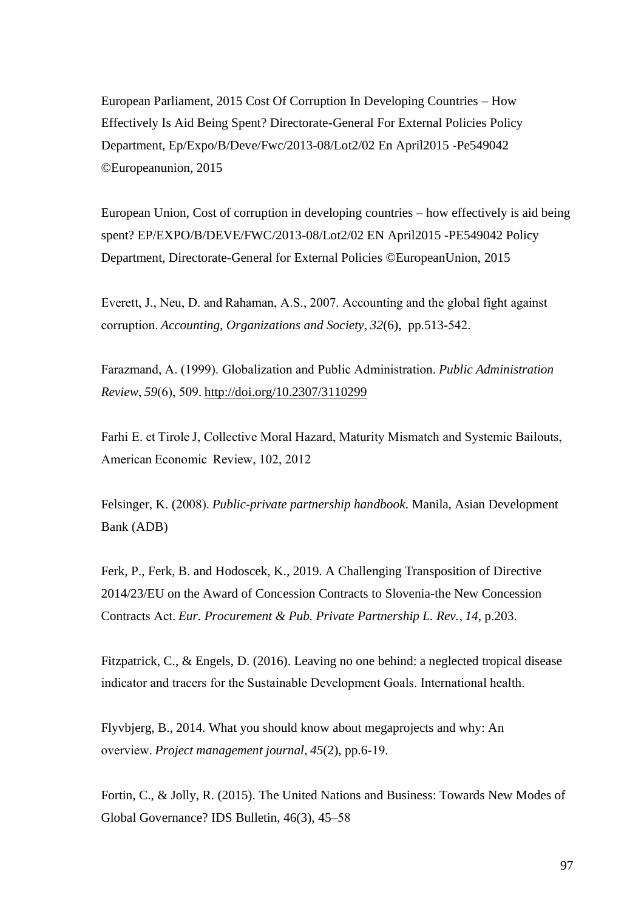European Parliament, 2015 Cost Of Corruption In Developing Countries – How Effectively Is Aid Being Spent? Directorate-General For External Policies Policy Department, Ep/Expo/B/Deve/Fwc/2013-08/Lot2/02 En April2015 -Pe549042 ©Europeanunion, 2015

European Union, Cost of corruption in developing countries – how effectively is aid being spent? EP/EXPO/B/DEVE/FWC/2013-08/Lot2/02 EN April2015 -PE549042 Policy Department, Directorate-General for External Policies ©EuropeanUnion, 2015

Everett, J., Neu, D. and Rahaman, A.S., 2007. Accounting and the global fight against corruption. *Accounting, Organizations and Society*, *32*(6), pp.513-542.

Farazmand, A. (1999). Globalization and Public Administration. *Public Administration Review*, *59*(6), 509. http://doi.org/10.2307/3110299

Farhi E. et Tirole J, Collective Moral Hazard, Maturity Mismatch and Systemic Bailouts, American Economic Review, 102, 2012

Felsinger, K. (2008). *Public-private partnership handbook*. Manila, Asian Development Bank (ADB)

Ferk, P., Ferk, B. and Hodoscek, K., 2019. A Challenging Transposition of Directive 2014/23/EU on the Award of Concession Contracts to Slovenia-the New Concession Contracts Act. *Eur. Procurement & Pub. Private Partnership L. Rev.*, *14*, p.203.

Fitzpatrick, C., & Engels, D. (2016). Leaving no one behind: a neglected tropical disease indicator and tracers for the Sustainable Development Goals. International health.

Flyvbjerg, B., 2014. What you should know about megaprojects and why: An overview. *Project management journal*, *45*(2), pp.6-19.

Fortin, C., & Jolly, R. (2015). The United Nations and Business: Towards New Modes of Global Governance? IDS Bulletin, 46(3), 45–58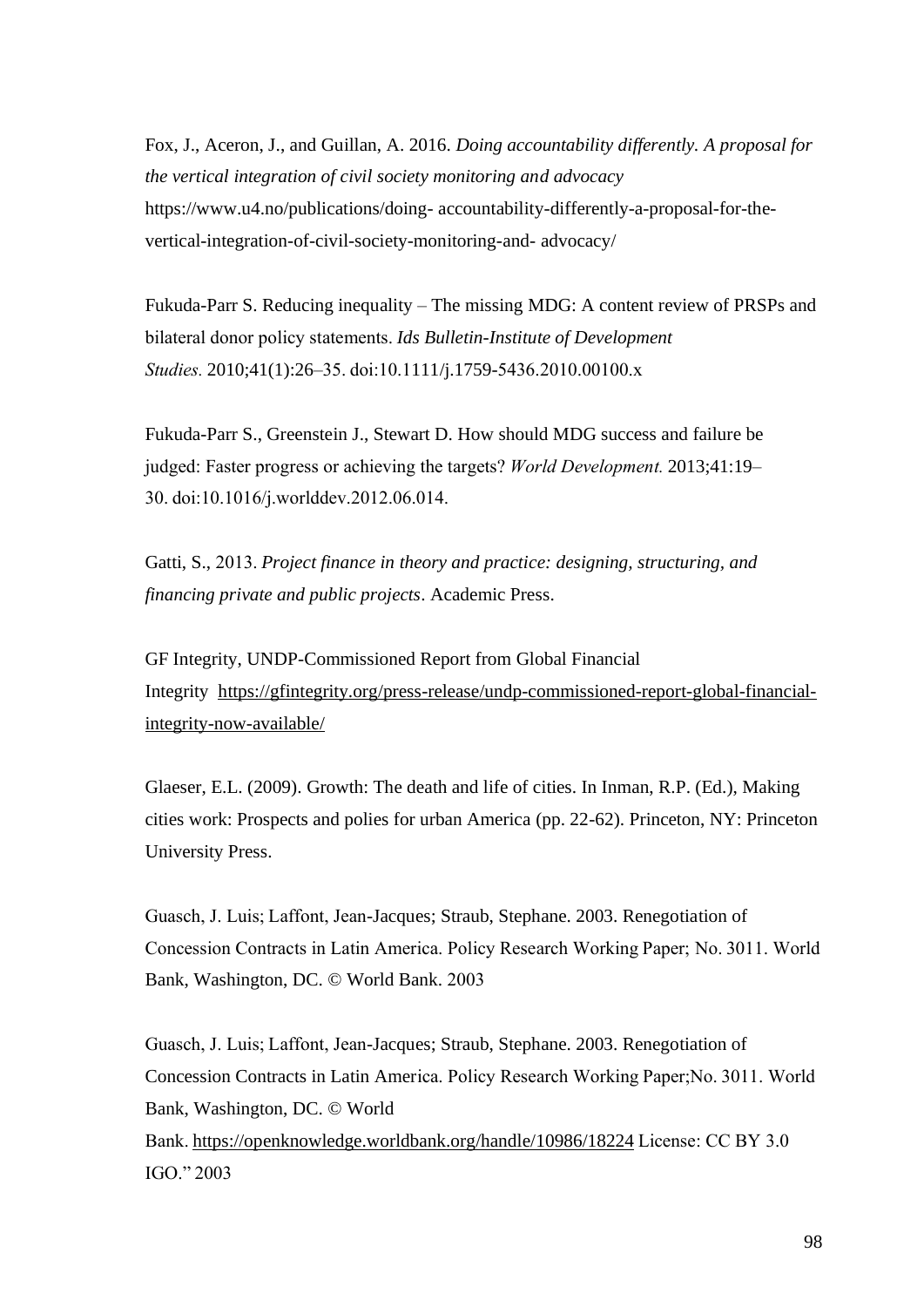Fox, J., Aceron, J., and Guillan, A. 2016. *Doing accountability differently. A proposal for the vertical integration of civil society monitoring and advocacy* https://www.u4.no/publications/doing- accountability-differently-a-proposal-for-the-vertical-integration-of-civil-society-monitoring-and- advocacy/

Fukuda-Parr S. Reducing inequality – The missing MDG: A content review of PRSPs and bilateral donor policy statements. *Ids Bulletin-Institute of Development Studies.* 2010;41(1):26–35. doi:10.1111/j.1759-5436.2010.00100.x

Fukuda-Parr S., Greenstein J., Stewart D. How should MDG success and failure be judged: Faster progress or achieving the targets? *World Development.* 2013;41:19–30. doi:10.1016/j.worlddev.2012.06.014.

Gatti, S., 2013. *Project finance in theory and practice: designing, structuring, and financing private and public projects*. Academic Press.

GF Integrity, UNDP-Commissioned Report from Global Financial Integrity https://gfintegrity.org/press-release/undp-commissioned-report-global-financial-integrity-now-available/

Glaeser, E.L. (2009). Growth: The death and life of cities. In Inman, R.P. (Ed.), Making cities work: Prospects and polies for urban America (pp. 22-62). Princeton, NY: Princeton University Press.

Guasch, J. Luis; Laffont, Jean-Jacques; Straub, Stephane. 2003. Renegotiation of Concession Contracts in Latin America. Policy Research Working Paper; No. 3011. World Bank, Washington, DC. © World Bank. 2003

Guasch, J. Luis; Laffont, Jean-Jacques; Straub, Stephane. 2003. Renegotiation of Concession Contracts in Latin America. Policy Research Working Paper;No. 3011. World Bank, Washington, DC. © World Bank. https://openknowledge.worldbank.org/handle/10986/18224 License: CC BY 3.0 IGO." 2003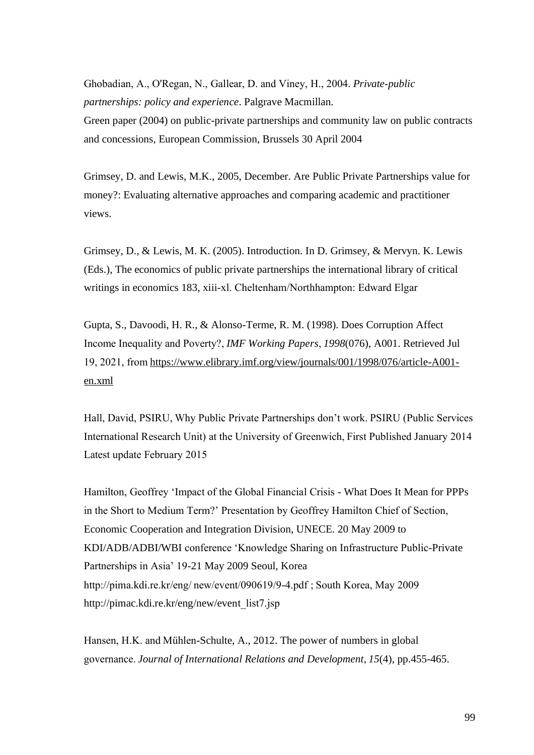Ghobadian, A., O'Regan, N., Gallear, D. and Viney, H., 2004. *Private-public partnerships: policy and experience*. Palgrave Macmillan.
Green paper (2004) on public-private partnerships and community law on public contracts and concessions, European Commission, Brussels 30 April 2004

Grimsey, D. and Lewis, M.K., 2005, December. Are Public Private Partnerships value for money?: Evaluating alternative approaches and comparing academic and practitioner views.

Grimsey, D., & Lewis, M. K. (2005). Introduction. In D. Grimsey, & Mervyn. K. Lewis (Eds.), The economics of public private partnerships the international library of critical writings in economics 183, xiii-xl. Cheltenham/Northhampton: Edward Elgar

Gupta, S., Davoodi, H. R., & Alonso-Terme, R. M. (1998). Does Corruption Affect Income Inequality and Poverty?, *IMF Working Papers*, *1998*(076), A001. Retrieved Jul 19, 2021, from https://www.elibrary.imf.org/view/journals/001/1998/076/article-A001-en.xml

Hall, David, PSIRU, Why Public Private Partnerships don't work. PSIRU (Public Services International Research Unit) at the University of Greenwich, First Published January 2014 Latest update February 2015

Hamilton, Geoffrey 'Impact of the Global Financial Crisis - What Does It Mean for PPPs in the Short to Medium Term?' Presentation by Geoffrey Hamilton Chief of Section, Economic Cooperation and Integration Division, UNECE. 20 May 2009 to KDI/ADB/ADBI/WBI conference 'Knowledge Sharing on Infrastructure Public-Private Partnerships in Asia' 19-21 May 2009 Seoul, Korea
http://pima.kdi.re.kr/eng/ new/event/090619/9-4.pdf ; South Korea, May 2009
http://pimac.kdi.re.kr/eng/new/event_list7.jsp

Hansen, H.K. and Mühlen-Schulte, A., 2012. The power of numbers in global governance. *Journal of International Relations and Development*, *15*(4), pp.455-465.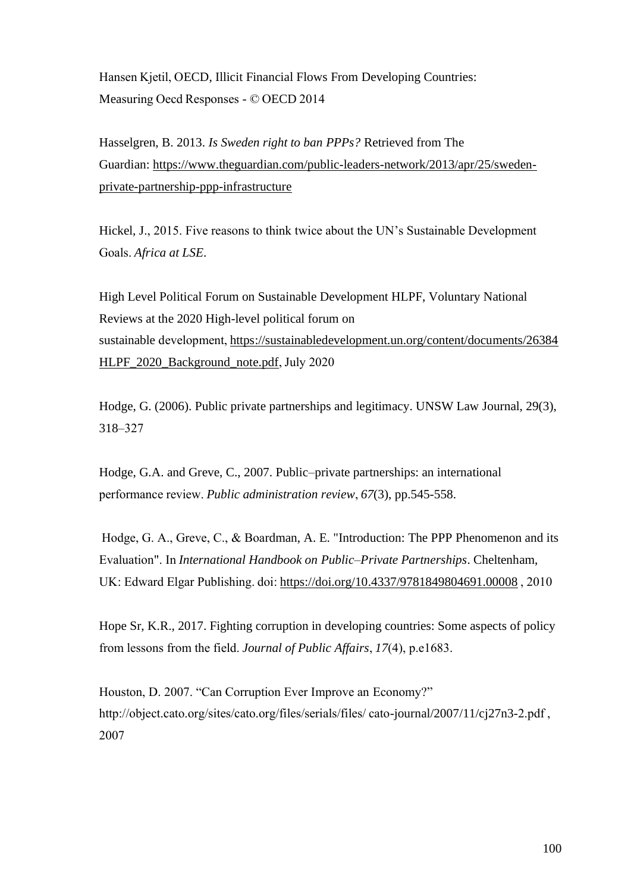Hansen Kjetil, OECD, Illicit Financial Flows From Developing Countries: Measuring Oecd Responses - © OECD 2014

Hasselgren, B. 2013. *Is Sweden right to ban PPPs?* Retrieved from The Guardian: https://www.theguardian.com/public-leaders-network/2013/apr/25/sweden-private-partnership-ppp-infrastructure

Hickel, J., 2015. Five reasons to think twice about the UN's Sustainable Development Goals. *Africa at LSE*.

High Level Political Forum on Sustainable Development HLPF, Voluntary National Reviews at the 2020 High-level political forum on sustainable development, https://sustainabledevelopment.un.org/content/documents/26384HLPF_2020_Background_note.pdf, July 2020

Hodge, G. (2006). Public private partnerships and legitimacy. UNSW Law Journal, 29(3), 318–327

Hodge, G.A. and Greve, C., 2007. Public–private partnerships: an international performance review. *Public administration review*, *67*(3), pp.545-558.

Hodge, G. A., Greve, C., & Boardman, A. E. "Introduction: The PPP Phenomenon and its Evaluation". In *International Handbook on Public–Private Partnerships*. Cheltenham, UK: Edward Elgar Publishing. doi: https://doi.org/10.4337/9781849804691.00008 , 2010

Hope Sr, K.R., 2017. Fighting corruption in developing countries: Some aspects of policy from lessons from the field. *Journal of Public Affairs*, *17*(4), p.e1683.

Houston, D. 2007. "Can Corruption Ever Improve an Economy?" http://object.cato.org/sites/cato.org/files/serials/files/ cato-journal/2007/11/cj27n3-2.pdf , 2007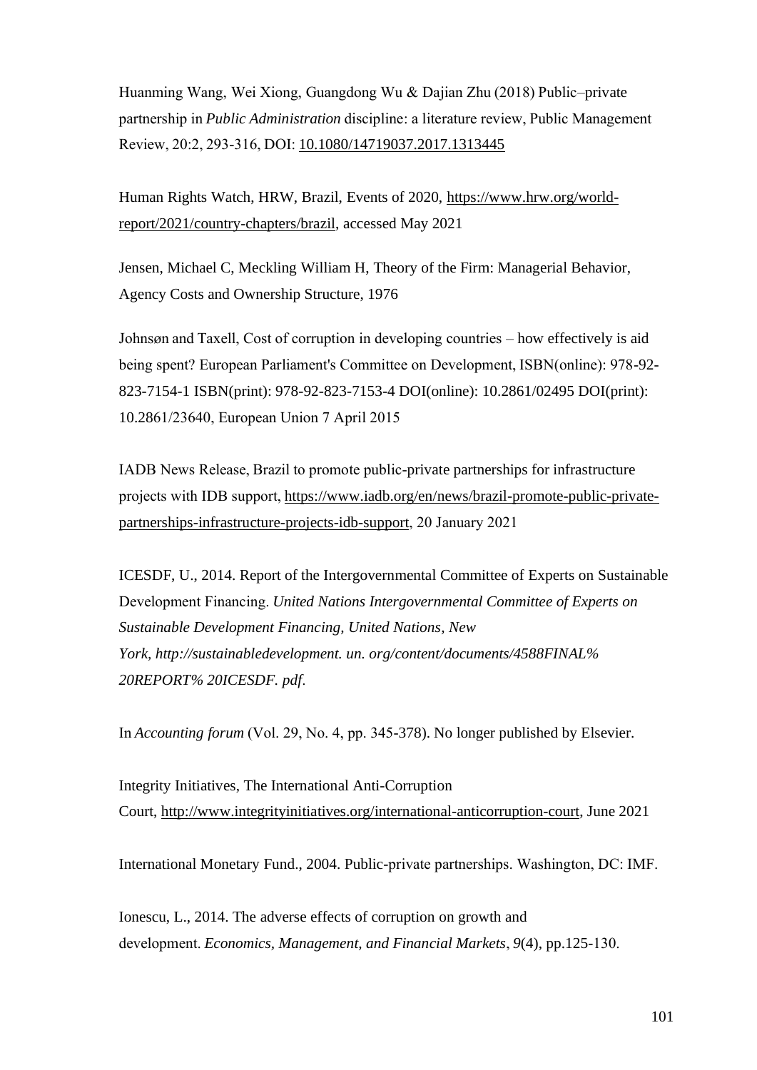Huanming Wang, Wei Xiong, Guangdong Wu & Dajian Zhu (2018) Public–private partnership in *Public Administration* discipline: a literature review, Public Management Review, 20:2, 293-316, DOI: 10.1080/14719037.2017.1313445

Human Rights Watch, HRW, Brazil, Events of 2020, https://www.hrw.org/world-report/2021/country-chapters/brazil, accessed May 2021

Jensen, Michael C, Meckling William H, Theory of the Firm: Managerial Behavior, Agency Costs and Ownership Structure, 1976

Johnsøn and Taxell, Cost of corruption in developing countries – how effectively is aid being spent? European Parliament's Committee on Development, ISBN(online): 978-92-823-7154-1 ISBN(print): 978-92-823-7153-4 DOI(online): 10.2861/02495 DOI(print): 10.2861/23640, European Union 7 April 2015

IADB News Release, Brazil to promote public-private partnerships for infrastructure projects with IDB support, https://www.iadb.org/en/news/brazil-promote-public-private-partnerships-infrastructure-projects-idb-support, 20 January 2021

ICESDF, U., 2014. Report of the Intergovernmental Committee of Experts on Sustainable Development Financing. *United Nations Intergovernmental Committee of Experts on Sustainable Development Financing, United Nations, New York, http://sustainabledevelopment. un. org/content/documents/4588FINAL% 20REPORT% 20ICESDF. pdf.*

In *Accounting forum* (Vol. 29, No. 4, pp. 345-378). No longer published by Elsevier.

Integrity Initiatives, The International Anti-Corruption Court, http://www.integrityinitiatives.org/international-anticorruption-court, June 2021

International Monetary Fund., 2004. Public-private partnerships. Washington, DC: IMF.

Ionescu, L., 2014. The adverse effects of corruption on growth and development. *Economics, Management, and Financial Markets*, *9*(4), pp.125-130.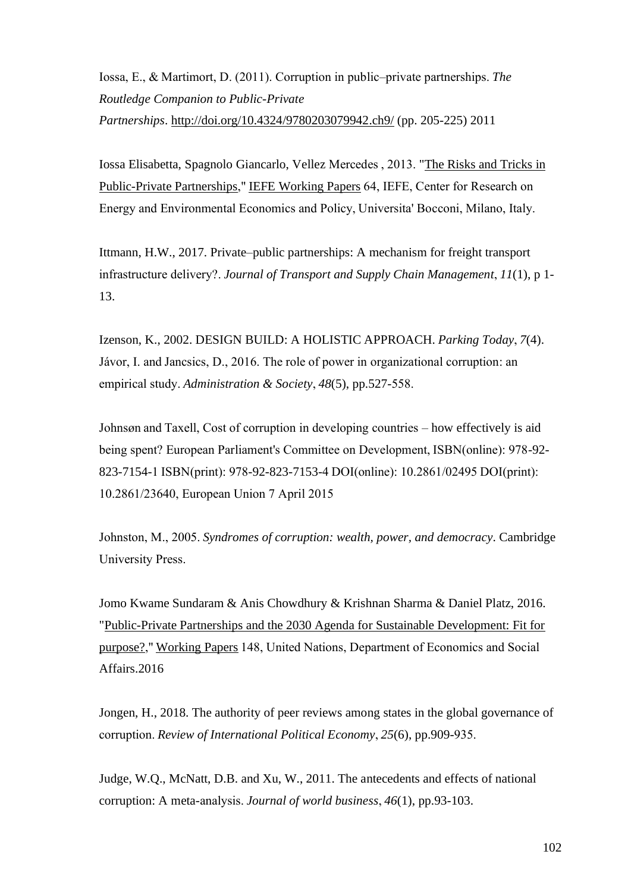Iossa, E., & Martimort, D. (2011). Corruption in public–private partnerships. *The Routledge Companion to Public-Private Partnerships*. http://doi.org/10.4324/9780203079942.ch9/ (pp. 205-225) 2011

Iossa Elisabetta, Spagnolo Giancarlo, Vellez Mercedes , 2013. "The Risks and Tricks in Public-Private Partnerships," IEFE Working Papers 64, IEFE, Center for Research on Energy and Environmental Economics and Policy, Universita' Bocconi, Milano, Italy.

Ittmann, H.W., 2017. Private–public partnerships: A mechanism for freight transport infrastructure delivery?. *Journal of Transport and Supply Chain Management*, *11*(1), p 1-13.

Izenson, K., 2002. DESIGN BUILD: A HOLISTIC APPROACH. *Parking Today*, *7*(4). Jávor, I. and Jancsics, D., 2016. The role of power in organizational corruption: an empirical study. *Administration & Society*, *48*(5), pp.527-558.

Johnsøn and Taxell, Cost of corruption in developing countries – how effectively is aid being spent? European Parliament's Committee on Development, ISBN(online): 978-92-823-7154-1 ISBN(print): 978-92-823-7153-4 DOI(online): 10.2861/02495 DOI(print): 10.2861/23640, European Union 7 April 2015

Johnston, M., 2005. *Syndromes of corruption: wealth, power, and democracy*. Cambridge University Press.

Jomo Kwame Sundaram & Anis Chowdhury & Krishnan Sharma & Daniel Platz, 2016. "Public-Private Partnerships and the 2030 Agenda for Sustainable Development: Fit for purpose?," Working Papers 148, United Nations, Department of Economics and Social Affairs.2016

Jongen, H., 2018. The authority of peer reviews among states in the global governance of corruption. *Review of International Political Economy*, *25*(6), pp.909-935.

Judge, W.Q., McNatt, D.B. and Xu, W., 2011. The antecedents and effects of national corruption: A meta-analysis. *Journal of world business*, *46*(1), pp.93-103.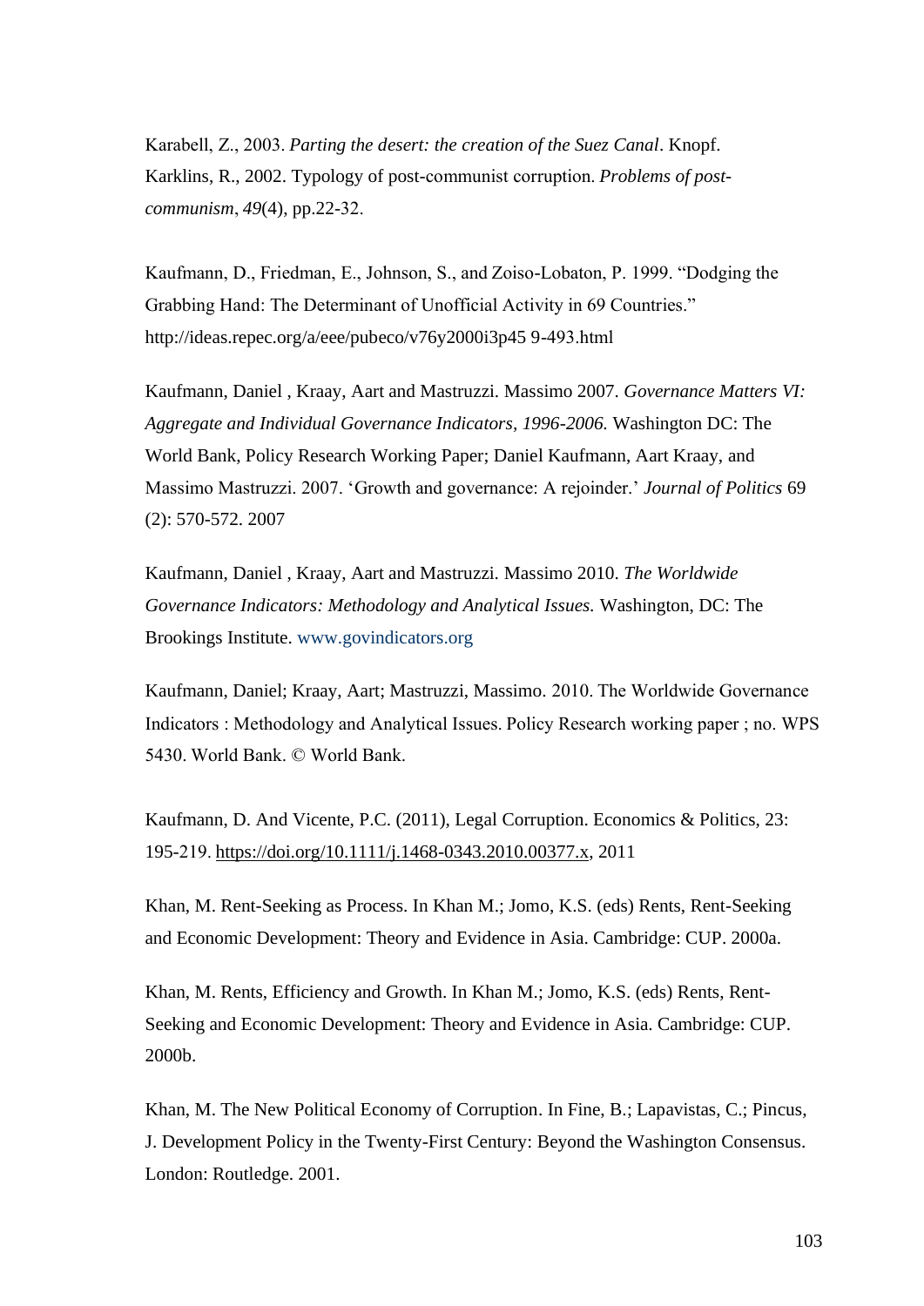Karabell, Z., 2003. *Parting the desert: the creation of the Suez Canal*. Knopf.
Karklins, R., 2002. Typology of post-communist corruption. *Problems of post-communism*, *49*(4), pp.22-32.

Kaufmann, D., Friedman, E., Johnson, S., and Zoiso-Lobaton, P. 1999. "Dodging the Grabbing Hand: The Determinant of Unofficial Activity in 69 Countries." http://ideas.repec.org/a/eee/pubeco/v76y2000i3p45 9-493.html

Kaufmann, Daniel , Kraay, Aart and Mastruzzi. Massimo 2007. *Governance Matters VI: Aggregate and Individual Governance Indicators, 1996-2006.* Washington DC: The World Bank, Policy Research Working Paper; Daniel Kaufmann, Aart Kraay, and Massimo Mastruzzi. 2007. 'Growth and governance: A rejoinder.' *Journal of Politics* 69 (2): 570-572. 2007

Kaufmann, Daniel , Kraay, Aart and Mastruzzi. Massimo 2010. *The Worldwide Governance Indicators: Methodology and Analytical Issues.* Washington, DC: The Brookings Institute. www.govindicators.org

Kaufmann, Daniel; Kraay, Aart; Mastruzzi, Massimo. 2010. The Worldwide Governance Indicators : Methodology and Analytical Issues. Policy Research working paper ; no. WPS 5430. World Bank. © World Bank.

Kaufmann, D. And Vicente, P.C. (2011), Legal Corruption. Economics & Politics, 23: 195-219. https://doi.org/10.1111/j.1468-0343.2010.00377.x, 2011

Khan, M. Rent-Seeking as Process. In Khan M.; Jomo, K.S. (eds) Rents, Rent-Seeking and Economic Development: Theory and Evidence in Asia. Cambridge: CUP. 2000a.

Khan, M. Rents, Efficiency and Growth. In Khan M.; Jomo, K.S. (eds) Rents, Rent-Seeking and Economic Development: Theory and Evidence in Asia. Cambridge: CUP. 2000b.

Khan, M. The New Political Economy of Corruption. In Fine, B.; Lapavistas, C.; Pincus, J. Development Policy in the Twenty-First Century: Beyond the Washington Consensus. London: Routledge. 2001.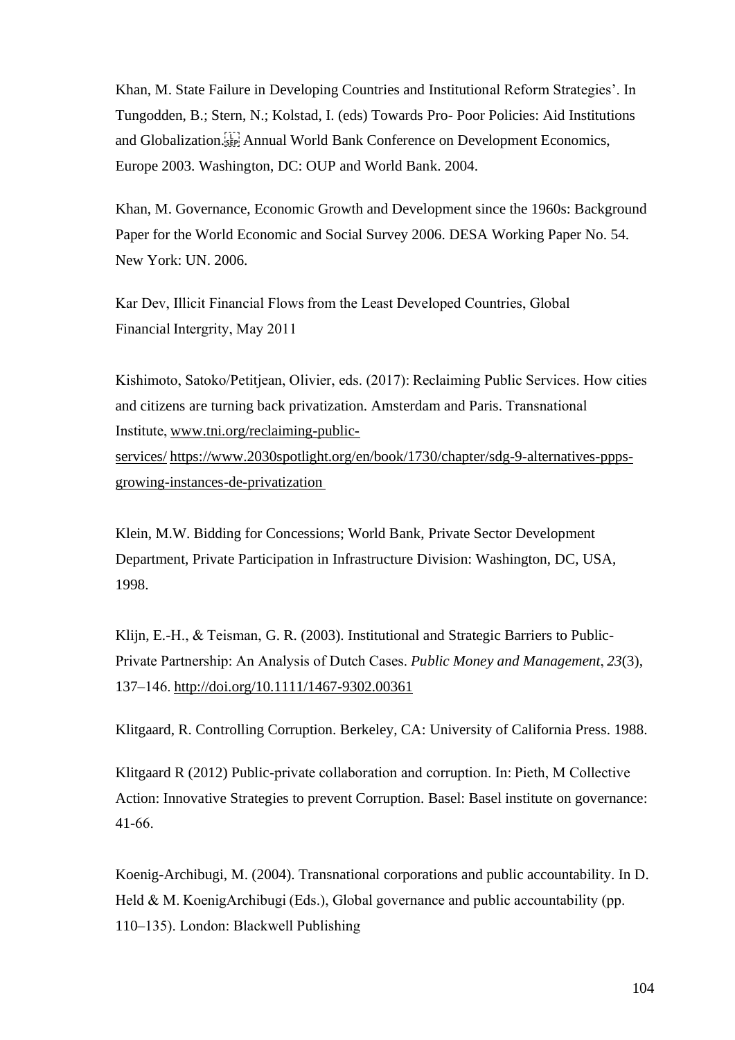Khan, M. State Failure in Developing Countries and Institutional Reform Strategies'. In Tungodden, B.; Stern, N.; Kolstad, I. (eds) Towards Pro- Poor Policies: Aid Institutions and Globalization. Annual World Bank Conference on Development Economics, Europe 2003. Washington, DC: OUP and World Bank. 2004.

Khan, M. Governance, Economic Growth and Development since the 1960s: Background Paper for the World Economic and Social Survey 2006. DESA Working Paper No. 54. New York: UN. 2006.

Kar Dev, Illicit Financial Flows from the Least Developed Countries, Global Financial Intergrity, May 2011

Kishimoto, Satoko/Petitjean, Olivier, eds. (2017): Reclaiming Public Services. How cities and citizens are turning back privatization. Amsterdam and Paris. Transnational Institute, www.tni.org/reclaiming-public-services/ https://www.2030spotlight.org/en/book/1730/chapter/sdg-9-alternatives-ppps-growing-instances-de-privatization

Klein, M.W. Bidding for Concessions; World Bank, Private Sector Development Department, Private Participation in Infrastructure Division: Washington, DC, USA, 1998.

Klijn, E.-H., & Teisman, G. R. (2003). Institutional and Strategic Barriers to Public-Private Partnership: An Analysis of Dutch Cases. *Public Money and Management*, *23*(3), 137–146. http://doi.org/10.1111/1467-9302.00361

Klitgaard, R. Controlling Corruption. Berkeley, CA: University of California Press. 1988.

Klitgaard R (2012) Public-private collaboration and corruption. In: Pieth, M Collective Action: Innovative Strategies to prevent Corruption. Basel: Basel institute on governance: 41-66.

Koenig-Archibugi, M. (2004). Transnational corporations and public accountability. In D. Held & M. KoenigArchibugi (Eds.), Global governance and public accountability (pp. 110–135). London: Blackwell Publishing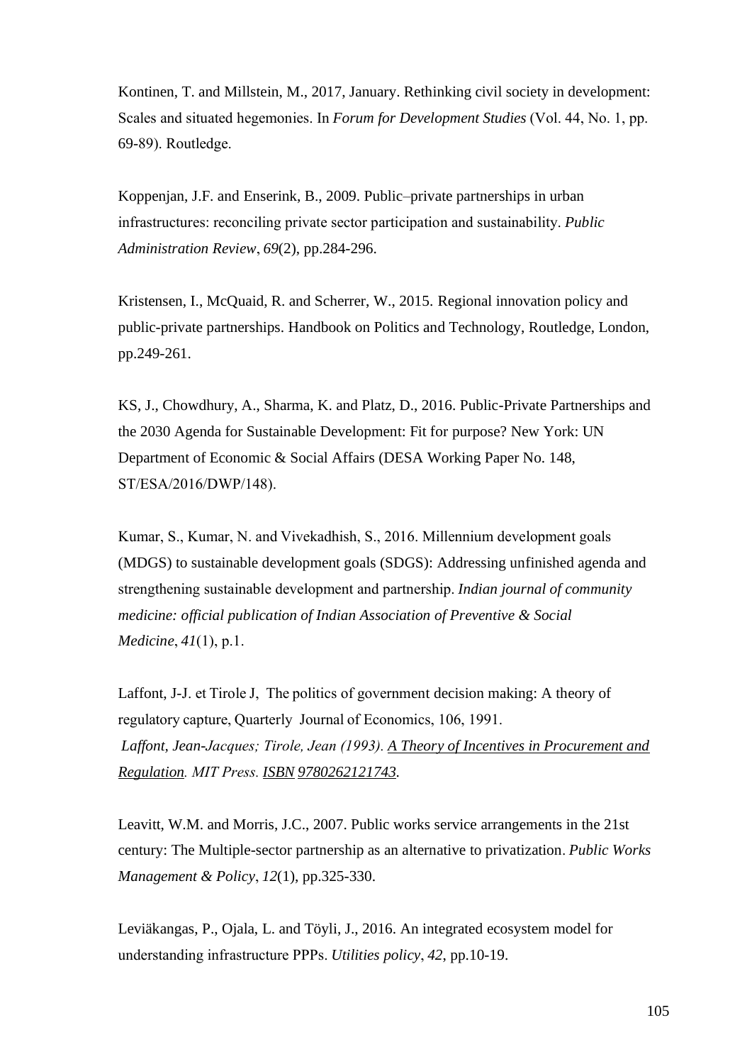Kontinen, T. and Millstein, M., 2017, January. Rethinking civil society in development: Scales and situated hegemonies. In *Forum for Development Studies* (Vol. 44, No. 1, pp. 69-89). Routledge.

Koppenjan, J.F. and Enserink, B., 2009. Public–private partnerships in urban infrastructures: reconciling private sector participation and sustainability. *Public Administration Review*, *69*(2), pp.284-296.

Kristensen, I., McQuaid, R. and Scherrer, W., 2015. Regional innovation policy and public-private partnerships. Handbook on Politics and Technology, Routledge, London, pp.249-261.

KS, J., Chowdhury, A., Sharma, K. and Platz, D., 2016. Public-Private Partnerships and the 2030 Agenda for Sustainable Development: Fit for purpose? New York: UN Department of Economic & Social Affairs (DESA Working Paper No. 148, ST/ESA/2016/DWP/148).

Kumar, S., Kumar, N. and Vivekadhish, S., 2016. Millennium development goals (MDGS) to sustainable development goals (SDGS): Addressing unfinished agenda and strengthening sustainable development and partnership. *Indian journal of community medicine: official publication of Indian Association of Preventive & Social Medicine*, *41*(1), p.1.

Laffont, J-J. et Tirole J, The politics of government decision making: A theory of regulatory capture, Quarterly Journal of Economics, 106, 1991.
*Laffont, Jean-Jacques; Tirole, Jean (1993). A Theory of Incentives in Procurement and Regulation. MIT Press. ISBN 9780262121743.*

Leavitt, W.M. and Morris, J.C., 2007. Public works service arrangements in the 21st century: The Multiple-sector partnership as an alternative to privatization. *Public Works Management & Policy*, *12*(1), pp.325-330.

Leviäkangas, P., Ojala, L. and Töyli, J., 2016. An integrated ecosystem model for understanding infrastructure PPPs. *Utilities policy*, *42*, pp.10-19.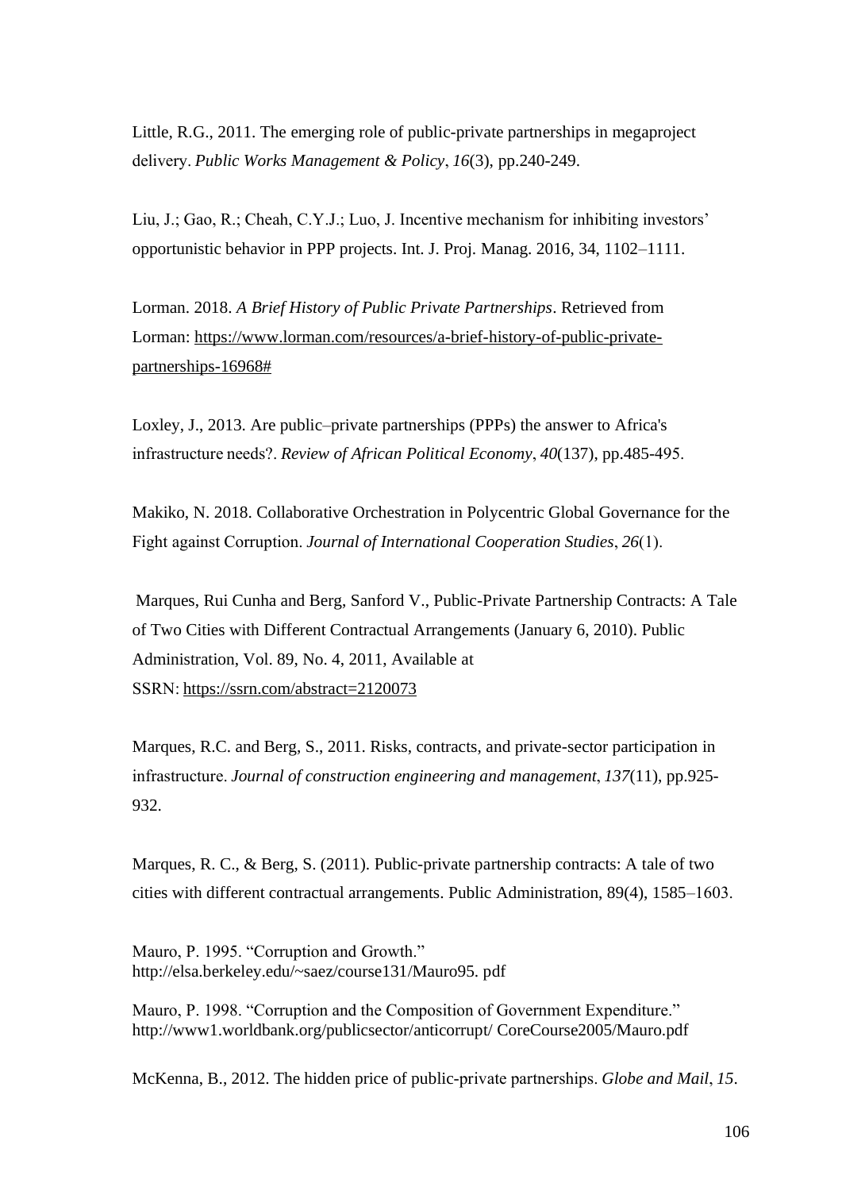Little, R.G., 2011. The emerging role of public-private partnerships in megaproject delivery. *Public Works Management & Policy*, *16*(3), pp.240-249.

Liu, J.; Gao, R.; Cheah, C.Y.J.; Luo, J. Incentive mechanism for inhibiting investors' opportunistic behavior in PPP projects. Int. J. Proj. Manag. 2016, 34, 1102–1111.

Lorman. 2018. *A Brief History of Public Private Partnerships*. Retrieved from Lorman: https://www.lorman.com/resources/a-brief-history-of-public-private-partnerships-16968#

Loxley, J., 2013. Are public–private partnerships (PPPs) the answer to Africa's infrastructure needs?. *Review of African Political Economy*, *40*(137), pp.485-495.

Makiko, N. 2018. Collaborative Orchestration in Polycentric Global Governance for the Fight against Corruption. *Journal of International Cooperation Studies*, *26*(1).

Marques, Rui Cunha and Berg, Sanford V., Public-Private Partnership Contracts: A Tale of Two Cities with Different Contractual Arrangements (January 6, 2010). Public Administration, Vol. 89, No. 4, 2011, Available at SSRN: https://ssrn.com/abstract=2120073

Marques, R.C. and Berg, S., 2011. Risks, contracts, and private-sector participation in infrastructure. *Journal of construction engineering and management*, *137*(11), pp.925-932.

Marques, R. C., & Berg, S. (2011). Public-private partnership contracts: A tale of two cities with different contractual arrangements. Public Administration, 89(4), 1585–1603.

Mauro, P. 1995. "Corruption and Growth." http://elsa.berkeley.edu/~saez/course131/Mauro95. pdf

Mauro, P. 1998. "Corruption and the Composition of Government Expenditure." http://www1.worldbank.org/publicsector/anticorrupt/ CoreCourse2005/Mauro.pdf

McKenna, B., 2012. The hidden price of public-private partnerships. *Globe and Mail*, *15*.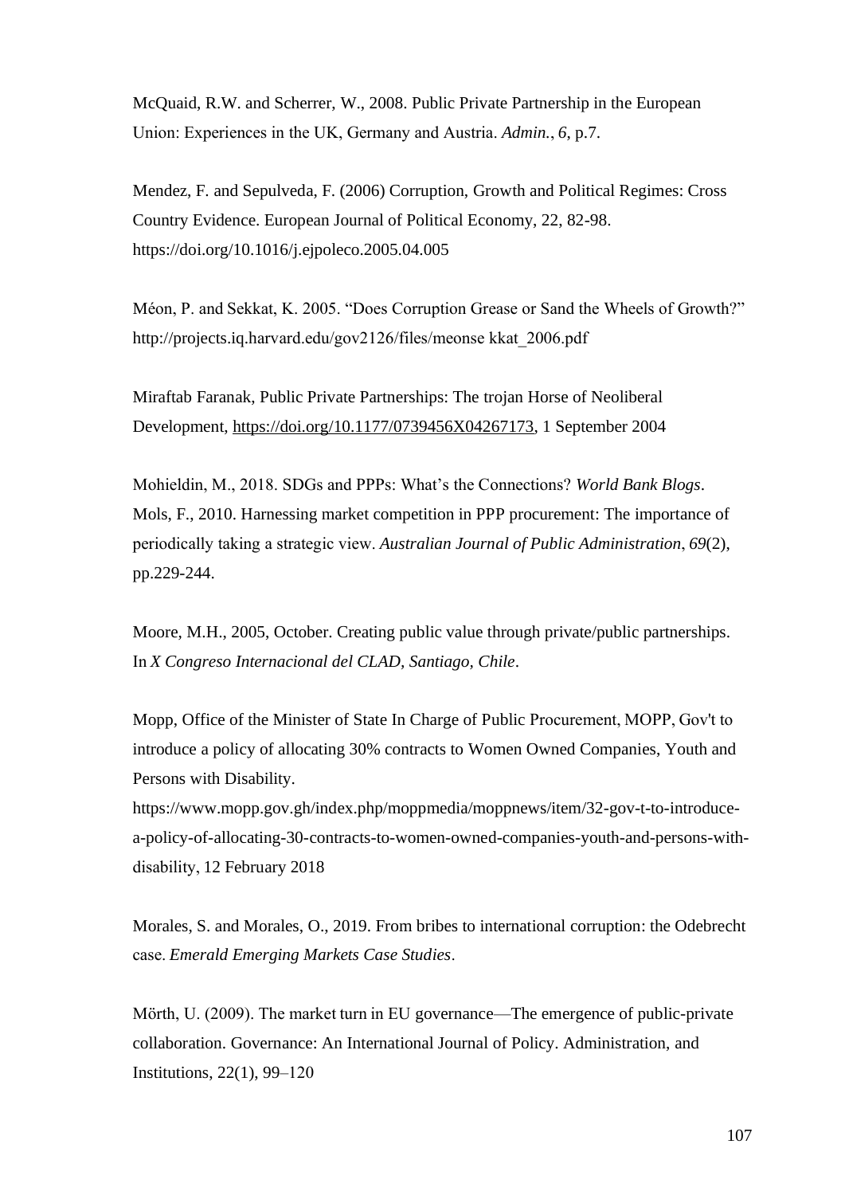McQuaid, R.W. and Scherrer, W., 2008. Public Private Partnership in the European Union: Experiences in the UK, Germany and Austria. *Admin.*, *6*, p.7.

Mendez, F. and Sepulveda, F. (2006) Corruption, Growth and Political Regimes: Cross Country Evidence. European Journal of Political Economy, 22, 82-98. https://doi.org/10.1016/j.ejpoleco.2005.04.005

Méon, P. and Sekkat, K. 2005. "Does Corruption Grease or Sand the Wheels of Growth?" http://projects.iq.harvard.edu/gov2126/files/meonse kkat_2006.pdf

Miraftab Faranak, Public Private Partnerships: The trojan Horse of Neoliberal Development, https://doi.org/10.1177/0739456X04267173, 1 September 2004

Mohieldin, M., 2018. SDGs and PPPs: What's the Connections? *World Bank Blogs*.
Mols, F., 2010. Harnessing market competition in PPP procurement: The importance of periodically taking a strategic view. *Australian Journal of Public Administration*, *69*(2), pp.229-244.

Moore, M.H., 2005, October. Creating public value through private/public partnerships. In *X Congreso Internacional del CLAD, Santiago, Chile*.

Mopp, Office of the Minister of State In Charge of Public Procurement, MOPP, Gov't to introduce a policy of allocating 30% contracts to Women Owned Companies, Youth and Persons with Disability.
https://www.mopp.gov.gh/index.php/moppmedia/moppnews/item/32-gov-t-to-introduce-a-policy-of-allocating-30-contracts-to-women-owned-companies-youth-and-persons-with-disability, 12 February 2018

Morales, S. and Morales, O., 2019. From bribes to international corruption: the Odebrecht case. *Emerald Emerging Markets Case Studies*.

Mörth, U. (2009). The market turn in EU governance—The emergence of public-private collaboration. Governance: An International Journal of Policy. Administration, and Institutions, 22(1), 99–120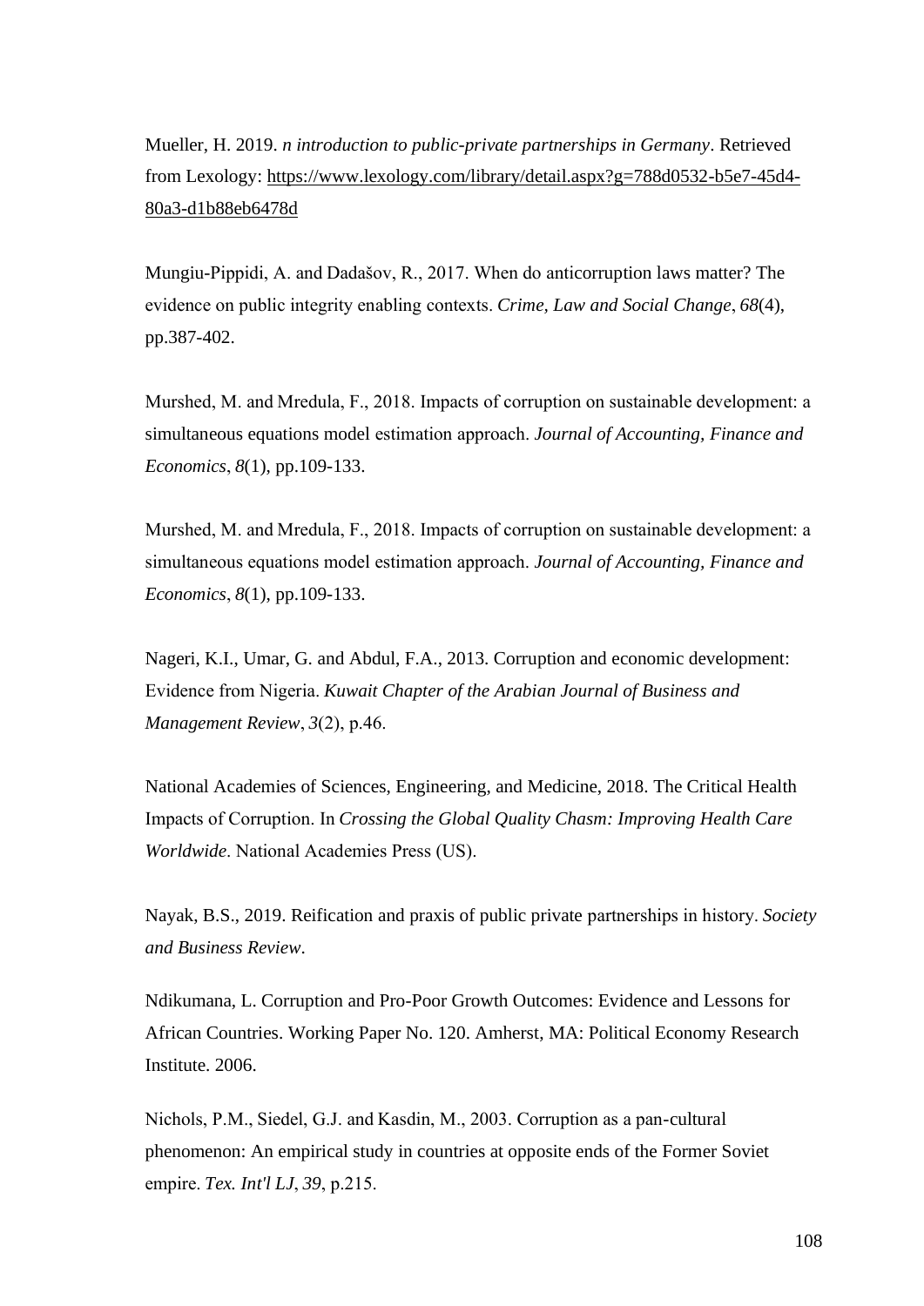Mueller, H. 2019. *n introduction to public-private partnerships in Germany*. Retrieved from Lexology: https://www.lexology.com/library/detail.aspx?g=788d0532-b5e7-45d4-80a3-d1b88eb6478d

Mungiu-Pippidi, A. and Dadašov, R., 2017. When do anticorruption laws matter? The evidence on public integrity enabling contexts. *Crime, Law and Social Change*, *68*(4), pp.387-402.

Murshed, M. and Mredula, F., 2018. Impacts of corruption on sustainable development: a simultaneous equations model estimation approach. *Journal of Accounting, Finance and Economics*, *8*(1), pp.109-133.

Murshed, M. and Mredula, F., 2018. Impacts of corruption on sustainable development: a simultaneous equations model estimation approach. *Journal of Accounting, Finance and Economics*, *8*(1), pp.109-133.

Nageri, K.I., Umar, G. and Abdul, F.A., 2013. Corruption and economic development: Evidence from Nigeria. *Kuwait Chapter of the Arabian Journal of Business and Management Review*, *3*(2), p.46.

National Academies of Sciences, Engineering, and Medicine, 2018. The Critical Health Impacts of Corruption. In *Crossing the Global Quality Chasm: Improving Health Care Worldwide*. National Academies Press (US).

Nayak, B.S., 2019. Reification and praxis of public private partnerships in history. *Society and Business Review*.

Ndikumana, L. Corruption and Pro-Poor Growth Outcomes: Evidence and Lessons for African Countries. Working Paper No. 120. Amherst, MA: Political Economy Research Institute. 2006.

Nichols, P.M., Siedel, G.J. and Kasdin, M., 2003. Corruption as a pan-cultural phenomenon: An empirical study in countries at opposite ends of the Former Soviet empire. *Tex. Int'l LJ*, *39*, p.215.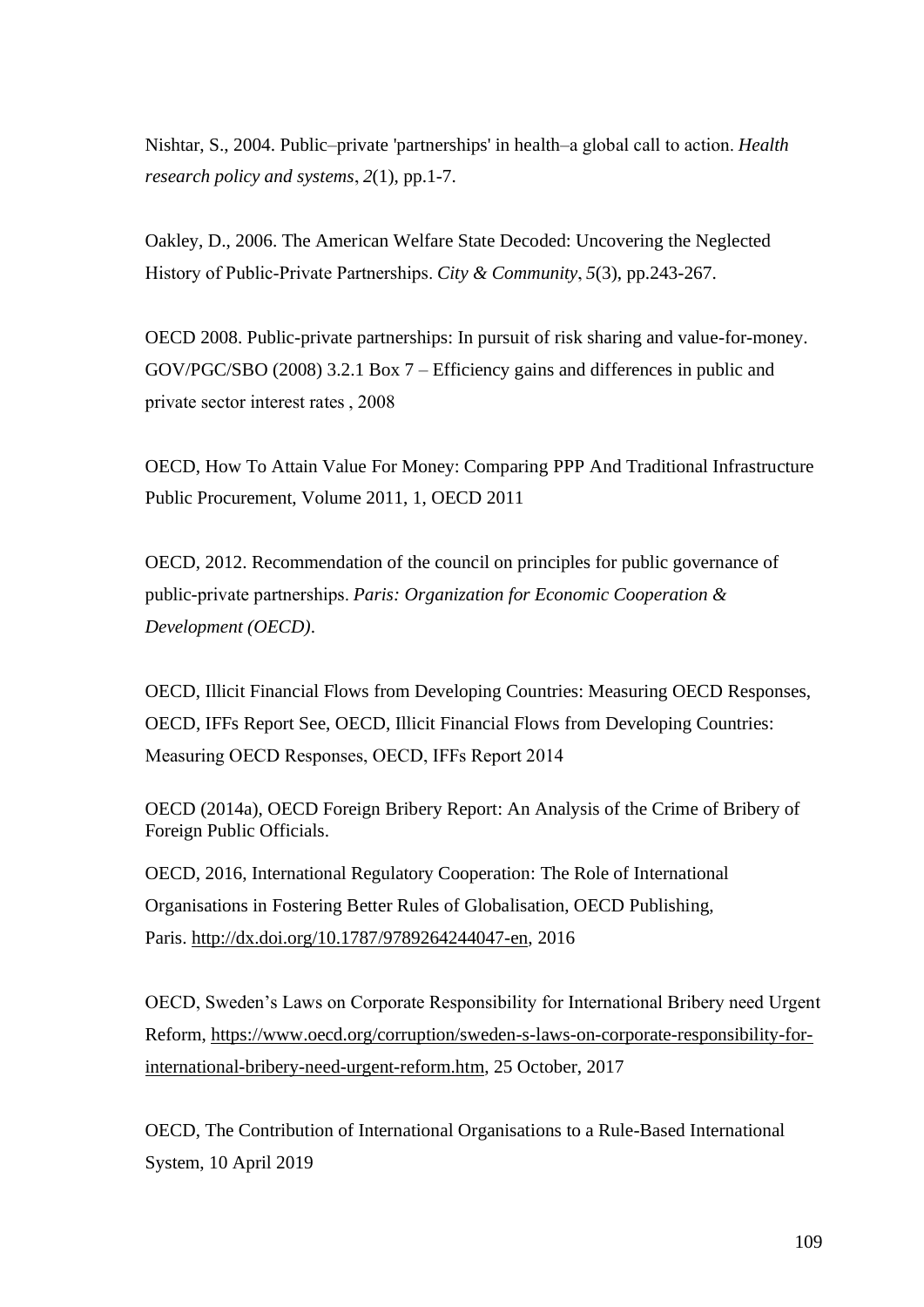Nishtar, S., 2004. Public–private 'partnerships' in health–a global call to action. *Health research policy and systems*, *2*(1), pp.1-7.

Oakley, D., 2006. The American Welfare State Decoded: Uncovering the Neglected History of Public-Private Partnerships. *City & Community*, *5*(3), pp.243-267.

OECD 2008. Public-private partnerships: In pursuit of risk sharing and value-for-money. GOV/PGC/SBO (2008) 3.2.1 Box 7 – Efficiency gains and differences in public and private sector interest rates , 2008

OECD, How To Attain Value For Money: Comparing PPP And Traditional Infrastructure Public Procurement, Volume 2011, 1, OECD 2011

OECD, 2012. Recommendation of the council on principles for public governance of public-private partnerships. *Paris: Organization for Economic Cooperation & Development (OECD)*.

OECD, Illicit Financial Flows from Developing Countries: Measuring OECD Responses, OECD, IFFs Report See, OECD, Illicit Financial Flows from Developing Countries: Measuring OECD Responses, OECD, IFFs Report 2014

OECD (2014a), OECD Foreign Bribery Report: An Analysis of the Crime of Bribery of Foreign Public Officials.

OECD, 2016, International Regulatory Cooperation: The Role of International Organisations in Fostering Better Rules of Globalisation, OECD Publishing, Paris. http://dx.doi.org/10.1787/9789264244047-en, 2016

OECD, Sweden's Laws on Corporate Responsibility for International Bribery need Urgent Reform, https://www.oecd.org/corruption/sweden-s-laws-on-corporate-responsibility-for-international-bribery-need-urgent-reform.htm, 25 October, 2017

OECD, The Contribution of International Organisations to a Rule-Based International System, 10 April 2019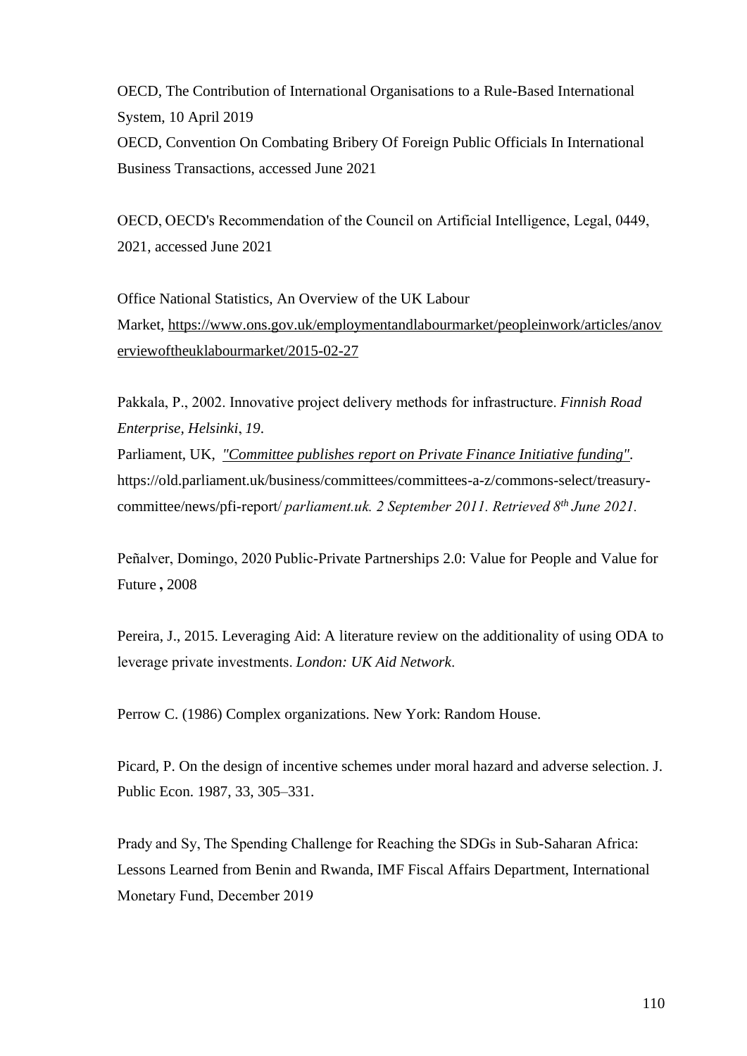OECD, The Contribution of International Organisations to a Rule-Based International System, 10 April 2019

OECD, Convention On Combating Bribery Of Foreign Public Officials In International Business Transactions, accessed June 2021

OECD, OECD's Recommendation of the Council on Artificial Intelligence, Legal, 0449, 2021, accessed June 2021

Office National Statistics, An Overview of the UK Labour Market, https://www.ons.gov.uk/employmentandlabourmarket/peopleinwork/articles/anoverviewoftheuklabourmarket/2015-02-27

Pakkala, P., 2002. Innovative project delivery methods for infrastructure. *Finnish Road Enterprise, Helsinki*, *19*.

Parliament, UK, *"Committee publishes report on Private Finance Initiative funding"*. https://old.parliament.uk/business/committees/committees-a-z/commons-select/treasury-committee/news/pfi-report/ *parliament.uk. 2 September 2011. Retrieved 8th June 2021.*

Peñalver, Domingo, 2020 Public-Private Partnerships 2.0: Value for People and Value for Future **,** 2008

Pereira, J., 2015. Leveraging Aid: A literature review on the additionality of using ODA to leverage private investments. *London: UK Aid Network*.

Perrow C. (1986) Complex organizations. New York: Random House.

Picard, P. On the design of incentive schemes under moral hazard and adverse selection. J. Public Econ. 1987, 33, 305–331.

Prady and Sy, The Spending Challenge for Reaching the SDGs in Sub-Saharan Africa: Lessons Learned from Benin and Rwanda, IMF Fiscal Affairs Department, International Monetary Fund, December 2019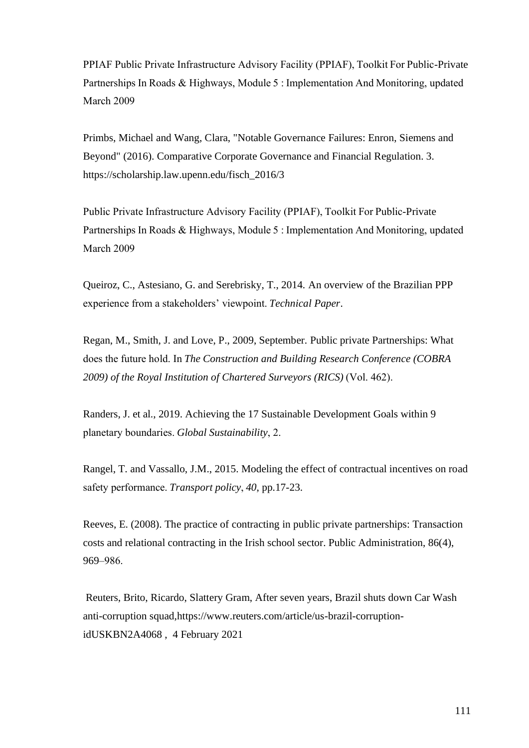PPIAF Public Private Infrastructure Advisory Facility (PPIAF), Toolkit For Public-Private Partnerships In Roads & Highways, Module 5 : Implementation And Monitoring, updated March 2009

Primbs, Michael and Wang, Clara, "Notable Governance Failures: Enron, Siemens and Beyond" (2016). Comparative Corporate Governance and Financial Regulation. 3. https://scholarship.law.upenn.edu/fisch_2016/3

Public Private Infrastructure Advisory Facility (PPIAF), Toolkit For Public-Private Partnerships In Roads & Highways, Module 5 : Implementation And Monitoring, updated March 2009

Queiroz, C., Astesiano, G. and Serebrisky, T., 2014. An overview of the Brazilian PPP experience from a stakeholders' viewpoint. *Technical Paper*.

Regan, M., Smith, J. and Love, P., 2009, September. Public private Partnerships: What does the future hold. In *The Construction and Building Research Conference (COBRA 2009) of the Royal Institution of Chartered Surveyors (RICS)* (Vol. 462).

Randers, J. et al., 2019. Achieving the 17 Sustainable Development Goals within 9 planetary boundaries. *Global Sustainability*, 2.

Rangel, T. and Vassallo, J.M., 2015. Modeling the effect of contractual incentives on road safety performance. *Transport policy*, *40*, pp.17-23.

Reeves, E. (2008). The practice of contracting in public private partnerships: Transaction costs and relational contracting in the Irish school sector. Public Administration, 86(4), 969–986.

Reuters, Brito, Ricardo, Slattery Gram, After seven years, Brazil shuts down Car Wash anti-corruption squad,https://www.reuters.com/article/us-brazil-corruption-idUSKBN2A4068 , 4 February 2021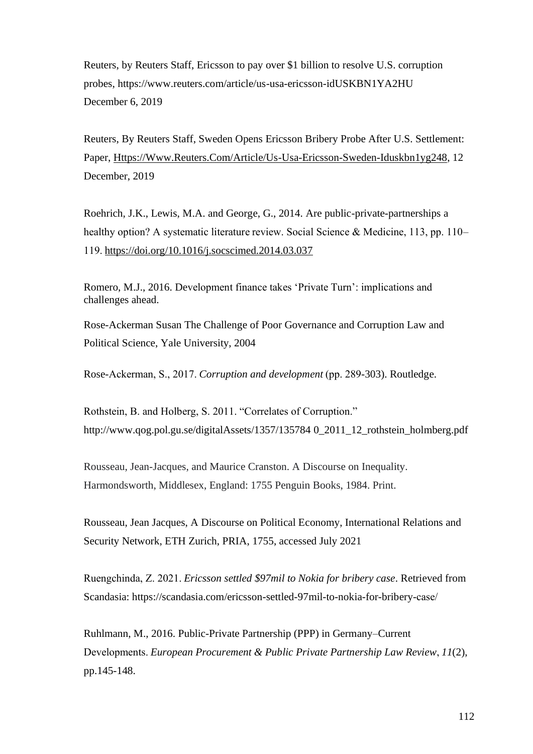Reuters, by Reuters Staff, Ericsson to pay over $1 billion to resolve U.S. corruption probes, https://www.reuters.com/article/us-usa-ericsson-idUSKBN1YA2HU December 6, 2019

Reuters, By Reuters Staff, Sweden Opens Ericsson Bribery Probe After U.S. Settlement: Paper, Https://Www.Reuters.Com/Article/Us-Usa-Ericsson-Sweden-Iduskbn1yg248, 12 December, 2019

Roehrich, J.K., Lewis, M.A. and George, G., 2014. Are public-private-partnerships a healthy option? A systematic literature review. Social Science & Medicine, 113, pp. 110–119. https://doi.org/10.1016/j.socscimed.2014.03.037

Romero, M.J., 2016. Development finance takes 'Private Turn': implications and challenges ahead.

Rose-Ackerman Susan The Challenge of Poor Governance and Corruption Law and Political Science, Yale University, 2004

Rose-Ackerman, S., 2017. *Corruption and development* (pp. 289-303). Routledge.

Rothstein, B. and Holberg, S. 2011. "Correlates of Corruption." http://www.qog.pol.gu.se/digitalAssets/1357/135784 0_2011_12_rothstein_holmberg.pdf

Rousseau, Jean-Jacques, and Maurice Cranston. A Discourse on Inequality. Harmondsworth, Middlesex, England: 1755 Penguin Books, 1984. Print.

Rousseau, Jean Jacques, A Discourse on Political Economy, International Relations and Security Network, ETH Zurich, PRIA, 1755, accessed July 2021

Ruengchinda, Z. 2021. *Ericsson settled $97mil to Nokia for bribery case*. Retrieved from Scandasia: https://scandasia.com/ericsson-settled-97mil-to-nokia-for-bribery-case/

Ruhlmann, M., 2016. Public-Private Partnership (PPP) in Germany–Current Developments. *European Procurement & Public Private Partnership Law Review*, *11*(2), pp.145-148.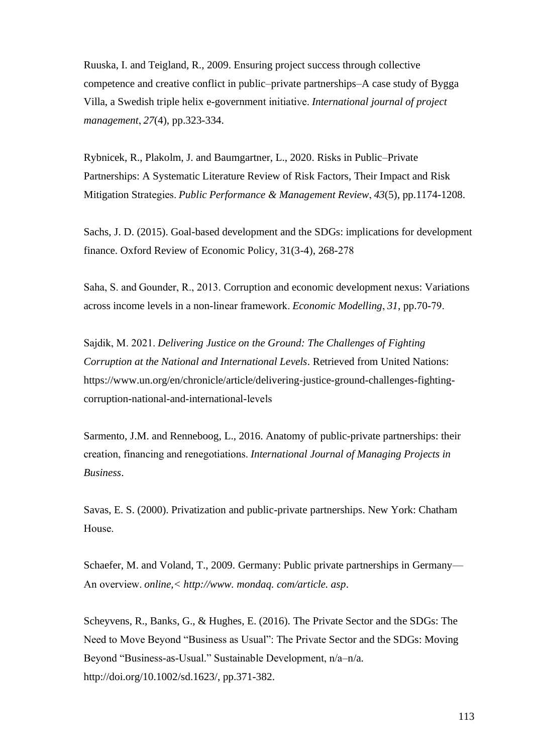Ruuska, I. and Teigland, R., 2009. Ensuring project success through collective competence and creative conflict in public–private partnerships–A case study of Bygga Villa, a Swedish triple helix e-government initiative. *International journal of project management*, *27*(4), pp.323-334.

Rybnicek, R., Plakolm, J. and Baumgartner, L., 2020. Risks in Public–Private Partnerships: A Systematic Literature Review of Risk Factors, Their Impact and Risk Mitigation Strategies. *Public Performance & Management Review*, *43*(5), pp.1174-1208.

Sachs, J. D. (2015). Goal-based development and the SDGs: implications for development finance. Oxford Review of Economic Policy, 31(3-4), 268-278

Saha, S. and Gounder, R., 2013. Corruption and economic development nexus: Variations across income levels in a non-linear framework. *Economic Modelling*, *31*, pp.70-79.

Sajdik, M. 2021. *Delivering Justice on the Ground: The Challenges of Fighting Corruption at the National and International Levels*. Retrieved from United Nations: https://www.un.org/en/chronicle/article/delivering-justice-ground-challenges-fighting-corruption-national-and-international-levels

Sarmento, J.M. and Renneboog, L., 2016. Anatomy of public-private partnerships: their creation, financing and renegotiations. *International Journal of Managing Projects in Business*.

Savas, E. S. (2000). Privatization and public-private partnerships. New York: Chatham House.

Schaefer, M. and Voland, T., 2009. Germany: Public private partnerships in Germany—An overview. *online,< http://www. mondaq. com/article. asp*.

Scheyvens, R., Banks, G., & Hughes, E. (2016). The Private Sector and the SDGs: The Need to Move Beyond "Business as Usual": The Private Sector and the SDGs: Moving Beyond "Business-as-Usual." Sustainable Development, n/a–n/a. http://doi.org/10.1002/sd.1623/, pp.371-382.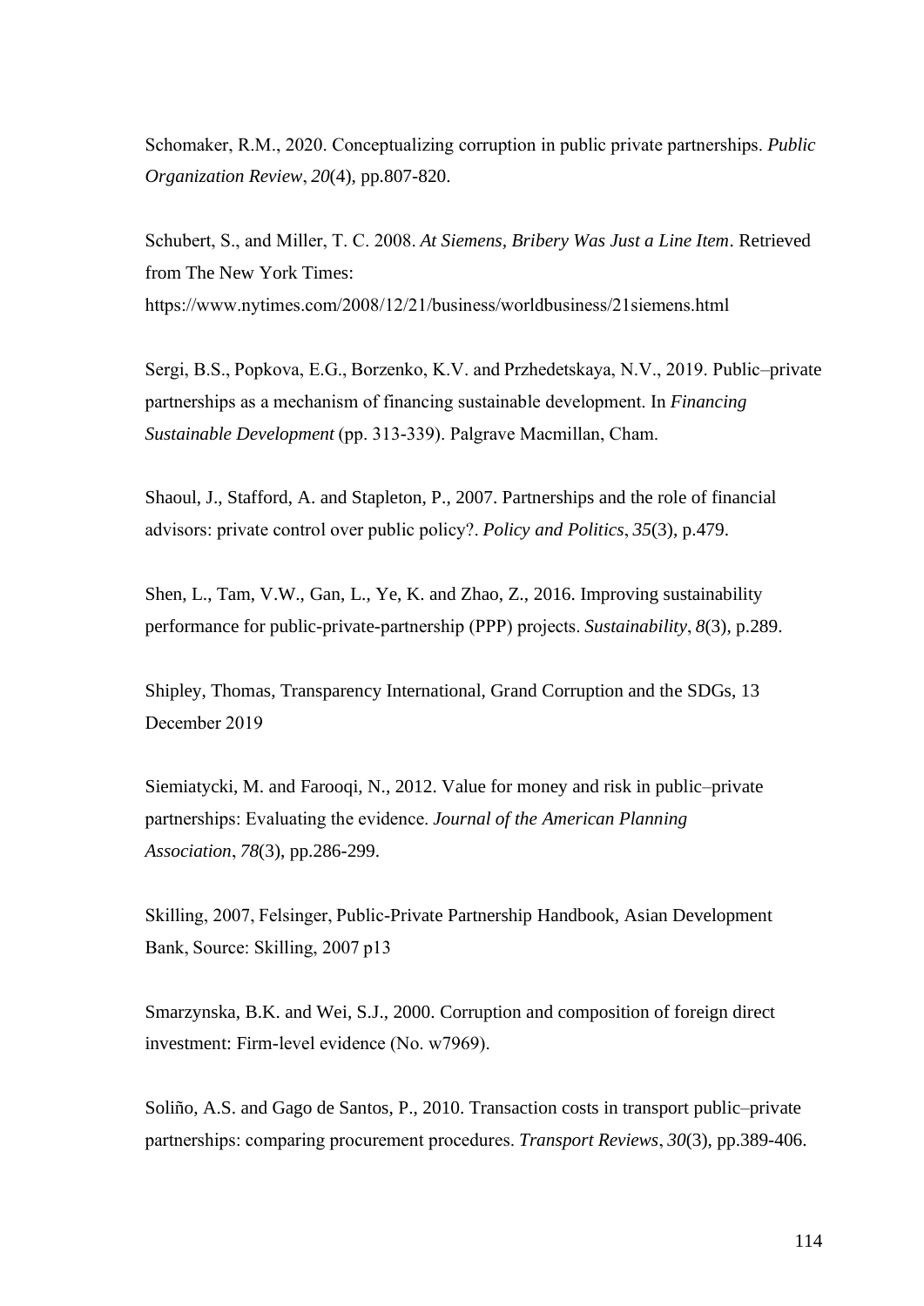Schomaker, R.M., 2020. Conceptualizing corruption in public private partnerships. *Public Organization Review*, *20*(4), pp.807-820.

Schubert, S., and Miller, T. C. 2008. *At Siemens, Bribery Was Just a Line Item*. Retrieved from The New York Times: https://www.nytimes.com/2008/12/21/business/worldbusiness/21siemens.html

Sergi, B.S., Popkova, E.G., Borzenko, K.V. and Przhedetskaya, N.V., 2019. Public–private partnerships as a mechanism of financing sustainable development. In *Financing Sustainable Development* (pp. 313-339). Palgrave Macmillan, Cham.

Shaoul, J., Stafford, A. and Stapleton, P., 2007. Partnerships and the role of financial advisors: private control over public policy?. *Policy and Politics*, *35*(3), p.479.

Shen, L., Tam, V.W., Gan, L., Ye, K. and Zhao, Z., 2016. Improving sustainability performance for public-private-partnership (PPP) projects. *Sustainability*, *8*(3), p.289.

Shipley, Thomas, Transparency International, Grand Corruption and the SDGs, 13 December 2019

Siemiatycki, M. and Farooqi, N., 2012. Value for money and risk in public–private partnerships: Evaluating the evidence. *Journal of the American Planning Association*, *78*(3), pp.286-299.

Skilling, 2007, Felsinger, Public-Private Partnership Handbook, Asian Development Bank, Source: Skilling, 2007 p13

Smarzynska, B.K. and Wei, S.J., 2000. Corruption and composition of foreign direct investment: Firm-level evidence (No. w7969).

Soliño, A.S. and Gago de Santos, P., 2010. Transaction costs in transport public–private partnerships: comparing procurement procedures. *Transport Reviews*, *30*(3), pp.389-406.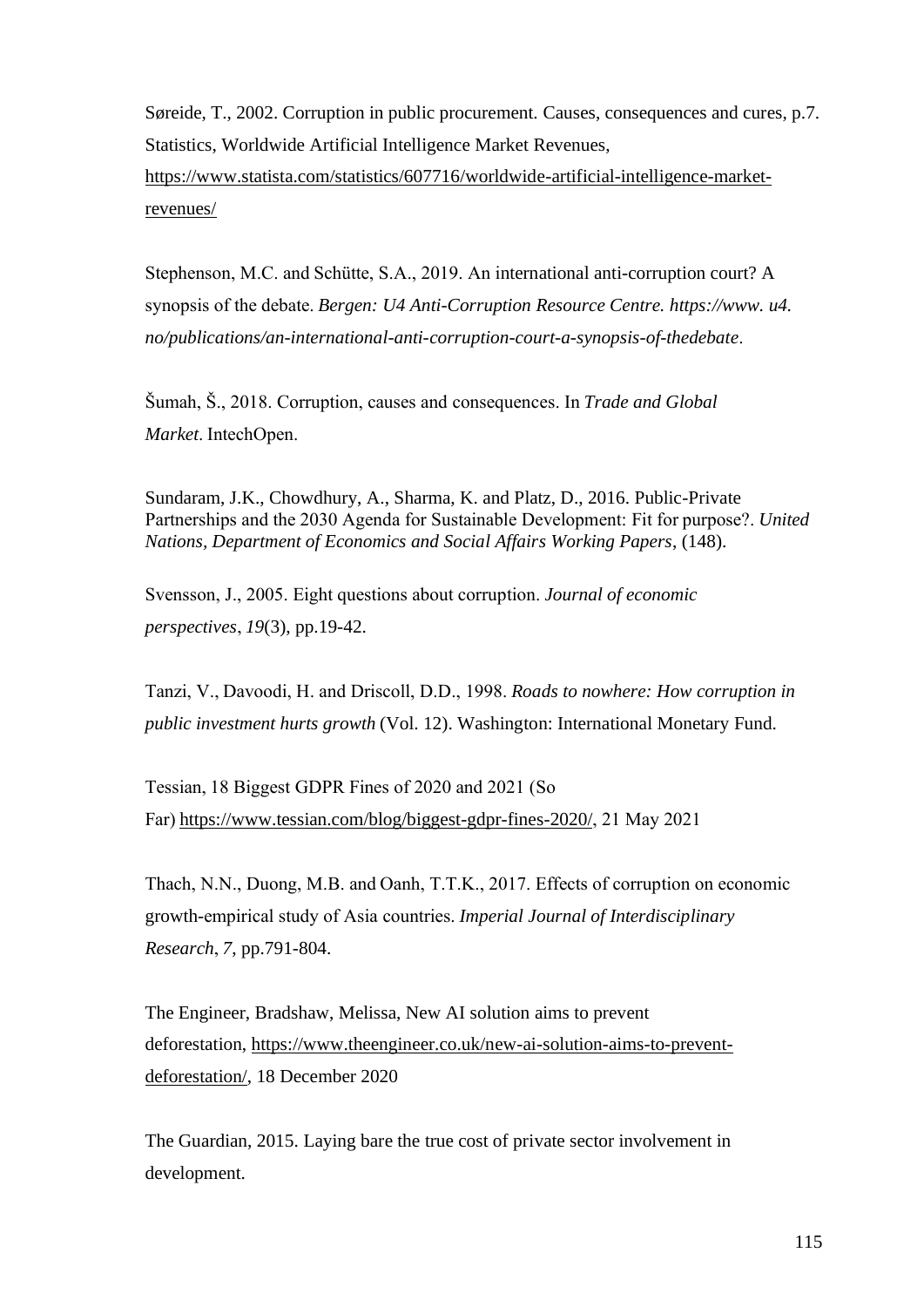Søreide, T., 2002. Corruption in public procurement. Causes, consequences and cures, p.7.

Statistics, Worldwide Artificial Intelligence Market Revenues, https://www.statista.com/statistics/607716/worldwide-artificial-intelligence-market-revenues/

Stephenson, M.C. and Schütte, S.A., 2019. An international anti-corruption court? A synopsis of the debate. *Bergen: U4 Anti-Corruption Resource Centre. https://www. u4. no/publications/an-international-anti-corruption-court-a-synopsis-of-thedebate*.

Šumah, Š., 2018. Corruption, causes and consequences. In *Trade and Global Market*. IntechOpen.

Sundaram, J.K., Chowdhury, A., Sharma, K. and Platz, D., 2016. Public-Private Partnerships and the 2030 Agenda for Sustainable Development: Fit for purpose?. *United Nations, Department of Economics and Social Affairs Working Papers*, (148).

Svensson, J., 2005. Eight questions about corruption. *Journal of economic perspectives*, *19*(3), pp.19-42.

Tanzi, V., Davoodi, H. and Driscoll, D.D., 1998. *Roads to nowhere: How corruption in public investment hurts growth* (Vol. 12). Washington: International Monetary Fund.

Tessian, 18 Biggest GDPR Fines of 2020 and 2021 (So Far) https://www.tessian.com/blog/biggest-gdpr-fines-2020/, 21 May 2021

Thach, N.N., Duong, M.B. and Oanh, T.T.K., 2017. Effects of corruption on economic growth-empirical study of Asia countries. *Imperial Journal of Interdisciplinary Research*, *7*, pp.791-804.

The Engineer, Bradshaw, Melissa, New AI solution aims to prevent deforestation, https://www.theengineer.co.uk/new-ai-solution-aims-to-prevent-deforestation/, 18 December 2020

The Guardian, 2015. Laying bare the true cost of private sector involvement in development.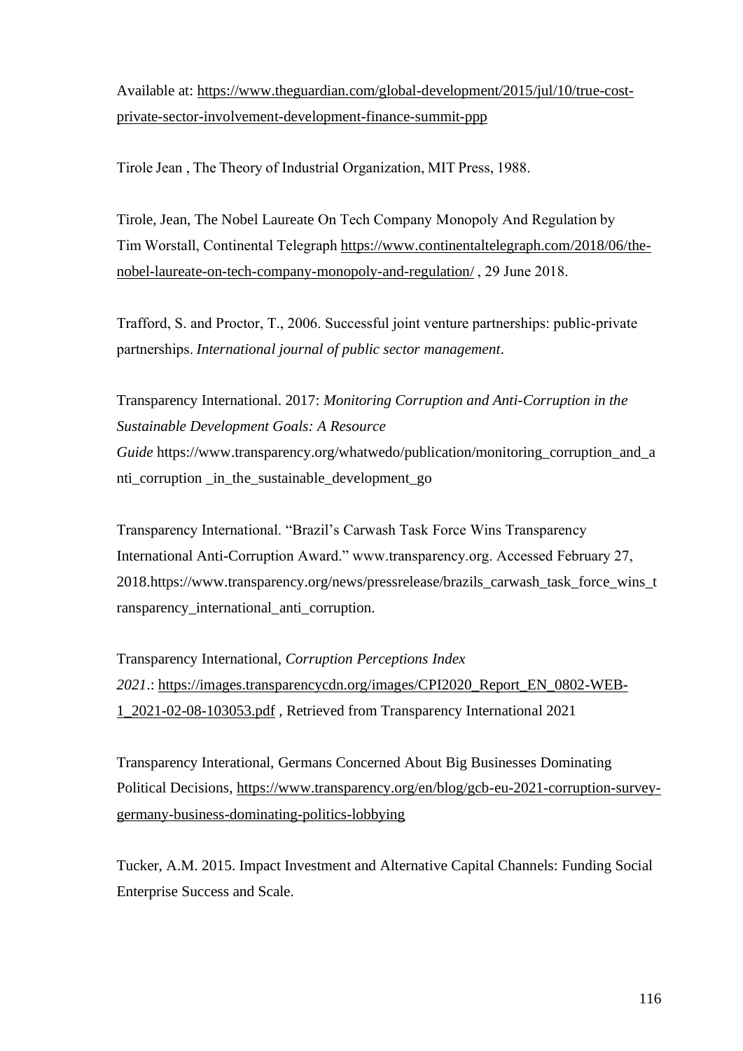Available at: https://www.theguardian.com/global-development/2015/jul/10/true-cost-private-sector-involvement-development-finance-summit-ppp

Tirole Jean , The Theory of Industrial Organization, MIT Press, 1988.

Tirole, Jean, The Nobel Laureate On Tech Company Monopoly And Regulation by Tim Worstall, Continental Telegraph https://www.continentaltelegraph.com/2018/06/the-nobel-laureate-on-tech-company-monopoly-and-regulation/ , 29 June 2018.

Trafford, S. and Proctor, T., 2006. Successful joint venture partnerships: public-private partnerships. *International journal of public sector management*.

Transparency International. 2017: *Monitoring Corruption and Anti-Corruption in the Sustainable Development Goals: A Resource Guide* https://www.transparency.org/whatwedo/publication/monitoring_corruption_and_anti_corruption _in_the_sustainable_development_go

Transparency International. "Brazil's Carwash Task Force Wins Transparency International Anti-Corruption Award." www.transparency.org. Accessed February 27, 2018.https://www.transparency.org/news/pressrelease/brazils_carwash_task_force_wins_transparency_international_anti_corruption.

Transparency International, *Corruption Perceptions Index 2021*.: https://images.transparencycdn.org/images/CPI2020_Report_EN_0802-WEB-1_2021-02-08-103053.pdf , Retrieved from Transparency International 2021

Transparency Interational, Germans Concerned About Big Businesses Dominating Political Decisions, https://www.transparency.org/en/blog/gcb-eu-2021-corruption-survey-germany-business-dominating-politics-lobbying

Tucker, A.M. 2015. Impact Investment and Alternative Capital Channels: Funding Social Enterprise Success and Scale.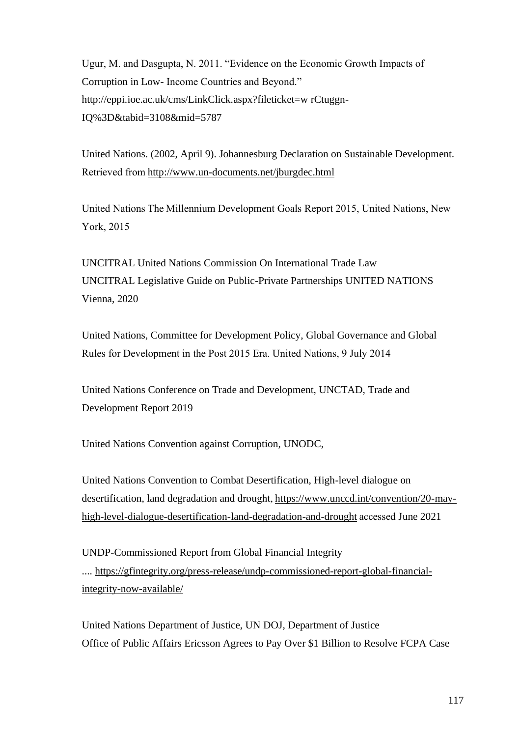Ugur, M. and Dasgupta, N. 2011. "Evidence on the Economic Growth Impacts of Corruption in Low- Income Countries and Beyond." http://eppi.ioe.ac.uk/cms/LinkClick.aspx?fileticket=w rCtuggn-IQ%3D&tabid=3108&mid=5787

United Nations. (2002, April 9). Johannesburg Declaration on Sustainable Development. Retrieved from http://www.un-documents.net/jburgdec.html

United Nations The Millennium Development Goals Report 2015, United Nations, New York, 2015

UNCITRAL United Nations Commission On International Trade Law
UNCITRAL Legislative Guide on Public-Private Partnerships UNITED NATIONS Vienna, 2020

United Nations, Committee for Development Policy, Global Governance and Global Rules for Development in the Post 2015 Era. United Nations, 9 July 2014

United Nations Conference on Trade and Development, UNCTAD, Trade and Development Report 2019

United Nations Convention against Corruption, UNODC,

United Nations Convention to Combat Desertification, High-level dialogue on desertification, land degradation and drought, https://www.unccd.int/convention/20-may-high-level-dialogue-desertification-land-degradation-and-drought accessed June 2021

UNDP-Commissioned Report from Global Financial Integrity
.... https://gfintegrity.org/press-release/undp-commissioned-report-global-financial-integrity-now-available/

United Nations Department of Justice, UN DOJ, Department of Justice
Office of Public Affairs Ericsson Agrees to Pay Over $1 Billion to Resolve FCPA Case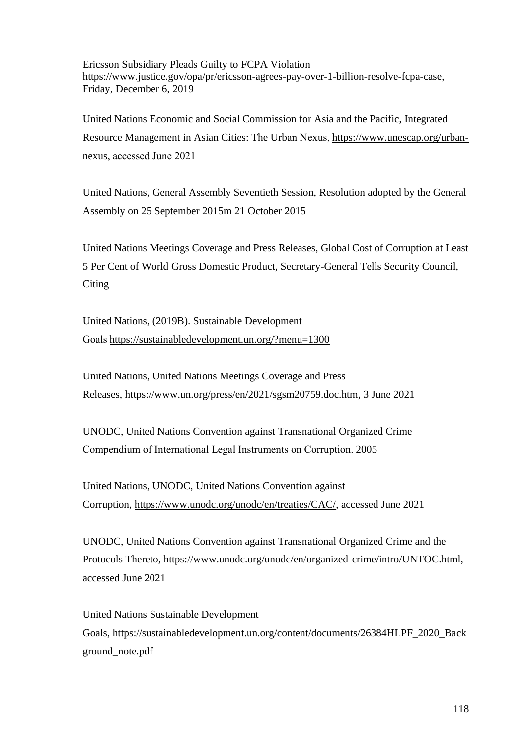Ericsson Subsidiary Pleads Guilty to FCPA Violation
https://www.justice.gov/opa/pr/ericsson-agrees-pay-over-1-billion-resolve-fcpa-case, Friday, December 6, 2019

United Nations Economic and Social Commission for Asia and the Pacific, Integrated Resource Management in Asian Cities: The Urban Nexus, https://www.unescap.org/urban-nexus, accessed June 2021

United Nations, General Assembly Seventieth Session, Resolution adopted by the General Assembly on 25 September 2015m 21 October 2015

United Nations Meetings Coverage and Press Releases, Global Cost of Corruption at Least 5 Per Cent of World Gross Domestic Product, Secretary-General Tells Security Council, Citing

United Nations, (2019B). Sustainable Development Goals https://sustainabledevelopment.un.org/?menu=1300

United Nations, United Nations Meetings Coverage and Press Releases, https://www.un.org/press/en/2021/sgsm20759.doc.htm, 3 June 2021

UNODC, United Nations Convention against Transnational Organized Crime Compendium of International Legal Instruments on Corruption. 2005

United Nations, UNODC, United Nations Convention against Corruption, https://www.unodc.org/unodc/en/treaties/CAC/, accessed June 2021

UNODC, United Nations Convention against Transnational Organized Crime and the Protocols Thereto, https://www.unodc.org/unodc/en/organized-crime/intro/UNTOC.html, accessed June 2021

United Nations Sustainable Development Goals, https://sustainabledevelopment.un.org/content/documents/26384HLPF_2020_Background_note.pdf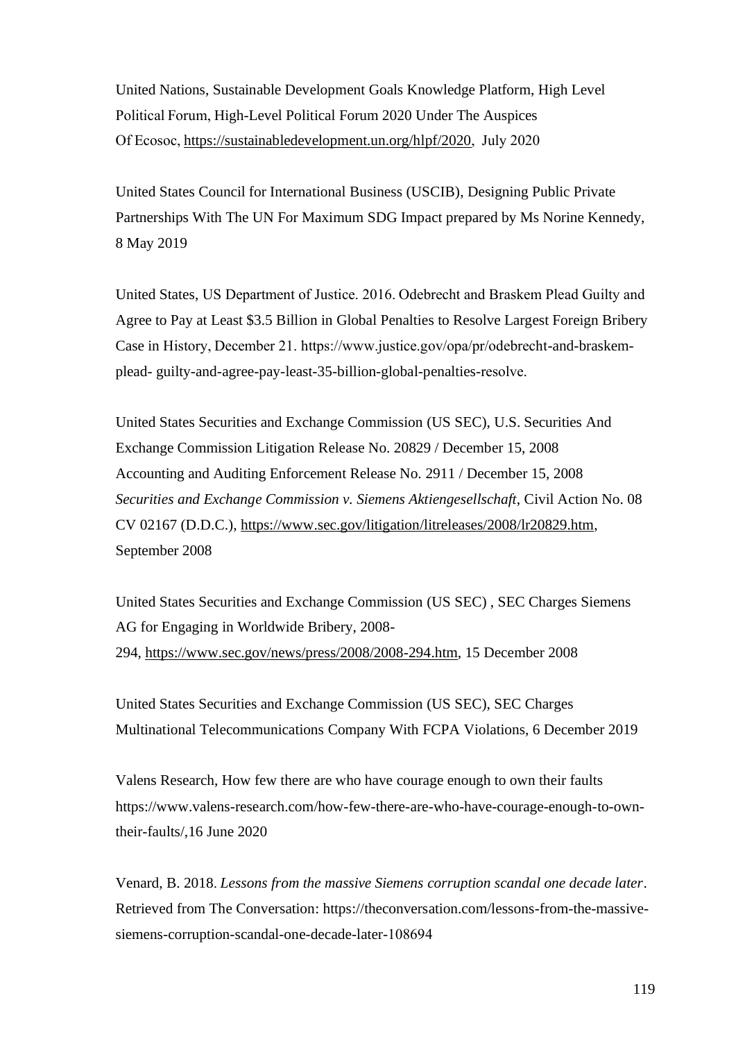United Nations, Sustainable Development Goals Knowledge Platform, High Level Political Forum, High-Level Political Forum 2020 Under The Auspices Of Ecosoc, https://sustainabledevelopment.un.org/hlpf/2020, July 2020

United States Council for International Business (USCIB), Designing Public Private Partnerships With The UN For Maximum SDG Impact prepared by Ms Norine Kennedy, 8 May 2019

United States, US Department of Justice. 2016. Odebrecht and Braskem Plead Guilty and Agree to Pay at Least $3.5 Billion in Global Penalties to Resolve Largest Foreign Bribery Case in History, December 21. https://www.justice.gov/opa/pr/odebrecht-and-braskem-plead- guilty-and-agree-pay-least-35-billion-global-penalties-resolve.

United States Securities and Exchange Commission (US SEC), U.S. Securities And Exchange Commission Litigation Release No. 20829 / December 15, 2008 Accounting and Auditing Enforcement Release No. 2911 / December 15, 2008 *Securities and Exchange Commission v. Siemens Aktiengesellschaft*, Civil Action No. 08 CV 02167 (D.D.C.), https://www.sec.gov/litigation/litreleases/2008/lr20829.htm, September 2008

United States Securities and Exchange Commission (US SEC) , SEC Charges Siemens AG for Engaging in Worldwide Bribery, 2008-294, https://www.sec.gov/news/press/2008/2008-294.htm, 15 December 2008

United States Securities and Exchange Commission (US SEC), SEC Charges Multinational Telecommunications Company With FCPA Violations, 6 December 2019

Valens Research, How few there are who have courage enough to own their faults https://www.valens-research.com/how-few-there-are-who-have-courage-enough-to-own-their-faults/,16 June 2020

Venard, B. 2018. *Lessons from the massive Siemens corruption scandal one decade later*. Retrieved from The Conversation: https://theconversation.com/lessons-from-the-massive-siemens-corruption-scandal-one-decade-later-108694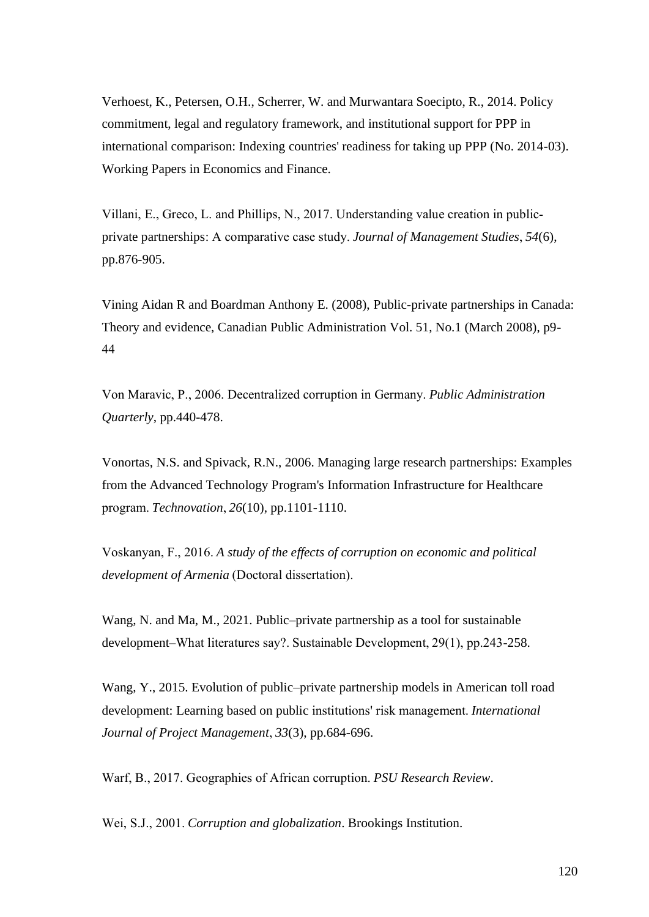Verhoest, K., Petersen, O.H., Scherrer, W. and Murwantara Soecipto, R., 2014. Policy commitment, legal and regulatory framework, and institutional support for PPP in international comparison: Indexing countries' readiness for taking up PPP (No. 2014-03). Working Papers in Economics and Finance.

Villani, E., Greco, L. and Phillips, N., 2017. Understanding value creation in public-private partnerships: A comparative case study. *Journal of Management Studies*, *54*(6), pp.876-905.

Vining Aidan R and Boardman Anthony E. (2008), Public-private partnerships in Canada: Theory and evidence, Canadian Public Administration Vol. 51, No.1 (March 2008), p9-44

Von Maravic, P., 2006. Decentralized corruption in Germany. *Public Administration Quarterly*, pp.440-478.

Vonortas, N.S. and Spivack, R.N., 2006. Managing large research partnerships: Examples from the Advanced Technology Program's Information Infrastructure for Healthcare program. *Technovation*, *26*(10), pp.1101-1110.

Voskanyan, F., 2016. *A study of the effects of corruption on economic and political development of Armenia* (Doctoral dissertation).

Wang, N. and Ma, M., 2021. Public–private partnership as a tool for sustainable development–What literatures say?. Sustainable Development, 29(1), pp.243-258.

Wang, Y., 2015. Evolution of public–private partnership models in American toll road development: Learning based on public institutions' risk management. *International Journal of Project Management*, *33*(3), pp.684-696.

Warf, B., 2017. Geographies of African corruption. *PSU Research Review*.

Wei, S.J., 2001. *Corruption and globalization*. Brookings Institution.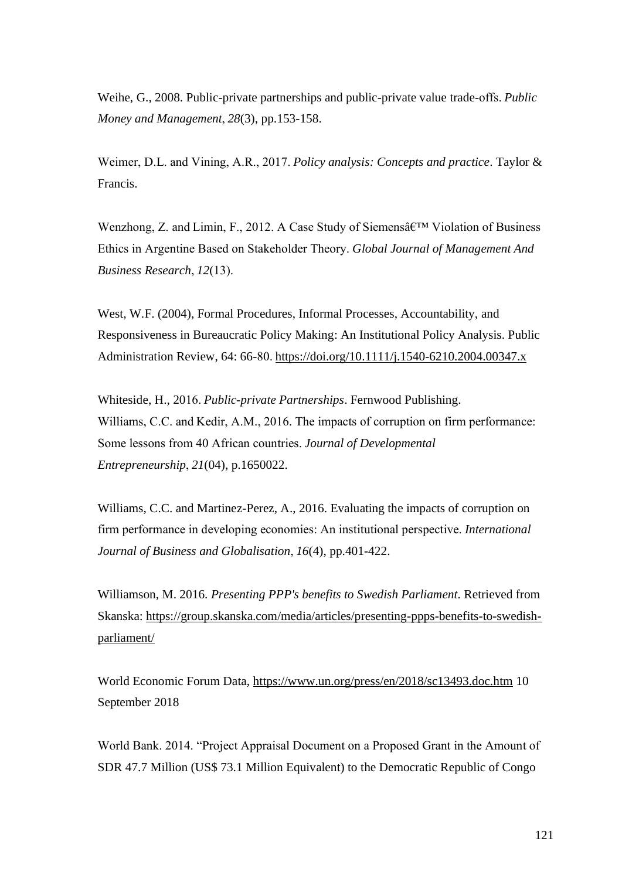Weihe, G., 2008. Public-private partnerships and public-private value trade-offs. *Public Money and Management*, *28*(3), pp.153-158.

Weimer, D.L. and Vining, A.R., 2017. *Policy analysis: Concepts and practice*. Taylor & Francis.

Wenzhong, Z. and Limin, F., 2012. A Case Study of Siemensâ€™ Violation of Business Ethics in Argentine Based on Stakeholder Theory. *Global Journal of Management And Business Research*, *12*(13).

West, W.F. (2004), Formal Procedures, Informal Processes, Accountability, and Responsiveness in Bureaucratic Policy Making: An Institutional Policy Analysis. Public Administration Review, 64: 66-80. https://doi.org/10.1111/j.1540-6210.2004.00347.x

Whiteside, H., 2016. *Public-private Partnerships*. Fernwood Publishing.
Williams, C.C. and Kedir, A.M., 2016. The impacts of corruption on firm performance: Some lessons from 40 African countries. *Journal of Developmental Entrepreneurship*, *21*(04), p.1650022.

Williams, C.C. and Martinez-Perez, A., 2016. Evaluating the impacts of corruption on firm performance in developing economies: An institutional perspective. *International Journal of Business and Globalisation*, *16*(4), pp.401-422.

Williamson, M. 2016. *Presenting PPP's benefits to Swedish Parliament*. Retrieved from Skanska: https://group.skanska.com/media/articles/presenting-ppps-benefits-to-swedish-parliament/

World Economic Forum Data, https://www.un.org/press/en/2018/sc13493.doc.htm 10 September 2018

World Bank. 2014. "Project Appraisal Document on a Proposed Grant in the Amount of SDR 47.7 Million (US$ 73.1 Million Equivalent) to the Democratic Republic of Congo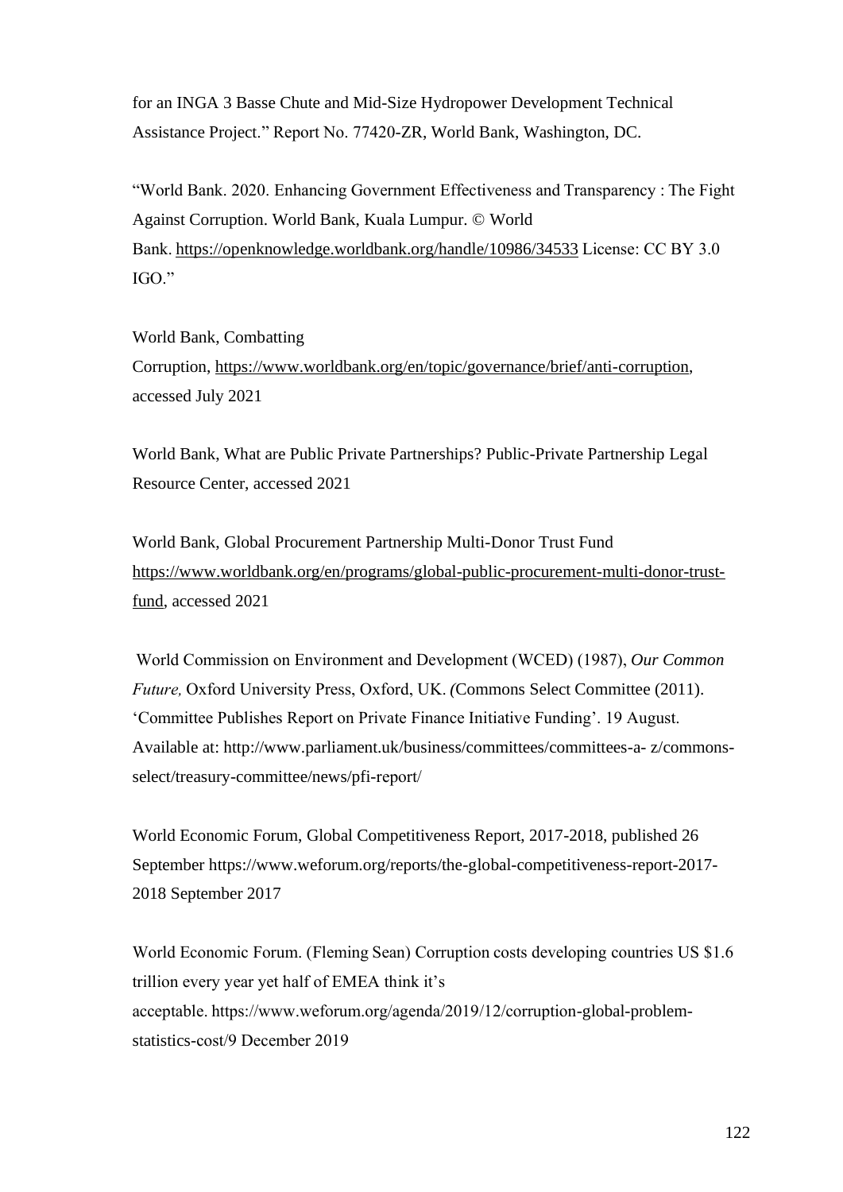for an INGA 3 Basse Chute and Mid-Size Hydropower Development Technical Assistance Project." Report No. 77420-ZR, World Bank, Washington, DC.

"World Bank. 2020. Enhancing Government Effectiveness and Transparency : The Fight Against Corruption. World Bank, Kuala Lumpur. © World Bank. https://openknowledge.worldbank.org/handle/10986/34533 License: CC BY 3.0 IGO."

World Bank, Combatting Corruption, https://www.worldbank.org/en/topic/governance/brief/anti-corruption, accessed July 2021

World Bank, What are Public Private Partnerships? Public-Private Partnership Legal Resource Center, accessed 2021

World Bank, Global Procurement Partnership Multi-Donor Trust Fund https://www.worldbank.org/en/programs/global-public-procurement-multi-donor-trust-fund, accessed 2021

World Commission on Environment and Development (WCED) (1987), *Our Common Future,* Oxford University Press, Oxford, UK. *(*Commons Select Committee (2011). 'Committee Publishes Report on Private Finance Initiative Funding'. 19 August. Available at: http://www.parliament.uk/business/committees/committees-a- z/commons-select/treasury-committee/news/pfi-report/

World Economic Forum, Global Competitiveness Report, 2017-2018, published 26 September https://www.weforum.org/reports/the-global-competitiveness-report-2017-2018 September 2017

World Economic Forum. (Fleming Sean) Corruption costs developing countries US $1.6 trillion every year yet half of EMEA think it's acceptable. https://www.weforum.org/agenda/2019/12/corruption-global-problem-statistics-cost/9 December 2019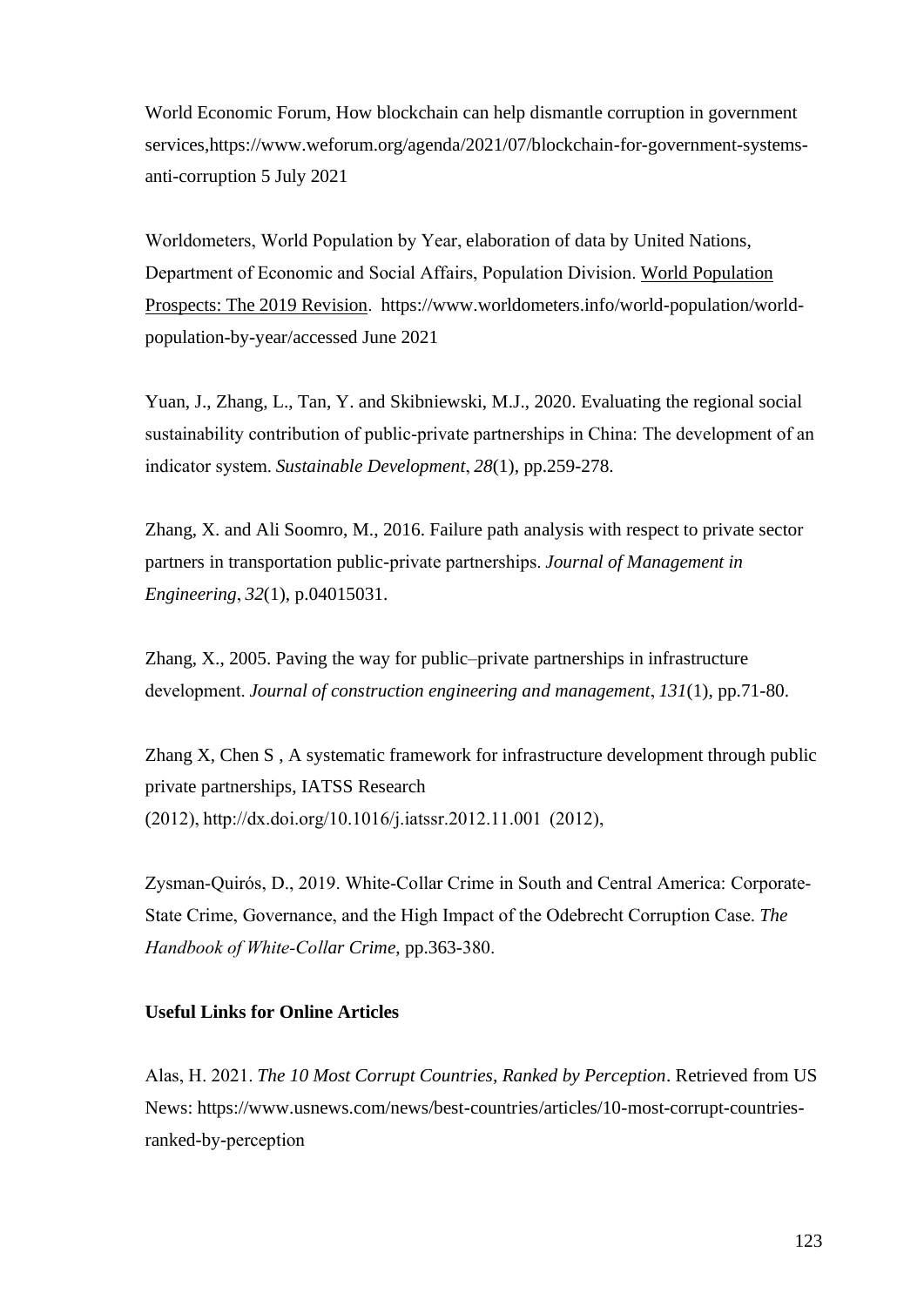World Economic Forum, How blockchain can help dismantle corruption in government services,https://www.weforum.org/agenda/2021/07/blockchain-for-government-systems-anti-corruption 5 July 2021

Worldometers, World Population by Year, elaboration of data by United Nations, Department of Economic and Social Affairs, Population Division. World Population Prospects: The 2019 Revision. https://www.worldometers.info/world-population/world-population-by-year/accessed June 2021

Yuan, J., Zhang, L., Tan, Y. and Skibniewski, M.J., 2020. Evaluating the regional social sustainability contribution of public-private partnerships in China: The development of an indicator system. *Sustainable Development*, *28*(1), pp.259-278.

Zhang, X. and Ali Soomro, M., 2016. Failure path analysis with respect to private sector partners in transportation public-private partnerships. *Journal of Management in Engineering*, *32*(1), p.04015031.

Zhang, X., 2005. Paving the way for public–private partnerships in infrastructure development. *Journal of construction engineering and management*, *131*(1), pp.71-80.

Zhang X, Chen S , A systematic framework for infrastructure development through public private partnerships, IATSS Research (2012), http://dx.doi.org/10.1016/j.iatssr.2012.11.001 (2012),

Zysman-Quirós, D., 2019. White-Collar Crime in South and Central America: Corporate-State Crime, Governance, and the High Impact of the Odebrecht Corruption Case. *The Handbook of White-Collar Crime*, pp.363-380.

**Useful Links for Online Articles**

Alas, H. 2021. *The 10 Most Corrupt Countries, Ranked by Perception*. Retrieved from US News: https://www.usnews.com/news/best-countries/articles/10-most-corrupt-countries-ranked-by-perception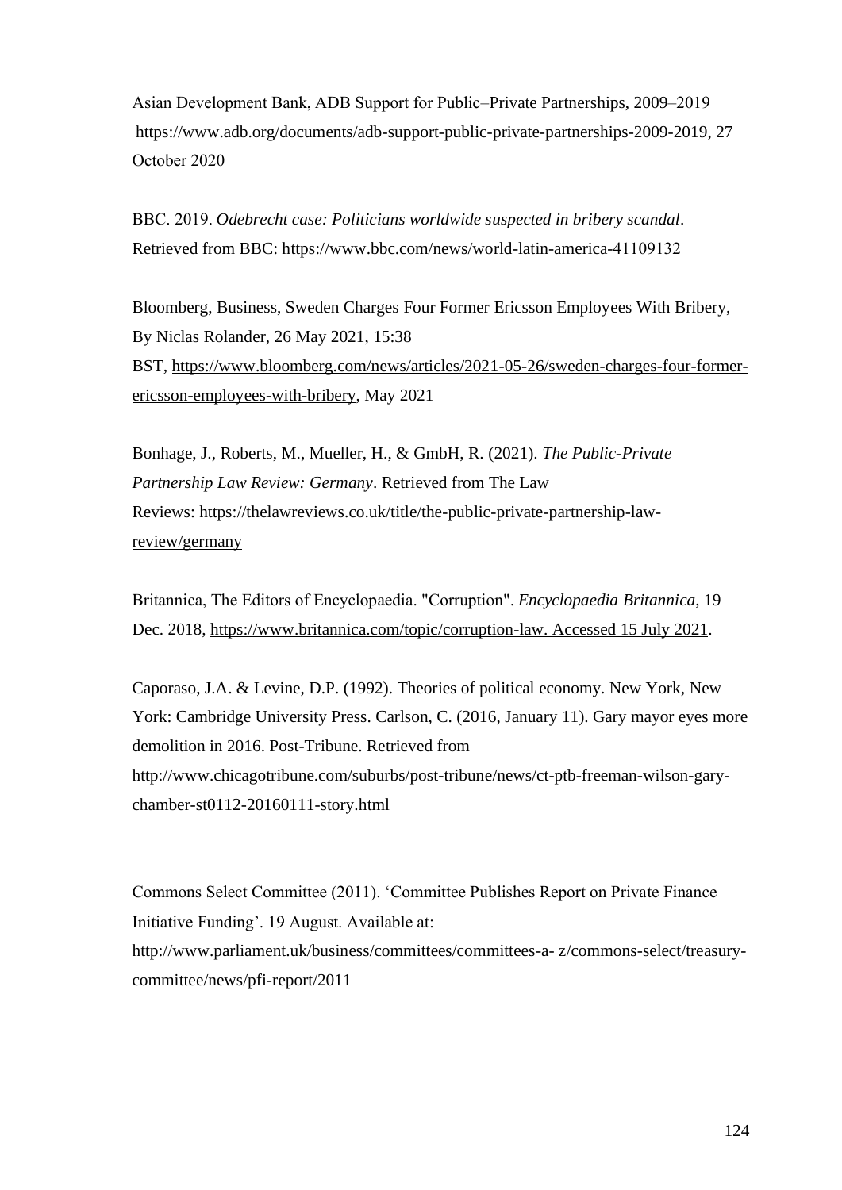Asian Development Bank, ADB Support for Public–Private Partnerships, 2009–2019 https://www.adb.org/documents/adb-support-public-private-partnerships-2009-2019, 27 October 2020

BBC. 2019. *Odebrecht case: Politicians worldwide suspected in bribery scandal*. Retrieved from BBC: https://www.bbc.com/news/world-latin-america-41109132

Bloomberg, Business, Sweden Charges Four Former Ericsson Employees With Bribery, By Niclas Rolander, 26 May 2021, 15:38 BST, https://www.bloomberg.com/news/articles/2021-05-26/sweden-charges-four-former-ericsson-employees-with-bribery, May 2021

Bonhage, J., Roberts, M., Mueller, H., & GmbH, R. (2021). *The Public-Private Partnership Law Review: Germany*. Retrieved from The Law Reviews: https://thelawreviews.co.uk/title/the-public-private-partnership-law-review/germany

Britannica, The Editors of Encyclopaedia. "Corruption". *Encyclopaedia Britannica*, 19 Dec. 2018, https://www.britannica.com/topic/corruption-law. Accessed 15 July 2021.

Caporaso, J.A. & Levine, D.P. (1992). Theories of political economy. New York, New York: Cambridge University Press. Carlson, C. (2016, January 11). Gary mayor eyes more demolition in 2016. Post-Tribune. Retrieved from http://www.chicagotribune.com/suburbs/post-tribune/news/ct-ptb-freeman-wilson-gary-chamber-st0112-20160111-story.html

Commons Select Committee (2011). 'Committee Publishes Report on Private Finance Initiative Funding'. 19 August. Available at: http://www.parliament.uk/business/committees/committees-a- z/commons-select/treasury-committee/news/pfi-report/2011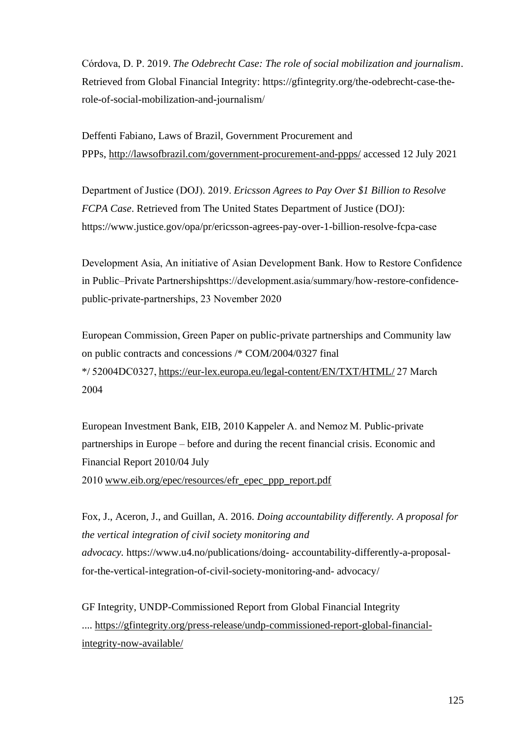Córdova, D. P. 2019. *The Odebrecht Case: The role of social mobilization and journalism*. Retrieved from Global Financial Integrity: https://gfintegrity.org/the-odebrecht-case-the-role-of-social-mobilization-and-journalism/

Deffenti Fabiano, Laws of Brazil, Government Procurement and PPPs, http://lawsofbrazil.com/government-procurement-and-ppps/ accessed 12 July 2021

Department of Justice (DOJ). 2019. *Ericsson Agrees to Pay Over $1 Billion to Resolve FCPA Case*. Retrieved from The United States Department of Justice (DOJ): https://www.justice.gov/opa/pr/ericsson-agrees-pay-over-1-billion-resolve-fcpa-case

Development Asia, An initiative of Asian Development Bank. How to Restore Confidence in Public–Private Partnershipshttps://development.asia/summary/how-restore-confidence-public-private-partnerships, 23 November 2020

European Commission, Green Paper on public-private partnerships and Community law on public contracts and concessions /* COM/2004/0327 final */ 52004DC0327, https://eur-lex.europa.eu/legal-content/EN/TXT/HTML/ 27 March 2004

European Investment Bank, EIB, 2010 Kappeler A. and Nemoz M. Public-private partnerships in Europe – before and during the recent financial crisis. Economic and Financial Report 2010/04 July 2010 www.eib.org/epec/resources/efr_epec_ppp_report.pdf

Fox, J., Aceron, J., and Guillan, A. 2016. *Doing accountability differently. A proposal for the vertical integration of civil society monitoring and advocacy*. https://www.u4.no/publications/doing- accountability-differently-a-proposal-for-the-vertical-integration-of-civil-society-monitoring-and- advocacy/

GF Integrity, UNDP-Commissioned Report from Global Financial Integrity .... https://gfintegrity.org/press-release/undp-commissioned-report-global-financial-integrity-now-available/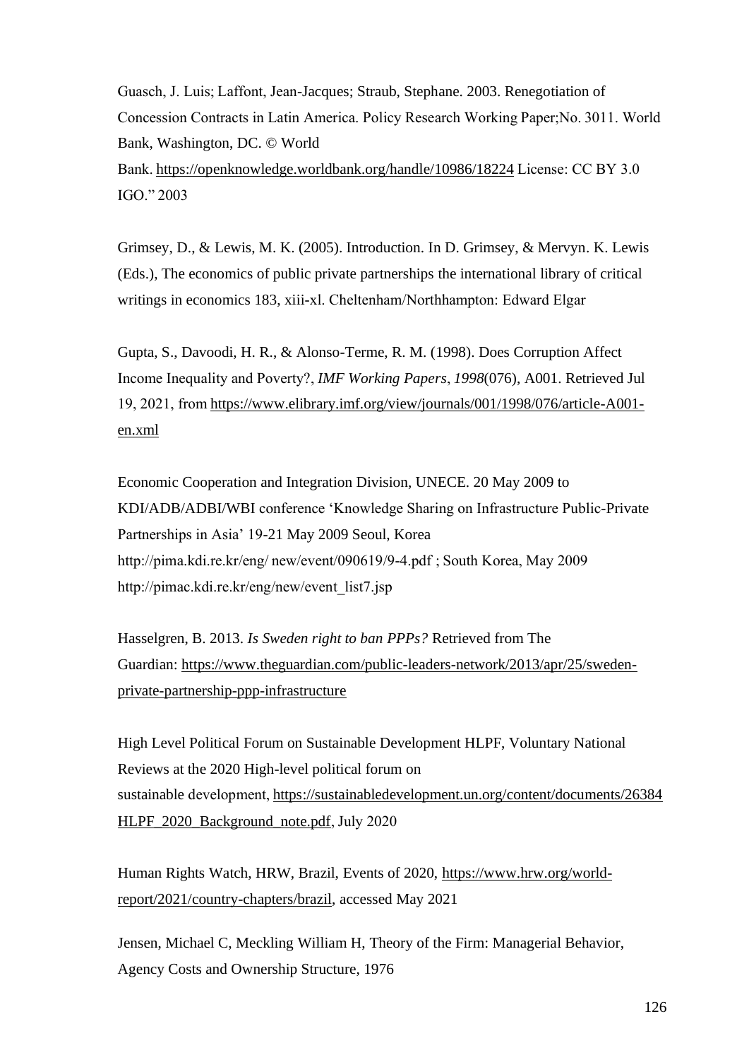Guasch, J. Luis; Laffont, Jean-Jacques; Straub, Stephane. 2003. Renegotiation of Concession Contracts in Latin America. Policy Research Working Paper;No. 3011. World Bank, Washington, DC. © World Bank. https://openknowledge.worldbank.org/handle/10986/18224 License: CC BY 3.0 IGO." 2003

Grimsey, D., & Lewis, M. K. (2005). Introduction. In D. Grimsey, & Mervyn. K. Lewis (Eds.), The economics of public private partnerships the international library of critical writings in economics 183, xiii-xl. Cheltenham/Northhampton: Edward Elgar

Gupta, S., Davoodi, H. R., & Alonso-Terme, R. M. (1998). Does Corruption Affect Income Inequality and Poverty?, *IMF Working Papers*, *1998*(076), A001. Retrieved Jul 19, 2021, from https://www.elibrary.imf.org/view/journals/001/1998/076/article-A001-en.xml

Economic Cooperation and Integration Division, UNECE. 20 May 2009 to KDI/ADB/ADBI/WBI conference 'Knowledge Sharing on Infrastructure Public-Private Partnerships in Asia' 19-21 May 2009 Seoul, Korea http://pima.kdi.re.kr/eng/ new/event/090619/9-4.pdf ; South Korea, May 2009 http://pimac.kdi.re.kr/eng/new/event_list7.jsp

Hasselgren, B. 2013. *Is Sweden right to ban PPPs?* Retrieved from The Guardian: https://www.theguardian.com/public-leaders-network/2013/apr/25/sweden-private-partnership-ppp-infrastructure

High Level Political Forum on Sustainable Development HLPF, Voluntary National Reviews at the 2020 High-level political forum on sustainable development, https://sustainabledevelopment.un.org/content/documents/26384HLPF_2020_Background_note.pdf, July 2020

Human Rights Watch, HRW, Brazil, Events of 2020, https://www.hrw.org/world-report/2021/country-chapters/brazil, accessed May 2021

Jensen, Michael C, Meckling William H, Theory of the Firm: Managerial Behavior, Agency Costs and Ownership Structure, 1976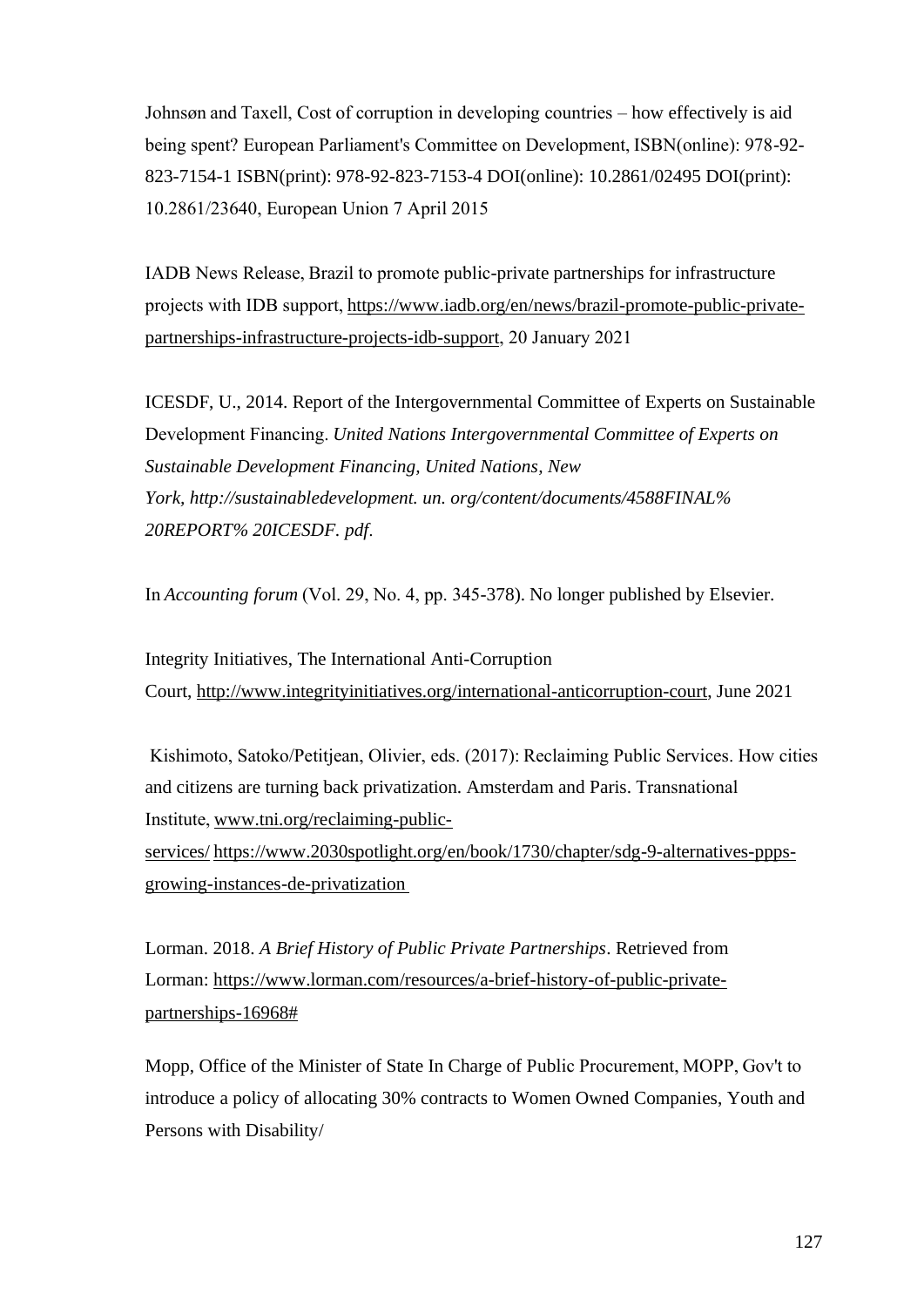Johnsøn and Taxell, Cost of corruption in developing countries – how effectively is aid being spent? European Parliament's Committee on Development, ISBN(online): 978-92-823-7154-1 ISBN(print): 978-92-823-7153-4 DOI(online): 10.2861/02495 DOI(print): 10.2861/23640, European Union 7 April 2015

IADB News Release, Brazil to promote public-private partnerships for infrastructure projects with IDB support, https://www.iadb.org/en/news/brazil-promote-public-private-partnerships-infrastructure-projects-idb-support, 20 January 2021

ICESDF, U., 2014. Report of the Intergovernmental Committee of Experts on Sustainable Development Financing. *United Nations Intergovernmental Committee of Experts on Sustainable Development Financing, United Nations, New York, http://sustainabledevelopment. un. org/content/documents/4588FINAL% 20REPORT% 20ICESDF. pdf*.

In *Accounting forum* (Vol. 29, No. 4, pp. 345-378). No longer published by Elsevier.

Integrity Initiatives, The International Anti-Corruption Court, http://www.integrityinitiatives.org/international-anticorruption-court, June 2021

Kishimoto, Satoko/Petitjean, Olivier, eds. (2017): Reclaiming Public Services. How cities and citizens are turning back privatization. Amsterdam and Paris. Transnational Institute, www.tni.org/reclaiming-public-services/ https://www.2030spotlight.org/en/book/1730/chapter/sdg-9-alternatives-ppps-growing-instances-de-privatization

Lorman. 2018. *A Brief History of Public Private Partnerships*. Retrieved from Lorman: https://www.lorman.com/resources/a-brief-history-of-public-private-partnerships-16968#

Mopp, Office of the Minister of State In Charge of Public Procurement, MOPP, Gov't to introduce a policy of allocating 30% contracts to Women Owned Companies, Youth and Persons with Disability/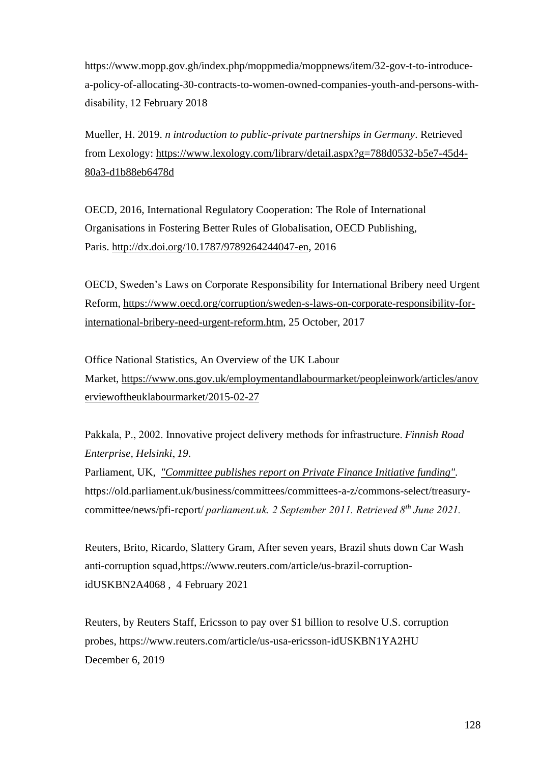https://www.mopp.gov.gh/index.php/moppmedia/moppnews/item/32-gov-t-to-introduce-a-policy-of-allocating-30-contracts-to-women-owned-companies-youth-and-persons-with-disability, 12 February 2018

Mueller, H. 2019. *n introduction to public-private partnerships in Germany*. Retrieved from Lexology: https://www.lexology.com/library/detail.aspx?g=788d0532-b5e7-45d4-80a3-d1b88eb6478d

OECD, 2016, International Regulatory Cooperation: The Role of International Organisations in Fostering Better Rules of Globalisation, OECD Publishing, Paris. http://dx.doi.org/10.1787/9789264244047-en, 2016

OECD, Sweden's Laws on Corporate Responsibility for International Bribery need Urgent Reform, https://www.oecd.org/corruption/sweden-s-laws-on-corporate-responsibility-for-international-bribery-need-urgent-reform.htm, 25 October, 2017

Office National Statistics, An Overview of the UK Labour Market, https://www.ons.gov.uk/employmentandlabourmarket/peopleinwork/articles/anoverviewoftheuklabourmarket/2015-02-27

Pakkala, P., 2002. Innovative project delivery methods for infrastructure. *Finnish Road Enterprise, Helsinki*, *19*.

Parliament, UK, *"Committee publishes report on Private Finance Initiative funding"*. https://old.parliament.uk/business/committees/committees-a-z/commons-select/treasury-committee/news/pfi-report/ *parliament.uk. 2 September 2011. Retrieved 8th June 2021.*

Reuters, Brito, Ricardo, Slattery Gram, After seven years, Brazil shuts down Car Wash anti-corruption squad,https://www.reuters.com/article/us-brazil-corruption-idUSKBN2A4068 , 4 February 2021

Reuters, by Reuters Staff, Ericsson to pay over $1 billion to resolve U.S. corruption probes, https://www.reuters.com/article/us-usa-ericsson-idUSKBN1YA2HU December 6, 2019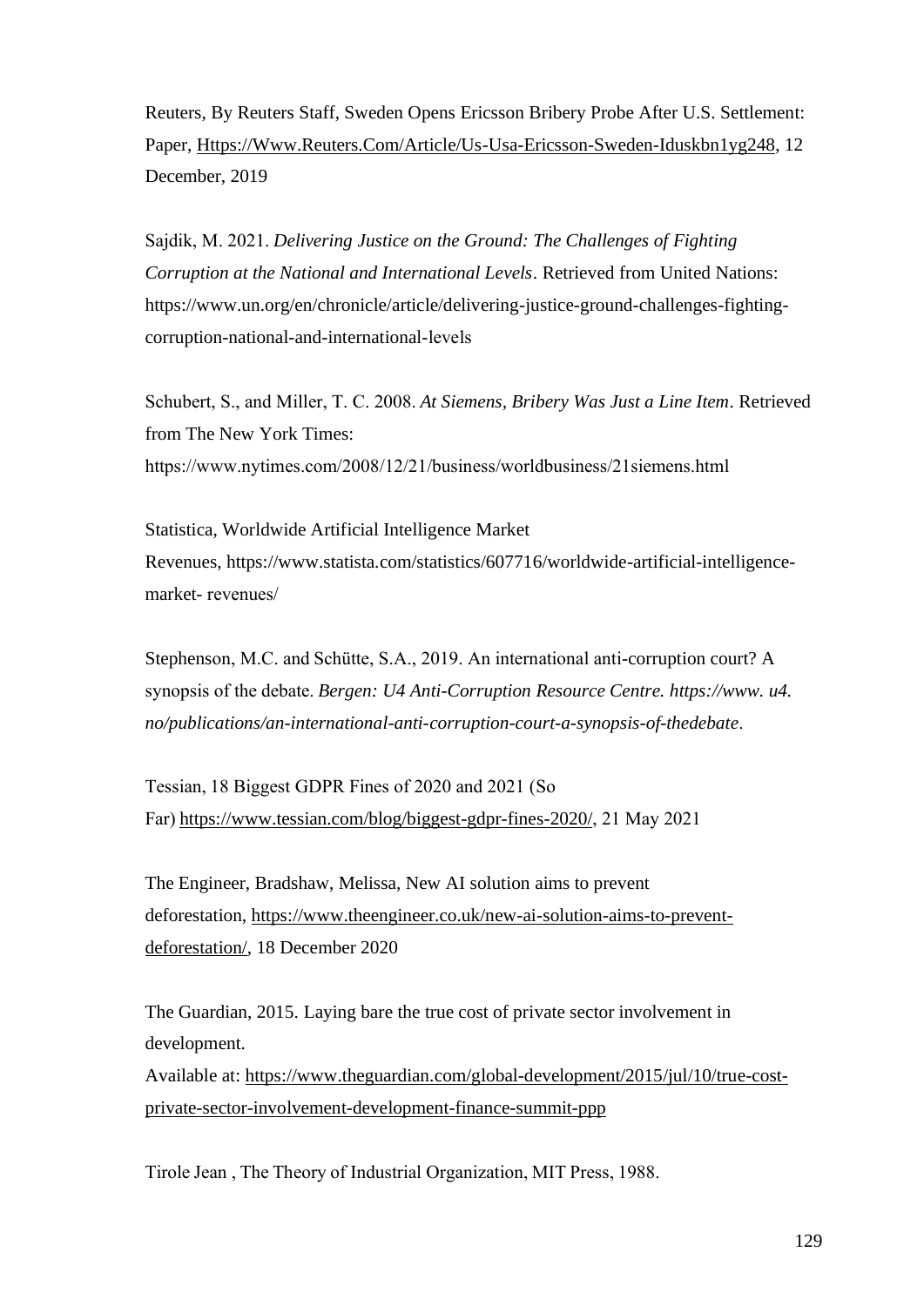Reuters, By Reuters Staff, Sweden Opens Ericsson Bribery Probe After U.S. Settlement: Paper, Https://Www.Reuters.Com/Article/Us-Usa-Ericsson-Sweden-Iduskbn1yg248, 12 December, 2019

Sajdik, M. 2021. *Delivering Justice on the Ground: The Challenges of Fighting Corruption at the National and International Levels*. Retrieved from United Nations: https://www.un.org/en/chronicle/article/delivering-justice-ground-challenges-fighting-corruption-national-and-international-levels

Schubert, S., and Miller, T. C. 2008. *At Siemens, Bribery Was Just a Line Item*. Retrieved from The New York Times: https://www.nytimes.com/2008/12/21/business/worldbusiness/21siemens.html

Statistica, Worldwide Artificial Intelligence Market Revenues, https://www.statista.com/statistics/607716/worldwide-artificial-intelligence-market- revenues/

Stephenson, M.C. and Schütte, S.A., 2019. An international anti-corruption court? A synopsis of the debate. *Bergen: U4 Anti-Corruption Resource Centre. https://www. u4. no/publications/an-international-anti-corruption-court-a-synopsis-of-thedebate*.

Tessian, 18 Biggest GDPR Fines of 2020 and 2021 (So Far) https://www.tessian.com/blog/biggest-gdpr-fines-2020/, 21 May 2021

The Engineer, Bradshaw, Melissa, New AI solution aims to prevent deforestation, https://www.theengineer.co.uk/new-ai-solution-aims-to-prevent-deforestation/, 18 December 2020

The Guardian, 2015. Laying bare the true cost of private sector involvement in development.
Available at: https://www.theguardian.com/global-development/2015/jul/10/true-cost-private-sector-involvement-development-finance-summit-ppp

Tirole Jean , The Theory of Industrial Organization, MIT Press, 1988.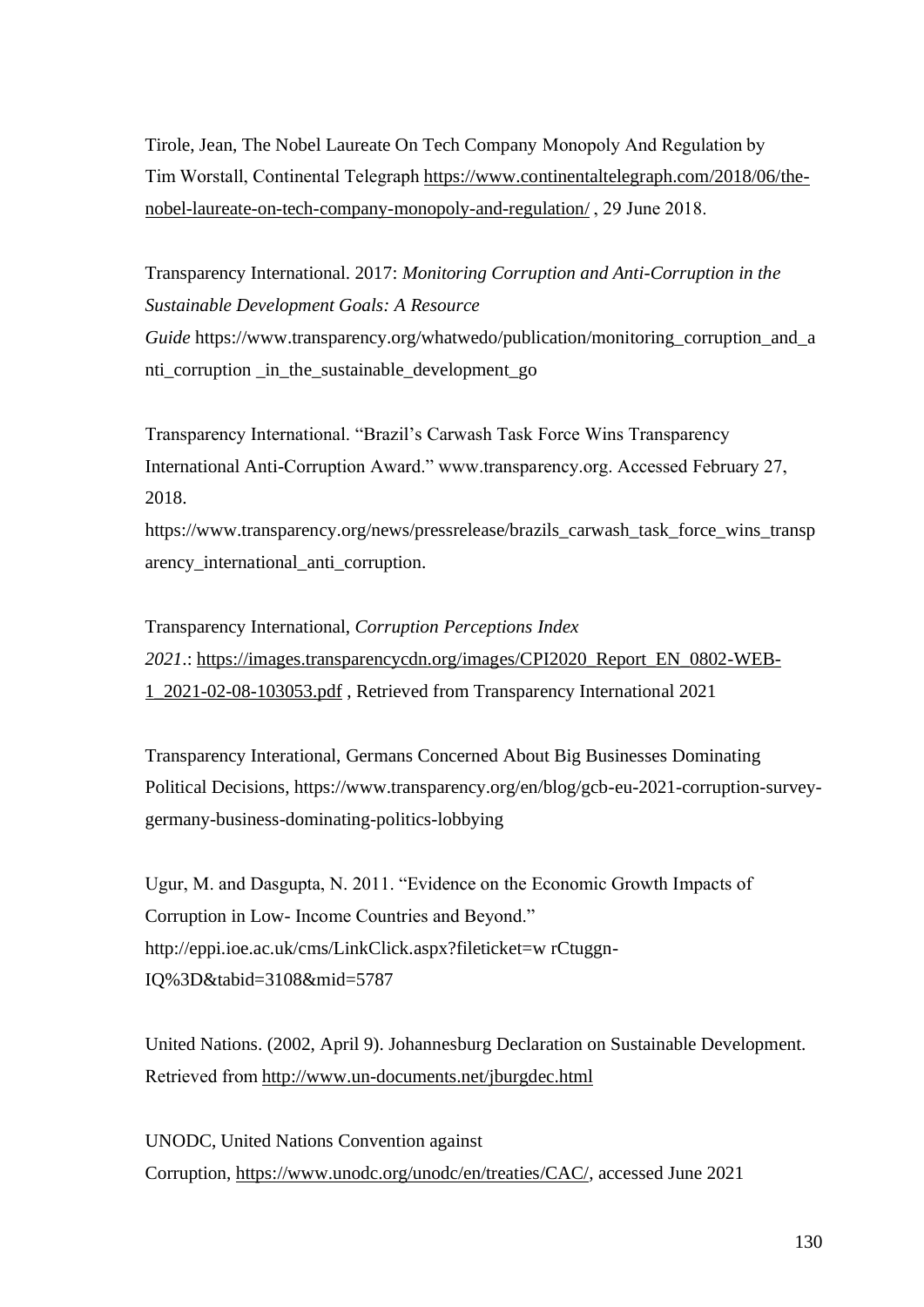Tirole, Jean, The Nobel Laureate On Tech Company Monopoly And Regulation by Tim Worstall, Continental Telegraph https://www.continentaltelegraph.com/2018/06/the-nobel-laureate-on-tech-company-monopoly-and-regulation/ , 29 June 2018.

Transparency International. 2017: *Monitoring Corruption and Anti-Corruption in the Sustainable Development Goals: A Resource Guide* https://www.transparency.org/whatwedo/publication/monitoring_corruption_and_anti_corruption _in_the_sustainable_development_go

Transparency International. "Brazil's Carwash Task Force Wins Transparency International Anti-Corruption Award." www.transparency.org. Accessed February 27, 2018. https://www.transparency.org/news/pressrelease/brazils_carwash_task_force_wins_transparency_international_anti_corruption.

Transparency International, *Corruption Perceptions Index 2021*.: https://images.transparencycdn.org/images/CPI2020_Report_EN_0802-WEB-1_2021-02-08-103053.pdf , Retrieved from Transparency International 2021

Transparency Interational, Germans Concerned About Big Businesses Dominating Political Decisions, https://www.transparency.org/en/blog/gcb-eu-2021-corruption-survey-germany-business-dominating-politics-lobbying

Ugur, M. and Dasgupta, N. 2011. "Evidence on the Economic Growth Impacts of Corruption in Low- Income Countries and Beyond." http://eppi.ioe.ac.uk/cms/LinkClick.aspx?fileticket=w rCtuggn-IQ%3D&tabid=3108&mid=5787

United Nations. (2002, April 9). Johannesburg Declaration on Sustainable Development. Retrieved from http://www.un-documents.net/jburgdec.html

UNODC, United Nations Convention against Corruption, https://www.unodc.org/unodc/en/treaties/CAC/, accessed June 2021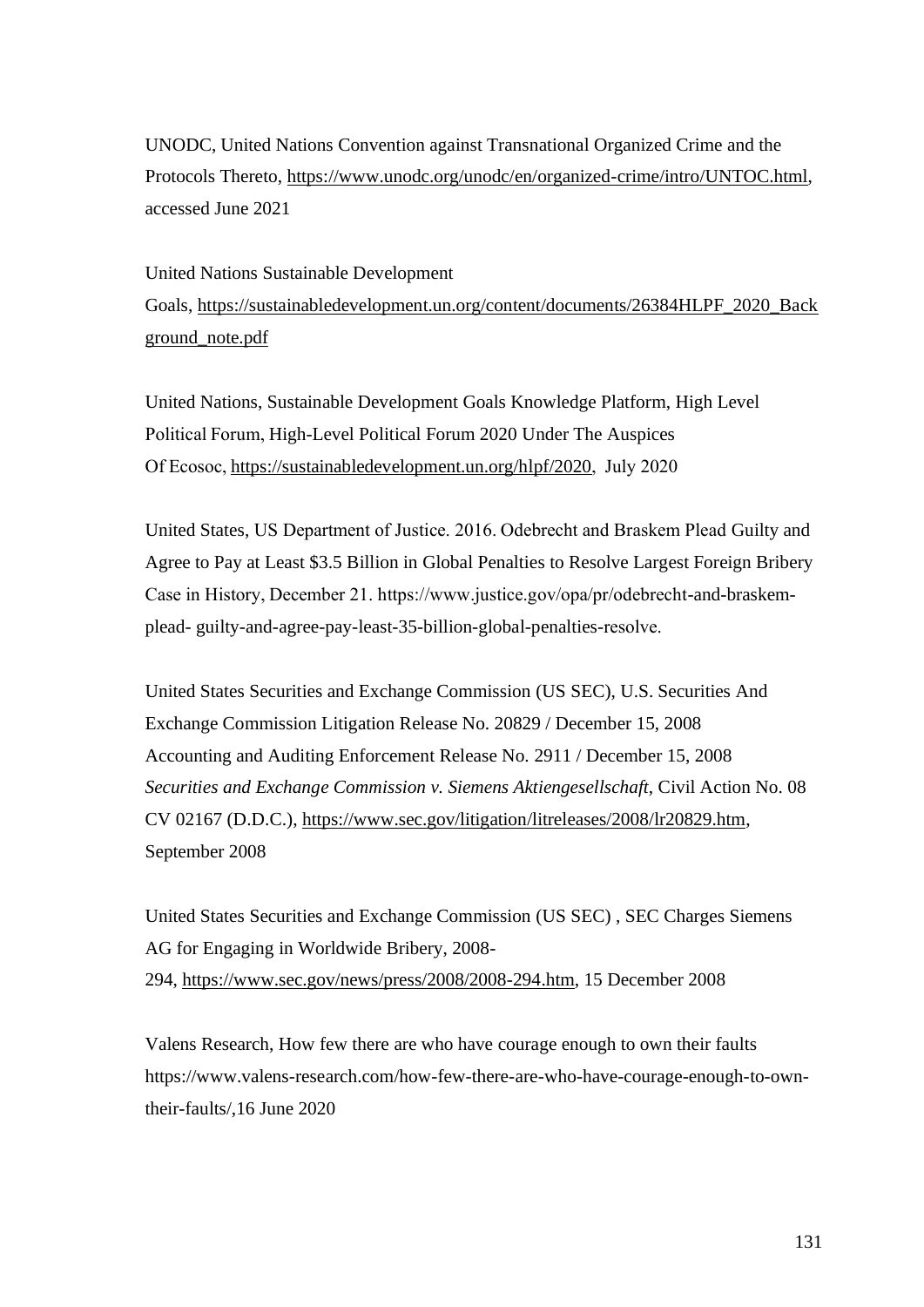UNODC, United Nations Convention against Transnational Organized Crime and the Protocols Thereto, https://www.unodc.org/unodc/en/organized-crime/intro/UNTOC.html, accessed June 2021

United Nations Sustainable Development Goals, https://sustainabledevelopment.un.org/content/documents/26384HLPF_2020_Background_note.pdf

United Nations, Sustainable Development Goals Knowledge Platform, High Level Political Forum, High-Level Political Forum 2020 Under The Auspices Of Ecosoc, https://sustainabledevelopment.un.org/hlpf/2020, July 2020

United States, US Department of Justice. 2016. Odebrecht and Braskem Plead Guilty and Agree to Pay at Least $3.5 Billion in Global Penalties to Resolve Largest Foreign Bribery Case in History, December 21. https://www.justice.gov/opa/pr/odebrecht-and-braskem-plead- guilty-and-agree-pay-least-35-billion-global-penalties-resolve.

United States Securities and Exchange Commission (US SEC), U.S. Securities And Exchange Commission Litigation Release No. 20829 / December 15, 2008 Accounting and Auditing Enforcement Release No. 2911 / December 15, 2008 *Securities and Exchange Commission v. Siemens Aktiengesellschaft*, Civil Action No. 08 CV 02167 (D.D.C.), https://www.sec.gov/litigation/litreleases/2008/lr20829.htm, September 2008

United States Securities and Exchange Commission (US SEC) , SEC Charges Siemens AG for Engaging in Worldwide Bribery, 2008-294, https://www.sec.gov/news/press/2008/2008-294.htm, 15 December 2008

Valens Research, How few there are who have courage enough to own their faults https://www.valens-research.com/how-few-there-are-who-have-courage-enough-to-own-their-faults/,16 June 2020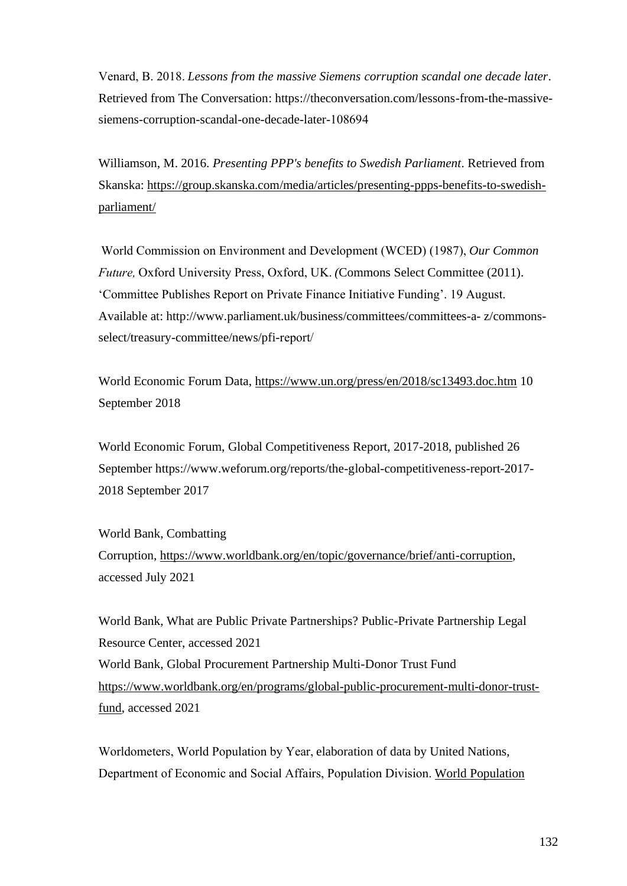Venard, B. 2018. *Lessons from the massive Siemens corruption scandal one decade later*. Retrieved from The Conversation: https://theconversation.com/lessons-from-the-massive-siemens-corruption-scandal-one-decade-later-108694

Williamson, M. 2016. *Presenting PPP's benefits to Swedish Parliament*. Retrieved from Skanska: https://group.skanska.com/media/articles/presenting-ppps-benefits-to-swedish-parliament/

World Commission on Environment and Development (WCED) (1987), *Our Common Future,* Oxford University Press, Oxford, UK. *(*Commons Select Committee (2011). 'Committee Publishes Report on Private Finance Initiative Funding'. 19 August. Available at: http://www.parliament.uk/business/committees/committees-a- z/commons-select/treasury-committee/news/pfi-report/

World Economic Forum Data, https://www.un.org/press/en/2018/sc13493.doc.htm 10 September 2018

World Economic Forum, Global Competitiveness Report, 2017-2018, published 26 September https://www.weforum.org/reports/the-global-competitiveness-report-2017-2018 September 2017

World Bank, Combatting Corruption, https://www.worldbank.org/en/topic/governance/brief/anti-corruption, accessed July 2021

World Bank, What are Public Private Partnerships? Public-Private Partnership Legal Resource Center, accessed 2021
World Bank, Global Procurement Partnership Multi-Donor Trust Fund https://www.worldbank.org/en/programs/global-public-procurement-multi-donor-trust-fund, accessed 2021

Worldometers, World Population by Year, elaboration of data by United Nations, Department of Economic and Social Affairs, Population Division. World Population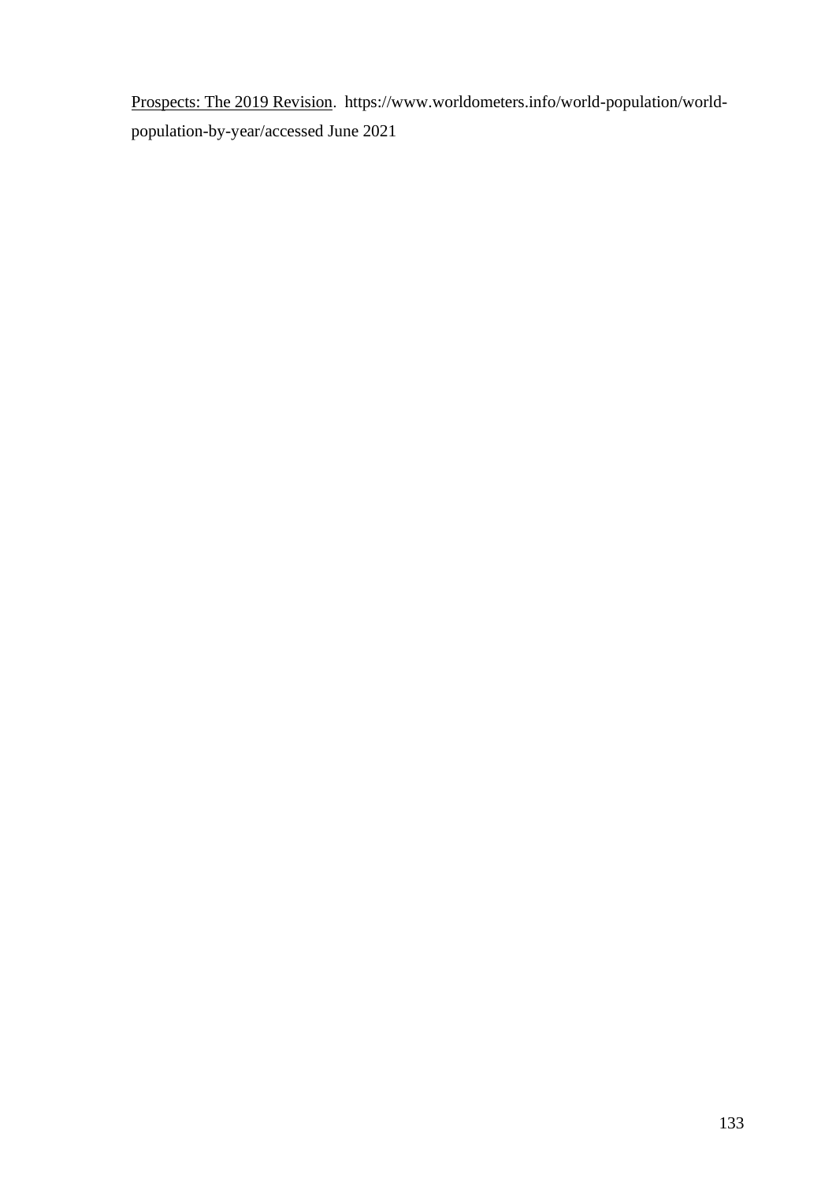Prospects: The 2019 Revision. https://www.worldometers.info/world-population/world-population-by-year/accessed June 2021